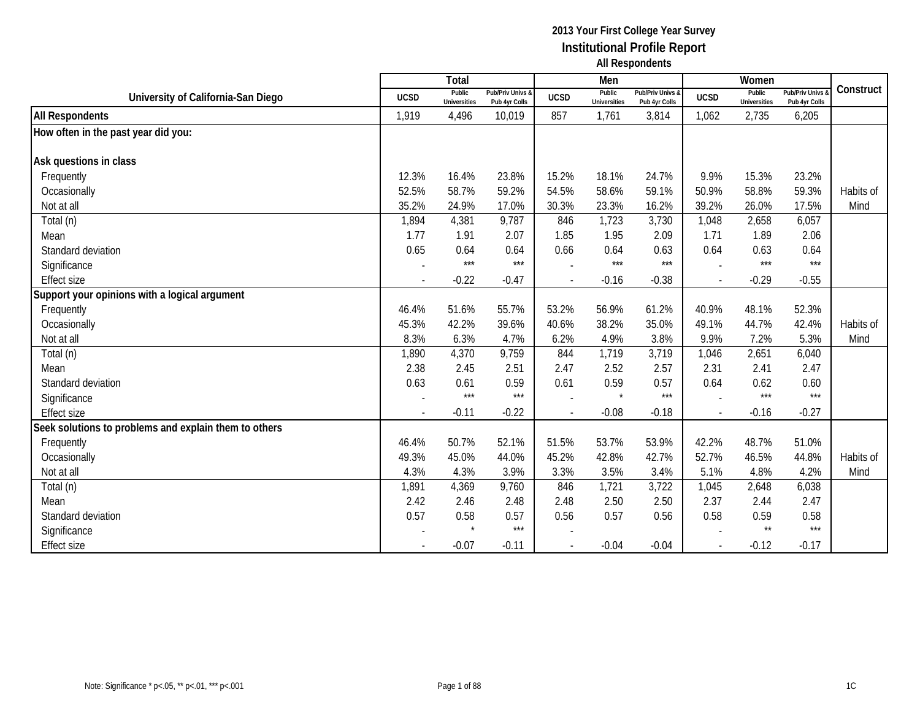# 2013 Your First College Year Survey
## Institutional Profile Report
### All Respondents

| University of California-San Diego | Total | | | Men | | | Women | | | Construct |
|---|---|---|---|---|---|---|---|---|---|---|
| | UCSD | Public Universities | Pub/Priv Univs & Pub 4yr Colls | UCSD | Public Universities | Pub/Priv Univs & Pub 4yr Colls | UCSD | Public Universities | Pub/Priv Univs & Pub 4yr Colls | |
| **All Respondents** | 1,919 | 4,496 | 10,019 | 857 | 1,761 | 3,814 | 1,062 | 2,735 | 6,205 | |
| **How often in the past year did you:** | | | | | | | | | | |
| **Ask questions in class** | | | | | | | | | | |
| Frequently | 12.3% | 16.4% | 23.8% | 15.2% | 18.1% | 24.7% | 9.9% | 15.3% | 23.2% | |
| Occasionally | 52.5% | 58.7% | 59.2% | 54.5% | 58.6% | 59.1% | 50.9% | 58.8% | 59.3% | Habits of |
| Not at all | 35.2% | 24.9% | 17.0% | 30.3% | 23.3% | 16.2% | 39.2% | 26.0% | 17.5% | Mind |
| Total (n) | 1,894 | 4,381 | 9,787 | 846 | 1,723 | 3,730 | 1,048 | 2,658 | 6,057 | |
| Mean | 1.77 | 1.91 | 2.07 | 1.85 | 1.95 | 2.09 | 1.71 | 1.89 | 2.06 | |
| Standard deviation | 0.65 | 0.64 | 0.64 | 0.66 | 0.64 | 0.63 | 0.64 | 0.63 | 0.64 | |
| Significance | - | *** | *** | - | *** | *** | - | *** | *** | |
| Effect size | - | -0.22 | -0.47 | - | -0.16 | -0.38 | - | -0.29 | -0.55 | |
| **Support your opinions with a logical argument** | | | | | | | | | | |
| Frequently | 46.4% | 51.6% | 55.7% | 53.2% | 56.9% | 61.2% | 40.9% | 48.1% | 52.3% | |
| Occasionally | 45.3% | 42.2% | 39.6% | 40.6% | 38.2% | 35.0% | 49.1% | 44.7% | 42.4% | Habits of |
| Not at all | 8.3% | 6.3% | 4.7% | 6.2% | 4.9% | 3.8% | 9.9% | 7.2% | 5.3% | Mind |
| Total (n) | 1,890 | 4,370 | 9,759 | 844 | 1,719 | 3,719 | 1,046 | 2,651 | 6,040 | |
| Mean | 2.38 | 2.45 | 2.51 | 2.47 | 2.52 | 2.57 | 2.31 | 2.41 | 2.47 | |
| Standard deviation | 0.63 | 0.61 | 0.59 | 0.61 | 0.59 | 0.57 | 0.64 | 0.62 | 0.60 | |
| Significance | - | *** | *** | - | * | *** | - | *** | *** | |
| Effect size | - | -0.11 | -0.22 | - | -0.08 | -0.18 | - | -0.16 | -0.27 | |
| **Seek solutions to problems and explain them to others** | | | | | | | | | | |
| Frequently | 46.4% | 50.7% | 52.1% | 51.5% | 53.7% | 53.9% | 42.2% | 48.7% | 51.0% | |
| Occasionally | 49.3% | 45.0% | 44.0% | 45.2% | 42.8% | 42.7% | 52.7% | 46.5% | 44.8% | Habits of |
| Not at all | 4.3% | 4.3% | 3.9% | 3.3% | 3.5% | 3.4% | 5.1% | 4.8% | 4.2% | Mind |
| Total (n) | 1,891 | 4,369 | 9,760 | 846 | 1,721 | 3,722 | 1,045 | 2,648 | 6,038 | |
| Mean | 2.42 | 2.46 | 2.48 | 2.48 | 2.50 | 2.50 | 2.37 | 2.44 | 2.47 | |
| Standard deviation | 0.57 | 0.58 | 0.57 | 0.56 | 0.57 | 0.56 | 0.58 | 0.59 | 0.58 | |
| Significance | - | * | *** | - | | | - | ** | *** | |
| Effect size | - | -0.07 | -0.11 | - | -0.04 | -0.04 | - | -0.12 | -0.17 | |

Note: Significance * p<.05, ** p<.01, *** p<.001

1C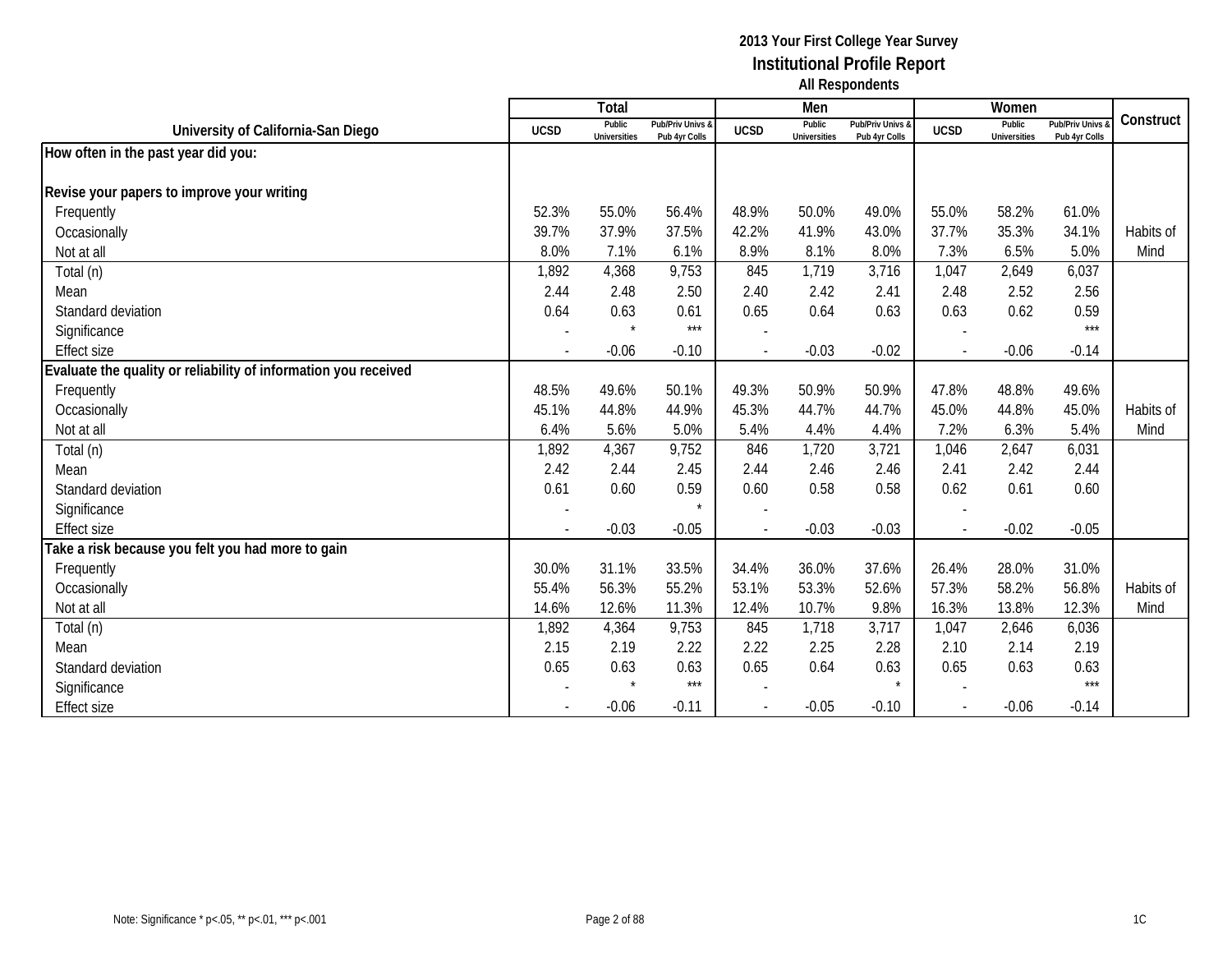## 2013 Your First College Year Survey
## Institutional Profile Report
### All Respondents

| University of California-San Diego | Total | | | Men | | | Women | | | Construct |
|---|---|---|---|---|---|---|---|---|---|---|
| | UCSD | Public Universities | Pub/Priv Univs & Pub 4yr Colls | UCSD | Public Universities | Pub/Priv Univs & Pub 4yr Colls | UCSD | Public Universities | Pub/Priv Univs & Pub 4yr Colls | |
| **How often in the past year did you:** | | | | | | | | | | |
| **Revise your papers to improve your writing** | | | | | | | | | | |
| Frequently | 52.3% | 55.0% | 56.4% | 48.9% | 50.0% | 49.0% | 55.0% | 58.2% | 61.0% | |
| Occasionally | 39.7% | 37.9% | 37.5% | 42.2% | 41.9% | 43.0% | 37.7% | 35.3% | 34.1% | Habits of Mind |
| Not at all | 8.0% | 7.1% | 6.1% | 8.9% | 8.1% | 8.0% | 7.3% | 6.5% | 5.0% | |
| Total (n) | 1,892 | 4,368 | 9,753 | 845 | 1,719 | 3,716 | 1,047 | 2,649 | 6,037 | |
| Mean | 2.44 | 2.48 | 2.50 | 2.40 | 2.42 | 2.41 | 2.48 | 2.52 | 2.56 | |
| Standard deviation | 0.64 | 0.63 | 0.61 | 0.65 | 0.64 | 0.63 | 0.63 | 0.62 | 0.59 | |
| Significance | - | * | *** | - | | | - | | *** | |
| Effect size | - | -0.06 | -0.10 | - | -0.03 | -0.02 | - | -0.06 | -0.14 | |
| **Evaluate the quality or reliability of information you received** | | | | | | | | | | |
| Frequently | 48.5% | 49.6% | 50.1% | 49.3% | 50.9% | 50.9% | 47.8% | 48.8% | 49.6% | |
| Occasionally | 45.1% | 44.8% | 44.9% | 45.3% | 44.7% | 44.7% | 45.0% | 44.8% | 45.0% | Habits of Mind |
| Not at all | 6.4% | 5.6% | 5.0% | 5.4% | 4.4% | 4.4% | 7.2% | 6.3% | 5.4% | |
| Total (n) | 1,892 | 4,367 | 9,752 | 846 | 1,720 | 3,721 | 1,046 | 2,647 | 6,031 | |
| Mean | 2.42 | 2.44 | 2.45 | 2.44 | 2.46 | 2.46 | 2.41 | 2.42 | 2.44 | |
| Standard deviation | 0.61 | 0.60 | 0.59 | 0.60 | 0.58 | 0.58 | 0.62 | 0.61 | 0.60 | |
| Significance | - | | * | - | | | - | | | |
| Effect size | - | -0.03 | -0.05 | - | -0.03 | -0.03 | - | -0.02 | -0.05 | |
| **Take a risk because you felt you had more to gain** | | | | | | | | | | |
| Frequently | 30.0% | 31.1% | 33.5% | 34.4% | 36.0% | 37.6% | 26.4% | 28.0% | 31.0% | |
| Occasionally | 55.4% | 56.3% | 55.2% | 53.1% | 53.3% | 52.6% | 57.3% | 58.2% | 56.8% | Habits of Mind |
| Not at all | 14.6% | 12.6% | 11.3% | 12.4% | 10.7% | 9.8% | 16.3% | 13.8% | 12.3% | |
| Total (n) | 1,892 | 4,364 | 9,753 | 845 | 1,718 | 3,717 | 1,047 | 2,646 | 6,036 | |
| Mean | 2.15 | 2.19 | 2.22 | 2.22 | 2.25 | 2.28 | 2.10 | 2.14 | 2.19 | |
| Standard deviation | 0.65 | 0.63 | 0.63 | 0.65 | 0.64 | 0.63 | 0.65 | 0.63 | 0.63 | |
| Significance | - | * | *** | - | | * | - | | *** | |
| Effect size | - | -0.06 | -0.11 | - | -0.05 | -0.10 | - | -0.06 | -0.14 | |

Note: Significance * p<.05, ** p<.01, *** p<.001

1C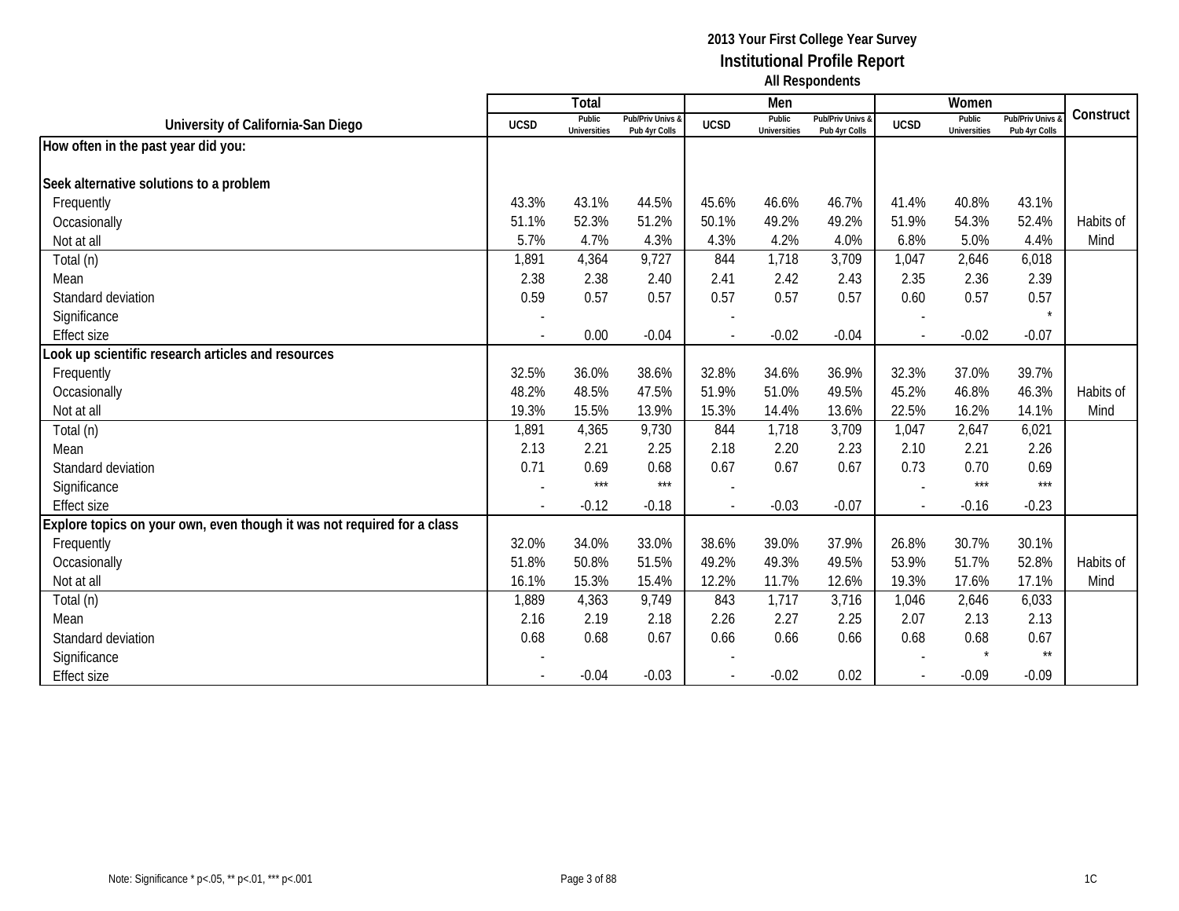**2013 Your First College Year Survey**
**Institutional Profile Report**
**All Respondents**

| University of California-San Diego | Total | | | Men | | | Women | | | Construct |
|---|---|---|---|---|---|---|---|---|---|---|
| | UCSD | Public Universities | Pub/Priv Univs & Pub 4yr Colls | UCSD | Public Universities | Pub/Priv Univs & Pub 4yr Colls | UCSD | Public Universities | Pub/Priv Univs & Pub 4yr Colls | |
| **How often in the past year did you:** | | | | | | | | | | |
| **Seek alternative solutions to a problem** | | | | | | | | | | |
| Frequently | 43.3% | 43.1% | 44.5% | 45.6% | 46.6% | 46.7% | 41.4% | 40.8% | 43.1% | |
| Occasionally | 51.1% | 52.3% | 51.2% | 50.1% | 49.2% | 49.2% | 51.9% | 54.3% | 52.4% | Habits of Mind |
| Not at all | 5.7% | 4.7% | 4.3% | 4.3% | 4.2% | 4.0% | 6.8% | 5.0% | 4.4% | |
| Total (n) | 1,891 | 4,364 | 9,727 | 844 | 1,718 | 3,709 | 1,047 | 2,646 | 6,018 | |
| Mean | 2.38 | 2.38 | 2.40 | 2.41 | 2.42 | 2.43 | 2.35 | 2.36 | 2.39 | |
| Standard deviation | 0.59 | 0.57 | 0.57 | 0.57 | 0.57 | 0.57 | 0.60 | 0.57 | 0.57 | |
| Significance | - | | | - | | | - | | * | |
| Effect size | - | 0.00 | -0.04 | - | -0.02 | -0.04 | - | -0.02 | -0.07 | |
| **Look up scientific research articles and resources** | | | | | | | | | | |
| Frequently | 32.5% | 36.0% | 38.6% | 32.8% | 34.6% | 36.9% | 32.3% | 37.0% | 39.7% | |
| Occasionally | 48.2% | 48.5% | 47.5% | 51.9% | 51.0% | 49.5% | 45.2% | 46.8% | 46.3% | Habits of Mind |
| Not at all | 19.3% | 15.5% | 13.9% | 15.3% | 14.4% | 13.6% | 22.5% | 16.2% | 14.1% | |
| Total (n) | 1,891 | 4,365 | 9,730 | 844 | 1,718 | 3,709 | 1,047 | 2,647 | 6,021 | |
| Mean | 2.13 | 2.21 | 2.25 | 2.18 | 2.20 | 2.23 | 2.10 | 2.21 | 2.26 | |
| Standard deviation | 0.71 | 0.69 | 0.68 | 0.67 | 0.67 | 0.67 | 0.73 | 0.70 | 0.69 | |
| Significance | - | *** | *** | - | | | - | *** | *** | |
| Effect size | - | -0.12 | -0.18 | - | -0.03 | -0.07 | - | -0.16 | -0.23 | |
| **Explore topics on your own, even though it was not required for a class** | | | | | | | | | | |
| Frequently | 32.0% | 34.0% | 33.0% | 38.6% | 39.0% | 37.9% | 26.8% | 30.7% | 30.1% | |
| Occasionally | 51.8% | 50.8% | 51.5% | 49.2% | 49.3% | 49.5% | 53.9% | 51.7% | 52.8% | Habits of Mind |
| Not at all | 16.1% | 15.3% | 15.4% | 12.2% | 11.7% | 12.6% | 19.3% | 17.6% | 17.1% | |
| Total (n) | 1,889 | 4,363 | 9,749 | 843 | 1,717 | 3,716 | 1,046 | 2,646 | 6,033 | |
| Mean | 2.16 | 2.19 | 2.18 | 2.26 | 2.27 | 2.25 | 2.07 | 2.13 | 2.13 | |
| Standard deviation | 0.68 | 0.68 | 0.67 | 0.66 | 0.66 | 0.66 | 0.68 | 0.68 | 0.67 | |
| Significance | - | | | - | | | - | * | ** | |
| Effect size | - | -0.04 | -0.03 | - | -0.02 | 0.02 | - | -0.09 | -0.09 | |

Note: Significance * p<.05, ** p<.01, *** p<.001

1C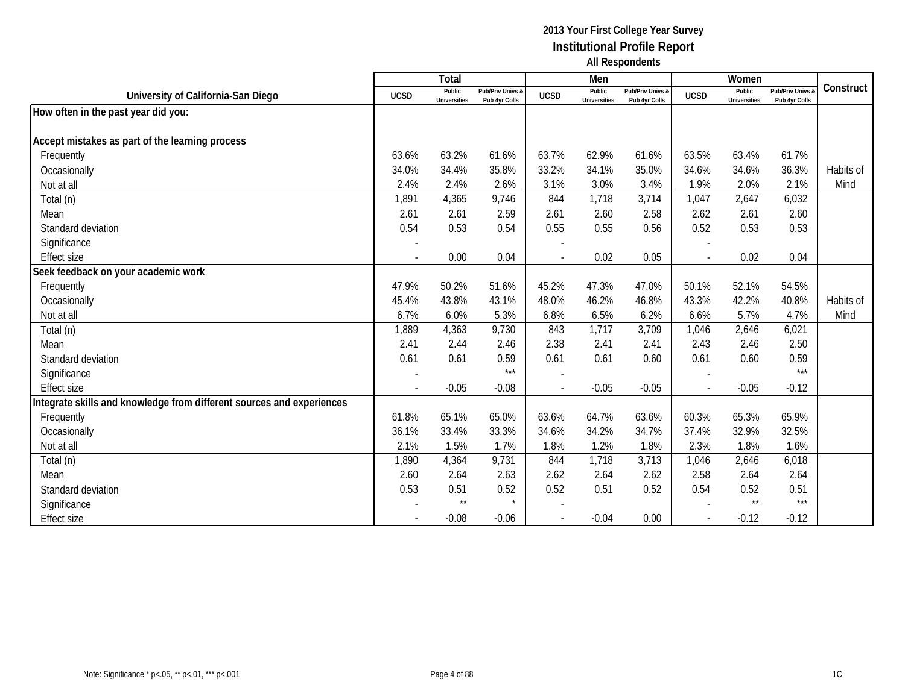**2013 Your First College Year Survey**
## Institutional Profile Report
**All Respondents**

| University of California-San Diego | Total | | | Men | | | Women | | | Construct |
|---|---|---|---|---|---|---|---|---|---|---|
| | UCSD | Public Universities | Pub/Priv Univs & Pub 4yr Colls | UCSD | Public Universities | Pub/Priv Univs & Pub 4yr Colls | UCSD | Public Universities | Pub/Priv Univs & Pub 4yr Colls | |
| **How often in the past year did you:** | | | | | | | | | | |
| **Accept mistakes as part of the learning process** | | | | | | | | | | |
| Frequently | 63.6% | 63.2% | 61.6% | 63.7% | 62.9% | 61.6% | 63.5% | 63.4% | 61.7% | |
| Occasionally | 34.0% | 34.4% | 35.8% | 33.2% | 34.1% | 35.0% | 34.6% | 34.6% | 36.3% | Habits of |
| Not at all | 2.4% | 2.4% | 2.6% | 3.1% | 3.0% | 3.4% | 1.9% | 2.0% | 2.1% | Mind |
| Total (n) | 1,891 | 4,365 | 9,746 | 844 | 1,718 | 3,714 | 1,047 | 2,647 | 6,032 | |
| Mean | 2.61 | 2.61 | 2.59 | 2.61 | 2.60 | 2.58 | 2.62 | 2.61 | 2.60 | |
| Standard deviation | 0.54 | 0.53 | 0.54 | 0.55 | 0.55 | 0.56 | 0.52 | 0.53 | 0.53 | |
| Significance | - | | | - | | | - | | | |
| Effect size | - | 0.00 | 0.04 | - | 0.02 | 0.05 | - | 0.02 | 0.04 | |
| **Seek feedback on your academic work** | | | | | | | | | | |
| Frequently | 47.9% | 50.2% | 51.6% | 45.2% | 47.3% | 47.0% | 50.1% | 52.1% | 54.5% | |
| Occasionally | 45.4% | 43.8% | 43.1% | 48.0% | 46.2% | 46.8% | 43.3% | 42.2% | 40.8% | Habits of |
| Not at all | 6.7% | 6.0% | 5.3% | 6.8% | 6.5% | 6.2% | 6.6% | 5.7% | 4.7% | Mind |
| Total (n) | 1,889 | 4,363 | 9,730 | 843 | 1,717 | 3,709 | 1,046 | 2,646 | 6,021 | |
| Mean | 2.41 | 2.44 | 2.46 | 2.38 | 2.41 | 2.41 | 2.43 | 2.46 | 2.50 | |
| Standard deviation | 0.61 | 0.61 | 0.59 | 0.61 | 0.61 | 0.60 | 0.61 | 0.60 | 0.59 | |
| Significance | - | | *** | - | | | - | | *** | |
| Effect size | - | -0.05 | -0.08 | - | -0.05 | -0.05 | - | -0.05 | -0.12 | |
| **Integrate skills and knowledge from different sources and experiences** | | | | | | | | | | |
| Frequently | 61.8% | 65.1% | 65.0% | 63.6% | 64.7% | 63.6% | 60.3% | 65.3% | 65.9% | |
| Occasionally | 36.1% | 33.4% | 33.3% | 34.6% | 34.2% | 34.7% | 37.4% | 32.9% | 32.5% | |
| Not at all | 2.1% | 1.5% | 1.7% | 1.8% | 1.2% | 1.8% | 2.3% | 1.8% | 1.6% | |
| Total (n) | 1,890 | 4,364 | 9,731 | 844 | 1,718 | 3,713 | 1,046 | 2,646 | 6,018 | |
| Mean | 2.60 | 2.64 | 2.63 | 2.62 | 2.64 | 2.62 | 2.58 | 2.64 | 2.64 | |
| Standard deviation | 0.53 | 0.51 | 0.52 | 0.52 | 0.51 | 0.52 | 0.54 | 0.52 | 0.51 | |
| Significance | - | ** | * | - | | | - | ** | *** | |
| Effect size | - | -0.08 | -0.06 | - | -0.04 | 0.00 | - | -0.12 | -0.12 | |

Note: Significance * p<.05, ** p<.01, *** p<.001

1C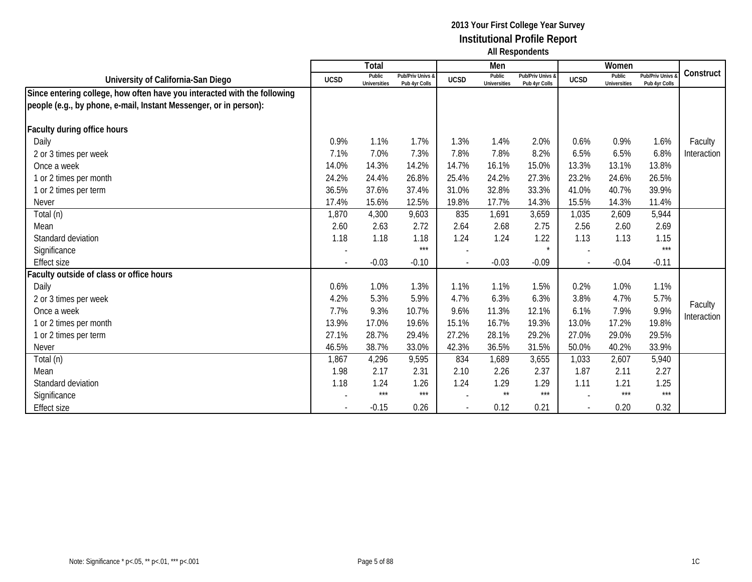# 2013 Your First College Year Survey
## Institutional Profile Report
### All Respondents

| University of California-San Diego | Total | | | Men | | | Women | | | Construct |
|---|---|---|---|---|---|---|---|---|---|---|
| | UCSD | Public Universities | Pub/Priv Univs & Pub 4yr Colls | UCSD | Public Universities | Pub/Priv Univs & Pub 4yr Colls | UCSD | Public Universities | Pub/Priv Univs & Pub 4yr Colls | |
| **Since entering college, how often have you interacted with the following people (e.g., by phone, e-mail, Instant Messenger, or in person):** | | | | | | | | | | |
| **Faculty during office hours** | | | | | | | | | | |
| Daily | 0.9% | 1.1% | 1.7% | 1.3% | 1.4% | 2.0% | 0.6% | 0.9% | 1.6% | Faculty Interaction |
| 2 or 3 times per week | 7.1% | 7.0% | 7.3% | 7.8% | 7.8% | 8.2% | 6.5% | 6.5% | 6.8% | |
| Once a week | 14.0% | 14.3% | 14.2% | 14.7% | 16.1% | 15.0% | 13.3% | 13.1% | 13.8% | |
| 1 or 2 times per month | 24.2% | 24.4% | 26.8% | 25.4% | 24.2% | 27.3% | 23.2% | 24.6% | 26.5% | |
| 1 or 2 times per term | 36.5% | 37.6% | 37.4% | 31.0% | 32.8% | 33.3% | 41.0% | 40.7% | 39.9% | |
| Never | 17.4% | 15.6% | 12.5% | 19.8% | 17.7% | 14.3% | 15.5% | 14.3% | 11.4% | |
| Total (n) | 1,870 | 4,300 | 9,603 | 835 | 1,691 | 3,659 | 1,035 | 2,609 | 5,944 | |
| Mean | 2.60 | 2.63 | 2.72 | 2.64 | 2.68 | 2.75 | 2.56 | 2.60 | 2.69 | |
| Standard deviation | 1.18 | 1.18 | 1.18 | 1.24 | 1.24 | 1.22 | 1.13 | 1.13 | 1.15 | |
| Significance | - | | *** | - | | * | - | | *** | |
| Effect size | - | -0.03 | -0.10 | - | -0.03 | -0.09 | - | -0.04 | -0.11 | |
| **Faculty outside of class or office hours** | | | | | | | | | | |
| Daily | 0.6% | 1.0% | 1.3% | 1.1% | 1.1% | 1.5% | 0.2% | 1.0% | 1.1% | Faculty Interaction |
| 2 or 3 times per week | 4.2% | 5.3% | 5.9% | 4.7% | 6.3% | 6.3% | 3.8% | 4.7% | 5.7% | |
| Once a week | 7.7% | 9.3% | 10.7% | 9.6% | 11.3% | 12.1% | 6.1% | 7.9% | 9.9% | |
| 1 or 2 times per month | 13.9% | 17.0% | 19.6% | 15.1% | 16.7% | 19.3% | 13.0% | 17.2% | 19.8% | |
| 1 or 2 times per term | 27.1% | 28.7% | 29.4% | 27.2% | 28.1% | 29.2% | 27.0% | 29.0% | 29.5% | |
| Never | 46.5% | 38.7% | 33.0% | 42.3% | 36.5% | 31.5% | 50.0% | 40.2% | 33.9% | |
| Total (n) | 1,867 | 4,296 | 9,595 | 834 | 1,689 | 3,655 | 1,033 | 2,607 | 5,940 | |
| Mean | 1.98 | 2.17 | 2.31 | 2.10 | 2.26 | 2.37 | 1.87 | 2.11 | 2.27 | |
| Standard deviation | 1.18 | 1.24 | 1.26 | 1.24 | 1.29 | 1.29 | 1.11 | 1.21 | 1.25 | |
| Significance | - | *** | *** | - | ** | *** | - | *** | *** | |
| Effect size | - | -0.15 | 0.26 | - | 0.12 | 0.21 | - | 0.20 | 0.32 | |

Note: Significance * p<.05, ** p<.01, *** p<.001

1C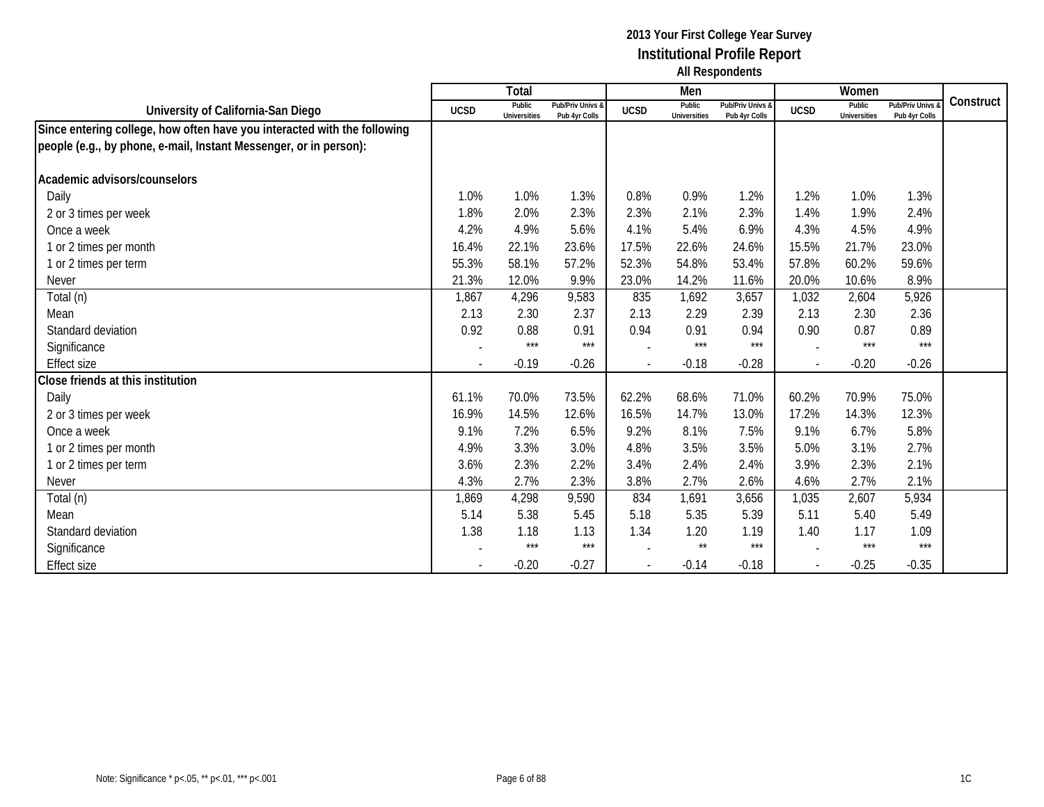**2013 Your First College Year Survey**
**Institutional Profile Report**
**All Respondents**

| University of California-San Diego | Total | | | Men | | | Women | | | Construct |
|---|---|---|---|---|---|---|---|---|---|---|
| | UCSD | Public Universities | Pub/Priv Univs & Pub 4yr Colls | UCSD | Public Universities | Pub/Priv Univs & Pub 4yr Colls | UCSD | Public Universities | Pub/Priv Univs & Pub 4yr Colls | |
| **Since entering college, how often have you interacted with the following people (e.g., by phone, e-mail, Instant Messenger, or in person):** | | | | | | | | | | |
| **Academic advisors/counselors** | | | | | | | | | | |
| Daily | 1.0% | 1.0% | 1.3% | 0.8% | 0.9% | 1.2% | 1.2% | 1.0% | 1.3% | |
| 2 or 3 times per week | 1.8% | 2.0% | 2.3% | 2.3% | 2.1% | 2.3% | 1.4% | 1.9% | 2.4% | |
| Once a week | 4.2% | 4.9% | 5.6% | 4.1% | 5.4% | 6.9% | 4.3% | 4.5% | 4.9% | |
| 1 or 2 times per month | 16.4% | 22.1% | 23.6% | 17.5% | 22.6% | 24.6% | 15.5% | 21.7% | 23.0% | |
| 1 or 2 times per term | 55.3% | 58.1% | 57.2% | 52.3% | 54.8% | 53.4% | 57.8% | 60.2% | 59.6% | |
| Never | 21.3% | 12.0% | 9.9% | 23.0% | 14.2% | 11.6% | 20.0% | 10.6% | 8.9% | |
| Total (n) | 1,867 | 4,296 | 9,583 | 835 | 1,692 | 3,657 | 1,032 | 2,604 | 5,926 | |
| Mean | 2.13 | 2.30 | 2.37 | 2.13 | 2.29 | 2.39 | 2.13 | 2.30 | 2.36 | |
| Standard deviation | 0.92 | 0.88 | 0.91 | 0.94 | 0.91 | 0.94 | 0.90 | 0.87 | 0.89 | |
| Significance | - | *** | *** | - | *** | *** | - | *** | *** | |
| Effect size | - | -0.19 | -0.26 | - | -0.18 | -0.28 | - | -0.20 | -0.26 | |
| **Close friends at this institution** | | | | | | | | | | |
| Daily | 61.1% | 70.0% | 73.5% | 62.2% | 68.6% | 71.0% | 60.2% | 70.9% | 75.0% | |
| 2 or 3 times per week | 16.9% | 14.5% | 12.6% | 16.5% | 14.7% | 13.0% | 17.2% | 14.3% | 12.3% | |
| Once a week | 9.1% | 7.2% | 6.5% | 9.2% | 8.1% | 7.5% | 9.1% | 6.7% | 5.8% | |
| 1 or 2 times per month | 4.9% | 3.3% | 3.0% | 4.8% | 3.5% | 3.5% | 5.0% | 3.1% | 2.7% | |
| 1 or 2 times per term | 3.6% | 2.3% | 2.2% | 3.4% | 2.4% | 2.4% | 3.9% | 2.3% | 2.1% | |
| Never | 4.3% | 2.7% | 2.3% | 3.8% | 2.7% | 2.6% | 4.6% | 2.7% | 2.1% | |
| Total (n) | 1,869 | 4,298 | 9,590 | 834 | 1,691 | 3,656 | 1,035 | 2,607 | 5,934 | |
| Mean | 5.14 | 5.38 | 5.45 | 5.18 | 5.35 | 5.39 | 5.11 | 5.40 | 5.49 | |
| Standard deviation | 1.38 | 1.18 | 1.13 | 1.34 | 1.20 | 1.19 | 1.40 | 1.17 | 1.09 | |
| Significance | - | *** | *** | - | ** | *** | - | *** | *** | |
| Effect size | - | -0.20 | -0.27 | - | -0.14 | -0.18 | - | -0.25 | -0.35 | |

Note: Significance * p<.05, ** p<.01, *** p<.001

1C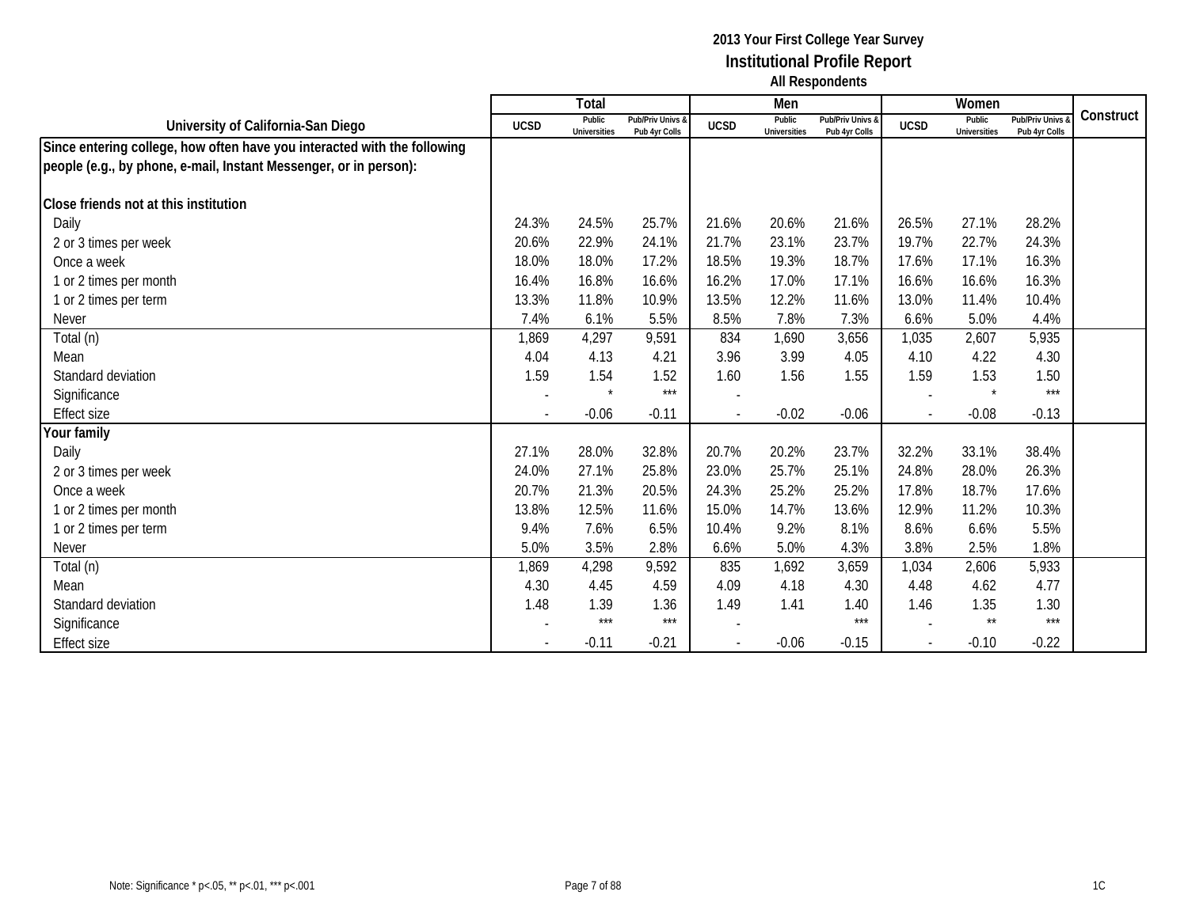**2013 Your First College Year Survey**
**Institutional Profile Report**
**All Respondents**

| University of California-San Diego | Total | | | Men | | | Women | | | Construct |
|---|---|---|---|---|---|---|---|---|---|---|
| | UCSD | Public Universities | Pub/Priv Univs & Pub 4yr Colls | UCSD | Public Universities | Pub/Priv Univs & Pub 4yr Colls | UCSD | Public Universities | Pub/Priv Univs & Pub 4yr Colls | |
| **Since entering college, how often have you interacted with the following people (e.g., by phone, e-mail, Instant Messenger, or in person):** | | | | | | | | | | |
| **Close friends not at this institution** | | | | | | | | | | |
| Daily | 24.3% | 24.5% | 25.7% | 21.6% | 20.6% | 21.6% | 26.5% | 27.1% | 28.2% | |
| 2 or 3 times per week | 20.6% | 22.9% | 24.1% | 21.7% | 23.1% | 23.7% | 19.7% | 22.7% | 24.3% | |
| Once a week | 18.0% | 18.0% | 17.2% | 18.5% | 19.3% | 18.7% | 17.6% | 17.1% | 16.3% | |
| 1 or 2 times per month | 16.4% | 16.8% | 16.6% | 16.2% | 17.0% | 17.1% | 16.6% | 16.6% | 16.3% | |
| 1 or 2 times per term | 13.3% | 11.8% | 10.9% | 13.5% | 12.2% | 11.6% | 13.0% | 11.4% | 10.4% | |
| Never | 7.4% | 6.1% | 5.5% | 8.5% | 7.8% | 7.3% | 6.6% | 5.0% | 4.4% | |
| Total (n) | 1,869 | 4,297 | 9,591 | 834 | 1,690 | 3,656 | 1,035 | 2,607 | 5,935 | |
| Mean | 4.04 | 4.13 | 4.21 | 3.96 | 3.99 | 4.05 | 4.10 | 4.22 | 4.30 | |
| Standard deviation | 1.59 | 1.54 | 1.52 | 1.60 | 1.56 | 1.55 | 1.59 | 1.53 | 1.50 | |
| Significance | - | * | *** | - | | | - | * | *** | |
| Effect size | - | -0.06 | -0.11 | - | -0.02 | -0.06 | - | -0.08 | -0.13 | |
| **Your family** | | | | | | | | | | |
| Daily | 27.1% | 28.0% | 32.8% | 20.7% | 20.2% | 23.7% | 32.2% | 33.1% | 38.4% | |
| 2 or 3 times per week | 24.0% | 27.1% | 25.8% | 23.0% | 25.7% | 25.1% | 24.8% | 28.0% | 26.3% | |
| Once a week | 20.7% | 21.3% | 20.5% | 24.3% | 25.2% | 25.2% | 17.8% | 18.7% | 17.6% | |
| 1 or 2 times per month | 13.8% | 12.5% | 11.6% | 15.0% | 14.7% | 13.6% | 12.9% | 11.2% | 10.3% | |
| 1 or 2 times per term | 9.4% | 7.6% | 6.5% | 10.4% | 9.2% | 8.1% | 8.6% | 6.6% | 5.5% | |
| Never | 5.0% | 3.5% | 2.8% | 6.6% | 5.0% | 4.3% | 3.8% | 2.5% | 1.8% | |
| Total (n) | 1,869 | 4,298 | 9,592 | 835 | 1,692 | 3,659 | 1,034 | 2,606 | 5,933 | |
| Mean | 4.30 | 4.45 | 4.59 | 4.09 | 4.18 | 4.30 | 4.48 | 4.62 | 4.77 | |
| Standard deviation | 1.48 | 1.39 | 1.36 | 1.49 | 1.41 | 1.40 | 1.46 | 1.35 | 1.30 | |
| Significance | - | *** | *** | - | | *** | - | ** | *** | |
| Effect size | - | -0.11 | -0.21 | - | -0.06 | -0.15 | - | -0.10 | -0.22 | |

Note: Significance * p<.05, ** p<.01, *** p<.001

1C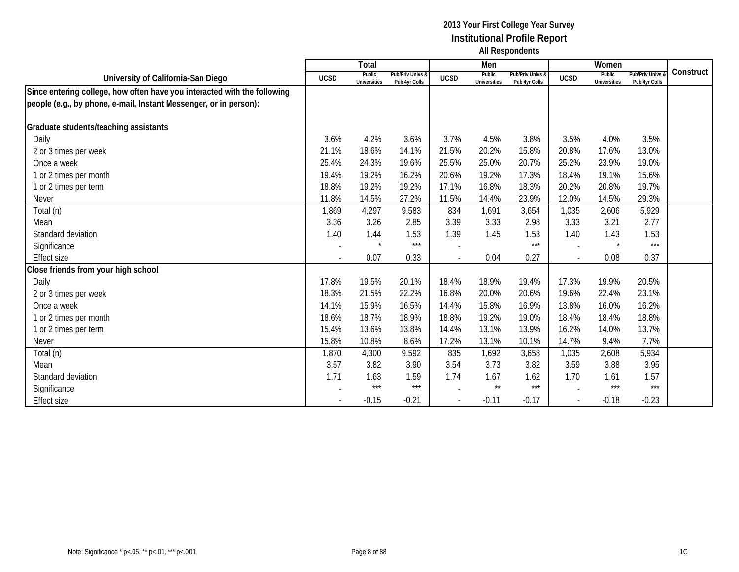# 2013 Your First College Year Survey
## Institutional Profile Report
### All Respondents

| University of California-San Diego | Total | | | Men | | | Women | | | Construct |
|---|---|---|---|---|---|---|---|---|---|---|
| | UCSD | Public Universities | Pub/Priv Univs & Pub 4yr Colls | UCSD | Public Universities | Pub/Priv Univs & Pub 4yr Colls | UCSD | Public Universities | Pub/Priv Univs & Pub 4yr Colls | |
| **Since entering college, how often have you interacted with the following people (e.g., by phone, e-mail, Instant Messenger, or in person):** | | | | | | | | | | |
| **Graduate students/teaching assistants** | | | | | | | | | | |
| Daily | 3.6% | 4.2% | 3.6% | 3.7% | 4.5% | 3.8% | 3.5% | 4.0% | 3.5% | |
| 2 or 3 times per week | 21.1% | 18.6% | 14.1% | 21.5% | 20.2% | 15.8% | 20.8% | 17.6% | 13.0% | |
| Once a week | 25.4% | 24.3% | 19.6% | 25.5% | 25.0% | 20.7% | 25.2% | 23.9% | 19.0% | |
| 1 or 2 times per month | 19.4% | 19.2% | 16.2% | 20.6% | 19.2% | 17.3% | 18.4% | 19.1% | 15.6% | |
| 1 or 2 times per term | 18.8% | 19.2% | 19.2% | 17.1% | 16.8% | 18.3% | 20.2% | 20.8% | 19.7% | |
| Never | 11.8% | 14.5% | 27.2% | 11.5% | 14.4% | 23.9% | 12.0% | 14.5% | 29.3% | |
| Total (n) | 1,869 | 4,297 | 9,583 | 834 | 1,691 | 3,654 | 1,035 | 2,606 | 5,929 | |
| Mean | 3.36 | 3.26 | 2.85 | 3.39 | 3.33 | 2.98 | 3.33 | 3.21 | 2.77 | |
| Standard deviation | 1.40 | 1.44 | 1.53 | 1.39 | 1.45 | 1.53 | 1.40 | 1.43 | 1.53 | |
| Significance | - | * | *** | - | | *** | - | * | *** | |
| Effect size | - | 0.07 | 0.33 | - | 0.04 | 0.27 | - | 0.08 | 0.37 | |
| **Close friends from your high school** | | | | | | | | | | |
| Daily | 17.8% | 19.5% | 20.1% | 18.4% | 18.9% | 19.4% | 17.3% | 19.9% | 20.5% | |
| 2 or 3 times per week | 18.3% | 21.5% | 22.2% | 16.8% | 20.0% | 20.6% | 19.6% | 22.4% | 23.1% | |
| Once a week | 14.1% | 15.9% | 16.5% | 14.4% | 15.8% | 16.9% | 13.8% | 16.0% | 16.2% | |
| 1 or 2 times per month | 18.6% | 18.7% | 18.9% | 18.8% | 19.2% | 19.0% | 18.4% | 18.4% | 18.8% | |
| 1 or 2 times per term | 15.4% | 13.6% | 13.8% | 14.4% | 13.1% | 13.9% | 16.2% | 14.0% | 13.7% | |
| Never | 15.8% | 10.8% | 8.6% | 17.2% | 13.1% | 10.1% | 14.7% | 9.4% | 7.7% | |
| Total (n) | 1,870 | 4,300 | 9,592 | 835 | 1,692 | 3,658 | 1,035 | 2,608 | 5,934 | |
| Mean | 3.57 | 3.82 | 3.90 | 3.54 | 3.73 | 3.82 | 3.59 | 3.88 | 3.95 | |
| Standard deviation | 1.71 | 1.63 | 1.59 | 1.74 | 1.67 | 1.62 | 1.70 | 1.61 | 1.57 | |
| Significance | - | *** | *** | - | ** | *** | - | *** | *** | |
| Effect size | - | -0.15 | -0.21 | - | -0.11 | -0.17 | - | -0.18 | -0.23 | |

Note: Significance * p<.05, ** p<.01, *** p<.001

1C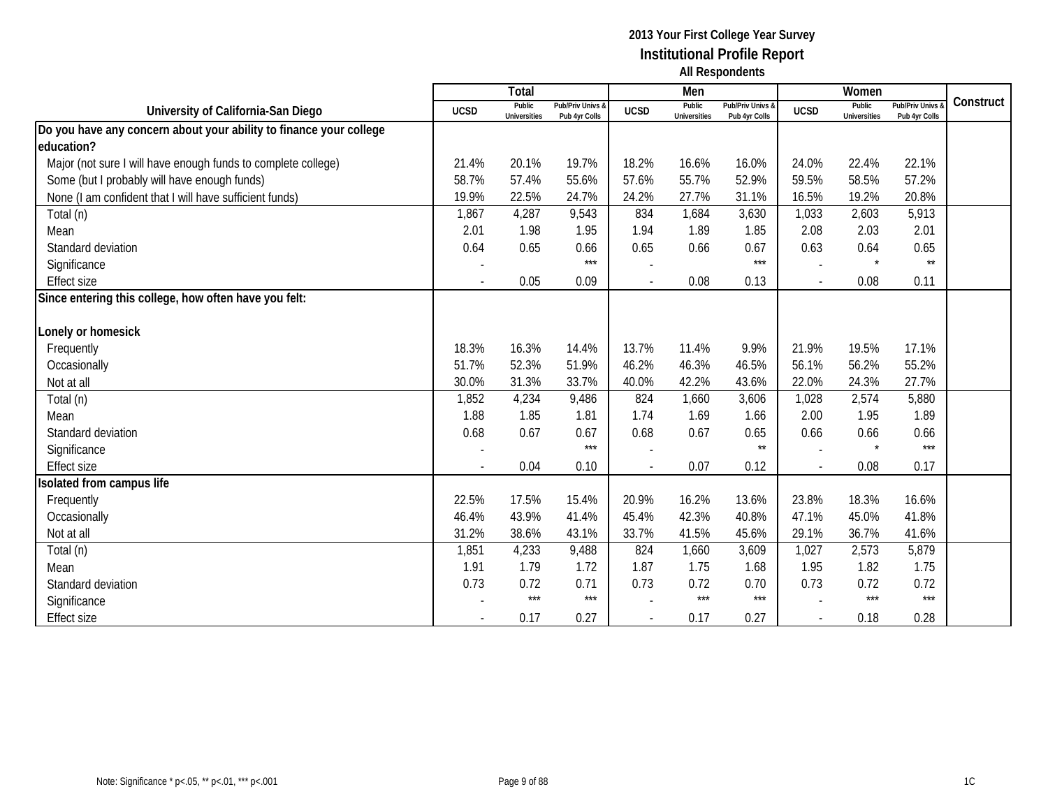**2013 Your First College Year Survey**
**Institutional Profile Report**
**All Respondents**

| University of California-San Diego | Total | | | Men | | | Women | | | Construct |
|---|---|---|---|---|---|---|---|---|---|---|
| | UCSD | Public Universities | Pub/Priv Univs & Pub 4yr Colls | UCSD | Public Universities | Pub/Priv Univs & Pub 4yr Colls | UCSD | Public Universities | Pub/Priv Univs & Pub 4yr Colls | |
| **Do you have any concern about your ability to finance your college education?** | | | | | | | | | | |
| Major (not sure I will have enough funds to complete college) | 21.4% | 20.1% | 19.7% | 18.2% | 16.6% | 16.0% | 24.0% | 22.4% | 22.1% | |
| Some (but I probably will have enough funds) | 58.7% | 57.4% | 55.6% | 57.6% | 55.7% | 52.9% | 59.5% | 58.5% | 57.2% | |
| None (I am confident that I will have sufficient funds) | 19.9% | 22.5% | 24.7% | 24.2% | 27.7% | 31.1% | 16.5% | 19.2% | 20.8% | |
| Total (n) | 1,867 | 4,287 | 9,543 | 834 | 1,684 | 3,630 | 1,033 | 2,603 | 5,913 | |
| Mean | 2.01 | 1.98 | 1.95 | 1.94 | 1.89 | 1.85 | 2.08 | 2.03 | 2.01 | |
| Standard deviation | 0.64 | 0.65 | 0.66 | 0.65 | 0.66 | 0.67 | 0.63 | 0.64 | 0.65 | |
| Significance | - | | *** | - | | *** | - | * | ** | |
| Effect size | - | 0.05 | 0.09 | - | 0.08 | 0.13 | - | 0.08 | 0.11 | |
| **Since entering this college, how often have you felt:** | | | | | | | | | | |
| **Lonely or homesick** | | | | | | | | | | |
| Frequently | 18.3% | 16.3% | 14.4% | 13.7% | 11.4% | 9.9% | 21.9% | 19.5% | 17.1% | |
| Occasionally | 51.7% | 52.3% | 51.9% | 46.2% | 46.3% | 46.5% | 56.1% | 56.2% | 55.2% | |
| Not at all | 30.0% | 31.3% | 33.7% | 40.0% | 42.2% | 43.6% | 22.0% | 24.3% | 27.7% | |
| Total (n) | 1,852 | 4,234 | 9,486 | 824 | 1,660 | 3,606 | 1,028 | 2,574 | 5,880 | |
| Mean | 1.88 | 1.85 | 1.81 | 1.74 | 1.69 | 1.66 | 2.00 | 1.95 | 1.89 | |
| Standard deviation | 0.68 | 0.67 | 0.67 | 0.68 | 0.67 | 0.65 | 0.66 | 0.66 | 0.66 | |
| Significance | - | | *** | - | | ** | - | * | *** | |
| Effect size | - | 0.04 | 0.10 | - | 0.07 | 0.12 | - | 0.08 | 0.17 | |
| **Isolated from campus life** | | | | | | | | | | |
| Frequently | 22.5% | 17.5% | 15.4% | 20.9% | 16.2% | 13.6% | 23.8% | 18.3% | 16.6% | |
| Occasionally | 46.4% | 43.9% | 41.4% | 45.4% | 42.3% | 40.8% | 47.1% | 45.0% | 41.8% | |
| Not at all | 31.2% | 38.6% | 43.1% | 33.7% | 41.5% | 45.6% | 29.1% | 36.7% | 41.6% | |
| Total (n) | 1,851 | 4,233 | 9,488 | 824 | 1,660 | 3,609 | 1,027 | 2,573 | 5,879 | |
| Mean | 1.91 | 1.79 | 1.72 | 1.87 | 1.75 | 1.68 | 1.95 | 1.82 | 1.75 | |
| Standard deviation | 0.73 | 0.72 | 0.71 | 0.73 | 0.72 | 0.70 | 0.73 | 0.72 | 0.72 | |
| Significance | - | *** | *** | - | *** | *** | - | *** | *** | |
| Effect size | - | 0.17 | 0.27 | - | 0.17 | 0.27 | - | 0.18 | 0.28 | |

Note: Significance * p<.05, ** p<.01, *** p<.001

1C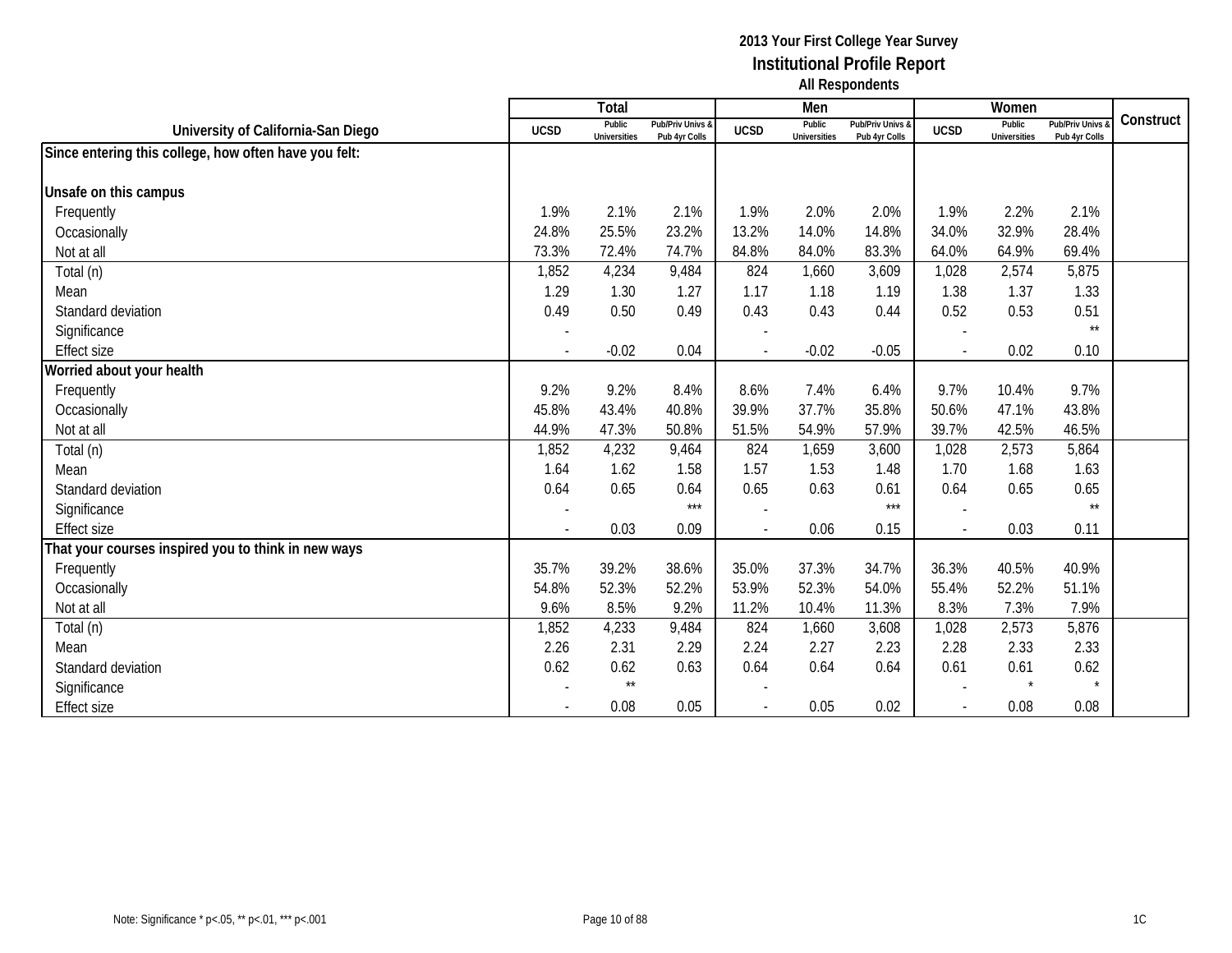# 2013 Your First College Year Survey
## Institutional Profile Report
### All Respondents

| University of California-San Diego | Total | | | Men | | | Women | | | Construct |
|---|---|---|---|---|---|---|---|---|---|---|
| | UCSD | Public Universities | Pub/Priv Univs & Pub 4yr Colls | UCSD | Public Universities | Pub/Priv Univs & Pub 4yr Colls | UCSD | Public Universities | Pub/Priv Univs & Pub 4yr Colls | |
| **Since entering this college, how often have you felt:** | | | | | | | | | | |
| **Unsafe on this campus** | | | | | | | | | | |
| Frequently | 1.9% | 2.1% | 2.1% | 1.9% | 2.0% | 2.0% | 1.9% | 2.2% | 2.1% | |
| Occasionally | 24.8% | 25.5% | 23.2% | 13.2% | 14.0% | 14.8% | 34.0% | 32.9% | 28.4% | |
| Not at all | 73.3% | 72.4% | 74.7% | 84.8% | 84.0% | 83.3% | 64.0% | 64.9% | 69.4% | |
| Total (n) | 1,852 | 4,234 | 9,484 | 824 | 1,660 | 3,609 | 1,028 | 2,574 | 5,875 | |
| Mean | 1.29 | 1.30 | 1.27 | 1.17 | 1.18 | 1.19 | 1.38 | 1.37 | 1.33 | |
| Standard deviation | 0.49 | 0.50 | 0.49 | 0.43 | 0.43 | 0.44 | 0.52 | 0.53 | 0.51 | |
| Significance | - | | | - | | | - | | ** | |
| Effect size | - | -0.02 | 0.04 | - | -0.02 | -0.05 | - | 0.02 | 0.10 | |
| **Worried about your health** | | | | | | | | | | |
| Frequently | 9.2% | 9.2% | 8.4% | 8.6% | 7.4% | 6.4% | 9.7% | 10.4% | 9.7% | |
| Occasionally | 45.8% | 43.4% | 40.8% | 39.9% | 37.7% | 35.8% | 50.6% | 47.1% | 43.8% | |
| Not at all | 44.9% | 47.3% | 50.8% | 51.5% | 54.9% | 57.9% | 39.7% | 42.5% | 46.5% | |
| Total (n) | 1,852 | 4,232 | 9,464 | 824 | 1,659 | 3,600 | 1,028 | 2,573 | 5,864 | |
| Mean | 1.64 | 1.62 | 1.58 | 1.57 | 1.53 | 1.48 | 1.70 | 1.68 | 1.63 | |
| Standard deviation | 0.64 | 0.65 | 0.64 | 0.65 | 0.63 | 0.61 | 0.64 | 0.65 | 0.65 | |
| Significance | - | | *** | - | | *** | - | | ** | |
| Effect size | - | 0.03 | 0.09 | - | 0.06 | 0.15 | - | 0.03 | 0.11 | |
| **That your courses inspired you to think in new ways** | | | | | | | | | | |
| Frequently | 35.7% | 39.2% | 38.6% | 35.0% | 37.3% | 34.7% | 36.3% | 40.5% | 40.9% | |
| Occasionally | 54.8% | 52.3% | 52.2% | 53.9% | 52.3% | 54.0% | 55.4% | 52.2% | 51.1% | |
| Not at all | 9.6% | 8.5% | 9.2% | 11.2% | 10.4% | 11.3% | 8.3% | 7.3% | 7.9% | |
| Total (n) | 1,852 | 4,233 | 9,484 | 824 | 1,660 | 3,608 | 1,028 | 2,573 | 5,876 | |
| Mean | 2.26 | 2.31 | 2.29 | 2.24 | 2.27 | 2.23 | 2.28 | 2.33 | 2.33 | |
| Standard deviation | 0.62 | 0.62 | 0.63 | 0.64 | 0.64 | 0.64 | 0.61 | 0.61 | 0.62 | |
| Significance | - | ** | | - | | | - | * | * | |
| Effect size | - | 0.08 | 0.05 | - | 0.05 | 0.02 | - | 0.08 | 0.08 | |

Note: Significance * p<.05, ** p<.01, *** p<.001

1C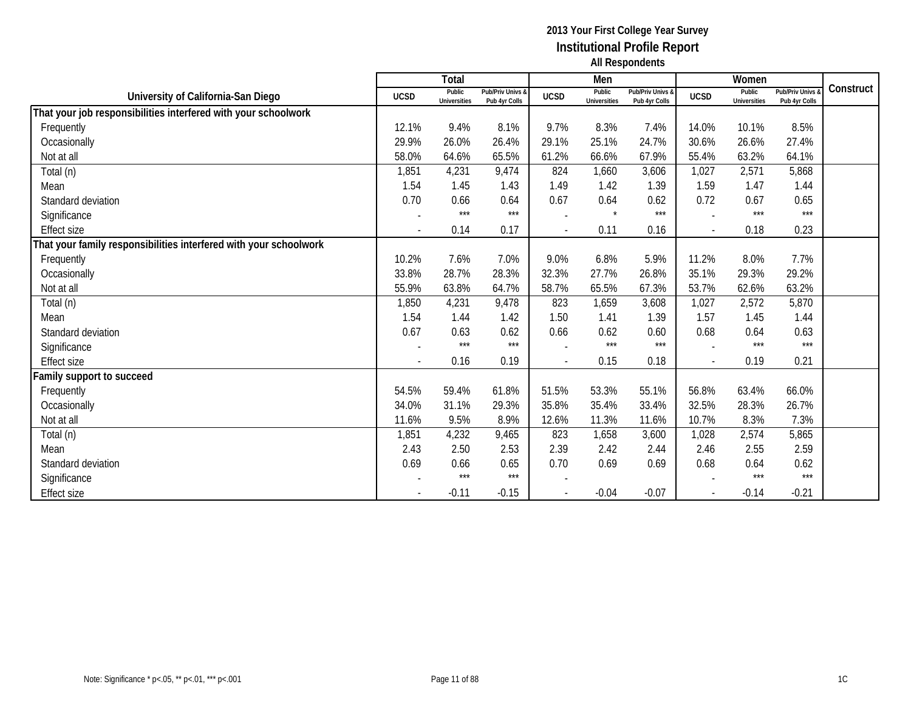# 2013 Your First College Year Survey
## Institutional Profile Report
### All Respondents

| University of California-San Diego | Total | | | Men | | | Women | | | Construct |
|---|---|---|---|---|---|---|---|---|---|---|
| | UCSD | Public Universities | Pub/Priv Univs & Pub 4yr Colls | UCSD | Public Universities | Pub/Priv Univs & Pub 4yr Colls | UCSD | Public Universities | Pub/Priv Univs & Pub 4yr Colls | |
| **That your job responsibilities interfered with your schoolwork** | | | | | | | | | | |
| Frequently | 12.1% | 9.4% | 8.1% | 9.7% | 8.3% | 7.4% | 14.0% | 10.1% | 8.5% | |
| Occasionally | 29.9% | 26.0% | 26.4% | 29.1% | 25.1% | 24.7% | 30.6% | 26.6% | 27.4% | |
| Not at all | 58.0% | 64.6% | 65.5% | 61.2% | 66.6% | 67.9% | 55.4% | 63.2% | 64.1% | |
| Total (n) | 1,851 | 4,231 | 9,474 | 824 | 1,660 | 3,606 | 1,027 | 2,571 | 5,868 | |
| Mean | 1.54 | 1.45 | 1.43 | 1.49 | 1.42 | 1.39 | 1.59 | 1.47 | 1.44 | |
| Standard deviation | 0.70 | 0.66 | 0.64 | 0.67 | 0.64 | 0.62 | 0.72 | 0.67 | 0.65 | |
| Significance | - | *** | *** | - | * | *** | - | *** | *** | |
| Effect size | - | 0.14 | 0.17 | - | 0.11 | 0.16 | - | 0.18 | 0.23 | |
| **That your family responsibilities interfered with your schoolwork** | | | | | | | | | | |
| Frequently | 10.2% | 7.6% | 7.0% | 9.0% | 6.8% | 5.9% | 11.2% | 8.0% | 7.7% | |
| Occasionally | 33.8% | 28.7% | 28.3% | 32.3% | 27.7% | 26.8% | 35.1% | 29.3% | 29.2% | |
| Not at all | 55.9% | 63.8% | 64.7% | 58.7% | 65.5% | 67.3% | 53.7% | 62.6% | 63.2% | |
| Total (n) | 1,850 | 4,231 | 9,478 | 823 | 1,659 | 3,608 | 1,027 | 2,572 | 5,870 | |
| Mean | 1.54 | 1.44 | 1.42 | 1.50 | 1.41 | 1.39 | 1.57 | 1.45 | 1.44 | |
| Standard deviation | 0.67 | 0.63 | 0.62 | 0.66 | 0.62 | 0.60 | 0.68 | 0.64 | 0.63 | |
| Significance | - | *** | *** | - | *** | *** | - | *** | *** | |
| Effect size | - | 0.16 | 0.19 | - | 0.15 | 0.18 | - | 0.19 | 0.21 | |
| **Family support to succeed** | | | | | | | | | | |
| Frequently | 54.5% | 59.4% | 61.8% | 51.5% | 53.3% | 55.1% | 56.8% | 63.4% | 66.0% | |
| Occasionally | 34.0% | 31.1% | 29.3% | 35.8% | 35.4% | 33.4% | 32.5% | 28.3% | 26.7% | |
| Not at all | 11.6% | 9.5% | 8.9% | 12.6% | 11.3% | 11.6% | 10.7% | 8.3% | 7.3% | |
| Total (n) | 1,851 | 4,232 | 9,465 | 823 | 1,658 | 3,600 | 1,028 | 2,574 | 5,865 | |
| Mean | 2.43 | 2.50 | 2.53 | 2.39 | 2.42 | 2.44 | 2.46 | 2.55 | 2.59 | |
| Standard deviation | 0.69 | 0.66 | 0.65 | 0.70 | 0.69 | 0.69 | 0.68 | 0.64 | 0.62 | |
| Significance | - | *** | *** | - | | | - | *** | *** | |
| Effect size | - | -0.11 | -0.15 | - | -0.04 | -0.07 | - | -0.14 | -0.21 | |

Note: Significance * p<.05, ** p<.01, *** p<.001

1C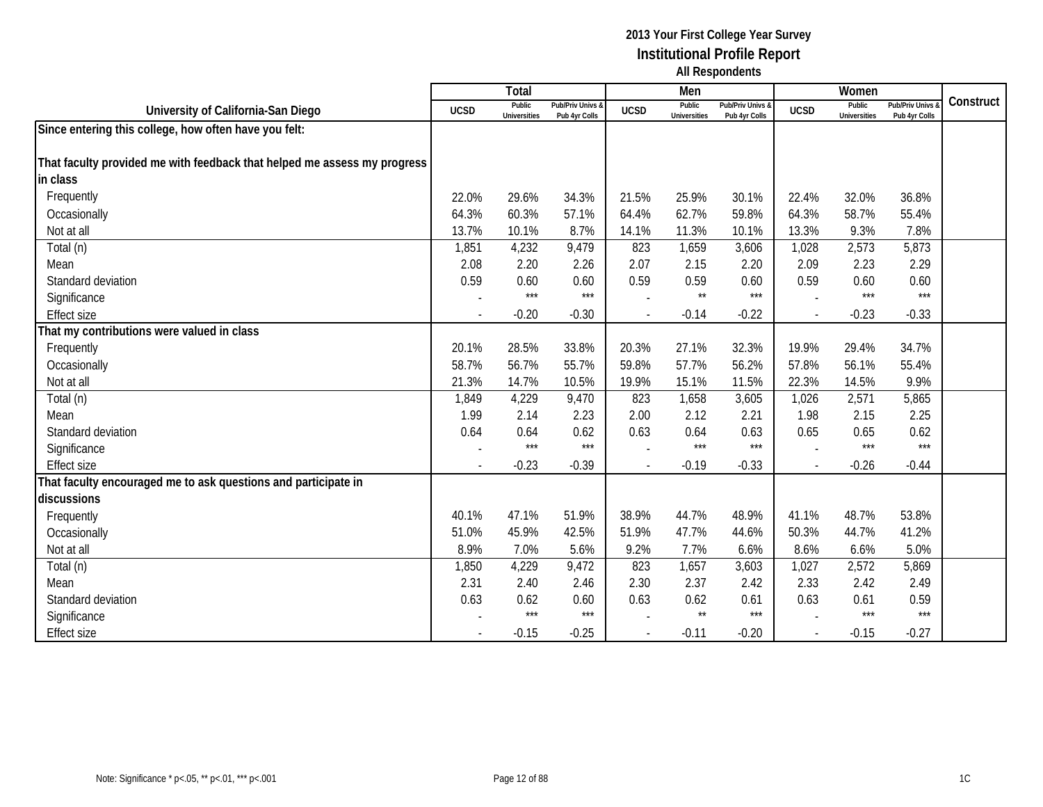# 2013 Your First College Year Survey
## Institutional Profile Report
### All Respondents

| University of California-San Diego | Total | | | Men | | | Women | | | Construct |
|---|---|---|---|---|---|---|---|---|---|---|
| | UCSD | Public Universities | Pub/Priv Univs & Pub 4yr Colls | UCSD | Public Universities | Pub/Priv Univs & Pub 4yr Colls | UCSD | Public Universities | Pub/Priv Univs & Pub 4yr Colls | |
| **Since entering this college, how often have you felt:** | | | | | | | | | | |
| **That faculty provided me with feedback that helped me assess my progress in class** | | | | | | | | | | |
| Frequently | 22.0% | 29.6% | 34.3% | 21.5% | 25.9% | 30.1% | 22.4% | 32.0% | 36.8% | |
| Occasionally | 64.3% | 60.3% | 57.1% | 64.4% | 62.7% | 59.8% | 64.3% | 58.7% | 55.4% | |
| Not at all | 13.7% | 10.1% | 8.7% | 14.1% | 11.3% | 10.1% | 13.3% | 9.3% | 7.8% | |
| Total (n) | 1,851 | 4,232 | 9,479 | 823 | 1,659 | 3,606 | 1,028 | 2,573 | 5,873 | |
| Mean | 2.08 | 2.20 | 2.26 | 2.07 | 2.15 | 2.20 | 2.09 | 2.23 | 2.29 | |
| Standard deviation | 0.59 | 0.60 | 0.60 | 0.59 | 0.59 | 0.60 | 0.59 | 0.60 | 0.60 | |
| Significance | - | *** | *** | - | ** | *** | - | *** | *** | |
| Effect size | - | -0.20 | -0.30 | - | -0.14 | -0.22 | - | -0.23 | -0.33 | |
| **That my contributions were valued in class** | | | | | | | | | | |
| Frequently | 20.1% | 28.5% | 33.8% | 20.3% | 27.1% | 32.3% | 19.9% | 29.4% | 34.7% | |
| Occasionally | 58.7% | 56.7% | 55.7% | 59.8% | 57.7% | 56.2% | 57.8% | 56.1% | 55.4% | |
| Not at all | 21.3% | 14.7% | 10.5% | 19.9% | 15.1% | 11.5% | 22.3% | 14.5% | 9.9% | |
| Total (n) | 1,849 | 4,229 | 9,470 | 823 | 1,658 | 3,605 | 1,026 | 2,571 | 5,865 | |
| Mean | 1.99 | 2.14 | 2.23 | 2.00 | 2.12 | 2.21 | 1.98 | 2.15 | 2.25 | |
| Standard deviation | 0.64 | 0.64 | 0.62 | 0.63 | 0.64 | 0.63 | 0.65 | 0.65 | 0.62 | |
| Significance | - | *** | *** | - | *** | *** | - | *** | *** | |
| Effect size | - | -0.23 | -0.39 | - | -0.19 | -0.33 | - | -0.26 | -0.44 | |
| **That faculty encouraged me to ask questions and participate in discussions** | | | | | | | | | | |
| Frequently | 40.1% | 47.1% | 51.9% | 38.9% | 44.7% | 48.9% | 41.1% | 48.7% | 53.8% | |
| Occasionally | 51.0% | 45.9% | 42.5% | 51.9% | 47.7% | 44.6% | 50.3% | 44.7% | 41.2% | |
| Not at all | 8.9% | 7.0% | 5.6% | 9.2% | 7.7% | 6.6% | 8.6% | 6.6% | 5.0% | |
| Total (n) | 1,850 | 4,229 | 9,472 | 823 | 1,657 | 3,603 | 1,027 | 2,572 | 5,869 | |
| Mean | 2.31 | 2.40 | 2.46 | 2.30 | 2.37 | 2.42 | 2.33 | 2.42 | 2.49 | |
| Standard deviation | 0.63 | 0.62 | 0.60 | 0.63 | 0.62 | 0.61 | 0.63 | 0.61 | 0.59 | |
| Significance | - | *** | *** | - | ** | *** | - | *** | *** | |
| Effect size | - | -0.15 | -0.25 | - | -0.11 | -0.20 | - | -0.15 | -0.27 | |

Note: Significance * p<.05, ** p<.01, *** p<.001

1C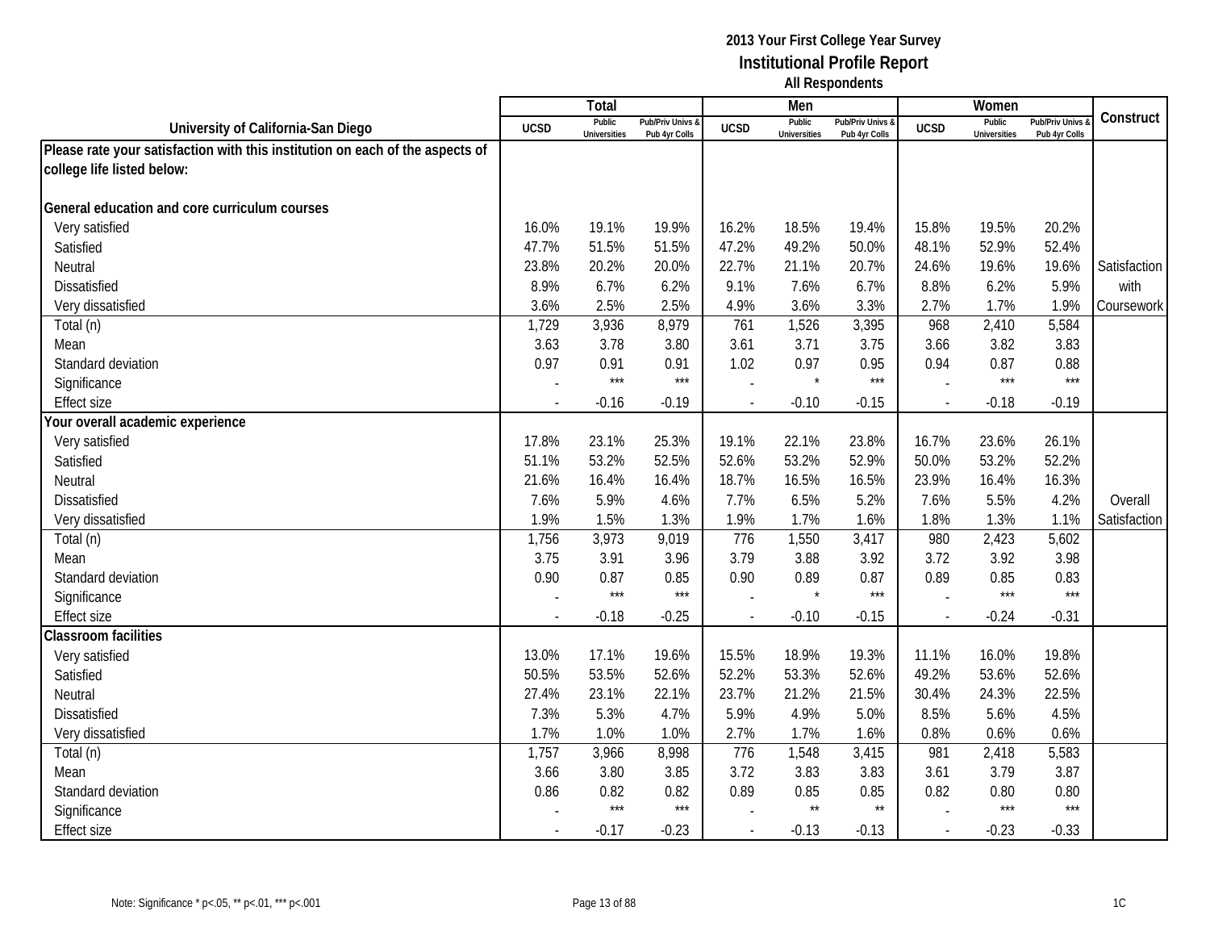# 2013 Your First College Year Survey
## Institutional Profile Report
### All Respondents

| University of California-San Diego | Total | | | Men | | | Women | | | Construct |
|---|---|---|---|---|---|---|---|---|---|---|
| | UCSD | Public Universities | Pub/Priv Univs & Pub 4yr Colls | UCSD | Public Universities | Pub/Priv Univs & Pub 4yr Colls | UCSD | Public Universities | Pub/Priv Univs & Pub 4yr Colls | |
| **Please rate your satisfaction with this institution on each of the aspects of college life listed below:** | | | | | | | | | | |
| **General education and core curriculum courses** | | | | | | | | | | |
| Very satisfied | 16.0% | 19.1% | 19.9% | 16.2% | 18.5% | 19.4% | 15.8% | 19.5% | 20.2% | |
| Satisfied | 47.7% | 51.5% | 51.5% | 47.2% | 49.2% | 50.0% | 48.1% | 52.9% | 52.4% | |
| Neutral | 23.8% | 20.2% | 20.0% | 22.7% | 21.1% | 20.7% | 24.6% | 19.6% | 19.6% | Satisfaction with Coursework |
| Dissatisfied | 8.9% | 6.7% | 6.2% | 9.1% | 7.6% | 6.7% | 8.8% | 6.2% | 5.9% | |
| Very dissatisfied | 3.6% | 2.5% | 2.5% | 4.9% | 3.6% | 3.3% | 2.7% | 1.7% | 1.9% | |
| Total (n) | 1,729 | 3,936 | 8,979 | 761 | 1,526 | 3,395 | 968 | 2,410 | 5,584 | |
| Mean | 3.63 | 3.78 | 3.80 | 3.61 | 3.71 | 3.75 | 3.66 | 3.82 | 3.83 | |
| Standard deviation | 0.97 | 0.91 | 0.91 | 1.02 | 0.97 | 0.95 | 0.94 | 0.87 | 0.88 | |
| Significance | - | *** | *** | - | * | *** | - | *** | *** | |
| Effect size | - | -0.16 | -0.19 | - | -0.10 | -0.15 | - | -0.18 | -0.19 | |
| **Your overall academic experience** | | | | | | | | | | |
| Very satisfied | 17.8% | 23.1% | 25.3% | 19.1% | 22.1% | 23.8% | 16.7% | 23.6% | 26.1% | |
| Satisfied | 51.1% | 53.2% | 52.5% | 52.6% | 53.2% | 52.9% | 50.0% | 53.2% | 52.2% | |
| Neutral | 21.6% | 16.4% | 16.4% | 18.7% | 16.5% | 16.5% | 23.9% | 16.4% | 16.3% | |
| Dissatisfied | 7.6% | 5.9% | 4.6% | 7.7% | 6.5% | 5.2% | 7.6% | 5.5% | 4.2% | Overall Satisfaction |
| Very dissatisfied | 1.9% | 1.5% | 1.3% | 1.9% | 1.7% | 1.6% | 1.8% | 1.3% | 1.1% | |
| Total (n) | 1,756 | 3,973 | 9,019 | 776 | 1,550 | 3,417 | 980 | 2,423 | 5,602 | |
| Mean | 3.75 | 3.91 | 3.96 | 3.79 | 3.88 | 3.92 | 3.72 | 3.92 | 3.98 | |
| Standard deviation | 0.90 | 0.87 | 0.85 | 0.90 | 0.89 | 0.87 | 0.89 | 0.85 | 0.83 | |
| Significance | - | *** | *** | - | * | *** | - | *** | *** | |
| Effect size | - | -0.18 | -0.25 | - | -0.10 | -0.15 | - | -0.24 | -0.31 | |
| **Classroom facilities** | | | | | | | | | | |
| Very satisfied | 13.0% | 17.1% | 19.6% | 15.5% | 18.9% | 19.3% | 11.1% | 16.0% | 19.8% | |
| Satisfied | 50.5% | 53.5% | 52.6% | 52.2% | 53.3% | 52.6% | 49.2% | 53.6% | 52.6% | |
| Neutral | 27.4% | 23.1% | 22.1% | 23.7% | 21.2% | 21.5% | 30.4% | 24.3% | 22.5% | |
| Dissatisfied | 7.3% | 5.3% | 4.7% | 5.9% | 4.9% | 5.0% | 8.5% | 5.6% | 4.5% | |
| Very dissatisfied | 1.7% | 1.0% | 1.0% | 2.7% | 1.7% | 1.6% | 0.8% | 0.6% | 0.6% | |
| Total (n) | 1,757 | 3,966 | 8,998 | 776 | 1,548 | 3,415 | 981 | 2,418 | 5,583 | |
| Mean | 3.66 | 3.80 | 3.85 | 3.72 | 3.83 | 3.83 | 3.61 | 3.79 | 3.87 | |
| Standard deviation | 0.86 | 0.82 | 0.82 | 0.89 | 0.85 | 0.85 | 0.82 | 0.80 | 0.80 | |
| Significance | - | *** | *** | - | ** | ** | - | *** | *** | |
| Effect size | - | -0.17 | -0.23 | - | -0.13 | -0.13 | - | -0.23 | -0.33 | |

Note: Significance * p<.05, ** p<.01, *** p<.001

1C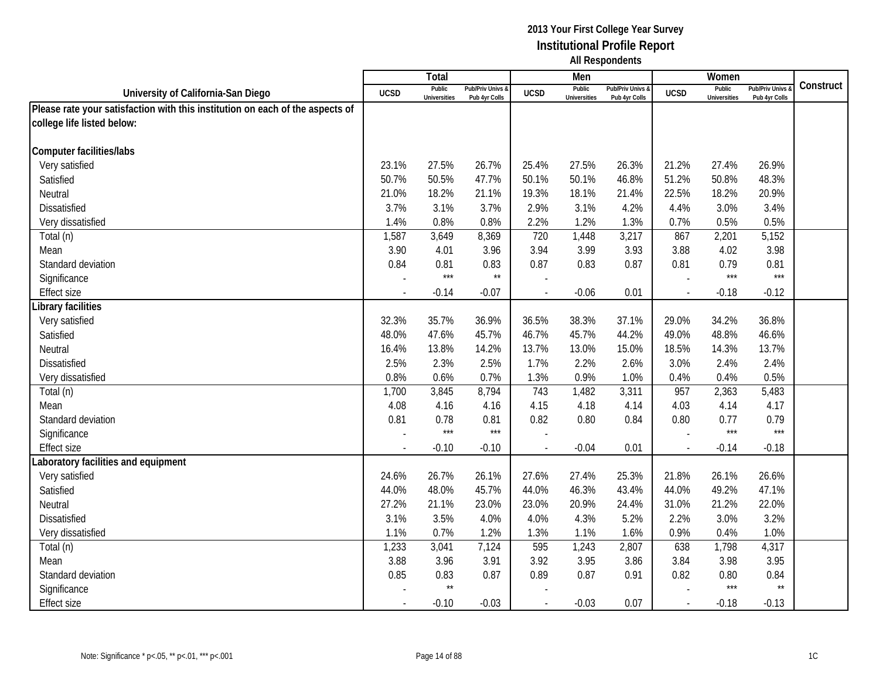**2013 Your First College Year Survey**
**Institutional Profile Report**
**All Respondents**

| University of California-San Diego | Total | | | Men | | | Women | | | Construct |
|---|---|---|---|---|---|---|---|---|---|---|
| | UCSD | Public Universities | Pub/Priv Univs & Pub 4yr Colls | UCSD | Public Universities | Pub/Priv Univs & Pub 4yr Colls | UCSD | Public Universities | Pub/Priv Univs & Pub 4yr Colls | |
| **Please rate your satisfaction with this institution on each of the aspects of college life listed below:** | | | | | | | | | | |
| **Computer facilities/labs** | | | | | | | | | | |
| Very satisfied | 23.1% | 27.5% | 26.7% | 25.4% | 27.5% | 26.3% | 21.2% | 27.4% | 26.9% | |
| Satisfied | 50.7% | 50.5% | 47.7% | 50.1% | 50.1% | 46.8% | 51.2% | 50.8% | 48.3% | |
| Neutral | 21.0% | 18.2% | 21.1% | 19.3% | 18.1% | 21.4% | 22.5% | 18.2% | 20.9% | |
| Dissatisfied | 3.7% | 3.1% | 3.7% | 2.9% | 3.1% | 4.2% | 4.4% | 3.0% | 3.4% | |
| Very dissatisfied | 1.4% | 0.8% | 0.8% | 2.2% | 1.2% | 1.3% | 0.7% | 0.5% | 0.5% | |
| Total (n) | 1,587 | 3,649 | 8,369 | 720 | 1,448 | 3,217 | 867 | 2,201 | 5,152 | |
| Mean | 3.90 | 4.01 | 3.96 | 3.94 | 3.99 | 3.93 | 3.88 | 4.02 | 3.98 | |
| Standard deviation | 0.84 | 0.81 | 0.83 | 0.87 | 0.83 | 0.87 | 0.81 | 0.79 | 0.81 | |
| Significance | - | *** | ** | - | | | - | *** | *** | |
| Effect size | - | -0.14 | -0.07 | - | -0.06 | 0.01 | - | -0.18 | -0.12 | |
| **Library facilities** | | | | | | | | | | |
| Very satisfied | 32.3% | 35.7% | 36.9% | 36.5% | 38.3% | 37.1% | 29.0% | 34.2% | 36.8% | |
| Satisfied | 48.0% | 47.6% | 45.7% | 46.7% | 45.7% | 44.2% | 49.0% | 48.8% | 46.6% | |
| Neutral | 16.4% | 13.8% | 14.2% | 13.7% | 13.0% | 15.0% | 18.5% | 14.3% | 13.7% | |
| Dissatisfied | 2.5% | 2.3% | 2.5% | 1.7% | 2.2% | 2.6% | 3.0% | 2.4% | 2.4% | |
| Very dissatisfied | 0.8% | 0.6% | 0.7% | 1.3% | 0.9% | 1.0% | 0.4% | 0.4% | 0.5% | |
| Total (n) | 1,700 | 3,845 | 8,794 | 743 | 1,482 | 3,311 | 957 | 2,363 | 5,483 | |
| Mean | 4.08 | 4.16 | 4.16 | 4.15 | 4.18 | 4.14 | 4.03 | 4.14 | 4.17 | |
| Standard deviation | 0.81 | 0.78 | 0.81 | 0.82 | 0.80 | 0.84 | 0.80 | 0.77 | 0.79 | |
| Significance | - | *** | *** | - | | | - | *** | *** | |
| Effect size | - | -0.10 | -0.10 | - | -0.04 | 0.01 | - | -0.14 | -0.18 | |
| **Laboratory facilities and equipment** | | | | | | | | | | |
| Very satisfied | 24.6% | 26.7% | 26.1% | 27.6% | 27.4% | 25.3% | 21.8% | 26.1% | 26.6% | |
| Satisfied | 44.0% | 48.0% | 45.7% | 44.0% | 46.3% | 43.4% | 44.0% | 49.2% | 47.1% | |
| Neutral | 27.2% | 21.1% | 23.0% | 23.0% | 20.9% | 24.4% | 31.0% | 21.2% | 22.0% | |
| Dissatisfied | 3.1% | 3.5% | 4.0% | 4.0% | 4.3% | 5.2% | 2.2% | 3.0% | 3.2% | |
| Very dissatisfied | 1.1% | 0.7% | 1.2% | 1.3% | 1.1% | 1.6% | 0.9% | 0.4% | 1.0% | |
| Total (n) | 1,233 | 3,041 | 7,124 | 595 | 1,243 | 2,807 | 638 | 1,798 | 4,317 | |
| Mean | 3.88 | 3.96 | 3.91 | 3.92 | 3.95 | 3.86 | 3.84 | 3.98 | 3.95 | |
| Standard deviation | 0.85 | 0.83 | 0.87 | 0.89 | 0.87 | 0.91 | 0.82 | 0.80 | 0.84 | |
| Significance | - | ** | | - | | | - | *** | ** | |
| Effect size | - | -0.10 | -0.03 | - | -0.03 | 0.07 | - | -0.18 | -0.13 | |

Note: Significance * p<.05, ** p<.01, *** p<.001

1C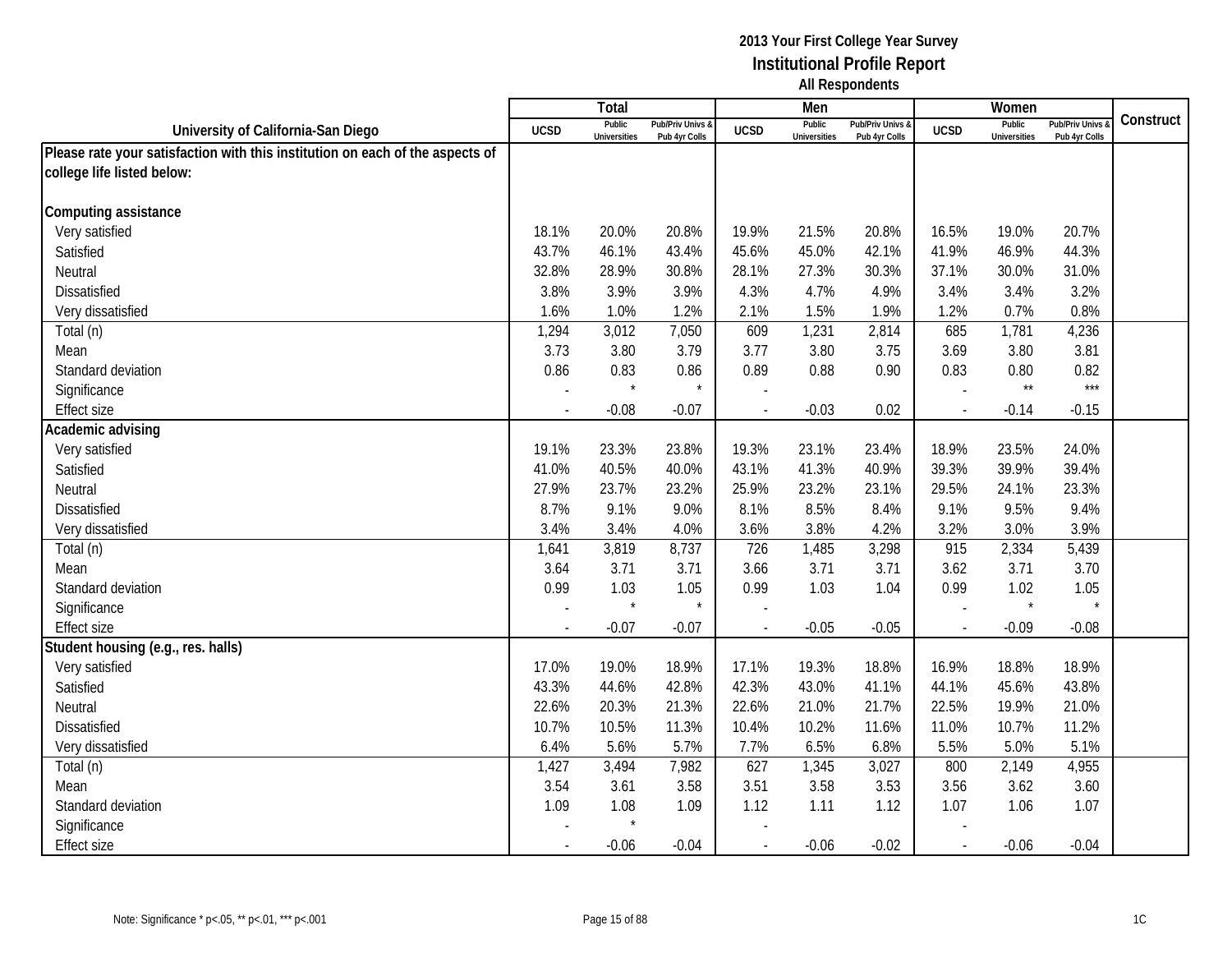**2013 Your First College Year Survey**
**Institutional Profile Report**
**All Respondents**

| University of California-San Diego | Total | | | Men | | | Women | | | Construct |
|---|---|---|---|---|---|---|---|---|---|---|
| | UCSD | Public Universities | Pub/Priv Univs & Pub 4yr Colls | UCSD | Public Universities | Pub/Priv Univs & Pub 4yr Colls | UCSD | Public Universities | Pub/Priv Univs & Pub 4yr Colls | |
| **Please rate your satisfaction with this institution on each of the aspects of college life listed below:** | | | | | | | | | | |
| **Computing assistance** | | | | | | | | | | |
| Very satisfied | 18.1% | 20.0% | 20.8% | 19.9% | 21.5% | 20.8% | 16.5% | 19.0% | 20.7% | |
| Satisfied | 43.7% | 46.1% | 43.4% | 45.6% | 45.0% | 42.1% | 41.9% | 46.9% | 44.3% | |
| Neutral | 32.8% | 28.9% | 30.8% | 28.1% | 27.3% | 30.3% | 37.1% | 30.0% | 31.0% | |
| Dissatisfied | 3.8% | 3.9% | 3.9% | 4.3% | 4.7% | 4.9% | 3.4% | 3.4% | 3.2% | |
| Very dissatisfied | 1.6% | 1.0% | 1.2% | 2.1% | 1.5% | 1.9% | 1.2% | 0.7% | 0.8% | |
| Total (n) | 1,294 | 3,012 | 7,050 | 609 | 1,231 | 2,814 | 685 | 1,781 | 4,236 | |
| Mean | 3.73 | 3.80 | 3.79 | 3.77 | 3.80 | 3.75 | 3.69 | 3.80 | 3.81 | |
| Standard deviation | 0.86 | 0.83 | 0.86 | 0.89 | 0.88 | 0.90 | 0.83 | 0.80 | 0.82 | |
| Significance | - | * | * | - | | | - | ** | *** | |
| Effect size | - | -0.08 | -0.07 | - | -0.03 | 0.02 | - | -0.14 | -0.15 | |
| **Academic advising** | | | | | | | | | | |
| Very satisfied | 19.1% | 23.3% | 23.8% | 19.3% | 23.1% | 23.4% | 18.9% | 23.5% | 24.0% | |
| Satisfied | 41.0% | 40.5% | 40.0% | 43.1% | 41.3% | 40.9% | 39.3% | 39.9% | 39.4% | |
| Neutral | 27.9% | 23.7% | 23.2% | 25.9% | 23.2% | 23.1% | 29.5% | 24.1% | 23.3% | |
| Dissatisfied | 8.7% | 9.1% | 9.0% | 8.1% | 8.5% | 8.4% | 9.1% | 9.5% | 9.4% | |
| Very dissatisfied | 3.4% | 3.4% | 4.0% | 3.6% | 3.8% | 4.2% | 3.2% | 3.0% | 3.9% | |
| Total (n) | 1,641 | 3,819 | 8,737 | 726 | 1,485 | 3,298 | 915 | 2,334 | 5,439 | |
| Mean | 3.64 | 3.71 | 3.71 | 3.66 | 3.71 | 3.71 | 3.62 | 3.71 | 3.70 | |
| Standard deviation | 0.99 | 1.03 | 1.05 | 0.99 | 1.03 | 1.04 | 0.99 | 1.02 | 1.05 | |
| Significance | - | * | * | - | | | - | * | * | |
| Effect size | - | -0.07 | -0.07 | - | -0.05 | -0.05 | - | -0.09 | -0.08 | |
| **Student housing (e.g., res. halls)** | | | | | | | | | | |
| Very satisfied | 17.0% | 19.0% | 18.9% | 17.1% | 19.3% | 18.8% | 16.9% | 18.8% | 18.9% | |
| Satisfied | 43.3% | 44.6% | 42.8% | 42.3% | 43.0% | 41.1% | 44.1% | 45.6% | 43.8% | |
| Neutral | 22.6% | 20.3% | 21.3% | 22.6% | 21.0% | 21.7% | 22.5% | 19.9% | 21.0% | |
| Dissatisfied | 10.7% | 10.5% | 11.3% | 10.4% | 10.2% | 11.6% | 11.0% | 10.7% | 11.2% | |
| Very dissatisfied | 6.4% | 5.6% | 5.7% | 7.7% | 6.5% | 6.8% | 5.5% | 5.0% | 5.1% | |
| Total (n) | 1,427 | 3,494 | 7,982 | 627 | 1,345 | 3,027 | 800 | 2,149 | 4,955 | |
| Mean | 3.54 | 3.61 | 3.58 | 3.51 | 3.58 | 3.53 | 3.56 | 3.62 | 3.60 | |
| Standard deviation | 1.09 | 1.08 | 1.09 | 1.12 | 1.11 | 1.12 | 1.07 | 1.06 | 1.07 | |
| Significance | - | * | | - | | | - | | | |
| Effect size | - | -0.06 | -0.04 | - | -0.06 | -0.02 | - | -0.06 | -0.04 | |

Note: Significance * p<.05, ** p<.01, *** p<.001

1C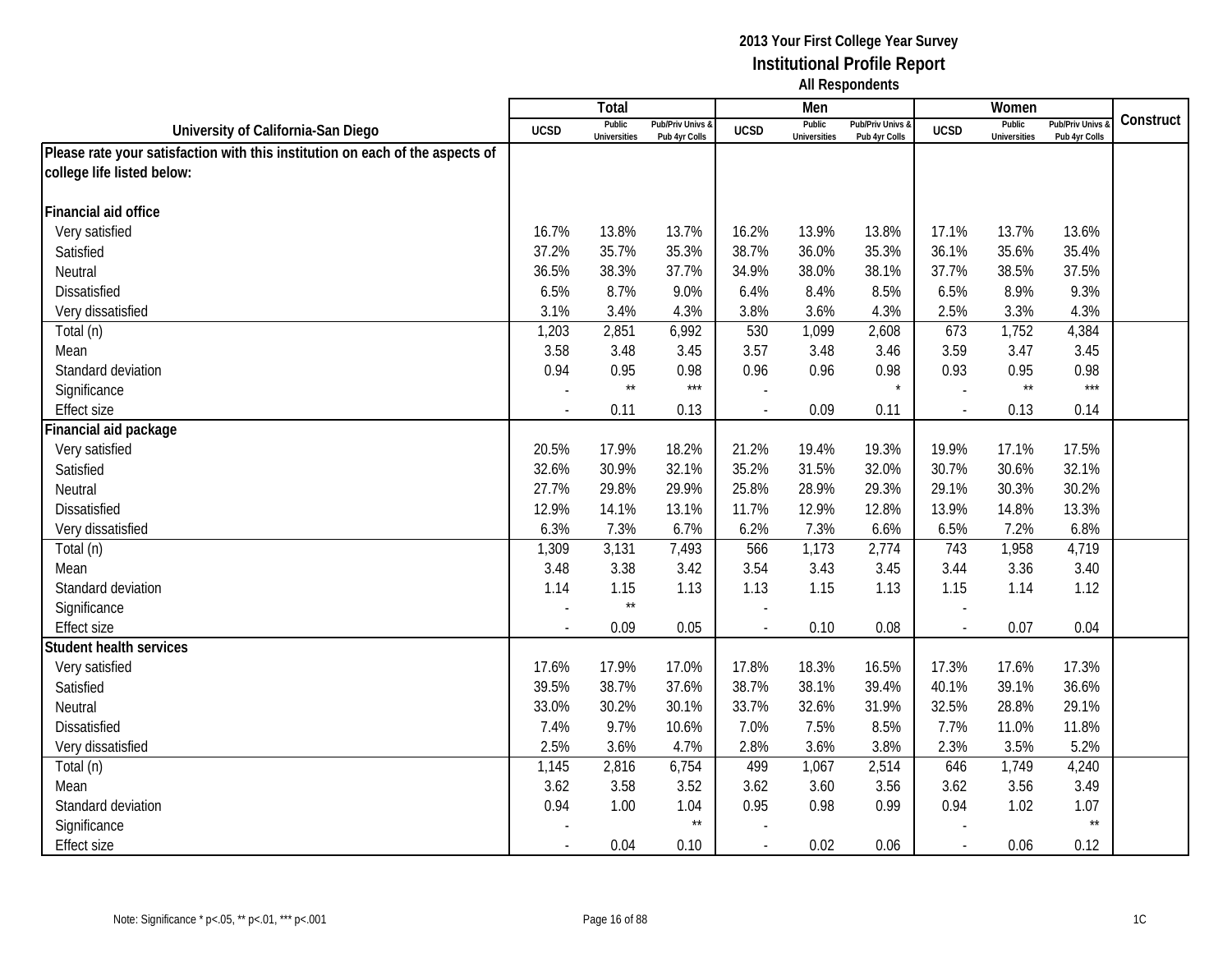**2013 Your First College Year Survey**
**Institutional Profile Report**
**All Respondents**

| University of California-San Diego | Total | | | Men | | | Women | | | Construct |
|---|---|---|---|---|---|---|---|---|---|---|
| | UCSD | Public Universities | Pub/Priv Univs & Pub 4yr Colls | UCSD | Public Universities | Pub/Priv Univs & Pub 4yr Colls | UCSD | Public Universities | Pub/Priv Univs & Pub 4yr Colls | |
| **Please rate your satisfaction with this institution on each of the aspects of college life listed below:** | | | | | | | | | | |
| **Financial aid office** | | | | | | | | | | |
| Very satisfied | 16.7% | 13.8% | 13.7% | 16.2% | 13.9% | 13.8% | 17.1% | 13.7% | 13.6% | |
| Satisfied | 37.2% | 35.7% | 35.3% | 38.7% | 36.0% | 35.3% | 36.1% | 35.6% | 35.4% | |
| Neutral | 36.5% | 38.3% | 37.7% | 34.9% | 38.0% | 38.1% | 37.7% | 38.5% | 37.5% | |
| Dissatisfied | 6.5% | 8.7% | 9.0% | 6.4% | 8.4% | 8.5% | 6.5% | 8.9% | 9.3% | |
| Very dissatisfied | 3.1% | 3.4% | 4.3% | 3.8% | 3.6% | 4.3% | 2.5% | 3.3% | 4.3% | |
| Total (n) | 1,203 | 2,851 | 6,992 | 530 | 1,099 | 2,608 | 673 | 1,752 | 4,384 | |
| Mean | 3.58 | 3.48 | 3.45 | 3.57 | 3.48 | 3.46 | 3.59 | 3.47 | 3.45 | |
| Standard deviation | 0.94 | 0.95 | 0.98 | 0.96 | 0.96 | 0.98 | 0.93 | 0.95 | 0.98 | |
| Significance | - | ** | *** | - | | * | - | ** | *** | |
| Effect size | - | 0.11 | 0.13 | - | 0.09 | 0.11 | - | 0.13 | 0.14 | |
| **Financial aid package** | | | | | | | | | | |
| Very satisfied | 20.5% | 17.9% | 18.2% | 21.2% | 19.4% | 19.3% | 19.9% | 17.1% | 17.5% | |
| Satisfied | 32.6% | 30.9% | 32.1% | 35.2% | 31.5% | 32.0% | 30.7% | 30.6% | 32.1% | |
| Neutral | 27.7% | 29.8% | 29.9% | 25.8% | 28.9% | 29.3% | 29.1% | 30.3% | 30.2% | |
| Dissatisfied | 12.9% | 14.1% | 13.1% | 11.7% | 12.9% | 12.8% | 13.9% | 14.8% | 13.3% | |
| Very dissatisfied | 6.3% | 7.3% | 6.7% | 6.2% | 7.3% | 6.6% | 6.5% | 7.2% | 6.8% | |
| Total (n) | 1,309 | 3,131 | 7,493 | 566 | 1,173 | 2,774 | 743 | 1,958 | 4,719 | |
| Mean | 3.48 | 3.38 | 3.42 | 3.54 | 3.43 | 3.45 | 3.44 | 3.36 | 3.40 | |
| Standard deviation | 1.14 | 1.15 | 1.13 | 1.13 | 1.15 | 1.13 | 1.15 | 1.14 | 1.12 | |
| Significance | - | ** | | - | | | - | | | |
| Effect size | - | 0.09 | 0.05 | - | 0.10 | 0.08 | - | 0.07 | 0.04 | |
| **Student health services** | | | | | | | | | | |
| Very satisfied | 17.6% | 17.9% | 17.0% | 17.8% | 18.3% | 16.5% | 17.3% | 17.6% | 17.3% | |
| Satisfied | 39.5% | 38.7% | 37.6% | 38.7% | 38.1% | 39.4% | 40.1% | 39.1% | 36.6% | |
| Neutral | 33.0% | 30.2% | 30.1% | 33.7% | 32.6% | 31.9% | 32.5% | 28.8% | 29.1% | |
| Dissatisfied | 7.4% | 9.7% | 10.6% | 7.0% | 7.5% | 8.5% | 7.7% | 11.0% | 11.8% | |
| Very dissatisfied | 2.5% | 3.6% | 4.7% | 2.8% | 3.6% | 3.8% | 2.3% | 3.5% | 5.2% | |
| Total (n) | 1,145 | 2,816 | 6,754 | 499 | 1,067 | 2,514 | 646 | 1,749 | 4,240 | |
| Mean | 3.62 | 3.58 | 3.52 | 3.62 | 3.60 | 3.56 | 3.62 | 3.56 | 3.49 | |
| Standard deviation | 0.94 | 1.00 | 1.04 | 0.95 | 0.98 | 0.99 | 0.94 | 1.02 | 1.07 | |
| Significance | - | | ** | - | | | - | | ** | |
| Effect size | - | 0.04 | 0.10 | - | 0.02 | 0.06 | - | 0.06 | 0.12 | |

Note: Significance * p<.05, ** p<.01, *** p<.001

1C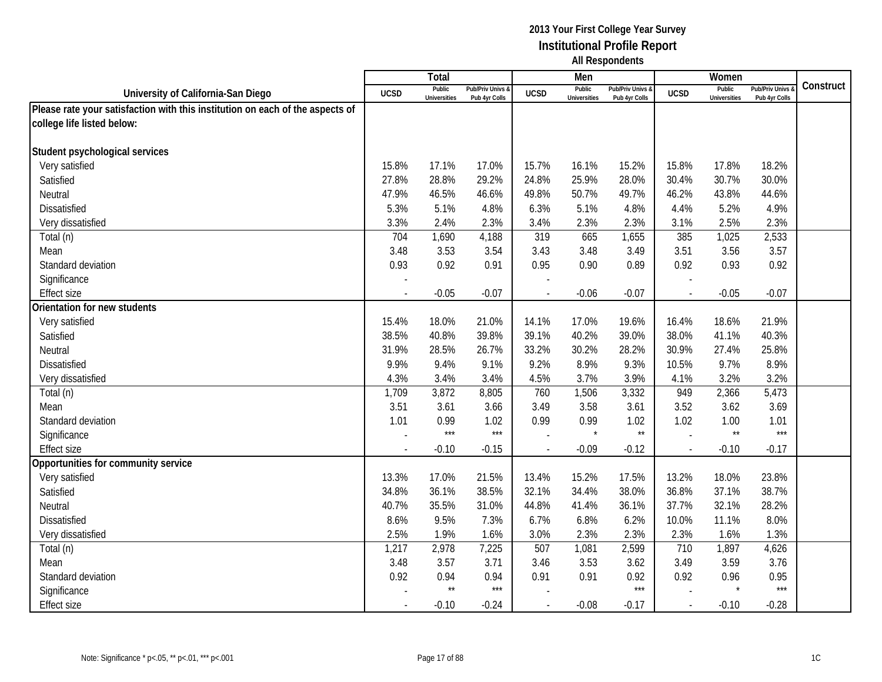**2013 Your First College Year Survey**
**Institutional Profile Report**
**All Respondents**

| University of California-San Diego | Total | | | Men | | | Women | | | Construct |
|---|---|---|---|---|---|---|---|---|---|---|
| | UCSD | Public Universities | Pub/Priv Univs & Pub 4yr Colls | UCSD | Public Universities | Pub/Priv Univs & Pub 4yr Colls | UCSD | Public Universities | Pub/Priv Univs & Pub 4yr Colls | |
| **Please rate your satisfaction with this institution on each of the aspects of college life listed below:** | | | | | | | | | | |
| **Student psychological services** | | | | | | | | | | |
| Very satisfied | 15.8% | 17.1% | 17.0% | 15.7% | 16.1% | 15.2% | 15.8% | 17.8% | 18.2% | |
| Satisfied | 27.8% | 28.8% | 29.2% | 24.8% | 25.9% | 28.0% | 30.4% | 30.7% | 30.0% | |
| Neutral | 47.9% | 46.5% | 46.6% | 49.8% | 50.7% | 49.7% | 46.2% | 43.8% | 44.6% | |
| Dissatisfied | 5.3% | 5.1% | 4.8% | 6.3% | 5.1% | 4.8% | 4.4% | 5.2% | 4.9% | |
| Very dissatisfied | 3.3% | 2.4% | 2.3% | 3.4% | 2.3% | 2.3% | 3.1% | 2.5% | 2.3% | |
| Total (n) | 704 | 1,690 | 4,188 | 319 | 665 | 1,655 | 385 | 1,025 | 2,533 | |
| Mean | 3.48 | 3.53 | 3.54 | 3.43 | 3.48 | 3.49 | 3.51 | 3.56 | 3.57 | |
| Standard deviation | 0.93 | 0.92 | 0.91 | 0.95 | 0.90 | 0.89 | 0.92 | 0.93 | 0.92 | |
| Significance | - | | | - | | | - | | | |
| Effect size | - | -0.05 | -0.07 | - | -0.06 | -0.07 | - | -0.05 | -0.07 | |
| **Orientation for new students** | | | | | | | | | | |
| Very satisfied | 15.4% | 18.0% | 21.0% | 14.1% | 17.0% | 19.6% | 16.4% | 18.6% | 21.9% | |
| Satisfied | 38.5% | 40.8% | 39.8% | 39.1% | 40.2% | 39.0% | 38.0% | 41.1% | 40.3% | |
| Neutral | 31.9% | 28.5% | 26.7% | 33.2% | 30.2% | 28.2% | 30.9% | 27.4% | 25.8% | |
| Dissatisfied | 9.9% | 9.4% | 9.1% | 9.2% | 8.9% | 9.3% | 10.5% | 9.7% | 8.9% | |
| Very dissatisfied | 4.3% | 3.4% | 3.4% | 4.5% | 3.7% | 3.9% | 4.1% | 3.2% | 3.2% | |
| Total (n) | 1,709 | 3,872 | 8,805 | 760 | 1,506 | 3,332 | 949 | 2,366 | 5,473 | |
| Mean | 3.51 | 3.61 | 3.66 | 3.49 | 3.58 | 3.61 | 3.52 | 3.62 | 3.69 | |
| Standard deviation | 1.01 | 0.99 | 1.02 | 0.99 | 0.99 | 1.02 | 1.02 | 1.00 | 1.01 | |
| Significance | - | *** | *** | - | * | ** | - | ** | *** | |
| Effect size | - | -0.10 | -0.15 | - | -0.09 | -0.12 | - | -0.10 | -0.17 | |
| **Opportunities for community service** | | | | | | | | | | |
| Very satisfied | 13.3% | 17.0% | 21.5% | 13.4% | 15.2% | 17.5% | 13.2% | 18.0% | 23.8% | |
| Satisfied | 34.8% | 36.1% | 38.5% | 32.1% | 34.4% | 38.0% | 36.8% | 37.1% | 38.7% | |
| Neutral | 40.7% | 35.5% | 31.0% | 44.8% | 41.4% | 36.1% | 37.7% | 32.1% | 28.2% | |
| Dissatisfied | 8.6% | 9.5% | 7.3% | 6.7% | 6.8% | 6.2% | 10.0% | 11.1% | 8.0% | |
| Very dissatisfied | 2.5% | 1.9% | 1.6% | 3.0% | 2.3% | 2.3% | 2.3% | 1.6% | 1.3% | |
| Total (n) | 1,217 | 2,978 | 7,225 | 507 | 1,081 | 2,599 | 710 | 1,897 | 4,626 | |
| Mean | 3.48 | 3.57 | 3.71 | 3.46 | 3.53 | 3.62 | 3.49 | 3.59 | 3.76 | |
| Standard deviation | 0.92 | 0.94 | 0.94 | 0.91 | 0.91 | 0.92 | 0.92 | 0.96 | 0.95 | |
| Significance | - | ** | *** | - | | *** | - | * | *** | |
| Effect size | - | -0.10 | -0.24 | - | -0.08 | -0.17 | - | -0.10 | -0.28 | |

Note: Significance * p<.05, ** p<.01, *** p<.001

1C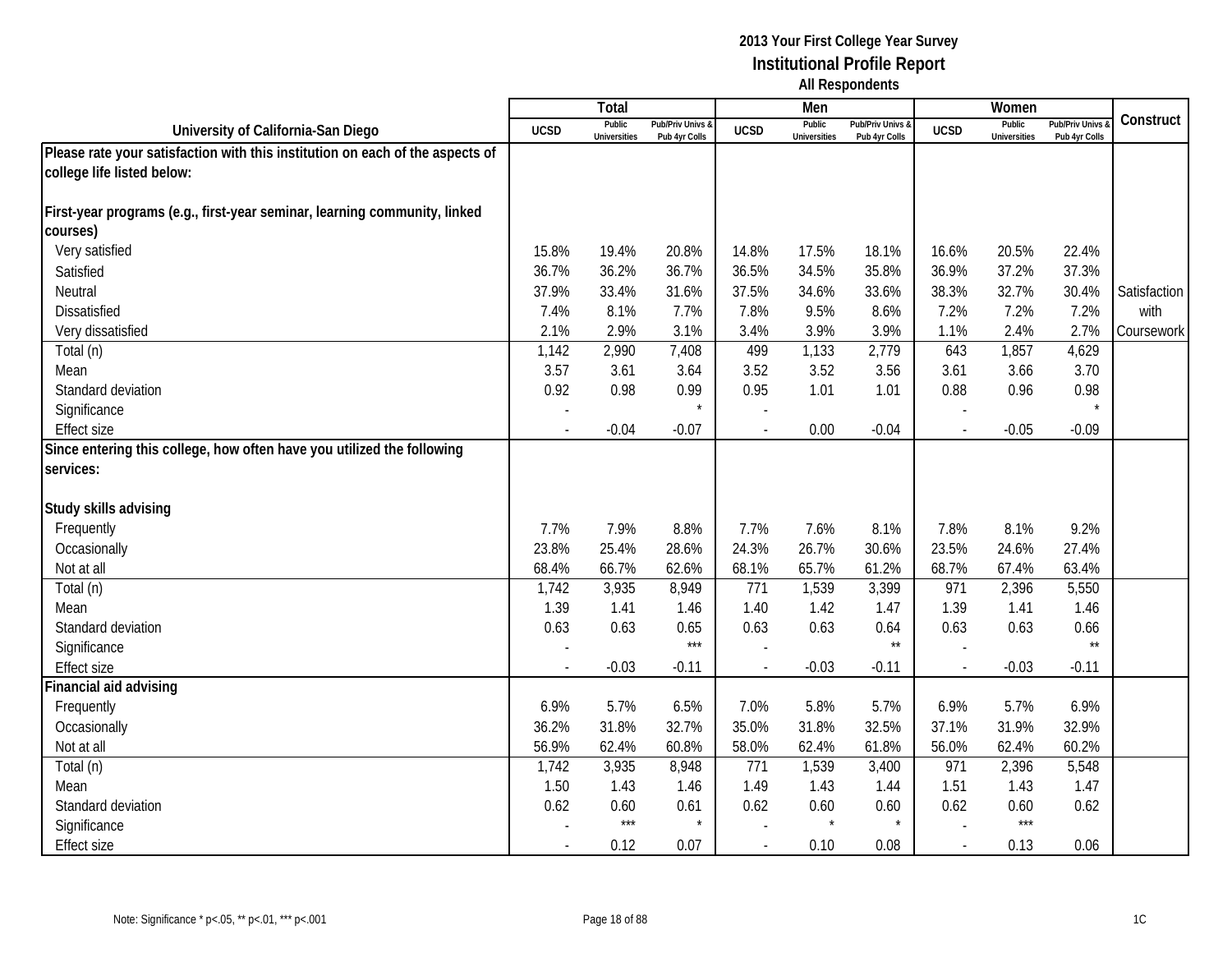**2013 Your First College Year Survey**
**Institutional Profile Report**
**All Respondents**

| University of California-San Diego | Total | | | Men | | | Women | | | Construct |
|---|---|---|---|---|---|---|---|---|---|---|
| | UCSD | Public Universities | Pub/Priv Univs & Pub 4yr Colls | UCSD | Public Universities | Pub/Priv Univs & Pub 4yr Colls | UCSD | Public Universities | Pub/Priv Univs & Pub 4yr Colls | |
| **Please rate your satisfaction with this institution on each of the aspects of college life listed below:** | | | | | | | | | | |
| **First-year programs (e.g., first-year seminar, learning community, linked courses)** | | | | | | | | | | |
| Very satisfied | 15.8% | 19.4% | 20.8% | 14.8% | 17.5% | 18.1% | 16.6% | 20.5% | 22.4% | |
| Satisfied | 36.7% | 36.2% | 36.7% | 36.5% | 34.5% | 35.8% | 36.9% | 37.2% | 37.3% | |
| Neutral | 37.9% | 33.4% | 31.6% | 37.5% | 34.6% | 33.6% | 38.3% | 32.7% | 30.4% | Satisfaction with Coursework |
| Dissatisfied | 7.4% | 8.1% | 7.7% | 7.8% | 9.5% | 8.6% | 7.2% | 7.2% | 7.2% | |
| Very dissatisfied | 2.1% | 2.9% | 3.1% | 3.4% | 3.9% | 3.9% | 1.1% | 2.4% | 2.7% | |
| Total (n) | 1,142 | 2,990 | 7,408 | 499 | 1,133 | 2,779 | 643 | 1,857 | 4,629 | |
| Mean | 3.57 | 3.61 | 3.64 | 3.52 | 3.52 | 3.56 | 3.61 | 3.66 | 3.70 | |
| Standard deviation | 0.92 | 0.98 | 0.99 | 0.95 | 1.01 | 1.01 | 0.88 | 0.96 | 0.98 | |
| Significance | - | | * | - | | | - | | * | |
| Effect size | - | -0.04 | -0.07 | - | 0.00 | -0.04 | - | -0.05 | -0.09 | |
| **Since entering this college, how often have you utilized the following services:** | | | | | | | | | | |
| **Study skills advising** | | | | | | | | | | |
| Frequently | 7.7% | 7.9% | 8.8% | 7.7% | 7.6% | 8.1% | 7.8% | 8.1% | 9.2% | |
| Occasionally | 23.8% | 25.4% | 28.6% | 24.3% | 26.7% | 30.6% | 23.5% | 24.6% | 27.4% | |
| Not at all | 68.4% | 66.7% | 62.6% | 68.1% | 65.7% | 61.2% | 68.7% | 67.4% | 63.4% | |
| Total (n) | 1,742 | 3,935 | 8,949 | 771 | 1,539 | 3,399 | 971 | 2,396 | 5,550 | |
| Mean | 1.39 | 1.41 | 1.46 | 1.40 | 1.42 | 1.47 | 1.39 | 1.41 | 1.46 | |
| Standard deviation | 0.63 | 0.63 | 0.65 | 0.63 | 0.63 | 0.64 | 0.63 | 0.63 | 0.66 | |
| Significance | - | | *** | - | | ** | - | | ** | |
| Effect size | - | -0.03 | -0.11 | - | -0.03 | -0.11 | - | -0.03 | -0.11 | |
| **Financial aid advising** | | | | | | | | | | |
| Frequently | 6.9% | 5.7% | 6.5% | 7.0% | 5.8% | 5.7% | 6.9% | 5.7% | 6.9% | |
| Occasionally | 36.2% | 31.8% | 32.7% | 35.0% | 31.8% | 32.5% | 37.1% | 31.9% | 32.9% | |
| Not at all | 56.9% | 62.4% | 60.8% | 58.0% | 62.4% | 61.8% | 56.0% | 62.4% | 60.2% | |
| Total (n) | 1,742 | 3,935 | 8,948 | 771 | 1,539 | 3,400 | 971 | 2,396 | 5,548 | |
| Mean | 1.50 | 1.43 | 1.46 | 1.49 | 1.43 | 1.44 | 1.51 | 1.43 | 1.47 | |
| Standard deviation | 0.62 | 0.60 | 0.61 | 0.62 | 0.60 | 0.60 | 0.62 | 0.60 | 0.62 | |
| Significance | - | *** | * | - | * | * | - | *** | | |
| Effect size | - | 0.12 | 0.07 | - | 0.10 | 0.08 | - | 0.13 | 0.06 | |

Note: Significance * p<.05, ** p<.01, *** p<.001

1C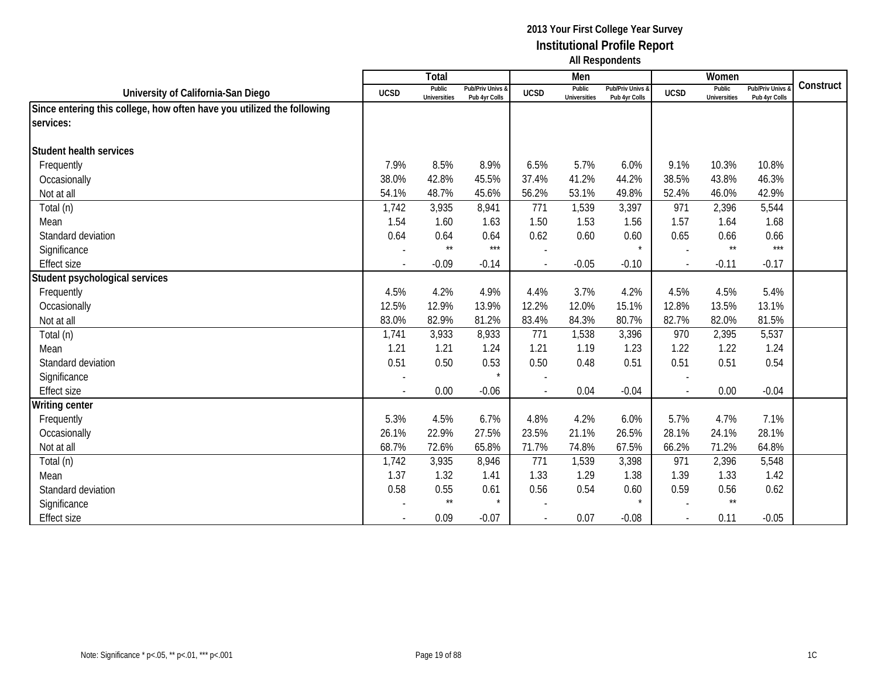# 2013 Your First College Year Survey
## Institutional Profile Report
### All Respondents

| University of California-San Diego | Total | | | Men | | | Women | | | Construct |
|---|---|---|---|---|---|---|---|---|---|---|
| | UCSD | Public Universities | Pub/Priv Univs & Pub 4yr Colls | UCSD | Public Universities | Pub/Priv Univs & Pub 4yr Colls | UCSD | Public Universities | Pub/Priv Univs & Pub 4yr Colls | |
| **Since entering this college, how often have you utilized the following services:** | | | | | | | | | | |
| **Student health services** | | | | | | | | | | |
| Frequently | 7.9% | 8.5% | 8.9% | 6.5% | 5.7% | 6.0% | 9.1% | 10.3% | 10.8% | |
| Occasionally | 38.0% | 42.8% | 45.5% | 37.4% | 41.2% | 44.2% | 38.5% | 43.8% | 46.3% | |
| Not at all | 54.1% | 48.7% | 45.6% | 56.2% | 53.1% | 49.8% | 52.4% | 46.0% | 42.9% | |
| Total (n) | 1,742 | 3,935 | 8,941 | 771 | 1,539 | 3,397 | 971 | 2,396 | 5,544 | |
| Mean | 1.54 | 1.60 | 1.63 | 1.50 | 1.53 | 1.56 | 1.57 | 1.64 | 1.68 | |
| Standard deviation | 0.64 | 0.64 | 0.64 | 0.62 | 0.60 | 0.60 | 0.65 | 0.66 | 0.66 | |
| Significance | - | ** | *** | - | | * | - | ** | *** | |
| Effect size | - | -0.09 | -0.14 | - | -0.05 | -0.10 | - | -0.11 | -0.17 | |
| **Student psychological services** | | | | | | | | | | |
| Frequently | 4.5% | 4.2% | 4.9% | 4.4% | 3.7% | 4.2% | 4.5% | 4.5% | 5.4% | |
| Occasionally | 12.5% | 12.9% | 13.9% | 12.2% | 12.0% | 15.1% | 12.8% | 13.5% | 13.1% | |
| Not at all | 83.0% | 82.9% | 81.2% | 83.4% | 84.3% | 80.7% | 82.7% | 82.0% | 81.5% | |
| Total (n) | 1,741 | 3,933 | 8,933 | 771 | 1,538 | 3,396 | 970 | 2,395 | 5,537 | |
| Mean | 1.21 | 1.21 | 1.24 | 1.21 | 1.19 | 1.23 | 1.22 | 1.22 | 1.24 | |
| Standard deviation | 0.51 | 0.50 | 0.53 | 0.50 | 0.48 | 0.51 | 0.51 | 0.51 | 0.54 | |
| Significance | - | | * | - | | | - | | | |
| Effect size | - | 0.00 | -0.06 | - | 0.04 | -0.04 | - | 0.00 | -0.04 | |
| **Writing center** | | | | | | | | | | |
| Frequently | 5.3% | 4.5% | 6.7% | 4.8% | 4.2% | 6.0% | 5.7% | 4.7% | 7.1% | |
| Occasionally | 26.1% | 22.9% | 27.5% | 23.5% | 21.1% | 26.5% | 28.1% | 24.1% | 28.1% | |
| Not at all | 68.7% | 72.6% | 65.8% | 71.7% | 74.8% | 67.5% | 66.2% | 71.2% | 64.8% | |
| Total (n) | 1,742 | 3,935 | 8,946 | 771 | 1,539 | 3,398 | 971 | 2,396 | 5,548 | |
| Mean | 1.37 | 1.32 | 1.41 | 1.33 | 1.29 | 1.38 | 1.39 | 1.33 | 1.42 | |
| Standard deviation | 0.58 | 0.55 | 0.61 | 0.56 | 0.54 | 0.60 | 0.59 | 0.56 | 0.62 | |
| Significance | - | ** | * | - | | * | - | ** | | |
| Effect size | - | 0.09 | -0.07 | - | 0.07 | -0.08 | - | 0.11 | -0.05 | |

Note: Significance * p<.05, ** p<.01, *** p<.001

1C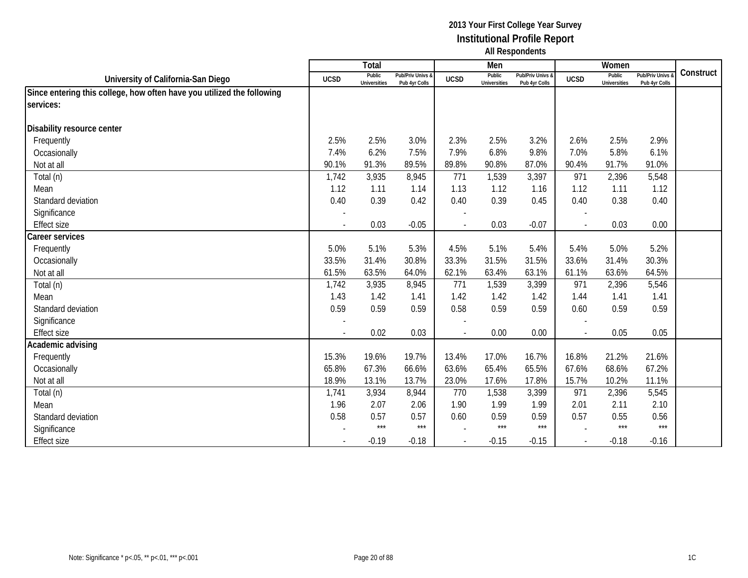# 2013 Your First College Year Survey
## Institutional Profile Report
### All Respondents

| University of California-San Diego | Total | | | Men | | | Women | | | Construct |
|---|---|---|---|---|---|---|---|---|---|---|
| | UCSD | Public Universities | Pub/Priv Univs & Pub 4yr Colls | UCSD | Public Universities | Pub/Priv Univs & Pub 4yr Colls | UCSD | Public Universities | Pub/Priv Univs & Pub 4yr Colls | |
| **Since entering this college, how often have you utilized the following services:** | | | | | | | | | | |
| **Disability resource center** | | | | | | | | | | |
| Frequently | 2.5% | 2.5% | 3.0% | 2.3% | 2.5% | 3.2% | 2.6% | 2.5% | 2.9% | |
| Occasionally | 7.4% | 6.2% | 7.5% | 7.9% | 6.8% | 9.8% | 7.0% | 5.8% | 6.1% | |
| Not at all | 90.1% | 91.3% | 89.5% | 89.8% | 90.8% | 87.0% | 90.4% | 91.7% | 91.0% | |
| Total (n) | 1,742 | 3,935 | 8,945 | 771 | 1,539 | 3,397 | 971 | 2,396 | 5,548 | |
| Mean | 1.12 | 1.11 | 1.14 | 1.13 | 1.12 | 1.16 | 1.12 | 1.11 | 1.12 | |
| Standard deviation | 0.40 | 0.39 | 0.42 | 0.40 | 0.39 | 0.45 | 0.40 | 0.38 | 0.40 | |
| Significance | - | | | - | | | - | | | |
| Effect size | - | 0.03 | -0.05 | - | 0.03 | -0.07 | - | 0.03 | 0.00 | |
| **Career services** | | | | | | | | | | |
| Frequently | 5.0% | 5.1% | 5.3% | 4.5% | 5.1% | 5.4% | 5.4% | 5.0% | 5.2% | |
| Occasionally | 33.5% | 31.4% | 30.8% | 33.3% | 31.5% | 31.5% | 33.6% | 31.4% | 30.3% | |
| Not at all | 61.5% | 63.5% | 64.0% | 62.1% | 63.4% | 63.1% | 61.1% | 63.6% | 64.5% | |
| Total (n) | 1,742 | 3,935 | 8,945 | 771 | 1,539 | 3,399 | 971 | 2,396 | 5,546 | |
| Mean | 1.43 | 1.42 | 1.41 | 1.42 | 1.42 | 1.42 | 1.44 | 1.41 | 1.41 | |
| Standard deviation | 0.59 | 0.59 | 0.59 | 0.58 | 0.59 | 0.59 | 0.60 | 0.59 | 0.59 | |
| Significance | - | | | - | | | - | | | |
| Effect size | - | 0.02 | 0.03 | - | 0.00 | 0.00 | - | 0.05 | 0.05 | |
| **Academic advising** | | | | | | | | | | |
| Frequently | 15.3% | 19.6% | 19.7% | 13.4% | 17.0% | 16.7% | 16.8% | 21.2% | 21.6% | |
| Occasionally | 65.8% | 67.3% | 66.6% | 63.6% | 65.4% | 65.5% | 67.6% | 68.6% | 67.2% | |
| Not at all | 18.9% | 13.1% | 13.7% | 23.0% | 17.6% | 17.8% | 15.7% | 10.2% | 11.1% | |
| Total (n) | 1,741 | 3,934 | 8,944 | 770 | 1,538 | 3,399 | 971 | 2,396 | 5,545 | |
| Mean | 1.96 | 2.07 | 2.06 | 1.90 | 1.99 | 1.99 | 2.01 | 2.11 | 2.10 | |
| Standard deviation | 0.58 | 0.57 | 0.57 | 0.60 | 0.59 | 0.59 | 0.57 | 0.55 | 0.56 | |
| Significance | - | *** | *** | - | *** | *** | - | *** | *** | |
| Effect size | - | -0.19 | -0.18 | - | -0.15 | -0.15 | - | -0.18 | -0.16 | |

Note: Significance * p<.05, ** p<.01, *** p<.001

1C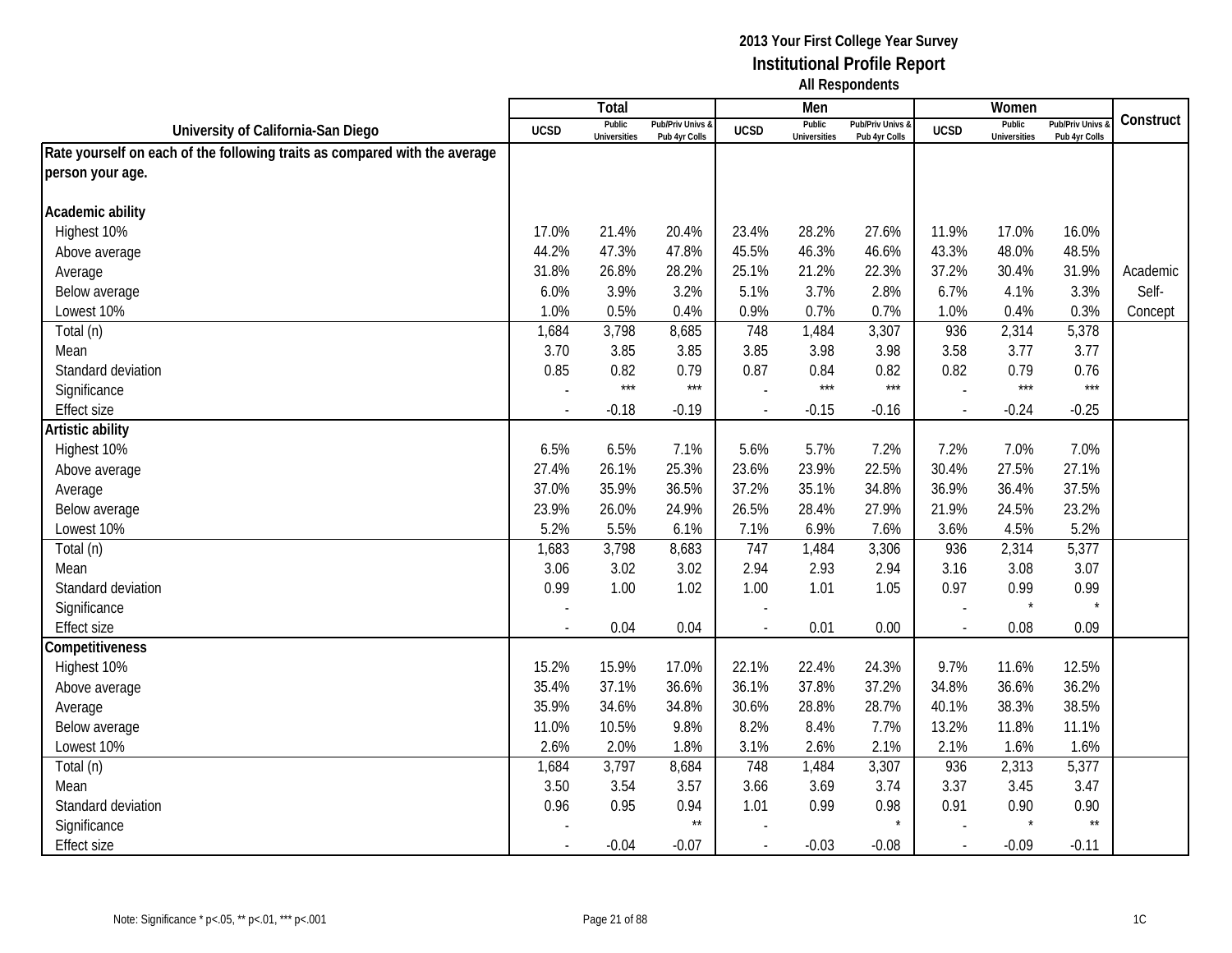# 2013 Your First College Year Survey
## Institutional Profile Report
### All Respondents

| University of California-San Diego | Total | | | Men | | | Women | | | Construct |
|---|---|---|---|---|---|---|---|---|---|---|
| | UCSD | Public Universities | Pub/Priv Univs & Pub 4yr Colls | UCSD | Public Universities | Pub/Priv Univs & Pub 4yr Colls | UCSD | Public Universities | Pub/Priv Univs & Pub 4yr Colls | |
| **Rate yourself on each of the following traits as compared with the average person your age.** | | | | | | | | | | |
| **Academic ability** | | | | | | | | | | |
| Highest 10% | 17.0% | 21.4% | 20.4% | 23.4% | 28.2% | 27.6% | 11.9% | 17.0% | 16.0% | |
| Above average | 44.2% | 47.3% | 47.8% | 45.5% | 46.3% | 46.6% | 43.3% | 48.0% | 48.5% | |
| Average | 31.8% | 26.8% | 28.2% | 25.1% | 21.2% | 22.3% | 37.2% | 30.4% | 31.9% | Academic |
| Below average | 6.0% | 3.9% | 3.2% | 5.1% | 3.7% | 2.8% | 6.7% | 4.1% | 3.3% | Self- |
| Lowest 10% | 1.0% | 0.5% | 0.4% | 0.9% | 0.7% | 0.7% | 1.0% | 0.4% | 0.3% | Concept |
| Total (n) | 1,684 | 3,798 | 8,685 | 748 | 1,484 | 3,307 | 936 | 2,314 | 5,378 | |
| Mean | 3.70 | 3.85 | 3.85 | 3.85 | 3.98 | 3.98 | 3.58 | 3.77 | 3.77 | |
| Standard deviation | 0.85 | 0.82 | 0.79 | 0.87 | 0.84 | 0.82 | 0.82 | 0.79 | 0.76 | |
| Significance | - | *** | *** | - | *** | *** | - | *** | *** | |
| Effect size | - | -0.18 | -0.19 | - | -0.15 | -0.16 | - | -0.24 | -0.25 | |
| **Artistic ability** | | | | | | | | | | |
| Highest 10% | 6.5% | 6.5% | 7.1% | 5.6% | 5.7% | 7.2% | 7.2% | 7.0% | 7.0% | |
| Above average | 27.4% | 26.1% | 25.3% | 23.6% | 23.9% | 22.5% | 30.4% | 27.5% | 27.1% | |
| Average | 37.0% | 35.9% | 36.5% | 37.2% | 35.1% | 34.8% | 36.9% | 36.4% | 37.5% | |
| Below average | 23.9% | 26.0% | 24.9% | 26.5% | 28.4% | 27.9% | 21.9% | 24.5% | 23.2% | |
| Lowest 10% | 5.2% | 5.5% | 6.1% | 7.1% | 6.9% | 7.6% | 3.6% | 4.5% | 5.2% | |
| Total (n) | 1,683 | 3,798 | 8,683 | 747 | 1,484 | 3,306 | 936 | 2,314 | 5,377 | |
| Mean | 3.06 | 3.02 | 3.02 | 2.94 | 2.93 | 2.94 | 3.16 | 3.08 | 3.07 | |
| Standard deviation | 0.99 | 1.00 | 1.02 | 1.00 | 1.01 | 1.05 | 0.97 | 0.99 | 0.99 | |
| Significance | - | | | - | | | - | * | * | |
| Effect size | - | 0.04 | 0.04 | - | 0.01 | 0.00 | - | 0.08 | 0.09 | |
| **Competitiveness** | | | | | | | | | | |
| Highest 10% | 15.2% | 15.9% | 17.0% | 22.1% | 22.4% | 24.3% | 9.7% | 11.6% | 12.5% | |
| Above average | 35.4% | 37.1% | 36.6% | 36.1% | 37.8% | 37.2% | 34.8% | 36.6% | 36.2% | |
| Average | 35.9% | 34.6% | 34.8% | 30.6% | 28.8% | 28.7% | 40.1% | 38.3% | 38.5% | |
| Below average | 11.0% | 10.5% | 9.8% | 8.2% | 8.4% | 7.7% | 13.2% | 11.8% | 11.1% | |
| Lowest 10% | 2.6% | 2.0% | 1.8% | 3.1% | 2.6% | 2.1% | 2.1% | 1.6% | 1.6% | |
| Total (n) | 1,684 | 3,797 | 8,684 | 748 | 1,484 | 3,307 | 936 | 2,313 | 5,377 | |
| Mean | 3.50 | 3.54 | 3.57 | 3.66 | 3.69 | 3.74 | 3.37 | 3.45 | 3.47 | |
| Standard deviation | 0.96 | 0.95 | 0.94 | 1.01 | 0.99 | 0.98 | 0.91 | 0.90 | 0.90 | |
| Significance | - | | ** | - | | * | - | * | ** | |
| Effect size | - | -0.04 | -0.07 | - | -0.03 | -0.08 | - | -0.09 | -0.11 | |

Note: Significance * p<.05, ** p<.01, *** p<.001

1C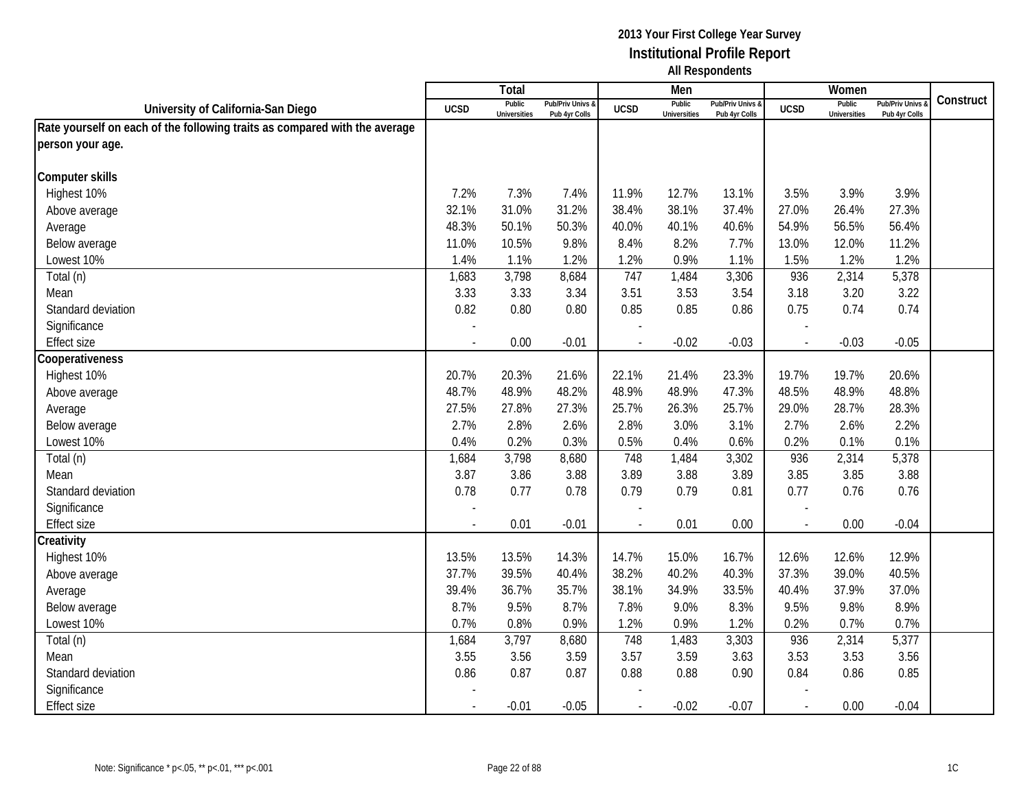2013 Your First College Year Survey
**Institutional Profile Report**
All Respondents

| University of California-San Diego | Total | | | Men | | | Women | | | Construct |
|---|---|---|---|---|---|---|---|---|---|---|
| | UCSD | Public Universities | Pub/Priv Univs & Pub 4yr Colls | UCSD | Public Universities | Pub/Priv Univs & Pub 4yr Colls | UCSD | Public Universities | Pub/Priv Univs & Pub 4yr Colls | |
| **Rate yourself on each of the following traits as compared with the average person your age.** | | | | | | | | | | |
| **Computer skills** | | | | | | | | | | |
| Highest 10% | 7.2% | 7.3% | 7.4% | 11.9% | 12.7% | 13.1% | 3.5% | 3.9% | 3.9% | |
| Above average | 32.1% | 31.0% | 31.2% | 38.4% | 38.1% | 37.4% | 27.0% | 26.4% | 27.3% | |
| Average | 48.3% | 50.1% | 50.3% | 40.0% | 40.1% | 40.6% | 54.9% | 56.5% | 56.4% | |
| Below average | 11.0% | 10.5% | 9.8% | 8.4% | 8.2% | 7.7% | 13.0% | 12.0% | 11.2% | |
| Lowest 10% | 1.4% | 1.1% | 1.2% | 1.2% | 0.9% | 1.1% | 1.5% | 1.2% | 1.2% | |
| Total (n) | 1,683 | 3,798 | 8,684 | 747 | 1,484 | 3,306 | 936 | 2,314 | 5,378 | |
| Mean | 3.33 | 3.33 | 3.34 | 3.51 | 3.53 | 3.54 | 3.18 | 3.20 | 3.22 | |
| Standard deviation | 0.82 | 0.80 | 0.80 | 0.85 | 0.85 | 0.86 | 0.75 | 0.74 | 0.74 | |
| Significance | - | | | - | | | - | | | |
| Effect size | - | 0.00 | -0.01 | - | -0.02 | -0.03 | - | -0.03 | -0.05 | |
| **Cooperativeness** | | | | | | | | | | |
| Highest 10% | 20.7% | 20.3% | 21.6% | 22.1% | 21.4% | 23.3% | 19.7% | 19.7% | 20.6% | |
| Above average | 48.7% | 48.9% | 48.2% | 48.9% | 48.9% | 47.3% | 48.5% | 48.9% | 48.8% | |
| Average | 27.5% | 27.8% | 27.3% | 25.7% | 26.3% | 25.7% | 29.0% | 28.7% | 28.3% | |
| Below average | 2.7% | 2.8% | 2.6% | 2.8% | 3.0% | 3.1% | 2.7% | 2.6% | 2.2% | |
| Lowest 10% | 0.4% | 0.2% | 0.3% | 0.5% | 0.4% | 0.6% | 0.2% | 0.1% | 0.1% | |
| Total (n) | 1,684 | 3,798 | 8,680 | 748 | 1,484 | 3,302 | 936 | 2,314 | 5,378 | |
| Mean | 3.87 | 3.86 | 3.88 | 3.89 | 3.88 | 3.89 | 3.85 | 3.85 | 3.88 | |
| Standard deviation | 0.78 | 0.77 | 0.78 | 0.79 | 0.79 | 0.81 | 0.77 | 0.76 | 0.76 | |
| Significance | - | | | - | | | - | | | |
| Effect size | - | 0.01 | -0.01 | - | 0.01 | 0.00 | - | 0.00 | -0.04 | |
| **Creativity** | | | | | | | | | | |
| Highest 10% | 13.5% | 13.5% | 14.3% | 14.7% | 15.0% | 16.7% | 12.6% | 12.6% | 12.9% | |
| Above average | 37.7% | 39.5% | 40.4% | 38.2% | 40.2% | 40.3% | 37.3% | 39.0% | 40.5% | |
| Average | 39.4% | 36.7% | 35.7% | 38.1% | 34.9% | 33.5% | 40.4% | 37.9% | 37.0% | |
| Below average | 8.7% | 9.5% | 8.7% | 7.8% | 9.0% | 8.3% | 9.5% | 9.8% | 8.9% | |
| Lowest 10% | 0.7% | 0.8% | 0.9% | 1.2% | 0.9% | 1.2% | 0.2% | 0.7% | 0.7% | |
| Total (n) | 1,684 | 3,797 | 8,680 | 748 | 1,483 | 3,303 | 936 | 2,314 | 5,377 | |
| Mean | 3.55 | 3.56 | 3.59 | 3.57 | 3.59 | 3.63 | 3.53 | 3.53 | 3.56 | |
| Standard deviation | 0.86 | 0.87 | 0.87 | 0.88 | 0.88 | 0.90 | 0.84 | 0.86 | 0.85 | |
| Significance | - | | | - | | | - | | | |
| Effect size | - | -0.01 | -0.05 | - | -0.02 | -0.07 | - | 0.00 | -0.04 | |

Note: Significance * p<.05, ** p<.01, *** p<.001

1C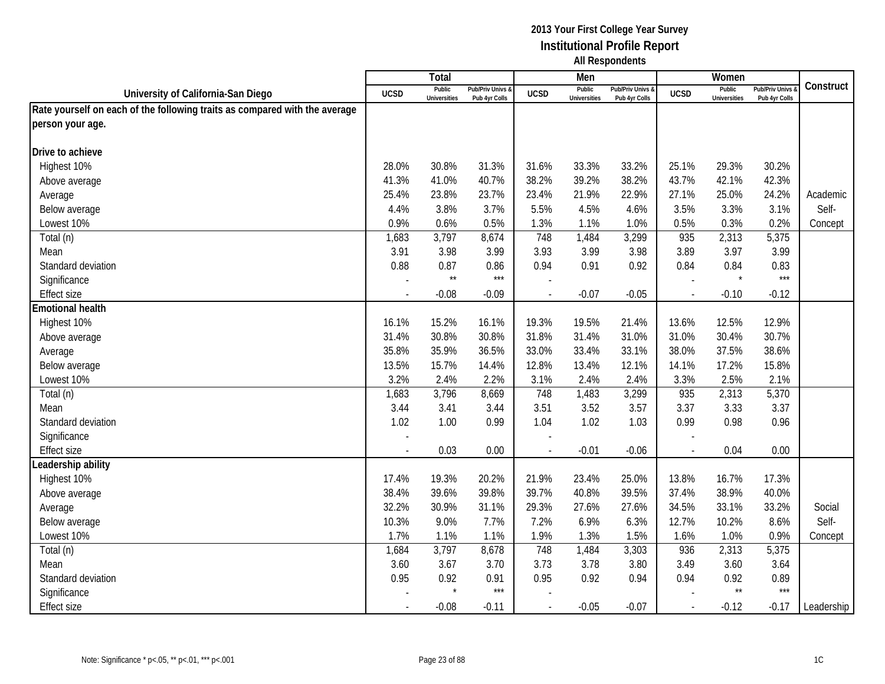**2013 Your First College Year Survey**
**Institutional Profile Report**
**All Respondents**

| University of California-San Diego | Total | | | Men | | | Women | | | Construct |
|---|---|---|---|---|---|---|---|---|---|---|
| | UCSD | Public Universities | Pub/Priv Univs & Pub 4yr Colls | UCSD | Public Universities | Pub/Priv Univs & Pub 4yr Colls | UCSD | Public Universities | Pub/Priv Univs & Pub 4yr Colls | |
| **Rate yourself on each of the following traits as compared with the average person your age.** | | | | | | | | | | |
| **Drive to achieve** | | | | | | | | | | |
| Highest 10% | 28.0% | 30.8% | 31.3% | 31.6% | 33.3% | 33.2% | 25.1% | 29.3% | 30.2% | |
| Above average | 41.3% | 41.0% | 40.7% | 38.2% | 39.2% | 38.2% | 43.7% | 42.1% | 42.3% | |
| Average | 25.4% | 23.8% | 23.7% | 23.4% | 21.9% | 22.9% | 27.1% | 25.0% | 24.2% | Academic |
| Below average | 4.4% | 3.8% | 3.7% | 5.5% | 4.5% | 4.6% | 3.5% | 3.3% | 3.1% | Self- |
| Lowest 10% | 0.9% | 0.6% | 0.5% | 1.3% | 1.1% | 1.0% | 0.5% | 0.3% | 0.2% | Concept |
| Total (n) | 1,683 | 3,797 | 8,674 | 748 | 1,484 | 3,299 | 935 | 2,313 | 5,375 | |
| Mean | 3.91 | 3.98 | 3.99 | 3.93 | 3.99 | 3.98 | 3.89 | 3.97 | 3.99 | |
| Standard deviation | 0.88 | 0.87 | 0.86 | 0.94 | 0.91 | 0.92 | 0.84 | 0.84 | 0.83 | |
| Significance | - | ** | *** | - | | | - | * | *** | |
| Effect size | - | -0.08 | -0.09 | - | -0.07 | -0.05 | - | -0.10 | -0.12 | |
| **Emotional health** | | | | | | | | | | |
| Highest 10% | 16.1% | 15.2% | 16.1% | 19.3% | 19.5% | 21.4% | 13.6% | 12.5% | 12.9% | |
| Above average | 31.4% | 30.8% | 30.8% | 31.8% | 31.4% | 31.0% | 31.0% | 30.4% | 30.7% | |
| Average | 35.8% | 35.9% | 36.5% | 33.0% | 33.4% | 33.1% | 38.0% | 37.5% | 38.6% | |
| Below average | 13.5% | 15.7% | 14.4% | 12.8% | 13.4% | 12.1% | 14.1% | 17.2% | 15.8% | |
| Lowest 10% | 3.2% | 2.4% | 2.2% | 3.1% | 2.4% | 2.4% | 3.3% | 2.5% | 2.1% | |
| Total (n) | 1,683 | 3,796 | 8,669 | 748 | 1,483 | 3,299 | 935 | 2,313 | 5,370 | |
| Mean | 3.44 | 3.41 | 3.44 | 3.51 | 3.52 | 3.57 | 3.37 | 3.33 | 3.37 | |
| Standard deviation | 1.02 | 1.00 | 0.99 | 1.04 | 1.02 | 1.03 | 0.99 | 0.98 | 0.96 | |
| Significance | - | | | - | | | - | | | |
| Effect size | - | 0.03 | 0.00 | - | -0.01 | -0.06 | - | 0.04 | 0.00 | |
| **Leadership ability** | | | | | | | | | | |
| Highest 10% | 17.4% | 19.3% | 20.2% | 21.9% | 23.4% | 25.0% | 13.8% | 16.7% | 17.3% | |
| Above average | 38.4% | 39.6% | 39.8% | 39.7% | 40.8% | 39.5% | 37.4% | 38.9% | 40.0% | |
| Average | 32.2% | 30.9% | 31.1% | 29.3% | 27.6% | 27.6% | 34.5% | 33.1% | 33.2% | Social |
| Below average | 10.3% | 9.0% | 7.7% | 7.2% | 6.9% | 6.3% | 12.7% | 10.2% | 8.6% | Self- |
| Lowest 10% | 1.7% | 1.1% | 1.1% | 1.9% | 1.3% | 1.5% | 1.6% | 1.0% | 0.9% | Concept |
| Total (n) | 1,684 | 3,797 | 8,678 | 748 | 1,484 | 3,303 | 936 | 2,313 | 5,375 | |
| Mean | 3.60 | 3.67 | 3.70 | 3.73 | 3.78 | 3.80 | 3.49 | 3.60 | 3.64 | |
| Standard deviation | 0.95 | 0.92 | 0.91 | 0.95 | 0.92 | 0.94 | 0.94 | 0.92 | 0.89 | |
| Significance | - | * | *** | - | | | - | ** | *** | |
| Effect size | - | -0.08 | -0.11 | - | -0.05 | -0.07 | - | -0.12 | -0.17 | Leadership |

Note: Significance * p<.05, ** p<.01, *** p<.001

1C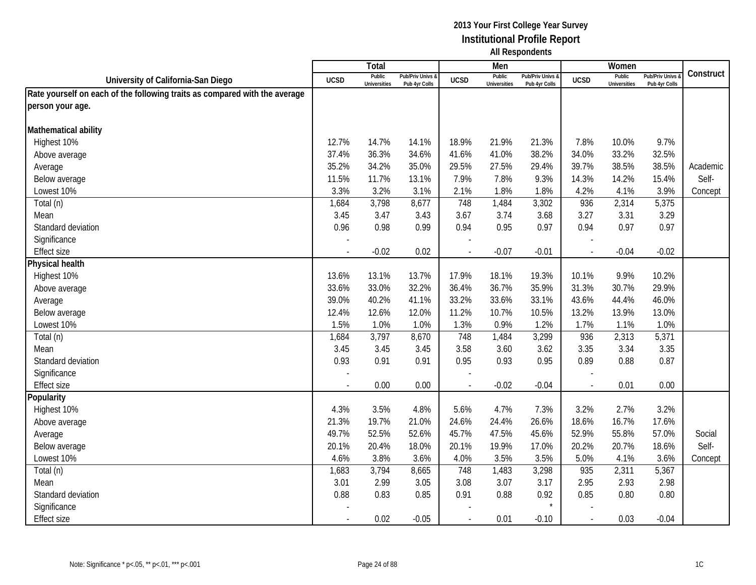**2013 Your First College Year Survey**
**Institutional Profile Report**
**All Respondents**

| University of California-San Diego | Total | | | Men | | | Women | | | Construct |
|---|---|---|---|---|---|---|---|---|---|---|
| | UCSD | Public Universities | Pub/Priv Univs & Pub 4yr Colls | UCSD | Public Universities | Pub/Priv Univs & Pub 4yr Colls | UCSD | Public Universities | Pub/Priv Univs & Pub 4yr Colls | |
| **Rate yourself on each of the following traits as compared with the average person your age.** | | | | | | | | | | |
| **Mathematical ability** | | | | | | | | | | |
| Highest 10% | 12.7% | 14.7% | 14.1% | 18.9% | 21.9% | 21.3% | 7.8% | 10.0% | 9.7% | |
| Above average | 37.4% | 36.3% | 34.6% | 41.6% | 41.0% | 38.2% | 34.0% | 33.2% | 32.5% | |
| Average | 35.2% | 34.2% | 35.0% | 29.5% | 27.5% | 29.4% | 39.7% | 38.5% | 38.5% | Academic |
| Below average | 11.5% | 11.7% | 13.1% | 7.9% | 7.8% | 9.3% | 14.3% | 14.2% | 15.4% | Self- |
| Lowest 10% | 3.3% | 3.2% | 3.1% | 2.1% | 1.8% | 1.8% | 4.2% | 4.1% | 3.9% | Concept |
| Total (n) | 1,684 | 3,798 | 8,677 | 748 | 1,484 | 3,302 | 936 | 2,314 | 5,375 | |
| Mean | 3.45 | 3.47 | 3.43 | 3.67 | 3.74 | 3.68 | 3.27 | 3.31 | 3.29 | |
| Standard deviation | 0.96 | 0.98 | 0.99 | 0.94 | 0.95 | 0.97 | 0.94 | 0.97 | 0.97 | |
| Significance | - | | | - | | | - | | | |
| Effect size | - | -0.02 | 0.02 | - | -0.07 | -0.01 | - | -0.04 | -0.02 | |
| **Physical health** | | | | | | | | | | |
| Highest 10% | 13.6% | 13.1% | 13.7% | 17.9% | 18.1% | 19.3% | 10.1% | 9.9% | 10.2% | |
| Above average | 33.6% | 33.0% | 32.2% | 36.4% | 36.7% | 35.9% | 31.3% | 30.7% | 29.9% | |
| Average | 39.0% | 40.2% | 41.1% | 33.2% | 33.6% | 33.1% | 43.6% | 44.4% | 46.0% | |
| Below average | 12.4% | 12.6% | 12.0% | 11.2% | 10.7% | 10.5% | 13.2% | 13.9% | 13.0% | |
| Lowest 10% | 1.5% | 1.0% | 1.0% | 1.3% | 0.9% | 1.2% | 1.7% | 1.1% | 1.0% | |
| Total (n) | 1,684 | 3,797 | 8,670 | 748 | 1,484 | 3,299 | 936 | 2,313 | 5,371 | |
| Mean | 3.45 | 3.45 | 3.45 | 3.58 | 3.60 | 3.62 | 3.35 | 3.34 | 3.35 | |
| Standard deviation | 0.93 | 0.91 | 0.91 | 0.95 | 0.93 | 0.95 | 0.89 | 0.88 | 0.87 | |
| Significance | - | | | - | | | - | | | |
| Effect size | - | 0.00 | 0.00 | - | -0.02 | -0.04 | - | 0.01 | 0.00 | |
| **Popularity** | | | | | | | | | | |
| Highest 10% | 4.3% | 3.5% | 4.8% | 5.6% | 4.7% | 7.3% | 3.2% | 2.7% | 3.2% | |
| Above average | 21.3% | 19.7% | 21.0% | 24.6% | 24.4% | 26.6% | 18.6% | 16.7% | 17.6% | |
| Average | 49.7% | 52.5% | 52.6% | 45.7% | 47.5% | 45.6% | 52.9% | 55.8% | 57.0% | Social |
| Below average | 20.1% | 20.4% | 18.0% | 20.1% | 19.9% | 17.0% | 20.2% | 20.7% | 18.6% | Self- |
| Lowest 10% | 4.6% | 3.8% | 3.6% | 4.0% | 3.5% | 3.5% | 5.0% | 4.1% | 3.6% | Concept |
| Total (n) | 1,683 | 3,794 | 8,665 | 748 | 1,483 | 3,298 | 935 | 2,311 | 5,367 | |
| Mean | 3.01 | 2.99 | 3.05 | 3.08 | 3.07 | 3.17 | 2.95 | 2.93 | 2.98 | |
| Standard deviation | 0.88 | 0.83 | 0.85 | 0.91 | 0.88 | 0.92 | 0.85 | 0.80 | 0.80 | |
| Significance | - | | | - | | * | - | | | |
| Effect size | - | 0.02 | -0.05 | - | 0.01 | -0.10 | - | 0.03 | -0.04 | |

Note: Significance * p<.05, ** p<.01, *** p<.001

1C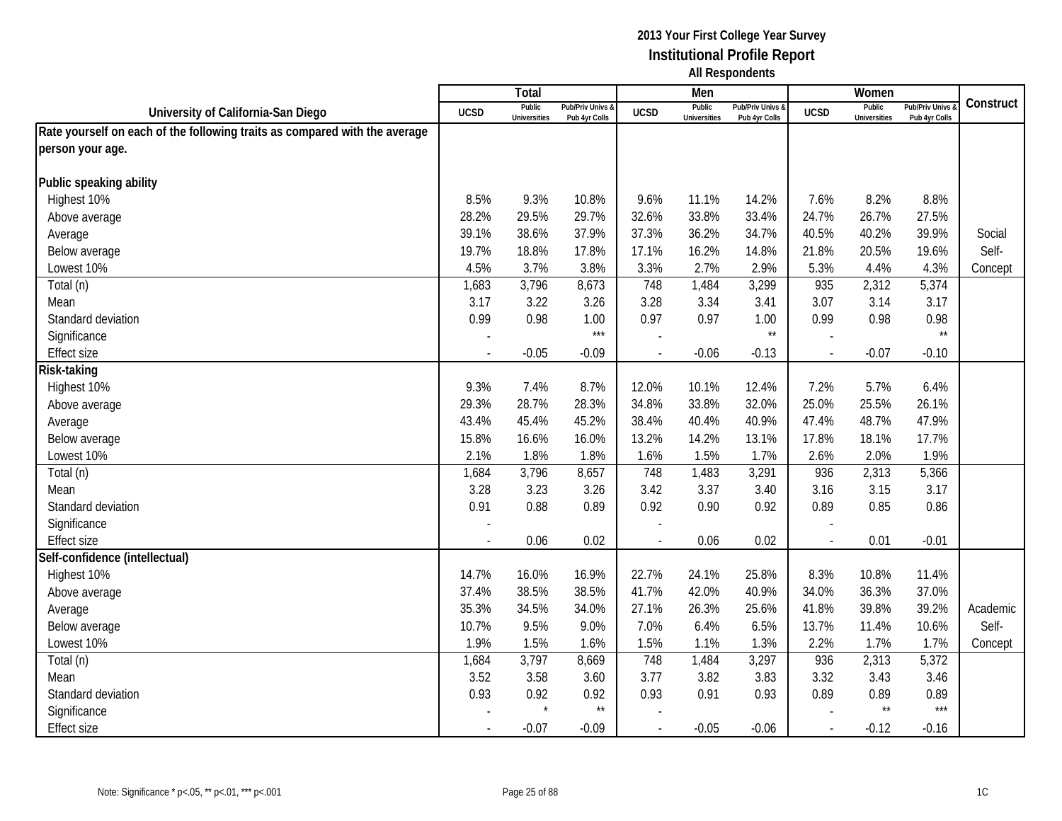**2013 Your First College Year Survey**
## Institutional Profile Report
**All Respondents**

| University of California-San Diego | Total | | | Men | | | Women | | | Construct |
|---|---|---|---|---|---|---|---|---|---|---|
| | UCSD | Public Universities | Pub/Priv Univs & Pub 4yr Colls | UCSD | Public Universities | Pub/Priv Univs & Pub 4yr Colls | UCSD | Public Universities | Pub/Priv Univs & Pub 4yr Colls | |
| **Rate yourself on each of the following traits as compared with the average person your age.** | | | | | | | | | | |
| **Public speaking ability** | | | | | | | | | | |
| Highest 10% | 8.5% | 9.3% | 10.8% | 9.6% | 11.1% | 14.2% | 7.6% | 8.2% | 8.8% | |
| Above average | 28.2% | 29.5% | 29.7% | 32.6% | 33.8% | 33.4% | 24.7% | 26.7% | 27.5% | |
| Average | 39.1% | 38.6% | 37.9% | 37.3% | 36.2% | 34.7% | 40.5% | 40.2% | 39.9% | Social |
| Below average | 19.7% | 18.8% | 17.8% | 17.1% | 16.2% | 14.8% | 21.8% | 20.5% | 19.6% | Self- |
| Lowest 10% | 4.5% | 3.7% | 3.8% | 3.3% | 2.7% | 2.9% | 5.3% | 4.4% | 4.3% | Concept |
| Total (n) | 1,683 | 3,796 | 8,673 | 748 | 1,484 | 3,299 | 935 | 2,312 | 5,374 | |
| Mean | 3.17 | 3.22 | 3.26 | 3.28 | 3.34 | 3.41 | 3.07 | 3.14 | 3.17 | |
| Standard deviation | 0.99 | 0.98 | 1.00 | 0.97 | 0.97 | 1.00 | 0.99 | 0.98 | 0.98 | |
| Significance | - | | *** | - | | ** | - | | ** | |
| Effect size | - | -0.05 | -0.09 | - | -0.06 | -0.13 | - | -0.07 | -0.10 | |
| **Risk-taking** | | | | | | | | | | |
| Highest 10% | 9.3% | 7.4% | 8.7% | 12.0% | 10.1% | 12.4% | 7.2% | 5.7% | 6.4% | |
| Above average | 29.3% | 28.7% | 28.3% | 34.8% | 33.8% | 32.0% | 25.0% | 25.5% | 26.1% | |
| Average | 43.4% | 45.4% | 45.2% | 38.4% | 40.4% | 40.9% | 47.4% | 48.7% | 47.9% | |
| Below average | 15.8% | 16.6% | 16.0% | 13.2% | 14.2% | 13.1% | 17.8% | 18.1% | 17.7% | |
| Lowest 10% | 2.1% | 1.8% | 1.8% | 1.6% | 1.5% | 1.7% | 2.6% | 2.0% | 1.9% | |
| Total (n) | 1,684 | 3,796 | 8,657 | 748 | 1,483 | 3,291 | 936 | 2,313 | 5,366 | |
| Mean | 3.28 | 3.23 | 3.26 | 3.42 | 3.37 | 3.40 | 3.16 | 3.15 | 3.17 | |
| Standard deviation | 0.91 | 0.88 | 0.89 | 0.92 | 0.90 | 0.92 | 0.89 | 0.85 | 0.86 | |
| Significance | - | | | - | | | - | | | |
| Effect size | - | 0.06 | 0.02 | - | 0.06 | 0.02 | - | 0.01 | -0.01 | |
| **Self-confidence (intellectual)** | | | | | | | | | | |
| Highest 10% | 14.7% | 16.0% | 16.9% | 22.7% | 24.1% | 25.8% | 8.3% | 10.8% | 11.4% | |
| Above average | 37.4% | 38.5% | 38.5% | 41.7% | 42.0% | 40.9% | 34.0% | 36.3% | 37.0% | |
| Average | 35.3% | 34.5% | 34.0% | 27.1% | 26.3% | 25.6% | 41.8% | 39.8% | 39.2% | Academic |
| Below average | 10.7% | 9.5% | 9.0% | 7.0% | 6.4% | 6.5% | 13.7% | 11.4% | 10.6% | Self- |
| Lowest 10% | 1.9% | 1.5% | 1.6% | 1.5% | 1.1% | 1.3% | 2.2% | 1.7% | 1.7% | Concept |
| Total (n) | 1,684 | 3,797 | 8,669 | 748 | 1,484 | 3,297 | 936 | 2,313 | 5,372 | |
| Mean | 3.52 | 3.58 | 3.60 | 3.77 | 3.82 | 3.83 | 3.32 | 3.43 | 3.46 | |
| Standard deviation | 0.93 | 0.92 | 0.92 | 0.93 | 0.91 | 0.93 | 0.89 | 0.89 | 0.89 | |
| Significance | - | * | ** | - | | | - | ** | *** | |
| Effect size | - | -0.07 | -0.09 | - | -0.05 | -0.06 | - | -0.12 | -0.16 | |

Note: Significance * p<.05, ** p<.01, *** p<.001

1C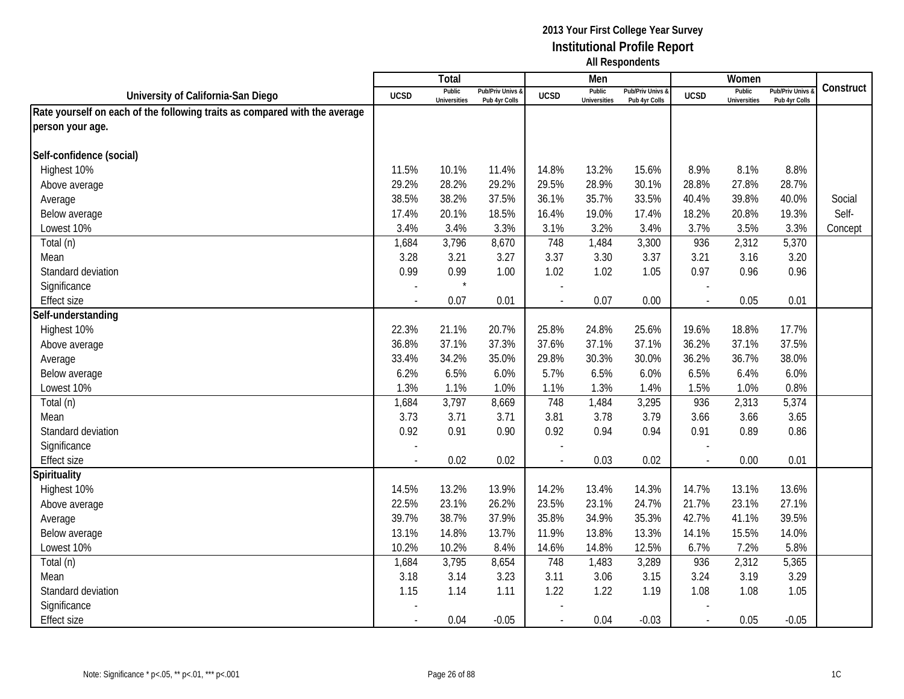**2013 Your First College Year Survey**
**Institutional Profile Report**
**All Respondents**

| University of California-San Diego | Total | | | Men | | | Women | | | Construct |
|---|---|---|---|---|---|---|---|---|---|---|
| | UCSD | Public Universities | Pub/Priv Univs & Pub 4yr Colls | UCSD | Public Universities | Pub/Priv Univs & Pub 4yr Colls | UCSD | Public Universities | Pub/Priv Univs & Pub 4yr Colls | |
| **Rate yourself on each of the following traits as compared with the average person your age.** | | | | | | | | | | |
| **Self-confidence (social)** | | | | | | | | | | |
| Highest 10% | 11.5% | 10.1% | 11.4% | 14.8% | 13.2% | 15.6% | 8.9% | 8.1% | 8.8% | |
| Above average | 29.2% | 28.2% | 29.2% | 29.5% | 28.9% | 30.1% | 28.8% | 27.8% | 28.7% | |
| Average | 38.5% | 38.2% | 37.5% | 36.1% | 35.7% | 33.5% | 40.4% | 39.8% | 40.0% | Social Self-Concept |
| Below average | 17.4% | 20.1% | 18.5% | 16.4% | 19.0% | 17.4% | 18.2% | 20.8% | 19.3% | |
| Lowest 10% | 3.4% | 3.4% | 3.3% | 3.1% | 3.2% | 3.4% | 3.7% | 3.5% | 3.3% | |
| Total (n) | 1,684 | 3,796 | 8,670 | 748 | 1,484 | 3,300 | 936 | 2,312 | 5,370 | |
| Mean | 3.28 | 3.21 | 3.27 | 3.37 | 3.30 | 3.37 | 3.21 | 3.16 | 3.20 | |
| Standard deviation | 0.99 | 0.99 | 1.00 | 1.02 | 1.02 | 1.05 | 0.97 | 0.96 | 0.96 | |
| Significance | - | * | | - | | | - | | | |
| Effect size | - | 0.07 | 0.01 | - | 0.07 | 0.00 | - | 0.05 | 0.01 | |
| **Self-understanding** | | | | | | | | | | |
| Highest 10% | 22.3% | 21.1% | 20.7% | 25.8% | 24.8% | 25.6% | 19.6% | 18.8% | 17.7% | |
| Above average | 36.8% | 37.1% | 37.3% | 37.6% | 37.1% | 37.1% | 36.2% | 37.1% | 37.5% | |
| Average | 33.4% | 34.2% | 35.0% | 29.8% | 30.3% | 30.0% | 36.2% | 36.7% | 38.0% | |
| Below average | 6.2% | 6.5% | 6.0% | 5.7% | 6.5% | 6.0% | 6.5% | 6.4% | 6.0% | |
| Lowest 10% | 1.3% | 1.1% | 1.0% | 1.1% | 1.3% | 1.4% | 1.5% | 1.0% | 0.8% | |
| Total (n) | 1,684 | 3,797 | 8,669 | 748 | 1,484 | 3,295 | 936 | 2,313 | 5,374 | |
| Mean | 3.73 | 3.71 | 3.71 | 3.81 | 3.78 | 3.79 | 3.66 | 3.66 | 3.65 | |
| Standard deviation | 0.92 | 0.91 | 0.90 | 0.92 | 0.94 | 0.94 | 0.91 | 0.89 | 0.86 | |
| Significance | - | | | - | | | - | | | |
| Effect size | - | 0.02 | 0.02 | - | 0.03 | 0.02 | - | 0.00 | 0.01 | |
| **Spirituality** | | | | | | | | | | |
| Highest 10% | 14.5% | 13.2% | 13.9% | 14.2% | 13.4% | 14.3% | 14.7% | 13.1% | 13.6% | |
| Above average | 22.5% | 23.1% | 26.2% | 23.5% | 23.1% | 24.7% | 21.7% | 23.1% | 27.1% | |
| Average | 39.7% | 38.7% | 37.9% | 35.8% | 34.9% | 35.3% | 42.7% | 41.1% | 39.5% | |
| Below average | 13.1% | 14.8% | 13.7% | 11.9% | 13.8% | 13.3% | 14.1% | 15.5% | 14.0% | |
| Lowest 10% | 10.2% | 10.2% | 8.4% | 14.6% | 14.8% | 12.5% | 6.7% | 7.2% | 5.8% | |
| Total (n) | 1,684 | 3,795 | 8,654 | 748 | 1,483 | 3,289 | 936 | 2,312 | 5,365 | |
| Mean | 3.18 | 3.14 | 3.23 | 3.11 | 3.06 | 3.15 | 3.24 | 3.19 | 3.29 | |
| Standard deviation | 1.15 | 1.14 | 1.11 | 1.22 | 1.22 | 1.19 | 1.08 | 1.08 | 1.05 | |
| Significance | - | | | - | | | - | | | |
| Effect size | - | 0.04 | -0.05 | - | 0.04 | -0.03 | - | 0.05 | -0.05 | |

Note: Significance * p<.05, ** p<.01, *** p<.001

1C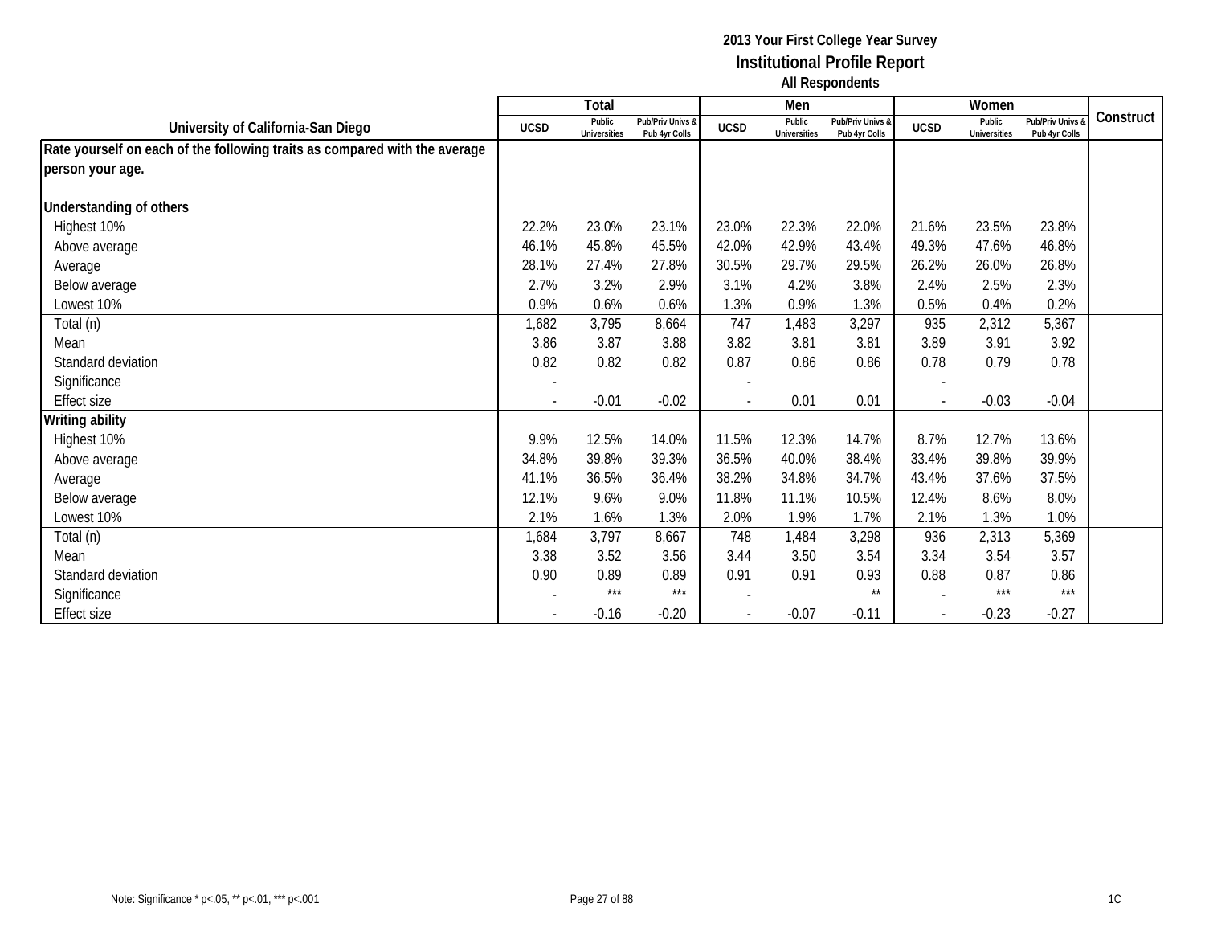# 2013 Your First College Year Survey

## Institutional Profile Report

### All Respondents

| University of California-San Diego | Total | | | Men | | | Women | | | Construct |
|---|---|---|---|---|---|---|---|---|---|---|
| | UCSD | Public Universities | Pub/Priv Univs & Pub 4yr Colls | UCSD | Public Universities | Pub/Priv Univs & Pub 4yr Colls | UCSD | Public Universities | Pub/Priv Univs & Pub 4yr Colls | |
| **Rate yourself on each of the following traits as compared with the average person your age.** | | | | | | | | | | |
| **Understanding of others** | | | | | | | | | | |
| Highest 10% | 22.2% | 23.0% | 23.1% | 23.0% | 22.3% | 22.0% | 21.6% | 23.5% | 23.8% | |
| Above average | 46.1% | 45.8% | 45.5% | 42.0% | 42.9% | 43.4% | 49.3% | 47.6% | 46.8% | |
| Average | 28.1% | 27.4% | 27.8% | 30.5% | 29.7% | 29.5% | 26.2% | 26.0% | 26.8% | |
| Below average | 2.7% | 3.2% | 2.9% | 3.1% | 4.2% | 3.8% | 2.4% | 2.5% | 2.3% | |
| Lowest 10% | 0.9% | 0.6% | 0.6% | 1.3% | 0.9% | 1.3% | 0.5% | 0.4% | 0.2% | |
| Total (n) | 1,682 | 3,795 | 8,664 | 747 | 1,483 | 3,297 | 935 | 2,312 | 5,367 | |
| Mean | 3.86 | 3.87 | 3.88 | 3.82 | 3.81 | 3.81 | 3.89 | 3.91 | 3.92 | |
| Standard deviation | 0.82 | 0.82 | 0.82 | 0.87 | 0.86 | 0.86 | 0.78 | 0.79 | 0.78 | |
| Significance | - | | | - | | | - | | | |
| Effect size | - | -0.01 | -0.02 | - | 0.01 | 0.01 | - | -0.03 | -0.04 | |
| **Writing ability** | | | | | | | | | | |
| Highest 10% | 9.9% | 12.5% | 14.0% | 11.5% | 12.3% | 14.7% | 8.7% | 12.7% | 13.6% | |
| Above average | 34.8% | 39.8% | 39.3% | 36.5% | 40.0% | 38.4% | 33.4% | 39.8% | 39.9% | |
| Average | 41.1% | 36.5% | 36.4% | 38.2% | 34.8% | 34.7% | 43.4% | 37.6% | 37.5% | |
| Below average | 12.1% | 9.6% | 9.0% | 11.8% | 11.1% | 10.5% | 12.4% | 8.6% | 8.0% | |
| Lowest 10% | 2.1% | 1.6% | 1.3% | 2.0% | 1.9% | 1.7% | 2.1% | 1.3% | 1.0% | |
| Total (n) | 1,684 | 3,797 | 8,667 | 748 | 1,484 | 3,298 | 936 | 2,313 | 5,369 | |
| Mean | 3.38 | 3.52 | 3.56 | 3.44 | 3.50 | 3.54 | 3.34 | 3.54 | 3.57 | |
| Standard deviation | 0.90 | 0.89 | 0.89 | 0.91 | 0.91 | 0.93 | 0.88 | 0.87 | 0.86 | |
| Significance | - | *** | *** | - | | ** | - | *** | *** | |
| Effect size | - | -0.16 | -0.20 | - | -0.07 | -0.11 | - | -0.23 | -0.27 | |

Note: Significance * p<.05, ** p<.01, *** p<.001

1C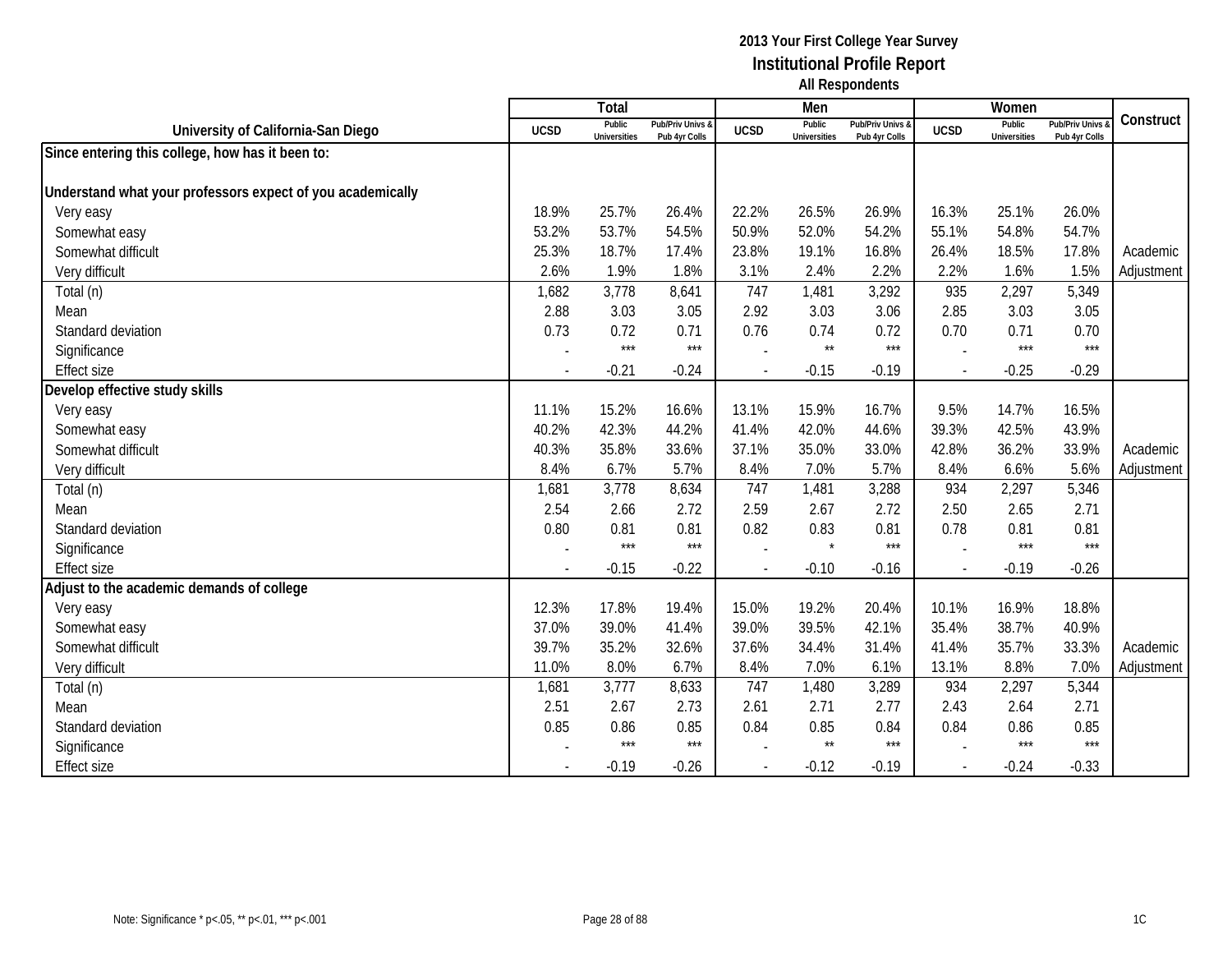# 2013 Your First College Year Survey
## Institutional Profile Report
### All Respondents

| University of California-San Diego | Total | | | Men | | | Women | | | Construct |
|---|---|---|---|---|---|---|---|---|---|---|
| | UCSD | Public Universities | Pub/Priv Univs & Pub 4yr Colls | UCSD | Public Universities | Pub/Priv Univs & Pub 4yr Colls | UCSD | Public Universities | Pub/Priv Univs & Pub 4yr Colls | |
| **Since entering this college, how has it been to:** | | | | | | | | | | |
| **Understand what your professors expect of you academically** | | | | | | | | | | |
| Very easy | 18.9% | 25.7% | 26.4% | 22.2% | 26.5% | 26.9% | 16.3% | 25.1% | 26.0% | |
| Somewhat easy | 53.2% | 53.7% | 54.5% | 50.9% | 52.0% | 54.2% | 55.1% | 54.8% | 54.7% | |
| Somewhat difficult | 25.3% | 18.7% | 17.4% | 23.8% | 19.1% | 16.8% | 26.4% | 18.5% | 17.8% | Academic |
| Very difficult | 2.6% | 1.9% | 1.8% | 3.1% | 2.4% | 2.2% | 2.2% | 1.6% | 1.5% | Adjustment |
| Total (n) | 1,682 | 3,778 | 8,641 | 747 | 1,481 | 3,292 | 935 | 2,297 | 5,349 | |
| Mean | 2.88 | 3.03 | 3.05 | 2.92 | 3.03 | 3.06 | 2.85 | 3.03 | 3.05 | |
| Standard deviation | 0.73 | 0.72 | 0.71 | 0.76 | 0.74 | 0.72 | 0.70 | 0.71 | 0.70 | |
| Significance | - | *** | *** | - | ** | *** | - | *** | *** | |
| Effect size | - | -0.21 | -0.24 | - | -0.15 | -0.19 | - | -0.25 | -0.29 | |
| **Develop effective study skills** | | | | | | | | | | |
| Very easy | 11.1% | 15.2% | 16.6% | 13.1% | 15.9% | 16.7% | 9.5% | 14.7% | 16.5% | |
| Somewhat easy | 40.2% | 42.3% | 44.2% | 41.4% | 42.0% | 44.6% | 39.3% | 42.5% | 43.9% | |
| Somewhat difficult | 40.3% | 35.8% | 33.6% | 37.1% | 35.0% | 33.0% | 42.8% | 36.2% | 33.9% | Academic |
| Very difficult | 8.4% | 6.7% | 5.7% | 8.4% | 7.0% | 5.7% | 8.4% | 6.6% | 5.6% | Adjustment |
| Total (n) | 1,681 | 3,778 | 8,634 | 747 | 1,481 | 3,288 | 934 | 2,297 | 5,346 | |
| Mean | 2.54 | 2.66 | 2.72 | 2.59 | 2.67 | 2.72 | 2.50 | 2.65 | 2.71 | |
| Standard deviation | 0.80 | 0.81 | 0.81 | 0.82 | 0.83 | 0.81 | 0.78 | 0.81 | 0.81 | |
| Significance | - | *** | *** | - | * | *** | - | *** | *** | |
| Effect size | - | -0.15 | -0.22 | - | -0.10 | -0.16 | - | -0.19 | -0.26 | |
| **Adjust to the academic demands of college** | | | | | | | | | | |
| Very easy | 12.3% | 17.8% | 19.4% | 15.0% | 19.2% | 20.4% | 10.1% | 16.9% | 18.8% | |
| Somewhat easy | 37.0% | 39.0% | 41.4% | 39.0% | 39.5% | 42.1% | 35.4% | 38.7% | 40.9% | |
| Somewhat difficult | 39.7% | 35.2% | 32.6% | 37.6% | 34.4% | 31.4% | 41.4% | 35.7% | 33.3% | Academic |
| Very difficult | 11.0% | 8.0% | 6.7% | 8.4% | 7.0% | 6.1% | 13.1% | 8.8% | 7.0% | Adjustment |
| Total (n) | 1,681 | 3,777 | 8,633 | 747 | 1,480 | 3,289 | 934 | 2,297 | 5,344 | |
| Mean | 2.51 | 2.67 | 2.73 | 2.61 | 2.71 | 2.77 | 2.43 | 2.64 | 2.71 | |
| Standard deviation | 0.85 | 0.86 | 0.85 | 0.84 | 0.85 | 0.84 | 0.84 | 0.86 | 0.85 | |
| Significance | - | *** | *** | - | ** | *** | - | *** | *** | |
| Effect size | - | -0.19 | -0.26 | - | -0.12 | -0.19 | - | -0.24 | -0.33 | |

Note: Significance * p<.05, ** p<.01, *** p<.001

1C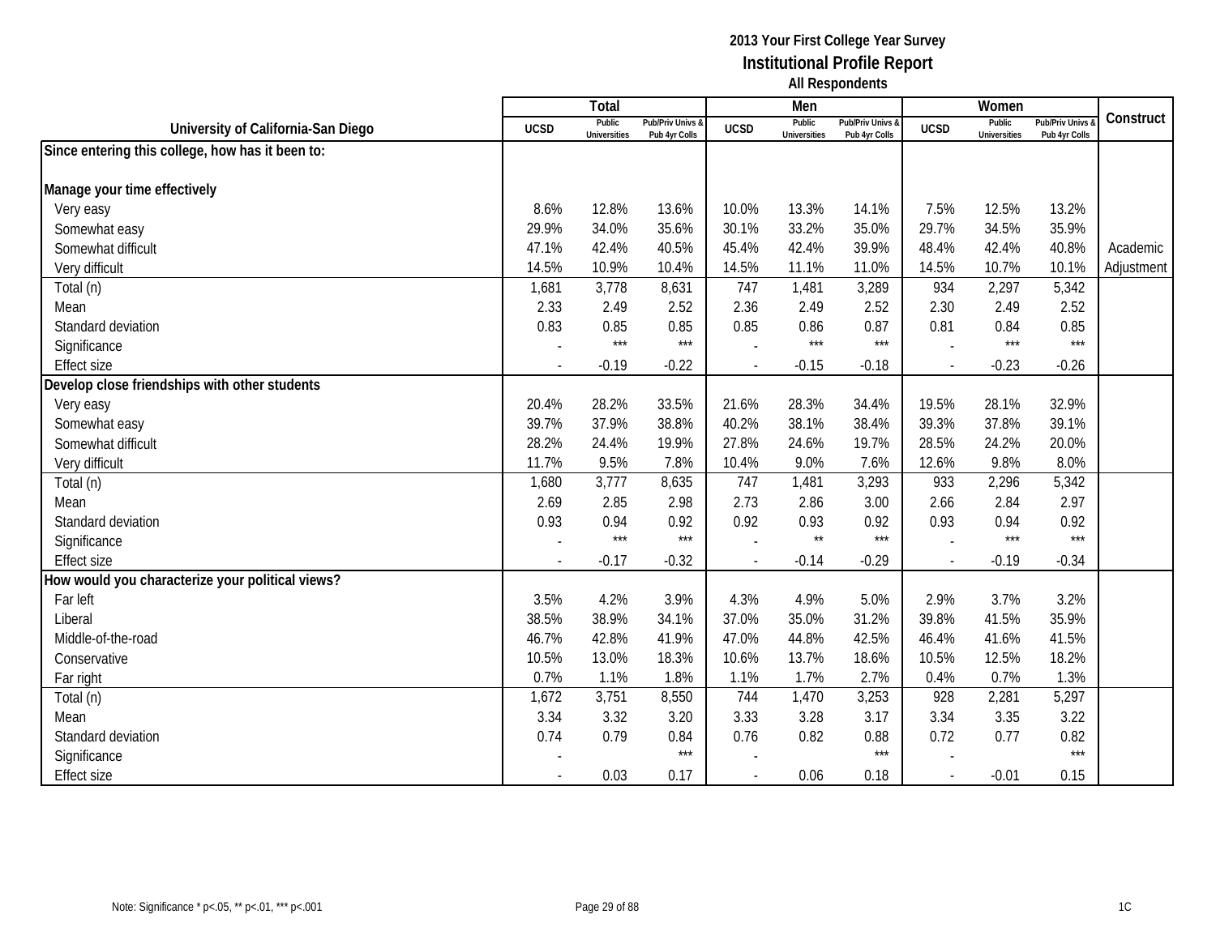**2013 Your First College Year Survey**
**Institutional Profile Report**
**All Respondents**

| University of California-San Diego | Total | | | Men | | | Women | | | Construct |
|---|---|---|---|---|---|---|---|---|---|---|
| | UCSD | Public Universities | Pub/Priv Univs & Pub 4yr Colls | UCSD | Public Universities | Pub/Priv Univs & Pub 4yr Colls | UCSD | Public Universities | Pub/Priv Univs & Pub 4yr Colls | |
| **Since entering this college, how has it been to:** | | | | | | | | | | |
| **Manage your time effectively** | | | | | | | | | | |
| Very easy | 8.6% | 12.8% | 13.6% | 10.0% | 13.3% | 14.1% | 7.5% | 12.5% | 13.2% | |
| Somewhat easy | 29.9% | 34.0% | 35.6% | 30.1% | 33.2% | 35.0% | 29.7% | 34.5% | 35.9% | |
| Somewhat difficult | 47.1% | 42.4% | 40.5% | 45.4% | 42.4% | 39.9% | 48.4% | 42.4% | 40.8% | Academic |
| Very difficult | 14.5% | 10.9% | 10.4% | 14.5% | 11.1% | 11.0% | 14.5% | 10.7% | 10.1% | Adjustment |
| Total (n) | 1,681 | 3,778 | 8,631 | 747 | 1,481 | 3,289 | 934 | 2,297 | 5,342 | |
| Mean | 2.33 | 2.49 | 2.52 | 2.36 | 2.49 | 2.52 | 2.30 | 2.49 | 2.52 | |
| Standard deviation | 0.83 | 0.85 | 0.85 | 0.85 | 0.86 | 0.87 | 0.81 | 0.84 | 0.85 | |
| Significance | - | *** | *** | - | *** | *** | - | *** | *** | |
| Effect size | - | -0.19 | -0.22 | - | -0.15 | -0.18 | - | -0.23 | -0.26 | |
| **Develop close friendships with other students** | | | | | | | | | | |
| Very easy | 20.4% | 28.2% | 33.5% | 21.6% | 28.3% | 34.4% | 19.5% | 28.1% | 32.9% | |
| Somewhat easy | 39.7% | 37.9% | 38.8% | 40.2% | 38.1% | 38.4% | 39.3% | 37.8% | 39.1% | |
| Somewhat difficult | 28.2% | 24.4% | 19.9% | 27.8% | 24.6% | 19.7% | 28.5% | 24.2% | 20.0% | |
| Very difficult | 11.7% | 9.5% | 7.8% | 10.4% | 9.0% | 7.6% | 12.6% | 9.8% | 8.0% | |
| Total (n) | 1,680 | 3,777 | 8,635 | 747 | 1,481 | 3,293 | 933 | 2,296 | 5,342 | |
| Mean | 2.69 | 2.85 | 2.98 | 2.73 | 2.86 | 3.00 | 2.66 | 2.84 | 2.97 | |
| Standard deviation | 0.93 | 0.94 | 0.92 | 0.92 | 0.93 | 0.92 | 0.93 | 0.94 | 0.92 | |
| Significance | - | *** | *** | - | ** | *** | - | *** | *** | |
| Effect size | - | -0.17 | -0.32 | - | -0.14 | -0.29 | - | -0.19 | -0.34 | |
| **How would you characterize your political views?** | | | | | | | | | | |
| Far left | 3.5% | 4.2% | 3.9% | 4.3% | 4.9% | 5.0% | 2.9% | 3.7% | 3.2% | |
| Liberal | 38.5% | 38.9% | 34.1% | 37.0% | 35.0% | 31.2% | 39.8% | 41.5% | 35.9% | |
| Middle-of-the-road | 46.7% | 42.8% | 41.9% | 47.0% | 44.8% | 42.5% | 46.4% | 41.6% | 41.5% | |
| Conservative | 10.5% | 13.0% | 18.3% | 10.6% | 13.7% | 18.6% | 10.5% | 12.5% | 18.2% | |
| Far right | 0.7% | 1.1% | 1.8% | 1.1% | 1.7% | 2.7% | 0.4% | 0.7% | 1.3% | |
| Total (n) | 1,672 | 3,751 | 8,550 | 744 | 1,470 | 3,253 | 928 | 2,281 | 5,297 | |
| Mean | 3.34 | 3.32 | 3.20 | 3.33 | 3.28 | 3.17 | 3.34 | 3.35 | 3.22 | |
| Standard deviation | 0.74 | 0.79 | 0.84 | 0.76 | 0.82 | 0.88 | 0.72 | 0.77 | 0.82 | |
| Significance | - | | *** | - | | *** | - | | *** | |
| Effect size | - | 0.03 | 0.17 | - | 0.06 | 0.18 | - | -0.01 | 0.15 | |

Note: Significance * p<.05, ** p<.01, *** p<.001

1C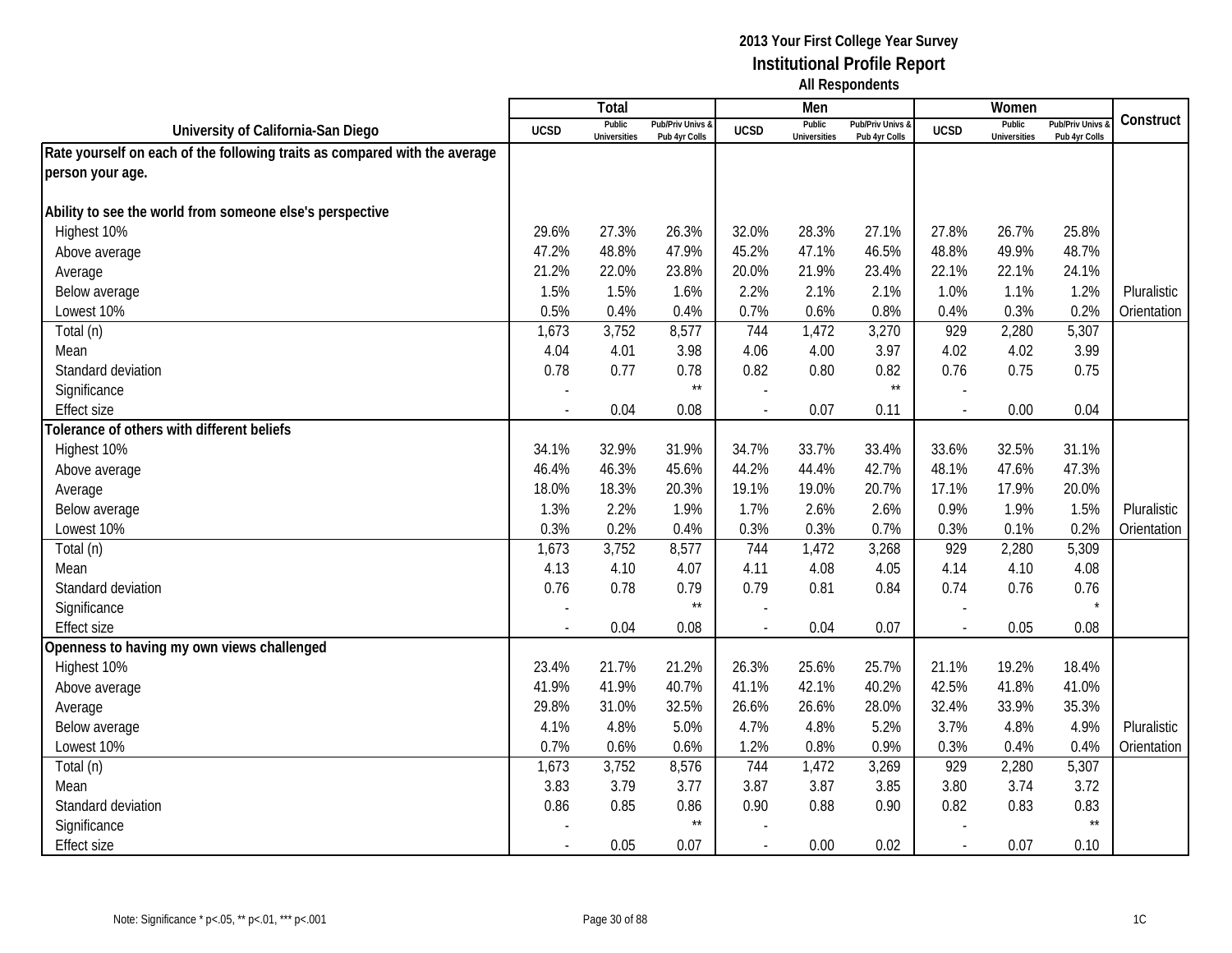# 2013 Your First College Year Survey
## Institutional Profile Report
### All Respondents

| University of California-San Diego | Total | | | Men | | | Women | | | Construct |
|---|---|---|---|---|---|---|---|---|---|---|
| | UCSD | Public Universities | Pub/Priv Univs & Pub 4yr Colls | UCSD | Public Universities | Pub/Priv Univs & Pub 4yr Colls | UCSD | Public Universities | Pub/Priv Univs & Pub 4yr Colls | |
| **Rate yourself on each of the following traits as compared with the average person your age.** | | | | | | | | | | |
| **Ability to see the world from someone else's perspective** | | | | | | | | | | |
| Highest 10% | 29.6% | 27.3% | 26.3% | 32.0% | 28.3% | 27.1% | 27.8% | 26.7% | 25.8% | |
| Above average | 47.2% | 48.8% | 47.9% | 45.2% | 47.1% | 46.5% | 48.8% | 49.9% | 48.7% | |
| Average | 21.2% | 22.0% | 23.8% | 20.0% | 21.9% | 23.4% | 22.1% | 22.1% | 24.1% | |
| Below average | 1.5% | 1.5% | 1.6% | 2.2% | 2.1% | 2.1% | 1.0% | 1.1% | 1.2% | Pluralistic |
| Lowest 10% | 0.5% | 0.4% | 0.4% | 0.7% | 0.6% | 0.8% | 0.4% | 0.3% | 0.2% | Orientation |
| Total (n) | 1,673 | 3,752 | 8,577 | 744 | 1,472 | 3,270 | 929 | 2,280 | 5,307 | |
| Mean | 4.04 | 4.01 | 3.98 | 4.06 | 4.00 | 3.97 | 4.02 | 4.02 | 3.99 | |
| Standard deviation | 0.78 | 0.77 | 0.78 | 0.82 | 0.80 | 0.82 | 0.76 | 0.75 | 0.75 | |
| Significance | - | | ** | - | | ** | - | | | |
| Effect size | - | 0.04 | 0.08 | - | 0.07 | 0.11 | - | 0.00 | 0.04 | |
| **Tolerance of others with different beliefs** | | | | | | | | | | |
| Highest 10% | 34.1% | 32.9% | 31.9% | 34.7% | 33.7% | 33.4% | 33.6% | 32.5% | 31.1% | |
| Above average | 46.4% | 46.3% | 45.6% | 44.2% | 44.4% | 42.7% | 48.1% | 47.6% | 47.3% | |
| Average | 18.0% | 18.3% | 20.3% | 19.1% | 19.0% | 20.7% | 17.1% | 17.9% | 20.0% | |
| Below average | 1.3% | 2.2% | 1.9% | 1.7% | 2.6% | 2.6% | 0.9% | 1.9% | 1.5% | Pluralistic |
| Lowest 10% | 0.3% | 0.2% | 0.4% | 0.3% | 0.3% | 0.7% | 0.3% | 0.1% | 0.2% | Orientation |
| Total (n) | 1,673 | 3,752 | 8,577 | 744 | 1,472 | 3,268 | 929 | 2,280 | 5,309 | |
| Mean | 4.13 | 4.10 | 4.07 | 4.11 | 4.08 | 4.05 | 4.14 | 4.10 | 4.08 | |
| Standard deviation | 0.76 | 0.78 | 0.79 | 0.79 | 0.81 | 0.84 | 0.74 | 0.76 | 0.76 | |
| Significance | - | | ** | - | | | - | | * | |
| Effect size | - | 0.04 | 0.08 | - | 0.04 | 0.07 | - | 0.05 | 0.08 | |
| **Openness to having my own views challenged** | | | | | | | | | | |
| Highest 10% | 23.4% | 21.7% | 21.2% | 26.3% | 25.6% | 25.7% | 21.1% | 19.2% | 18.4% | |
| Above average | 41.9% | 41.9% | 40.7% | 41.1% | 42.1% | 40.2% | 42.5% | 41.8% | 41.0% | |
| Average | 29.8% | 31.0% | 32.5% | 26.6% | 26.6% | 28.0% | 32.4% | 33.9% | 35.3% | |
| Below average | 4.1% | 4.8% | 5.0% | 4.7% | 4.8% | 5.2% | 3.7% | 4.8% | 4.9% | Pluralistic |
| Lowest 10% | 0.7% | 0.6% | 0.6% | 1.2% | 0.8% | 0.9% | 0.3% | 0.4% | 0.4% | Orientation |
| Total (n) | 1,673 | 3,752 | 8,576 | 744 | 1,472 | 3,269 | 929 | 2,280 | 5,307 | |
| Mean | 3.83 | 3.79 | 3.77 | 3.87 | 3.87 | 3.85 | 3.80 | 3.74 | 3.72 | |
| Standard deviation | 0.86 | 0.85 | 0.86 | 0.90 | 0.88 | 0.90 | 0.82 | 0.83 | 0.83 | |
| Significance | - | | ** | - | | | - | | ** | |
| Effect size | - | 0.05 | 0.07 | - | 0.00 | 0.02 | - | 0.07 | 0.10 | |

Note: Significance * p<.05, ** p<.01, *** p<.001

1C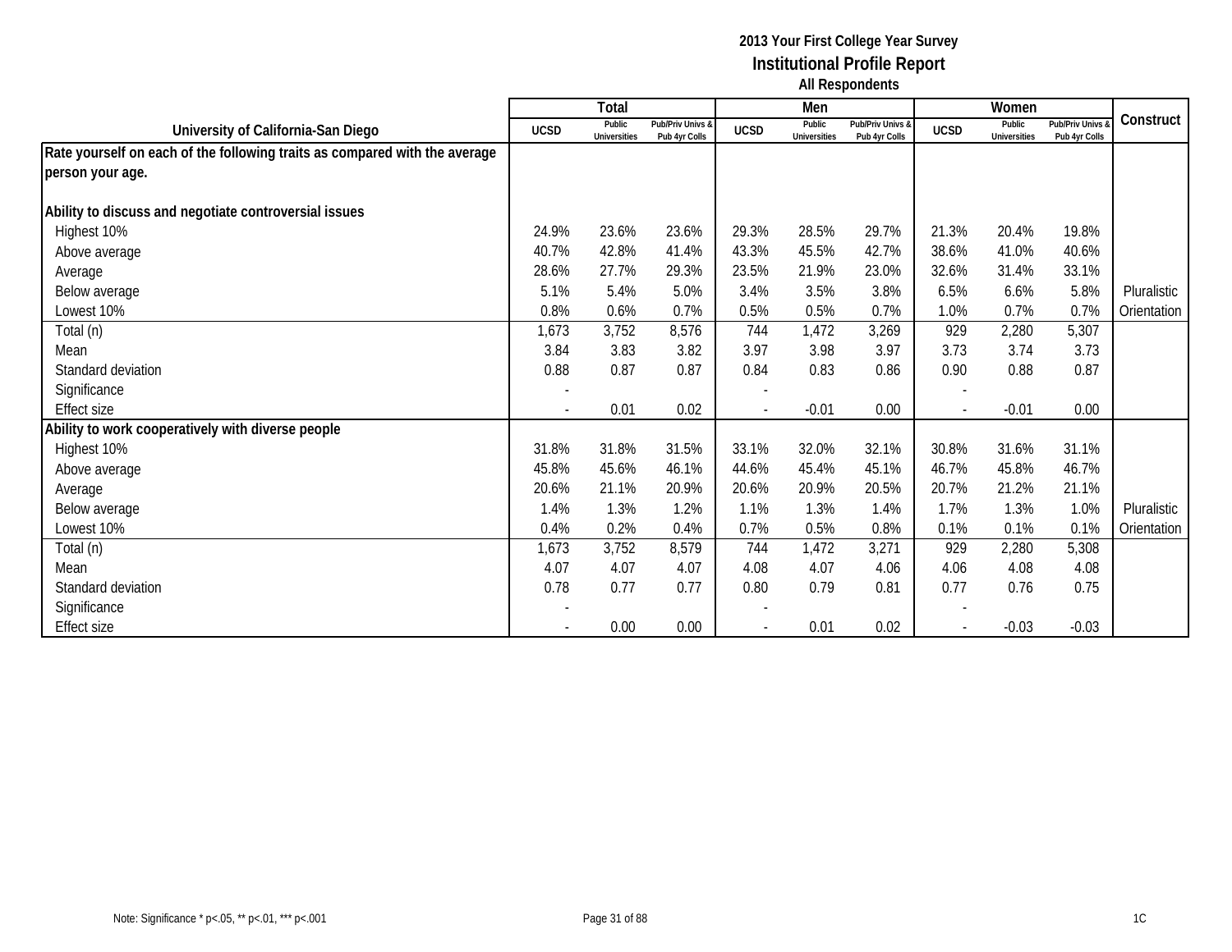# 2013 Your First College Year Survey
## Institutional Profile Report
### All Respondents

| University of California-San Diego | Total | | | Men | | | Women | | | Construct |
|---|---|---|---|---|---|---|---|---|---|---|
| | UCSD | Public Universities | Pub/Priv Univs & Pub 4yr Colls | UCSD | Public Universities | Pub/Priv Univs & Pub 4yr Colls | UCSD | Public Universities | Pub/Priv Univs & Pub 4yr Colls | |
| **Rate yourself on each of the following traits as compared with the average person your age.** | | | | | | | | | | |
| **Ability to discuss and negotiate controversial issues** | | | | | | | | | | |
| Highest 10% | 24.9% | 23.6% | 23.6% | 29.3% | 28.5% | 29.7% | 21.3% | 20.4% | 19.8% | |
| Above average | 40.7% | 42.8% | 41.4% | 43.3% | 45.5% | 42.7% | 38.6% | 41.0% | 40.6% | |
| Average | 28.6% | 27.7% | 29.3% | 23.5% | 21.9% | 23.0% | 32.6% | 31.4% | 33.1% | |
| Below average | 5.1% | 5.4% | 5.0% | 3.4% | 3.5% | 3.8% | 6.5% | 6.6% | 5.8% | Pluralistic |
| Lowest 10% | 0.8% | 0.6% | 0.7% | 0.5% | 0.5% | 0.7% | 1.0% | 0.7% | 0.7% | Orientation |
| Total (n) | 1,673 | 3,752 | 8,576 | 744 | 1,472 | 3,269 | 929 | 2,280 | 5,307 | |
| Mean | 3.84 | 3.83 | 3.82 | 3.97 | 3.98 | 3.97 | 3.73 | 3.74 | 3.73 | |
| Standard deviation | 0.88 | 0.87 | 0.87 | 0.84 | 0.83 | 0.86 | 0.90 | 0.88 | 0.87 | |
| Significance | - | | | - | | | - | | | |
| Effect size | - | 0.01 | 0.02 | - | -0.01 | 0.00 | - | -0.01 | 0.00 | |
| **Ability to work cooperatively with diverse people** | | | | | | | | | | |
| Highest 10% | 31.8% | 31.8% | 31.5% | 33.1% | 32.0% | 32.1% | 30.8% | 31.6% | 31.1% | |
| Above average | 45.8% | 45.6% | 46.1% | 44.6% | 45.4% | 45.1% | 46.7% | 45.8% | 46.7% | |
| Average | 20.6% | 21.1% | 20.9% | 20.6% | 20.9% | 20.5% | 20.7% | 21.2% | 21.1% | |
| Below average | 1.4% | 1.3% | 1.2% | 1.1% | 1.3% | 1.4% | 1.7% | 1.3% | 1.0% | Pluralistic |
| Lowest 10% | 0.4% | 0.2% | 0.4% | 0.7% | 0.5% | 0.8% | 0.1% | 0.1% | 0.1% | Orientation |
| Total (n) | 1,673 | 3,752 | 8,579 | 744 | 1,472 | 3,271 | 929 | 2,280 | 5,308 | |
| Mean | 4.07 | 4.07 | 4.07 | 4.08 | 4.07 | 4.06 | 4.06 | 4.08 | 4.08 | |
| Standard deviation | 0.78 | 0.77 | 0.77 | 0.80 | 0.79 | 0.81 | 0.77 | 0.76 | 0.75 | |
| Significance | - | | | - | | | - | | | |
| Effect size | - | 0.00 | 0.00 | - | 0.01 | 0.02 | - | -0.03 | -0.03 | |

Note: Significance * p<.05, ** p<.01, *** p<.001

1C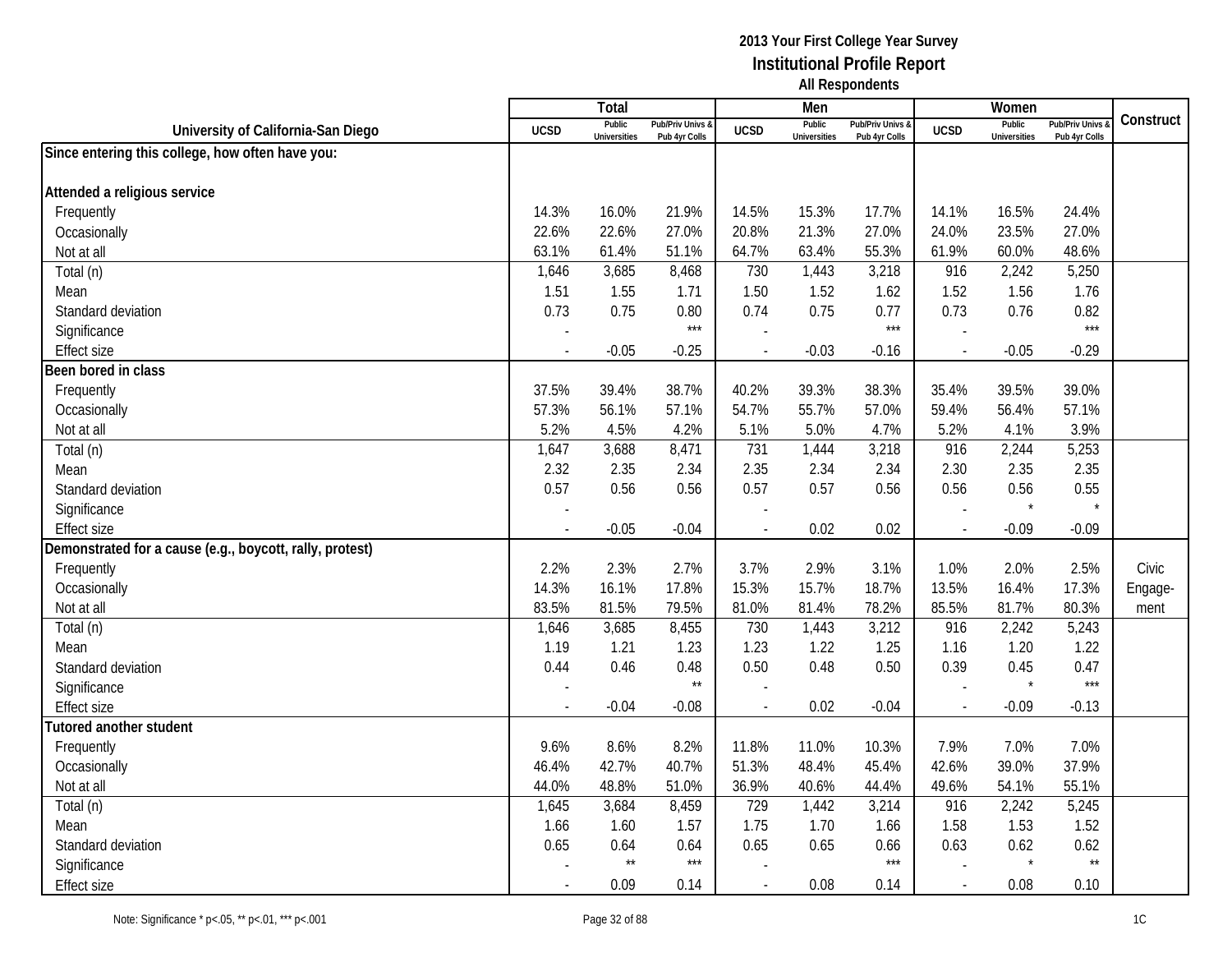# 2013 Your First College Year Survey

## Institutional Profile Report

### All Respondents

| University of California-San Diego | Total | | | Men | | | Women | | | Construct |
|---|---|---|---|---|---|---|---|---|---|---|
| | UCSD | Public Universities | Pub/Priv Univs & Pub 4yr Colls | UCSD | Public Universities | Pub/Priv Univs & Pub 4yr Colls | UCSD | Public Universities | Pub/Priv Univs & Pub 4yr Colls | |
| **Since entering this college, how often have you:** | | | | | | | | | | |
| **Attended a religious service** | | | | | | | | | | |
| Frequently | 14.3% | 16.0% | 21.9% | 14.5% | 15.3% | 17.7% | 14.1% | 16.5% | 24.4% | |
| Occasionally | 22.6% | 22.6% | 27.0% | 20.8% | 21.3% | 27.0% | 24.0% | 23.5% | 27.0% | |
| Not at all | 63.1% | 61.4% | 51.1% | 64.7% | 63.4% | 55.3% | 61.9% | 60.0% | 48.6% | |
| Total (n) | 1,646 | 3,685 | 8,468 | 730 | 1,443 | 3,218 | 916 | 2,242 | 5,250 | |
| Mean | 1.51 | 1.55 | 1.71 | 1.50 | 1.52 | 1.62 | 1.52 | 1.56 | 1.76 | |
| Standard deviation | 0.73 | 0.75 | 0.80 | 0.74 | 0.75 | 0.77 | 0.73 | 0.76 | 0.82 | |
| Significance | - | | *** | - | | *** | - | | *** | |
| Effect size | - | -0.05 | -0.25 | - | -0.03 | -0.16 | - | -0.05 | -0.29 | |
| **Been bored in class** | | | | | | | | | | |
| Frequently | 37.5% | 39.4% | 38.7% | 40.2% | 39.3% | 38.3% | 35.4% | 39.5% | 39.0% | |
| Occasionally | 57.3% | 56.1% | 57.1% | 54.7% | 55.7% | 57.0% | 59.4% | 56.4% | 57.1% | |
| Not at all | 5.2% | 4.5% | 4.2% | 5.1% | 5.0% | 4.7% | 5.2% | 4.1% | 3.9% | |
| Total (n) | 1,647 | 3,688 | 8,471 | 731 | 1,444 | 3,218 | 916 | 2,244 | 5,253 | |
| Mean | 2.32 | 2.35 | 2.34 | 2.35 | 2.34 | 2.34 | 2.30 | 2.35 | 2.35 | |
| Standard deviation | 0.57 | 0.56 | 0.56 | 0.57 | 0.57 | 0.56 | 0.56 | 0.56 | 0.55 | |
| Significance | - | | | - | | | - | * | * | |
| Effect size | - | -0.05 | -0.04 | - | 0.02 | 0.02 | - | -0.09 | -0.09 | |
| **Demonstrated for a cause (e.g., boycott, rally, protest)** | | | | | | | | | | |
| Frequently | 2.2% | 2.3% | 2.7% | 3.7% | 2.9% | 3.1% | 1.0% | 2.0% | 2.5% | Civic |
| Occasionally | 14.3% | 16.1% | 17.8% | 15.3% | 15.7% | 18.7% | 13.5% | 16.4% | 17.3% | Engage- |
| Not at all | 83.5% | 81.5% | 79.5% | 81.0% | 81.4% | 78.2% | 85.5% | 81.7% | 80.3% | ment |
| Total (n) | 1,646 | 3,685 | 8,455 | 730 | 1,443 | 3,212 | 916 | 2,242 | 5,243 | |
| Mean | 1.19 | 1.21 | 1.23 | 1.23 | 1.22 | 1.25 | 1.16 | 1.20 | 1.22 | |
| Standard deviation | 0.44 | 0.46 | 0.48 | 0.50 | 0.48 | 0.50 | 0.39 | 0.45 | 0.47 | |
| Significance | - | | ** | - | | | - | * | *** | |
| Effect size | - | -0.04 | -0.08 | - | 0.02 | -0.04 | - | -0.09 | -0.13 | |
| **Tutored another student** | | | | | | | | | | |
| Frequently | 9.6% | 8.6% | 8.2% | 11.8% | 11.0% | 10.3% | 7.9% | 7.0% | 7.0% | |
| Occasionally | 46.4% | 42.7% | 40.7% | 51.3% | 48.4% | 45.4% | 42.6% | 39.0% | 37.9% | |
| Not at all | 44.0% | 48.8% | 51.0% | 36.9% | 40.6% | 44.4% | 49.6% | 54.1% | 55.1% | |
| Total (n) | 1,645 | 3,684 | 8,459 | 729 | 1,442 | 3,214 | 916 | 2,242 | 5,245 | |
| Mean | 1.66 | 1.60 | 1.57 | 1.75 | 1.70 | 1.66 | 1.58 | 1.53 | 1.52 | |
| Standard deviation | 0.65 | 0.64 | 0.64 | 0.65 | 0.65 | 0.66 | 0.63 | 0.62 | 0.62 | |
| Significance | - | ** | *** | - | | *** | - | * | ** | |
| Effect size | - | 0.09 | 0.14 | - | 0.08 | 0.14 | - | 0.08 | 0.10 | |

Note: Significance * p<.05, ** p<.01, *** p<.001

1C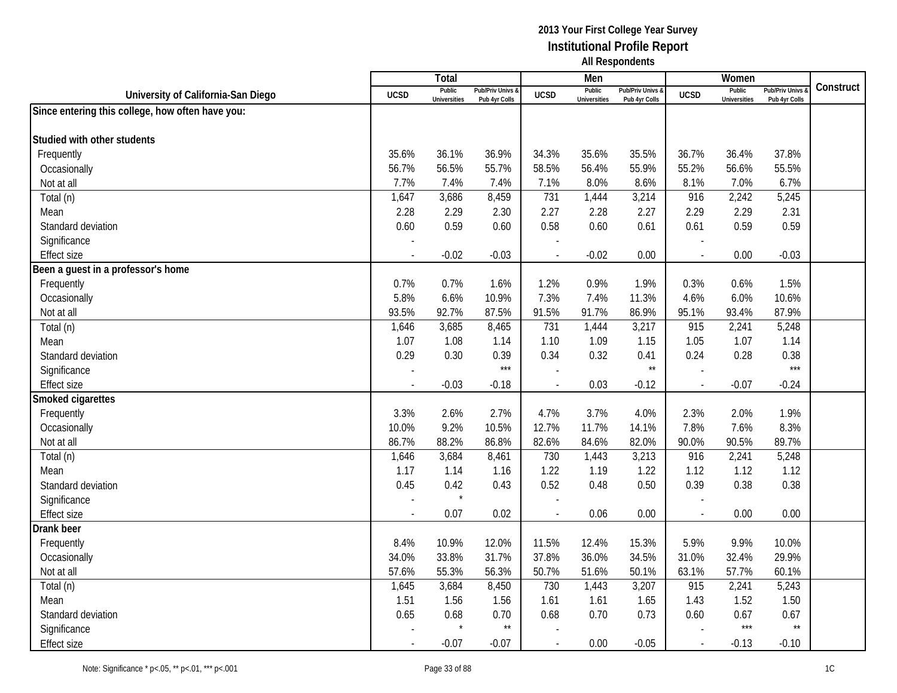**2013 Your First College Year Survey**
**Institutional Profile Report**
**All Respondents**

| University of California-San Diego | Total | | | Men | | | Women | | | Construct |
|---|---|---|---|---|---|---|---|---|---|---|
| | UCSD | Public Universities | Pub/Priv Univs & Pub 4yr Colls | UCSD | Public Universities | Pub/Priv Univs & Pub 4yr Colls | UCSD | Public Universities | Pub/Priv Univs & Pub 4yr Colls | |
| **Since entering this college, how often have you:** | | | | | | | | | | |
| **Studied with other students** | | | | | | | | | | |
| Frequently | 35.6% | 36.1% | 36.9% | 34.3% | 35.6% | 35.5% | 36.7% | 36.4% | 37.8% | |
| Occasionally | 56.7% | 56.5% | 55.7% | 58.5% | 56.4% | 55.9% | 55.2% | 56.6% | 55.5% | |
| Not at all | 7.7% | 7.4% | 7.4% | 7.1% | 8.0% | 8.6% | 8.1% | 7.0% | 6.7% | |
| Total (n) | 1,647 | 3,686 | 8,459 | 731 | 1,444 | 3,214 | 916 | 2,242 | 5,245 | |
| Mean | 2.28 | 2.29 | 2.30 | 2.27 | 2.28 | 2.27 | 2.29 | 2.29 | 2.31 | |
| Standard deviation | 0.60 | 0.59 | 0.60 | 0.58 | 0.60 | 0.61 | 0.61 | 0.59 | 0.59 | |
| Significance | - | | | - | | | - | | | |
| Effect size | - | -0.02 | -0.03 | - | -0.02 | 0.00 | - | 0.00 | -0.03 | |
| **Been a guest in a professor's home** | | | | | | | | | | |
| Frequently | 0.7% | 0.7% | 1.6% | 1.2% | 0.9% | 1.9% | 0.3% | 0.6% | 1.5% | |
| Occasionally | 5.8% | 6.6% | 10.9% | 7.3% | 7.4% | 11.3% | 4.6% | 6.0% | 10.6% | |
| Not at all | 93.5% | 92.7% | 87.5% | 91.5% | 91.7% | 86.9% | 95.1% | 93.4% | 87.9% | |
| Total (n) | 1,646 | 3,685 | 8,465 | 731 | 1,444 | 3,217 | 915 | 2,241 | 5,248 | |
| Mean | 1.07 | 1.08 | 1.14 | 1.10 | 1.09 | 1.15 | 1.05 | 1.07 | 1.14 | |
| Standard deviation | 0.29 | 0.30 | 0.39 | 0.34 | 0.32 | 0.41 | 0.24 | 0.28 | 0.38 | |
| Significance | - | | *** | - | | ** | - | | *** | |
| Effect size | - | -0.03 | -0.18 | - | 0.03 | -0.12 | - | -0.07 | -0.24 | |
| **Smoked cigarettes** | | | | | | | | | | |
| Frequently | 3.3% | 2.6% | 2.7% | 4.7% | 3.7% | 4.0% | 2.3% | 2.0% | 1.9% | |
| Occasionally | 10.0% | 9.2% | 10.5% | 12.7% | 11.7% | 14.1% | 7.8% | 7.6% | 8.3% | |
| Not at all | 86.7% | 88.2% | 86.8% | 82.6% | 84.6% | 82.0% | 90.0% | 90.5% | 89.7% | |
| Total (n) | 1,646 | 3,684 | 8,461 | 730 | 1,443 | 3,213 | 916 | 2,241 | 5,248 | |
| Mean | 1.17 | 1.14 | 1.16 | 1.22 | 1.19 | 1.22 | 1.12 | 1.12 | 1.12 | |
| Standard deviation | 0.45 | 0.42 | 0.43 | 0.52 | 0.48 | 0.50 | 0.39 | 0.38 | 0.38 | |
| Significance | - | * | | - | | | - | | | |
| Effect size | - | 0.07 | 0.02 | - | 0.06 | 0.00 | - | 0.00 | 0.00 | |
| **Drank beer** | | | | | | | | | | |
| Frequently | 8.4% | 10.9% | 12.0% | 11.5% | 12.4% | 15.3% | 5.9% | 9.9% | 10.0% | |
| Occasionally | 34.0% | 33.8% | 31.7% | 37.8% | 36.0% | 34.5% | 31.0% | 32.4% | 29.9% | |
| Not at all | 57.6% | 55.3% | 56.3% | 50.7% | 51.6% | 50.1% | 63.1% | 57.7% | 60.1% | |
| Total (n) | 1,645 | 3,684 | 8,450 | 730 | 1,443 | 3,207 | 915 | 2,241 | 5,243 | |
| Mean | 1.51 | 1.56 | 1.56 | 1.61 | 1.61 | 1.65 | 1.43 | 1.52 | 1.50 | |
| Standard deviation | 0.65 | 0.68 | 0.70 | 0.68 | 0.70 | 0.73 | 0.60 | 0.67 | 0.67 | |
| Significance | - | * | ** | - | | | - | *** | ** | |
| Effect size | - | -0.07 | -0.07 | - | 0.00 | -0.05 | - | -0.13 | -0.10 | |

Note: Significance * p<.05, ** p<.01, *** p<.001

1C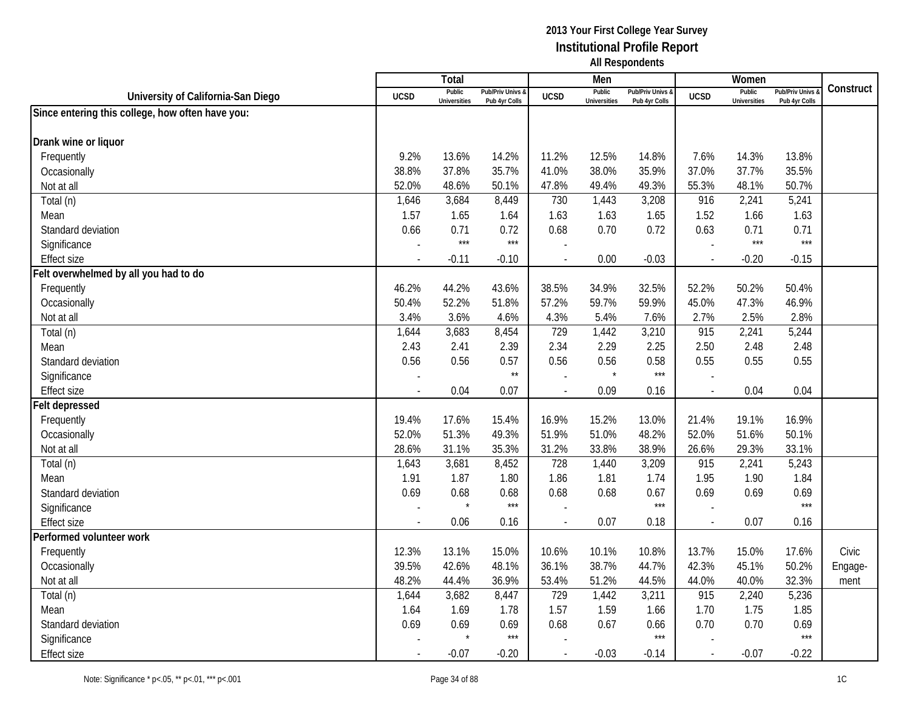2013 Your First College Year Survey

**Institutional Profile Report**

All Respondents

| University of California-San Diego | Total | | | Men | | | Women | | | Construct |
|---|---|---|---|---|---|---|---|---|---|---|
| | UCSD | Public Universities | Pub/Priv Univs & Pub 4yr Colls | UCSD | Public Universities | Pub/Priv Univs & Pub 4yr Colls | UCSD | Public Universities | Pub/Priv Univs & Pub 4yr Colls | |
| **Since entering this college, how often have you:** | | | | | | | | | | |
| **Drank wine or liquor** | | | | | | | | | | |
| Frequently | 9.2% | 13.6% | 14.2% | 11.2% | 12.5% | 14.8% | 7.6% | 14.3% | 13.8% | |
| Occasionally | 38.8% | 37.8% | 35.7% | 41.0% | 38.0% | 35.9% | 37.0% | 37.7% | 35.5% | |
| Not at all | 52.0% | 48.6% | 50.1% | 47.8% | 49.4% | 49.3% | 55.3% | 48.1% | 50.7% | |
| Total (n) | 1,646 | 3,684 | 8,449 | 730 | 1,443 | 3,208 | 916 | 2,241 | 5,241 | |
| Mean | 1.57 | 1.65 | 1.64 | 1.63 | 1.63 | 1.65 | 1.52 | 1.66 | 1.63 | |
| Standard deviation | 0.66 | 0.71 | 0.72 | 0.68 | 0.70 | 0.72 | 0.63 | 0.71 | 0.71 | |
| Significance | - | *** | *** | - | | | - | *** | *** | |
| Effect size | - | -0.11 | -0.10 | - | 0.00 | -0.03 | - | -0.20 | -0.15 | |
| **Felt overwhelmed by all you had to do** | | | | | | | | | | |
| Frequently | 46.2% | 44.2% | 43.6% | 38.5% | 34.9% | 32.5% | 52.2% | 50.2% | 50.4% | |
| Occasionally | 50.4% | 52.2% | 51.8% | 57.2% | 59.7% | 59.9% | 45.0% | 47.3% | 46.9% | |
| Not at all | 3.4% | 3.6% | 4.6% | 4.3% | 5.4% | 7.6% | 2.7% | 2.5% | 2.8% | |
| Total (n) | 1,644 | 3,683 | 8,454 | 729 | 1,442 | 3,210 | 915 | 2,241 | 5,244 | |
| Mean | 2.43 | 2.41 | 2.39 | 2.34 | 2.29 | 2.25 | 2.50 | 2.48 | 2.48 | |
| Standard deviation | 0.56 | 0.56 | 0.57 | 0.56 | 0.56 | 0.58 | 0.55 | 0.55 | 0.55 | |
| Significance | - | | ** | - | * | *** | - | | | |
| Effect size | - | 0.04 | 0.07 | - | 0.09 | 0.16 | - | 0.04 | 0.04 | |
| **Felt depressed** | | | | | | | | | | |
| Frequently | 19.4% | 17.6% | 15.4% | 16.9% | 15.2% | 13.0% | 21.4% | 19.1% | 16.9% | |
| Occasionally | 52.0% | 51.3% | 49.3% | 51.9% | 51.0% | 48.2% | 52.0% | 51.6% | 50.1% | |
| Not at all | 28.6% | 31.1% | 35.3% | 31.2% | 33.8% | 38.9% | 26.6% | 29.3% | 33.1% | |
| Total (n) | 1,643 | 3,681 | 8,452 | 728 | 1,440 | 3,209 | 915 | 2,241 | 5,243 | |
| Mean | 1.91 | 1.87 | 1.80 | 1.86 | 1.81 | 1.74 | 1.95 | 1.90 | 1.84 | |
| Standard deviation | 0.69 | 0.68 | 0.68 | 0.68 | 0.68 | 0.67 | 0.69 | 0.69 | 0.69 | |
| Significance | - | * | *** | - | | *** | - | | *** | |
| Effect size | - | 0.06 | 0.16 | - | 0.07 | 0.18 | - | 0.07 | 0.16 | |
| **Performed volunteer work** | | | | | | | | | | |
| Frequently | 12.3% | 13.1% | 15.0% | 10.6% | 10.1% | 10.8% | 13.7% | 15.0% | 17.6% | Civic |
| Occasionally | 39.5% | 42.6% | 48.1% | 36.1% | 38.7% | 44.7% | 42.3% | 45.1% | 50.2% | Engage- |
| Not at all | 48.2% | 44.4% | 36.9% | 53.4% | 51.2% | 44.5% | 44.0% | 40.0% | 32.3% | ment |
| Total (n) | 1,644 | 3,682 | 8,447 | 729 | 1,442 | 3,211 | 915 | 2,240 | 5,236 | |
| Mean | 1.64 | 1.69 | 1.78 | 1.57 | 1.59 | 1.66 | 1.70 | 1.75 | 1.85 | |
| Standard deviation | 0.69 | 0.69 | 0.69 | 0.68 | 0.67 | 0.66 | 0.70 | 0.70 | 0.69 | |
| Significance | - | * | *** | - | | *** | - | | *** | |
| Effect size | - | -0.07 | -0.20 | - | -0.03 | -0.14 | - | -0.07 | -0.22 | |

Note: Significance * p<.05, ** p<.01, *** p<.001

1C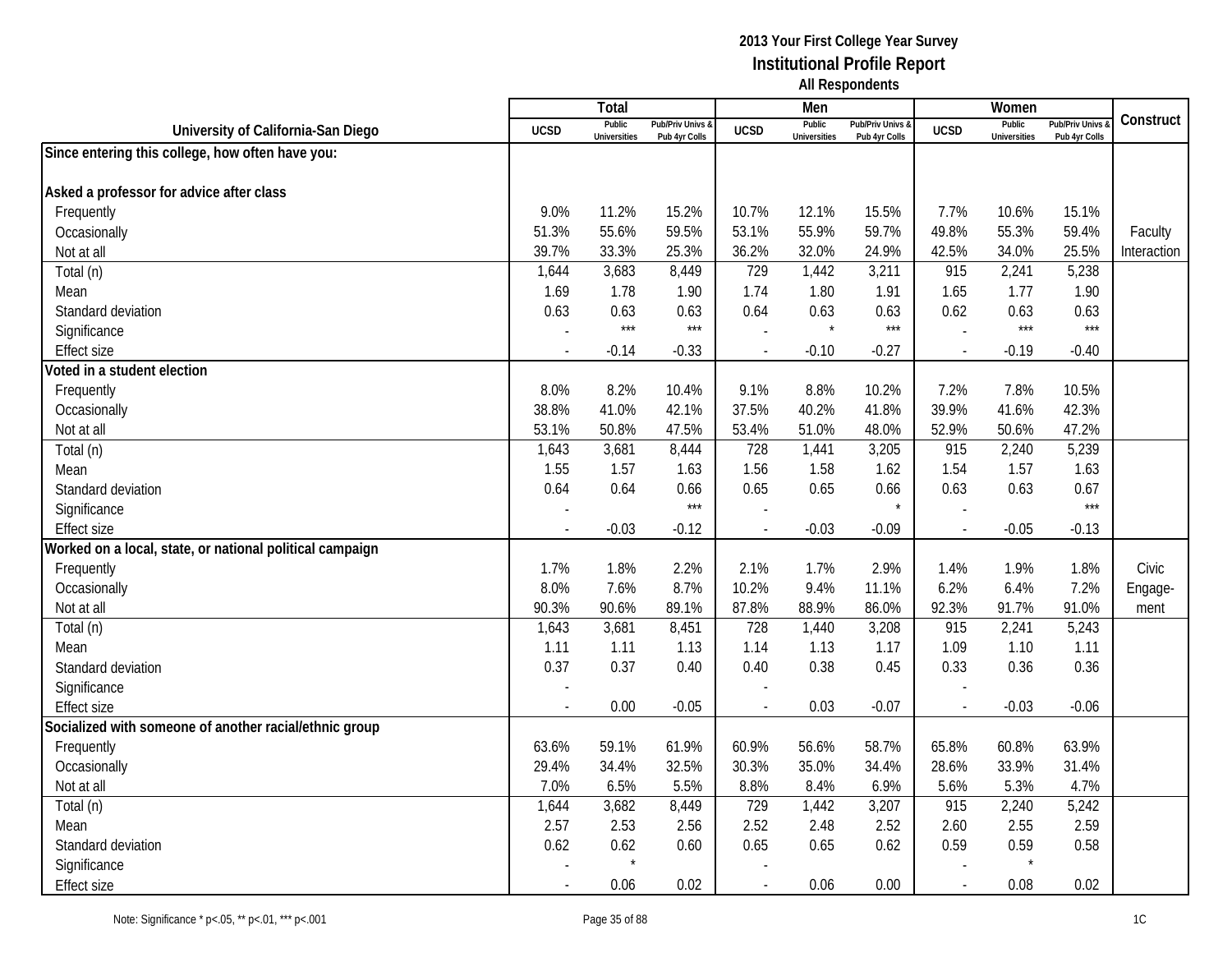**2013 Your First College Year Survey**
**Institutional Profile Report**
**All Respondents**

| University of California-San Diego | Total | | | Men | | | Women | | | Construct |
|---|---|---|---|---|---|---|---|---|---|---|
| | UCSD | Public Universities | Pub/Priv Univs & Pub 4yr Colls | UCSD | Public Universities | Pub/Priv Univs & Pub 4yr Colls | UCSD | Public Universities | Pub/Priv Univs & Pub 4yr Colls | |
| **Since entering this college, how often have you:** | | | | | | | | | | |
| **Asked a professor for advice after class** | | | | | | | | | | |
| Frequently | 9.0% | 11.2% | 15.2% | 10.7% | 12.1% | 15.5% | 7.7% | 10.6% | 15.1% | |
| Occasionally | 51.3% | 55.6% | 59.5% | 53.1% | 55.9% | 59.7% | 49.8% | 55.3% | 59.4% | Faculty |
| Not at all | 39.7% | 33.3% | 25.3% | 36.2% | 32.0% | 24.9% | 42.5% | 34.0% | 25.5% | Interaction |
| Total (n) | 1,644 | 3,683 | 8,449 | 729 | 1,442 | 3,211 | 915 | 2,241 | 5,238 | |
| Mean | 1.69 | 1.78 | 1.90 | 1.74 | 1.80 | 1.91 | 1.65 | 1.77 | 1.90 | |
| Standard deviation | 0.63 | 0.63 | 0.63 | 0.64 | 0.63 | 0.63 | 0.62 | 0.63 | 0.63 | |
| Significance | - | *** | *** | - | * | *** | - | *** | *** | |
| Effect size | - | -0.14 | -0.33 | - | -0.10 | -0.27 | - | -0.19 | -0.40 | |
| **Voted in a student election** | | | | | | | | | | |
| Frequently | 8.0% | 8.2% | 10.4% | 9.1% | 8.8% | 10.2% | 7.2% | 7.8% | 10.5% | |
| Occasionally | 38.8% | 41.0% | 42.1% | 37.5% | 40.2% | 41.8% | 39.9% | 41.6% | 42.3% | |
| Not at all | 53.1% | 50.8% | 47.5% | 53.4% | 51.0% | 48.0% | 52.9% | 50.6% | 47.2% | |
| Total (n) | 1,643 | 3,681 | 8,444 | 728 | 1,441 | 3,205 | 915 | 2,240 | 5,239 | |
| Mean | 1.55 | 1.57 | 1.63 | 1.56 | 1.58 | 1.62 | 1.54 | 1.57 | 1.63 | |
| Standard deviation | 0.64 | 0.64 | 0.66 | 0.65 | 0.65 | 0.66 | 0.63 | 0.63 | 0.67 | |
| Significance | - | | *** | - | | * | - | | *** | |
| Effect size | - | -0.03 | -0.12 | - | -0.03 | -0.09 | - | -0.05 | -0.13 | |
| **Worked on a local, state, or national political campaign** | | | | | | | | | | |
| Frequently | 1.7% | 1.8% | 2.2% | 2.1% | 1.7% | 2.9% | 1.4% | 1.9% | 1.8% | Civic |
| Occasionally | 8.0% | 7.6% | 8.7% | 10.2% | 9.4% | 11.1% | 6.2% | 6.4% | 7.2% | Engage- |
| Not at all | 90.3% | 90.6% | 89.1% | 87.8% | 88.9% | 86.0% | 92.3% | 91.7% | 91.0% | ment |
| Total (n) | 1,643 | 3,681 | 8,451 | 728 | 1,440 | 3,208 | 915 | 2,241 | 5,243 | |
| Mean | 1.11 | 1.11 | 1.13 | 1.14 | 1.13 | 1.17 | 1.09 | 1.10 | 1.11 | |
| Standard deviation | 0.37 | 0.37 | 0.40 | 0.40 | 0.38 | 0.45 | 0.33 | 0.36 | 0.36 | |
| Significance | - | | | - | | | - | | | |
| Effect size | - | 0.00 | -0.05 | - | 0.03 | -0.07 | - | -0.03 | -0.06 | |
| **Socialized with someone of another racial/ethnic group** | | | | | | | | | | |
| Frequently | 63.6% | 59.1% | 61.9% | 60.9% | 56.6% | 58.7% | 65.8% | 60.8% | 63.9% | |
| Occasionally | 29.4% | 34.4% | 32.5% | 30.3% | 35.0% | 34.4% | 28.6% | 33.9% | 31.4% | |
| Not at all | 7.0% | 6.5% | 5.5% | 8.8% | 8.4% | 6.9% | 5.6% | 5.3% | 4.7% | |
| Total (n) | 1,644 | 3,682 | 8,449 | 729 | 1,442 | 3,207 | 915 | 2,240 | 5,242 | |
| Mean | 2.57 | 2.53 | 2.56 | 2.52 | 2.48 | 2.52 | 2.60 | 2.55 | 2.59 | |
| Standard deviation | 0.62 | 0.62 | 0.60 | 0.65 | 0.65 | 0.62 | 0.59 | 0.59 | 0.58 | |
| Significance | - | * | | - | | | - | * | | |
| Effect size | - | 0.06 | 0.02 | - | 0.06 | 0.00 | - | 0.08 | 0.02 | |

Note: Significance * p<.05, ** p<.01, *** p<.001

1C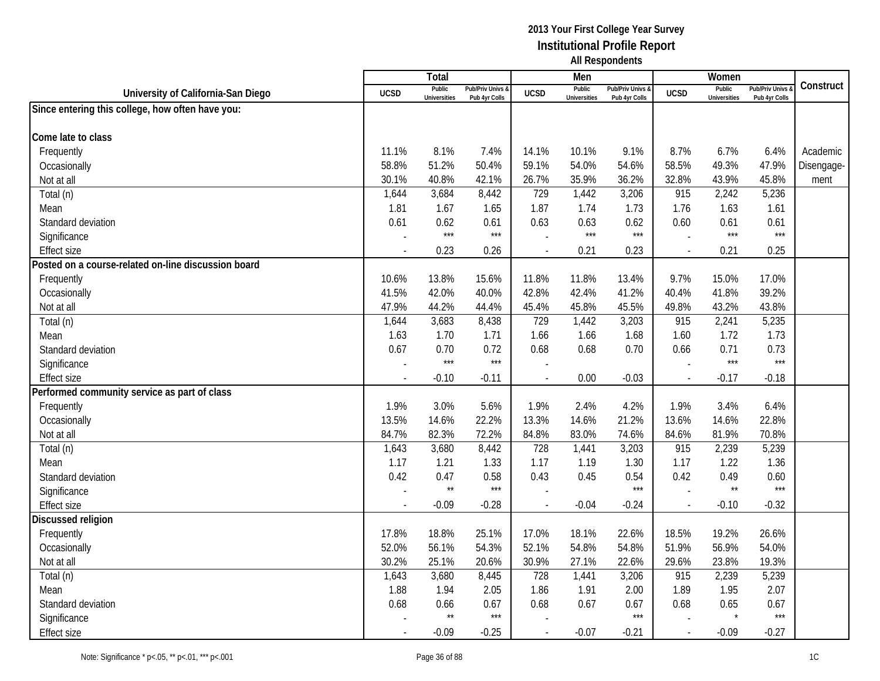# 2013 Your First College Year Survey
## Institutional Profile Report
### All Respondents

| University of California-San Diego | Total | | | Men | | | Women | | | Construct |
|---|---|---|---|---|---|---|---|---|---|---|
| | UCSD | Public Universities | Pub/Priv Univs & Pub 4yr Colls | UCSD | Public Universities | Pub/Priv Univs & Pub 4yr Colls | UCSD | Public Universities | Pub/Priv Univs & Pub 4yr Colls | |
| **Since entering this college, how often have you:** | | | | | | | | | | |
| **Come late to class** | | | | | | | | | | |
| Frequently | 11.1% | 8.1% | 7.4% | 14.1% | 10.1% | 9.1% | 8.7% | 6.7% | 6.4% | Academic Disengage-ment |
| Occasionally | 58.8% | 51.2% | 50.4% | 59.1% | 54.0% | 54.6% | 58.5% | 49.3% | 47.9% | |
| Not at all | 30.1% | 40.8% | 42.1% | 26.7% | 35.9% | 36.2% | 32.8% | 43.9% | 45.8% | |
| Total (n) | 1,644 | 3,684 | 8,442 | 729 | 1,442 | 3,206 | 915 | 2,242 | 5,236 | |
| Mean | 1.81 | 1.67 | 1.65 | 1.87 | 1.74 | 1.73 | 1.76 | 1.63 | 1.61 | |
| Standard deviation | 0.61 | 0.62 | 0.61 | 0.63 | 0.63 | 0.62 | 0.60 | 0.61 | 0.61 | |
| Significance | - | *** | *** | - | *** | *** | - | *** | *** | |
| Effect size | - | 0.23 | 0.26 | - | 0.21 | 0.23 | - | 0.21 | 0.25 | |
| **Posted on a course-related on-line discussion board** | | | | | | | | | | |
| Frequently | 10.6% | 13.8% | 15.6% | 11.8% | 11.8% | 13.4% | 9.7% | 15.0% | 17.0% | |
| Occasionally | 41.5% | 42.0% | 40.0% | 42.8% | 42.4% | 41.2% | 40.4% | 41.8% | 39.2% | |
| Not at all | 47.9% | 44.2% | 44.4% | 45.4% | 45.8% | 45.5% | 49.8% | 43.2% | 43.8% | |
| Total (n) | 1,644 | 3,683 | 8,438 | 729 | 1,442 | 3,203 | 915 | 2,241 | 5,235 | |
| Mean | 1.63 | 1.70 | 1.71 | 1.66 | 1.66 | 1.68 | 1.60 | 1.72 | 1.73 | |
| Standard deviation | 0.67 | 0.70 | 0.72 | 0.68 | 0.68 | 0.70 | 0.66 | 0.71 | 0.73 | |
| Significance | - | *** | *** | - | | | - | *** | *** | |
| Effect size | - | -0.10 | -0.11 | - | 0.00 | -0.03 | - | -0.17 | -0.18 | |
| **Performed community service as part of class** | | | | | | | | | | |
| Frequently | 1.9% | 3.0% | 5.6% | 1.9% | 2.4% | 4.2% | 1.9% | 3.4% | 6.4% | |
| Occasionally | 13.5% | 14.6% | 22.2% | 13.3% | 14.6% | 21.2% | 13.6% | 14.6% | 22.8% | |
| Not at all | 84.7% | 82.3% | 72.2% | 84.8% | 83.0% | 74.6% | 84.6% | 81.9% | 70.8% | |
| Total (n) | 1,643 | 3,680 | 8,442 | 728 | 1,441 | 3,203 | 915 | 2,239 | 5,239 | |
| Mean | 1.17 | 1.21 | 1.33 | 1.17 | 1.19 | 1.30 | 1.17 | 1.22 | 1.36 | |
| Standard deviation | 0.42 | 0.47 | 0.58 | 0.43 | 0.45 | 0.54 | 0.42 | 0.49 | 0.60 | |
| Significance | - | ** | *** | - | | *** | - | ** | *** | |
| Effect size | - | -0.09 | -0.28 | - | -0.04 | -0.24 | - | -0.10 | -0.32 | |
| **Discussed religion** | | | | | | | | | | |
| Frequently | 17.8% | 18.8% | 25.1% | 17.0% | 18.1% | 22.6% | 18.5% | 19.2% | 26.6% | |
| Occasionally | 52.0% | 56.1% | 54.3% | 52.1% | 54.8% | 54.8% | 51.9% | 56.9% | 54.0% | |
| Not at all | 30.2% | 25.1% | 20.6% | 30.9% | 27.1% | 22.6% | 29.6% | 23.8% | 19.3% | |
| Total (n) | 1,643 | 3,680 | 8,445 | 728 | 1,441 | 3,206 | 915 | 2,239 | 5,239 | |
| Mean | 1.88 | 1.94 | 2.05 | 1.86 | 1.91 | 2.00 | 1.89 | 1.95 | 2.07 | |
| Standard deviation | 0.68 | 0.66 | 0.67 | 0.68 | 0.67 | 0.67 | 0.68 | 0.65 | 0.67 | |
| Significance | - | ** | *** | - | | *** | - | * | *** | |
| Effect size | - | -0.09 | -0.25 | - | -0.07 | -0.21 | - | -0.09 | -0.27 | |

Note: Significance * p<.05, ** p<.01, *** p<.001

1C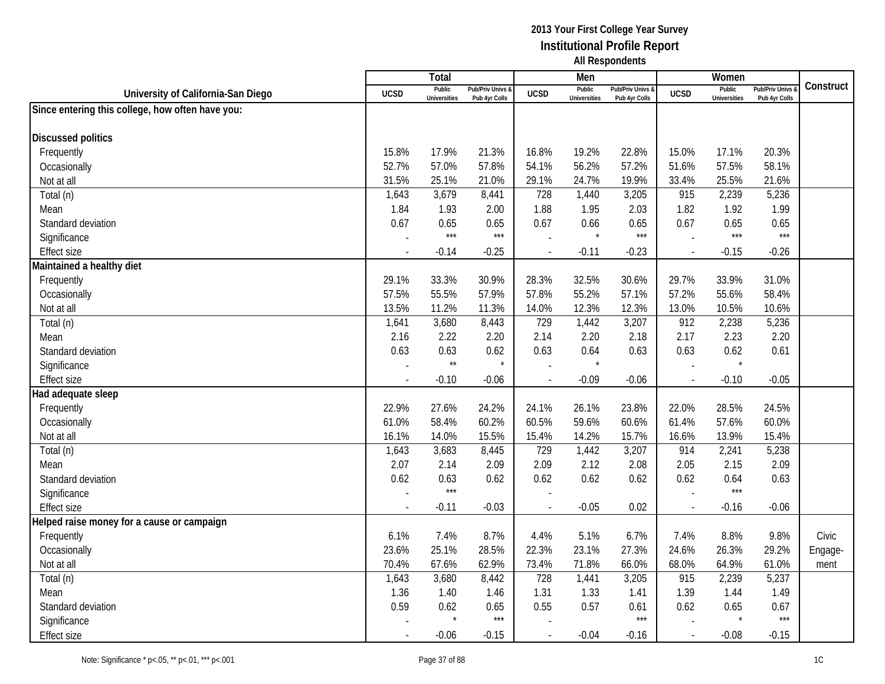**2013 Your First College Year Survey**
**Institutional Profile Report**
**All Respondents**

| University of California-San Diego | Total | | | Men | | | Women | | | Construct |
|---|---|---|---|---|---|---|---|---|---|---|
| | UCSD | Public Universities | Pub/Priv Univs & Pub 4yr Colls | UCSD | Public Universities | Pub/Priv Univs & Pub 4yr Colls | UCSD | Public Universities | Pub/Priv Univs & Pub 4yr Colls | |
| **Since entering this college, how often have you:** | | | | | | | | | | |
| **Discussed politics** | | | | | | | | | | |
| Frequently | 15.8% | 17.9% | 21.3% | 16.8% | 19.2% | 22.8% | 15.0% | 17.1% | 20.3% | |
| Occasionally | 52.7% | 57.0% | 57.8% | 54.1% | 56.2% | 57.2% | 51.6% | 57.5% | 58.1% | |
| Not at all | 31.5% | 25.1% | 21.0% | 29.1% | 24.7% | 19.9% | 33.4% | 25.5% | 21.6% | |
| Total (n) | 1,643 | 3,679 | 8,441 | 728 | 1,440 | 3,205 | 915 | 2,239 | 5,236 | |
| Mean | 1.84 | 1.93 | 2.00 | 1.88 | 1.95 | 2.03 | 1.82 | 1.92 | 1.99 | |
| Standard deviation | 0.67 | 0.65 | 0.65 | 0.67 | 0.66 | 0.65 | 0.67 | 0.65 | 0.65 | |
| Significance | - | *** | *** | - | * | *** | - | *** | *** | |
| Effect size | - | -0.14 | -0.25 | - | -0.11 | -0.23 | - | -0.15 | -0.26 | |
| **Maintained a healthy diet** | | | | | | | | | | |
| Frequently | 29.1% | 33.3% | 30.9% | 28.3% | 32.5% | 30.6% | 29.7% | 33.9% | 31.0% | |
| Occasionally | 57.5% | 55.5% | 57.9% | 57.8% | 55.2% | 57.1% | 57.2% | 55.6% | 58.4% | |
| Not at all | 13.5% | 11.2% | 11.3% | 14.0% | 12.3% | 12.3% | 13.0% | 10.5% | 10.6% | |
| Total (n) | 1,641 | 3,680 | 8,443 | 729 | 1,442 | 3,207 | 912 | 2,238 | 5,236 | |
| Mean | 2.16 | 2.22 | 2.20 | 2.14 | 2.20 | 2.18 | 2.17 | 2.23 | 2.20 | |
| Standard deviation | 0.63 | 0.63 | 0.62 | 0.63 | 0.64 | 0.63 | 0.63 | 0.62 | 0.61 | |
| Significance | - | ** | * | - | * | | - | * | | |
| Effect size | - | -0.10 | -0.06 | - | -0.09 | -0.06 | - | -0.10 | -0.05 | |
| **Had adequate sleep** | | | | | | | | | | |
| Frequently | 22.9% | 27.6% | 24.2% | 24.1% | 26.1% | 23.8% | 22.0% | 28.5% | 24.5% | |
| Occasionally | 61.0% | 58.4% | 60.2% | 60.5% | 59.6% | 60.6% | 61.4% | 57.6% | 60.0% | |
| Not at all | 16.1% | 14.0% | 15.5% | 15.4% | 14.2% | 15.7% | 16.6% | 13.9% | 15.4% | |
| Total (n) | 1,643 | 3,683 | 8,445 | 729 | 1,442 | 3,207 | 914 | 2,241 | 5,238 | |
| Mean | 2.07 | 2.14 | 2.09 | 2.09 | 2.12 | 2.08 | 2.05 | 2.15 | 2.09 | |
| Standard deviation | 0.62 | 0.63 | 0.62 | 0.62 | 0.62 | 0.62 | 0.62 | 0.64 | 0.63 | |
| Significance | - | *** | | - | | | - | *** | | |
| Effect size | - | -0.11 | -0.03 | - | -0.05 | 0.02 | - | -0.16 | -0.06 | |
| **Helped raise money for a cause or campaign** | | | | | | | | | | |
| Frequently | 6.1% | 7.4% | 8.7% | 4.4% | 5.1% | 6.7% | 7.4% | 8.8% | 9.8% | Civic |
| Occasionally | 23.6% | 25.1% | 28.5% | 22.3% | 23.1% | 27.3% | 24.6% | 26.3% | 29.2% | Engage- |
| Not at all | 70.4% | 67.6% | 62.9% | 73.4% | 71.8% | 66.0% | 68.0% | 64.9% | 61.0% | ment |
| Total (n) | 1,643 | 3,680 | 8,442 | 728 | 1,441 | 3,205 | 915 | 2,239 | 5,237 | |
| Mean | 1.36 | 1.40 | 1.46 | 1.31 | 1.33 | 1.41 | 1.39 | 1.44 | 1.49 | |
| Standard deviation | 0.59 | 0.62 | 0.65 | 0.55 | 0.57 | 0.61 | 0.62 | 0.65 | 0.67 | |
| Significance | - | * | *** | - | | *** | - | * | *** | |
| Effect size | - | -0.06 | -0.15 | - | -0.04 | -0.16 | - | -0.08 | -0.15 | |

Note: Significance * p<.05, ** p<.01, *** p<.001

1C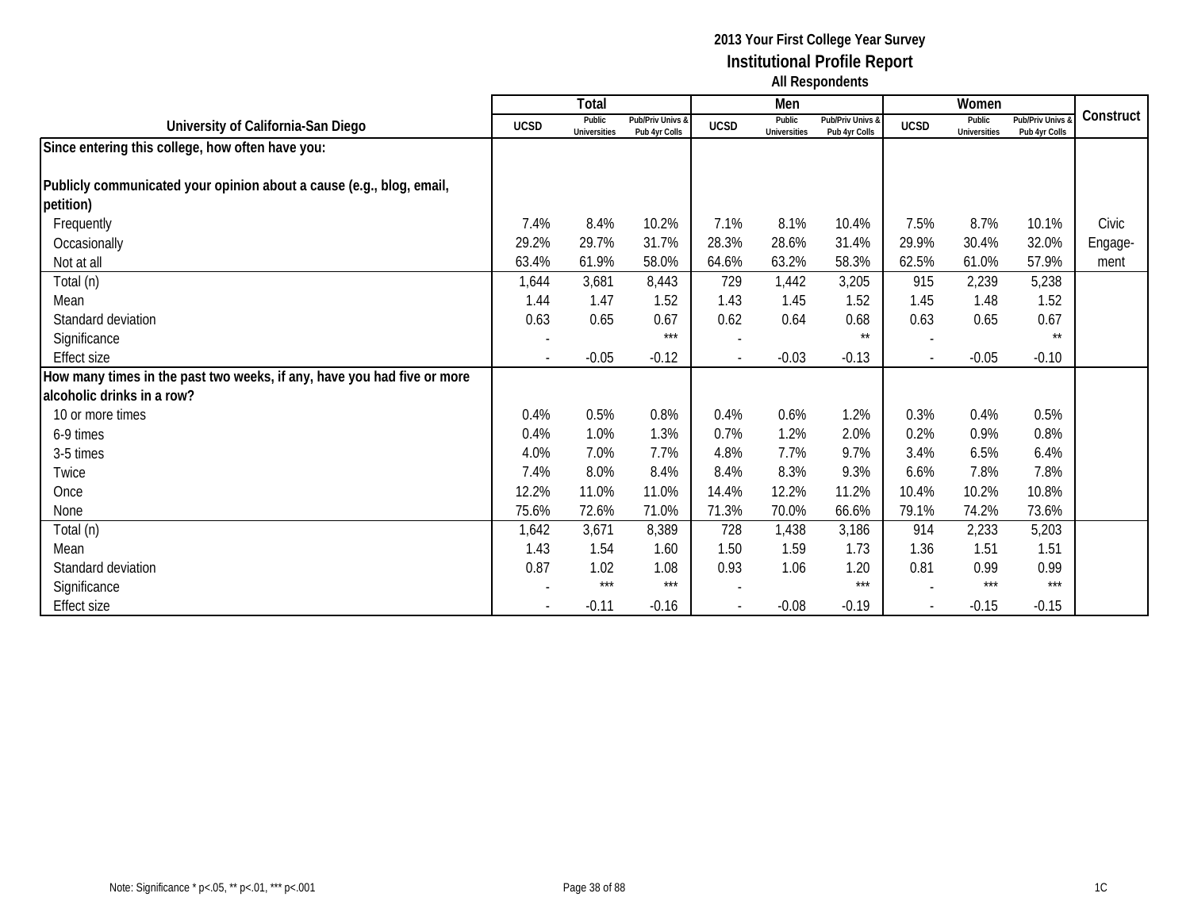**2013 Your First College Year Survey**
**Institutional Profile Report**
**All Respondents**

| University of California-San Diego | Total | | | Men | | | Women | | | Construct |
|---|---|---|---|---|---|---|---|---|---|---|
| | UCSD | Public Universities | Pub/Priv Univs & Pub 4yr Colls | UCSD | Public Universities | Pub/Priv Univs & Pub 4yr Colls | UCSD | Public Universities | Pub/Priv Univs & Pub 4yr Colls | |
| **Since entering this college, how often have you:** | | | | | | | | | | |
| **Publicly communicated your opinion about a cause (e.g., blog, email, petition)** | | | | | | | | | | |
| Frequently | 7.4% | 8.4% | 10.2% | 7.1% | 8.1% | 10.4% | 7.5% | 8.7% | 10.1% | Civic Engage-ment |
| Occasionally | 29.2% | 29.7% | 31.7% | 28.3% | 28.6% | 31.4% | 29.9% | 30.4% | 32.0% | |
| Not at all | 63.4% | 61.9% | 58.0% | 64.6% | 63.2% | 58.3% | 62.5% | 61.0% | 57.9% | |
| Total (n) | 1,644 | 3,681 | 8,443 | 729 | 1,442 | 3,205 | 915 | 2,239 | 5,238 | |
| Mean | 1.44 | 1.47 | 1.52 | 1.43 | 1.45 | 1.52 | 1.45 | 1.48 | 1.52 | |
| Standard deviation | 0.63 | 0.65 | 0.67 | 0.62 | 0.64 | 0.68 | 0.63 | 0.65 | 0.67 | |
| Significance | - | | *** | - | | ** | - | | ** | |
| Effect size | - | -0.05 | -0.12 | - | -0.03 | -0.13 | - | -0.05 | -0.10 | |
| **How many times in the past two weeks, if any, have you had five or more alcoholic drinks in a row?** | | | | | | | | | | |
| 10 or more times | 0.4% | 0.5% | 0.8% | 0.4% | 0.6% | 1.2% | 0.3% | 0.4% | 0.5% | |
| 6-9 times | 0.4% | 1.0% | 1.3% | 0.7% | 1.2% | 2.0% | 0.2% | 0.9% | 0.8% | |
| 3-5 times | 4.0% | 7.0% | 7.7% | 4.8% | 7.7% | 9.7% | 3.4% | 6.5% | 6.4% | |
| Twice | 7.4% | 8.0% | 8.4% | 8.4% | 8.3% | 9.3% | 6.6% | 7.8% | 7.8% | |
| Once | 12.2% | 11.0% | 11.0% | 14.4% | 12.2% | 11.2% | 10.4% | 10.2% | 10.8% | |
| None | 75.6% | 72.6% | 71.0% | 71.3% | 70.0% | 66.6% | 79.1% | 74.2% | 73.6% | |
| Total (n) | 1,642 | 3,671 | 8,389 | 728 | 1,438 | 3,186 | 914 | 2,233 | 5,203 | |
| Mean | 1.43 | 1.54 | 1.60 | 1.50 | 1.59 | 1.73 | 1.36 | 1.51 | 1.51 | |
| Standard deviation | 0.87 | 1.02 | 1.08 | 0.93 | 1.06 | 1.20 | 0.81 | 0.99 | 0.99 | |
| Significance | - | *** | *** | - | | *** | - | *** | *** | |
| Effect size | - | -0.11 | -0.16 | - | -0.08 | -0.19 | - | -0.15 | -0.15 | |

Note: Significance * p<.05, ** p<.01, *** p<.001

1C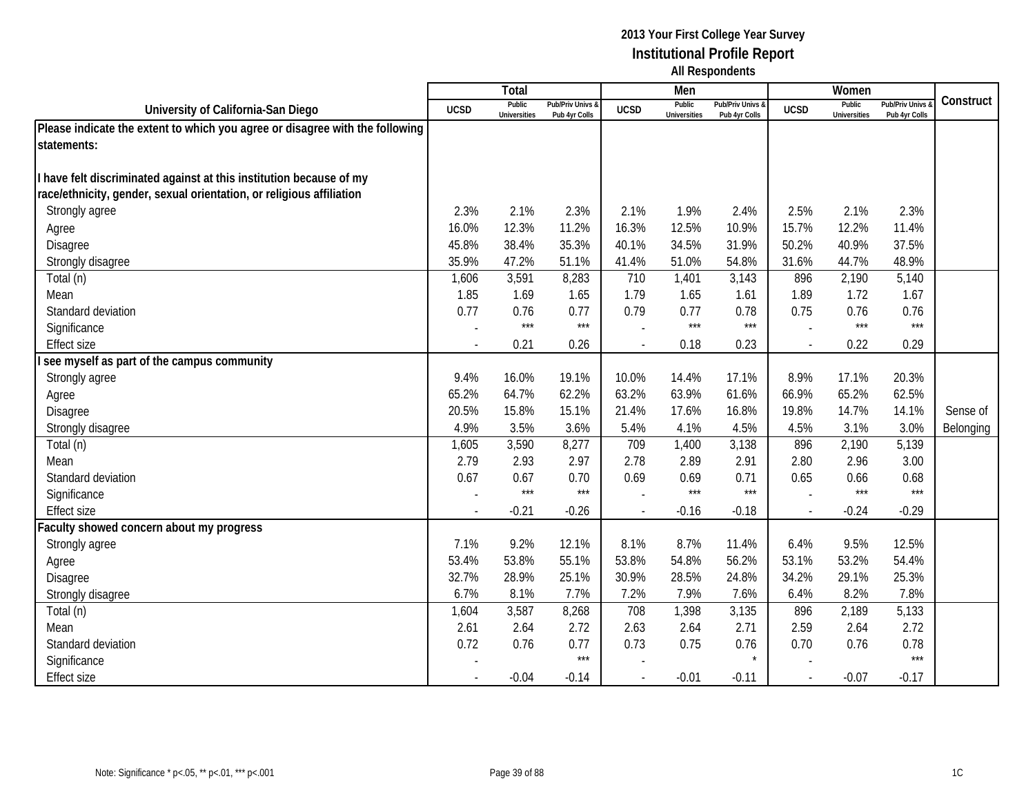**2013 Your First College Year Survey**
**Institutional Profile Report**
**All Respondents**

| University of California-San Diego | Total | | | Men | | | Women | | | Construct |
|---|---|---|---|---|---|---|---|---|---|---|
| | UCSD | Public Universities | Pub/Priv Univs & Pub 4yr Colls | UCSD | Public Universities | Pub/Priv Univs & Pub 4yr Colls | UCSD | Public Universities | Pub/Priv Univs & Pub 4yr Colls | |
| **Please indicate the extent to which you agree or disagree with the following statements:** | | | | | | | | | | |
| **I have felt discriminated against at this institution because of my race/ethnicity, gender, sexual orientation, or religious affiliation** | | | | | | | | | | |
| Strongly agree | 2.3% | 2.1% | 2.3% | 2.1% | 1.9% | 2.4% | 2.5% | 2.1% | 2.3% | |
| Agree | 16.0% | 12.3% | 11.2% | 16.3% | 12.5% | 10.9% | 15.7% | 12.2% | 11.4% | |
| Disagree | 45.8% | 38.4% | 35.3% | 40.1% | 34.5% | 31.9% | 50.2% | 40.9% | 37.5% | |
| Strongly disagree | 35.9% | 47.2% | 51.1% | 41.4% | 51.0% | 54.8% | 31.6% | 44.7% | 48.9% | |
| Total (n) | 1,606 | 3,591 | 8,283 | 710 | 1,401 | 3,143 | 896 | 2,190 | 5,140 | |
| Mean | 1.85 | 1.69 | 1.65 | 1.79 | 1.65 | 1.61 | 1.89 | 1.72 | 1.67 | |
| Standard deviation | 0.77 | 0.76 | 0.77 | 0.79 | 0.77 | 0.78 | 0.75 | 0.76 | 0.76 | |
| Significance | - | *** | *** | - | *** | *** | - | *** | *** | |
| Effect size | - | 0.21 | 0.26 | - | 0.18 | 0.23 | - | 0.22 | 0.29 | |
| **I see myself as part of the campus community** | | | | | | | | | | |
| Strongly agree | 9.4% | 16.0% | 19.1% | 10.0% | 14.4% | 17.1% | 8.9% | 17.1% | 20.3% | |
| Agree | 65.2% | 64.7% | 62.2% | 63.2% | 63.9% | 61.6% | 66.9% | 65.2% | 62.5% | |
| Disagree | 20.5% | 15.8% | 15.1% | 21.4% | 17.6% | 16.8% | 19.8% | 14.7% | 14.1% | Sense of |
| Strongly disagree | 4.9% | 3.5% | 3.6% | 5.4% | 4.1% | 4.5% | 4.5% | 3.1% | 3.0% | Belonging |
| Total (n) | 1,605 | 3,590 | 8,277 | 709 | 1,400 | 3,138 | 896 | 2,190 | 5,139 | |
| Mean | 2.79 | 2.93 | 2.97 | 2.78 | 2.89 | 2.91 | 2.80 | 2.96 | 3.00 | |
| Standard deviation | 0.67 | 0.67 | 0.70 | 0.69 | 0.69 | 0.71 | 0.65 | 0.66 | 0.68 | |
| Significance | - | *** | *** | - | *** | *** | - | *** | *** | |
| Effect size | - | -0.21 | -0.26 | - | -0.16 | -0.18 | - | -0.24 | -0.29 | |
| **Faculty showed concern about my progress** | | | | | | | | | | |
| Strongly agree | 7.1% | 9.2% | 12.1% | 8.1% | 8.7% | 11.4% | 6.4% | 9.5% | 12.5% | |
| Agree | 53.4% | 53.8% | 55.1% | 53.8% | 54.8% | 56.2% | 53.1% | 53.2% | 54.4% | |
| Disagree | 32.7% | 28.9% | 25.1% | 30.9% | 28.5% | 24.8% | 34.2% | 29.1% | 25.3% | |
| Strongly disagree | 6.7% | 8.1% | 7.7% | 7.2% | 7.9% | 7.6% | 6.4% | 8.2% | 7.8% | |
| Total (n) | 1,604 | 3,587 | 8,268 | 708 | 1,398 | 3,135 | 896 | 2,189 | 5,133 | |
| Mean | 2.61 | 2.64 | 2.72 | 2.63 | 2.64 | 2.71 | 2.59 | 2.64 | 2.72 | |
| Standard deviation | 0.72 | 0.76 | 0.77 | 0.73 | 0.75 | 0.76 | 0.70 | 0.76 | 0.78 | |
| Significance | - | | *** | - | | * | - | | *** | |
| Effect size | - | -0.04 | -0.14 | - | -0.01 | -0.11 | - | -0.07 | -0.17 | |

Note: Significance * p<.05, ** p<.01, *** p<.001

1C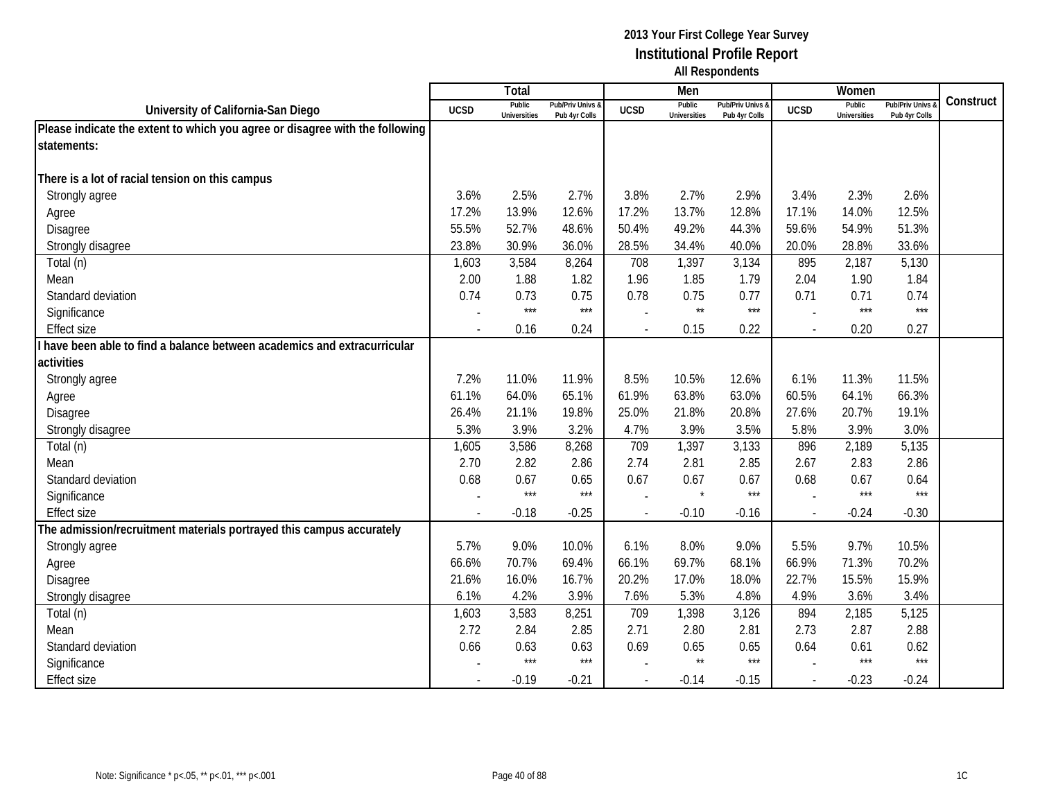**2013 Your First College Year Survey**
**Institutional Profile Report**
**All Respondents**

| University of California-San Diego | Total | | | Men | | | Women | | | Construct |
|---|---|---|---|---|---|---|---|---|---|---|
| | UCSD | Public Universities | Pub/Priv Univs & Pub 4yr Colls | UCSD | Public Universities | Pub/Priv Univs & Pub 4yr Colls | UCSD | Public Universities | Pub/Priv Univs & Pub 4yr Colls | |
| **Please indicate the extent to which you agree or disagree with the following statements:** | | | | | | | | | | |
| **There is a lot of racial tension on this campus** | | | | | | | | | | |
| Strongly agree | 3.6% | 2.5% | 2.7% | 3.8% | 2.7% | 2.9% | 3.4% | 2.3% | 2.6% | |
| Agree | 17.2% | 13.9% | 12.6% | 17.2% | 13.7% | 12.8% | 17.1% | 14.0% | 12.5% | |
| Disagree | 55.5% | 52.7% | 48.6% | 50.4% | 49.2% | 44.3% | 59.6% | 54.9% | 51.3% | |
| Strongly disagree | 23.8% | 30.9% | 36.0% | 28.5% | 34.4% | 40.0% | 20.0% | 28.8% | 33.6% | |
| Total (n) | 1,603 | 3,584 | 8,264 | 708 | 1,397 | 3,134 | 895 | 2,187 | 5,130 | |
| Mean | 2.00 | 1.88 | 1.82 | 1.96 | 1.85 | 1.79 | 2.04 | 1.90 | 1.84 | |
| Standard deviation | 0.74 | 0.73 | 0.75 | 0.78 | 0.75 | 0.77 | 0.71 | 0.71 | 0.74 | |
| Significance | - | *** | *** | - | ** | *** | - | *** | *** | |
| Effect size | - | 0.16 | 0.24 | - | 0.15 | 0.22 | - | 0.20 | 0.27 | |
| **I have been able to find a balance between academics and extracurricular activities** | | | | | | | | | | |
| Strongly agree | 7.2% | 11.0% | 11.9% | 8.5% | 10.5% | 12.6% | 6.1% | 11.3% | 11.5% | |
| Agree | 61.1% | 64.0% | 65.1% | 61.9% | 63.8% | 63.0% | 60.5% | 64.1% | 66.3% | |
| Disagree | 26.4% | 21.1% | 19.8% | 25.0% | 21.8% | 20.8% | 27.6% | 20.7% | 19.1% | |
| Strongly disagree | 5.3% | 3.9% | 3.2% | 4.7% | 3.9% | 3.5% | 5.8% | 3.9% | 3.0% | |
| Total (n) | 1,605 | 3,586 | 8,268 | 709 | 1,397 | 3,133 | 896 | 2,189 | 5,135 | |
| Mean | 2.70 | 2.82 | 2.86 | 2.74 | 2.81 | 2.85 | 2.67 | 2.83 | 2.86 | |
| Standard deviation | 0.68 | 0.67 | 0.65 | 0.67 | 0.67 | 0.67 | 0.68 | 0.67 | 0.64 | |
| Significance | - | *** | *** | - | * | *** | - | *** | *** | |
| Effect size | - | -0.18 | -0.25 | - | -0.10 | -0.16 | - | -0.24 | -0.30 | |
| **The admission/recruitment materials portrayed this campus accurately** | | | | | | | | | | |
| Strongly agree | 5.7% | 9.0% | 10.0% | 6.1% | 8.0% | 9.0% | 5.5% | 9.7% | 10.5% | |
| Agree | 66.6% | 70.7% | 69.4% | 66.1% | 69.7% | 68.1% | 66.9% | 71.3% | 70.2% | |
| Disagree | 21.6% | 16.0% | 16.7% | 20.2% | 17.0% | 18.0% | 22.7% | 15.5% | 15.9% | |
| Strongly disagree | 6.1% | 4.2% | 3.9% | 7.6% | 5.3% | 4.8% | 4.9% | 3.6% | 3.4% | |
| Total (n) | 1,603 | 3,583 | 8,251 | 709 | 1,398 | 3,126 | 894 | 2,185 | 5,125 | |
| Mean | 2.72 | 2.84 | 2.85 | 2.71 | 2.80 | 2.81 | 2.73 | 2.87 | 2.88 | |
| Standard deviation | 0.66 | 0.63 | 0.63 | 0.69 | 0.65 | 0.65 | 0.64 | 0.61 | 0.62 | |
| Significance | - | *** | *** | - | ** | *** | - | *** | *** | |
| Effect size | - | -0.19 | -0.21 | - | -0.14 | -0.15 | - | -0.23 | -0.24 | |

Note: Significance * p<.05, ** p<.01, *** p<.001

1C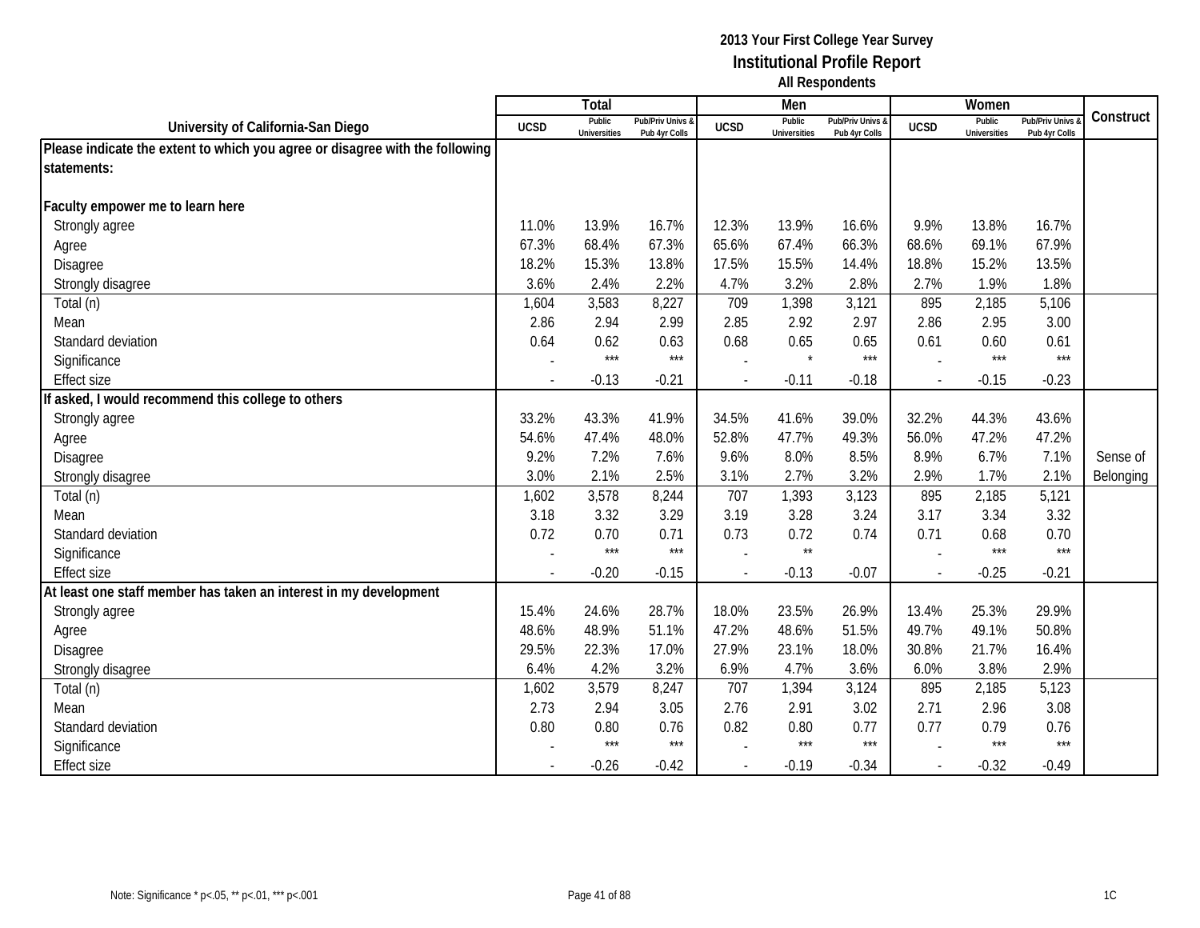# 2013 Your First College Year Survey
## Institutional Profile Report
### All Respondents

| University of California-San Diego | Total | | | Men | | | Women | | | Construct |
|---|---|---|---|---|---|---|---|---|---|---|
| | UCSD | Public Universities | Pub/Priv Univs & Pub 4yr Colls | UCSD | Public Universities | Pub/Priv Univs & Pub 4yr Colls | UCSD | Public Universities | Pub/Priv Univs & Pub 4yr Colls | |
| **Please indicate the extent to which you agree or disagree with the following statements:** | | | | | | | | | | |
| **Faculty empower me to learn here** | | | | | | | | | | |
| Strongly agree | 11.0% | 13.9% | 16.7% | 12.3% | 13.9% | 16.6% | 9.9% | 13.8% | 16.7% | |
| Agree | 67.3% | 68.4% | 67.3% | 65.6% | 67.4% | 66.3% | 68.6% | 69.1% | 67.9% | |
| Disagree | 18.2% | 15.3% | 13.8% | 17.5% | 15.5% | 14.4% | 18.8% | 15.2% | 13.5% | |
| Strongly disagree | 3.6% | 2.4% | 2.2% | 4.7% | 3.2% | 2.8% | 2.7% | 1.9% | 1.8% | |
| Total (n) | 1,604 | 3,583 | 8,227 | 709 | 1,398 | 3,121 | 895 | 2,185 | 5,106 | |
| Mean | 2.86 | 2.94 | 2.99 | 2.85 | 2.92 | 2.97 | 2.86 | 2.95 | 3.00 | |
| Standard deviation | 0.64 | 0.62 | 0.63 | 0.68 | 0.65 | 0.65 | 0.61 | 0.60 | 0.61 | |
| Significance | - | *** | *** | - | * | *** | - | *** | *** | |
| Effect size | - | -0.13 | -0.21 | - | -0.11 | -0.18 | - | -0.15 | -0.23 | |
| **If asked, I would recommend this college to others** | | | | | | | | | | |
| Strongly agree | 33.2% | 43.3% | 41.9% | 34.5% | 41.6% | 39.0% | 32.2% | 44.3% | 43.6% | |
| Agree | 54.6% | 47.4% | 48.0% | 52.8% | 47.7% | 49.3% | 56.0% | 47.2% | 47.2% | |
| Disagree | 9.2% | 7.2% | 7.6% | 9.6% | 8.0% | 8.5% | 8.9% | 6.7% | 7.1% | Sense of |
| Strongly disagree | 3.0% | 2.1% | 2.5% | 3.1% | 2.7% | 3.2% | 2.9% | 1.7% | 2.1% | Belonging |
| Total (n) | 1,602 | 3,578 | 8,244 | 707 | 1,393 | 3,123 | 895 | 2,185 | 5,121 | |
| Mean | 3.18 | 3.32 | 3.29 | 3.19 | 3.28 | 3.24 | 3.17 | 3.34 | 3.32 | |
| Standard deviation | 0.72 | 0.70 | 0.71 | 0.73 | 0.72 | 0.74 | 0.71 | 0.68 | 0.70 | |
| Significance | - | *** | *** | - | ** | | - | *** | *** | |
| Effect size | - | -0.20 | -0.15 | - | -0.13 | -0.07 | - | -0.25 | -0.21 | |
| **At least one staff member has taken an interest in my development** | | | | | | | | | | |
| Strongly agree | 15.4% | 24.6% | 28.7% | 18.0% | 23.5% | 26.9% | 13.4% | 25.3% | 29.9% | |
| Agree | 48.6% | 48.9% | 51.1% | 47.2% | 48.6% | 51.5% | 49.7% | 49.1% | 50.8% | |
| Disagree | 29.5% | 22.3% | 17.0% | 27.9% | 23.1% | 18.0% | 30.8% | 21.7% | 16.4% | |
| Strongly disagree | 6.4% | 4.2% | 3.2% | 6.9% | 4.7% | 3.6% | 6.0% | 3.8% | 2.9% | |
| Total (n) | 1,602 | 3,579 | 8,247 | 707 | 1,394 | 3,124 | 895 | 2,185 | 5,123 | |
| Mean | 2.73 | 2.94 | 3.05 | 2.76 | 2.91 | 3.02 | 2.71 | 2.96 | 3.08 | |
| Standard deviation | 0.80 | 0.80 | 0.76 | 0.82 | 0.80 | 0.77 | 0.77 | 0.79 | 0.76 | |
| Significance | - | *** | *** | - | *** | *** | - | *** | *** | |
| Effect size | - | -0.26 | -0.42 | - | -0.19 | -0.34 | - | -0.32 | -0.49 | |

Note: Significance * p<.05, ** p<.01, *** p<.001

1C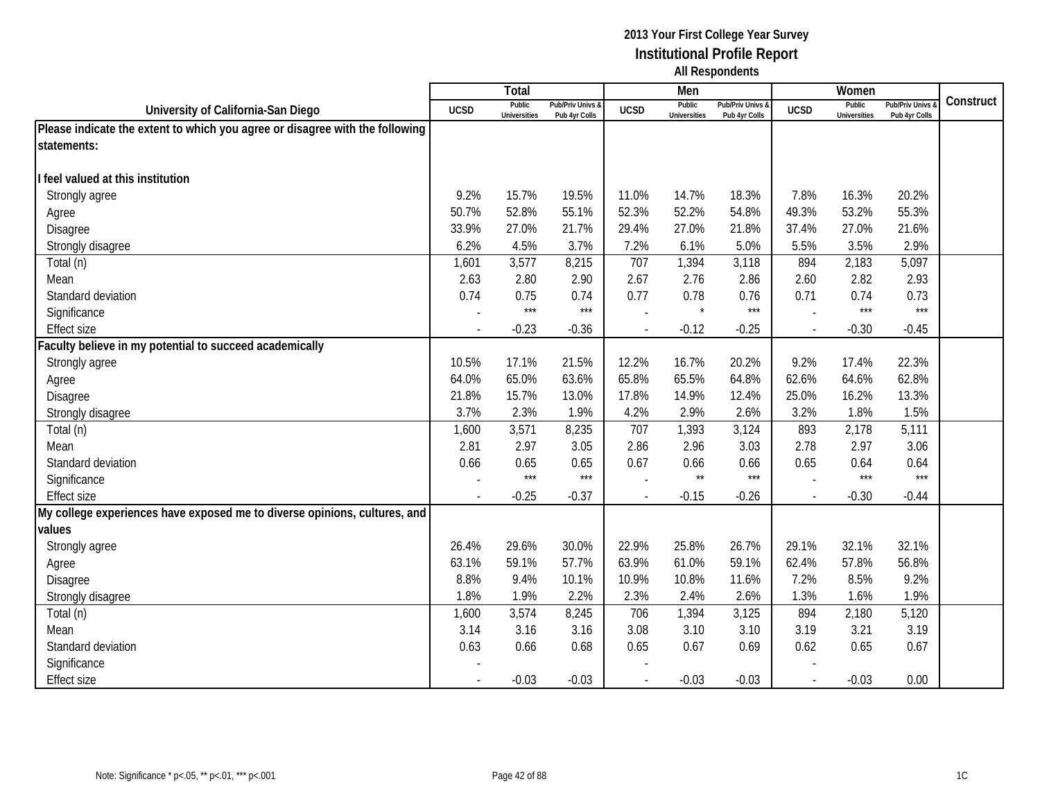**2013 Your First College Year Survey**
**Institutional Profile Report**
**All Respondents**

| University of California-San Diego | Total | | | Men | | | Women | | | Construct |
|---|---|---|---|---|---|---|---|---|---|---|
| | UCSD | Public Universities | Pub/Priv Univs & Pub 4yr Colls | UCSD | Public Universities | Pub/Priv Univs & Pub 4yr Colls | UCSD | Public Universities | Pub/Priv Univs & Pub 4yr Colls | |
| **Please indicate the extent to which you agree or disagree with the following statements:** | | | | | | | | | | |
| **I feel valued at this institution** | | | | | | | | | | |
| Strongly agree | 9.2% | 15.7% | 19.5% | 11.0% | 14.7% | 18.3% | 7.8% | 16.3% | 20.2% | |
| Agree | 50.7% | 52.8% | 55.1% | 52.3% | 52.2% | 54.8% | 49.3% | 53.2% | 55.3% | |
| Disagree | 33.9% | 27.0% | 21.7% | 29.4% | 27.0% | 21.8% | 37.4% | 27.0% | 21.6% | |
| Strongly disagree | 6.2% | 4.5% | 3.7% | 7.2% | 6.1% | 5.0% | 5.5% | 3.5% | 2.9% | |
| Total (n) | 1,601 | 3,577 | 8,215 | 707 | 1,394 | 3,118 | 894 | 2,183 | 5,097 | |
| Mean | 2.63 | 2.80 | 2.90 | 2.67 | 2.76 | 2.86 | 2.60 | 2.82 | 2.93 | |
| Standard deviation | 0.74 | 0.75 | 0.74 | 0.77 | 0.78 | 0.76 | 0.71 | 0.74 | 0.73 | |
| Significance | - | *** | *** | - | * | *** | - | *** | *** | |
| Effect size | - | -0.23 | -0.36 | - | -0.12 | -0.25 | - | -0.30 | -0.45 | |
| **Faculty believe in my potential to succeed academically** | | | | | | | | | | |
| Strongly agree | 10.5% | 17.1% | 21.5% | 12.2% | 16.7% | 20.2% | 9.2% | 17.4% | 22.3% | |
| Agree | 64.0% | 65.0% | 63.6% | 65.8% | 65.5% | 64.8% | 62.6% | 64.6% | 62.8% | |
| Disagree | 21.8% | 15.7% | 13.0% | 17.8% | 14.9% | 12.4% | 25.0% | 16.2% | 13.3% | |
| Strongly disagree | 3.7% | 2.3% | 1.9% | 4.2% | 2.9% | 2.6% | 3.2% | 1.8% | 1.5% | |
| Total (n) | 1,600 | 3,571 | 8,235 | 707 | 1,393 | 3,124 | 893 | 2,178 | 5,111 | |
| Mean | 2.81 | 2.97 | 3.05 | 2.86 | 2.96 | 3.03 | 2.78 | 2.97 | 3.06 | |
| Standard deviation | 0.66 | 0.65 | 0.65 | 0.67 | 0.66 | 0.66 | 0.65 | 0.64 | 0.64 | |
| Significance | - | *** | *** | - | ** | *** | - | *** | *** | |
| Effect size | - | -0.25 | -0.37 | - | -0.15 | -0.26 | - | -0.30 | -0.44 | |
| **My college experiences have exposed me to diverse opinions, cultures, and values** | | | | | | | | | | |
| Strongly agree | 26.4% | 29.6% | 30.0% | 22.9% | 25.8% | 26.7% | 29.1% | 32.1% | 32.1% | |
| Agree | 63.1% | 59.1% | 57.7% | 63.9% | 61.0% | 59.1% | 62.4% | 57.8% | 56.8% | |
| Disagree | 8.8% | 9.4% | 10.1% | 10.9% | 10.8% | 11.6% | 7.2% | 8.5% | 9.2% | |
| Strongly disagree | 1.8% | 1.9% | 2.2% | 2.3% | 2.4% | 2.6% | 1.3% | 1.6% | 1.9% | |
| Total (n) | 1,600 | 3,574 | 8,245 | 706 | 1,394 | 3,125 | 894 | 2,180 | 5,120 | |
| Mean | 3.14 | 3.16 | 3.16 | 3.08 | 3.10 | 3.10 | 3.19 | 3.21 | 3.19 | |
| Standard deviation | 0.63 | 0.66 | 0.68 | 0.65 | 0.67 | 0.69 | 0.62 | 0.65 | 0.67 | |
| Significance | - | | | - | | | - | | | |
| Effect size | - | -0.03 | -0.03 | - | -0.03 | -0.03 | - | -0.03 | 0.00 | |

Note: Significance * p<.05, ** p<.01, *** p<.001

1C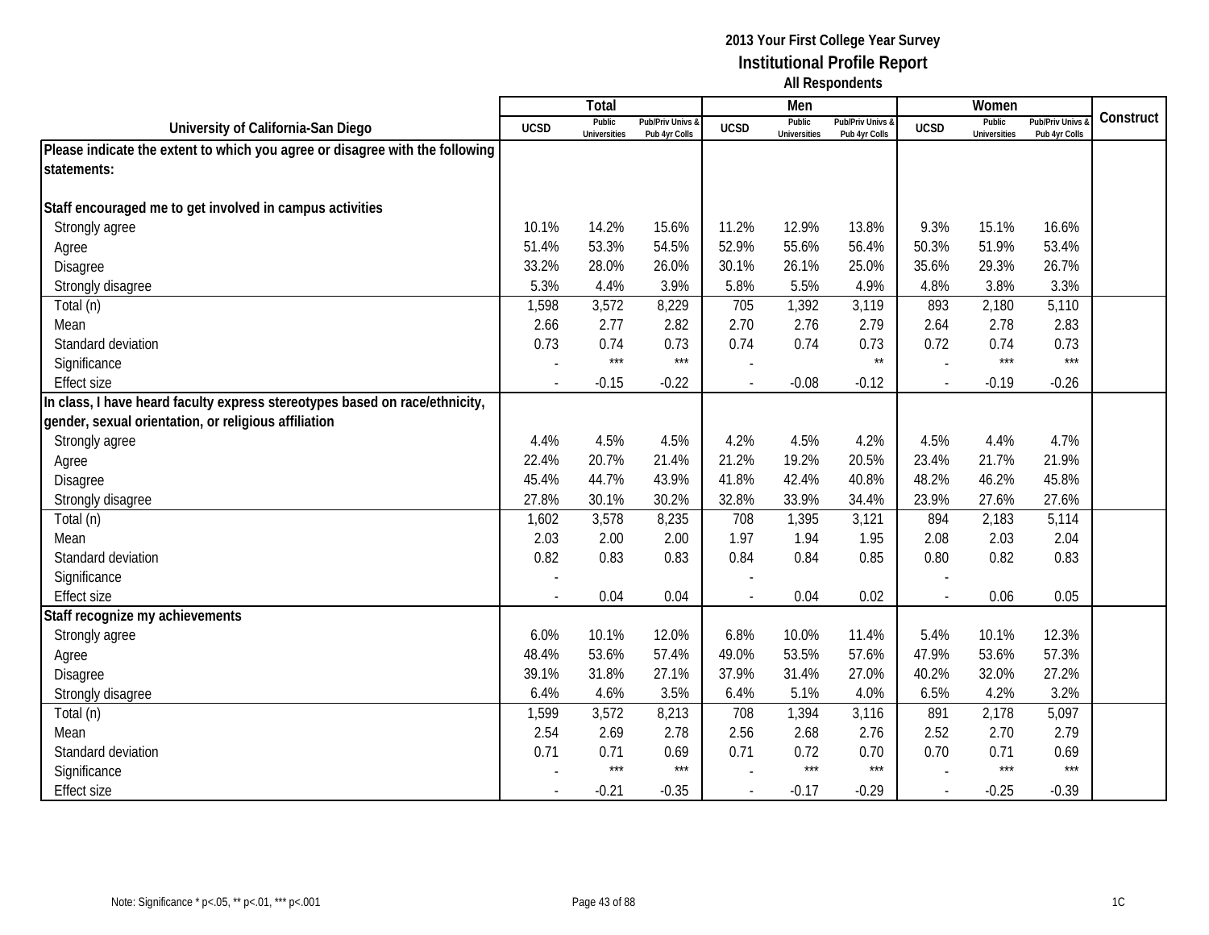**2013 Your First College Year Survey**
**Institutional Profile Report**
**All Respondents**

| University of California-San Diego | Total | | | Men | | | Women | | | Construct |
|---|---|---|---|---|---|---|---|---|---|---|
| | UCSD | Public Universities | Pub/Priv Univs & Pub 4yr Colls | UCSD | Public Universities | Pub/Priv Univs & Pub 4yr Colls | UCSD | Public Universities | Pub/Priv Univs & Pub 4yr Colls | |
| **Please indicate the extent to which you agree or disagree with the following statements:** | | | | | | | | | | |
| **Staff encouraged me to get involved in campus activities** | | | | | | | | | | |
| Strongly agree | 10.1% | 14.2% | 15.6% | 11.2% | 12.9% | 13.8% | 9.3% | 15.1% | 16.6% | |
| Agree | 51.4% | 53.3% | 54.5% | 52.9% | 55.6% | 56.4% | 50.3% | 51.9% | 53.4% | |
| Disagree | 33.2% | 28.0% | 26.0% | 30.1% | 26.1% | 25.0% | 35.6% | 29.3% | 26.7% | |
| Strongly disagree | 5.3% | 4.4% | 3.9% | 5.8% | 5.5% | 4.9% | 4.8% | 3.8% | 3.3% | |
| Total (n) | 1,598 | 3,572 | 8,229 | 705 | 1,392 | 3,119 | 893 | 2,180 | 5,110 | |
| Mean | 2.66 | 2.77 | 2.82 | 2.70 | 2.76 | 2.79 | 2.64 | 2.78 | 2.83 | |
| Standard deviation | 0.73 | 0.74 | 0.73 | 0.74 | 0.74 | 0.73 | 0.72 | 0.74 | 0.73 | |
| Significance | - | *** | *** | - | | ** | - | *** | *** | |
| Effect size | - | -0.15 | -0.22 | - | -0.08 | -0.12 | - | -0.19 | -0.26 | |
| **In class, I have heard faculty express stereotypes based on race/ethnicity, gender, sexual orientation, or religious affiliation** | | | | | | | | | | |
| Strongly agree | 4.4% | 4.5% | 4.5% | 4.2% | 4.5% | 4.2% | 4.5% | 4.4% | 4.7% | |
| Agree | 22.4% | 20.7% | 21.4% | 21.2% | 19.2% | 20.5% | 23.4% | 21.7% | 21.9% | |
| Disagree | 45.4% | 44.7% | 43.9% | 41.8% | 42.4% | 40.8% | 48.2% | 46.2% | 45.8% | |
| Strongly disagree | 27.8% | 30.1% | 30.2% | 32.8% | 33.9% | 34.4% | 23.9% | 27.6% | 27.6% | |
| Total (n) | 1,602 | 3,578 | 8,235 | 708 | 1,395 | 3,121 | 894 | 2,183 | 5,114 | |
| Mean | 2.03 | 2.00 | 2.00 | 1.97 | 1.94 | 1.95 | 2.08 | 2.03 | 2.04 | |
| Standard deviation | 0.82 | 0.83 | 0.83 | 0.84 | 0.84 | 0.85 | 0.80 | 0.82 | 0.83 | |
| Significance | - | | | - | | | - | | | |
| Effect size | - | 0.04 | 0.04 | - | 0.04 | 0.02 | - | 0.06 | 0.05 | |
| **Staff recognize my achievements** | | | | | | | | | | |
| Strongly agree | 6.0% | 10.1% | 12.0% | 6.8% | 10.0% | 11.4% | 5.4% | 10.1% | 12.3% | |
| Agree | 48.4% | 53.6% | 57.4% | 49.0% | 53.5% | 57.6% | 47.9% | 53.6% | 57.3% | |
| Disagree | 39.1% | 31.8% | 27.1% | 37.9% | 31.4% | 27.0% | 40.2% | 32.0% | 27.2% | |
| Strongly disagree | 6.4% | 4.6% | 3.5% | 6.4% | 5.1% | 4.0% | 6.5% | 4.2% | 3.2% | |
| Total (n) | 1,599 | 3,572 | 8,213 | 708 | 1,394 | 3,116 | 891 | 2,178 | 5,097 | |
| Mean | 2.54 | 2.69 | 2.78 | 2.56 | 2.68 | 2.76 | 2.52 | 2.70 | 2.79 | |
| Standard deviation | 0.71 | 0.71 | 0.69 | 0.71 | 0.72 | 0.70 | 0.70 | 0.71 | 0.69 | |
| Significance | - | *** | *** | - | *** | *** | - | *** | *** | |
| Effect size | - | -0.21 | -0.35 | - | -0.17 | -0.29 | - | -0.25 | -0.39 | |

Note: Significance * p<.05, ** p<.01, *** p<.001

1C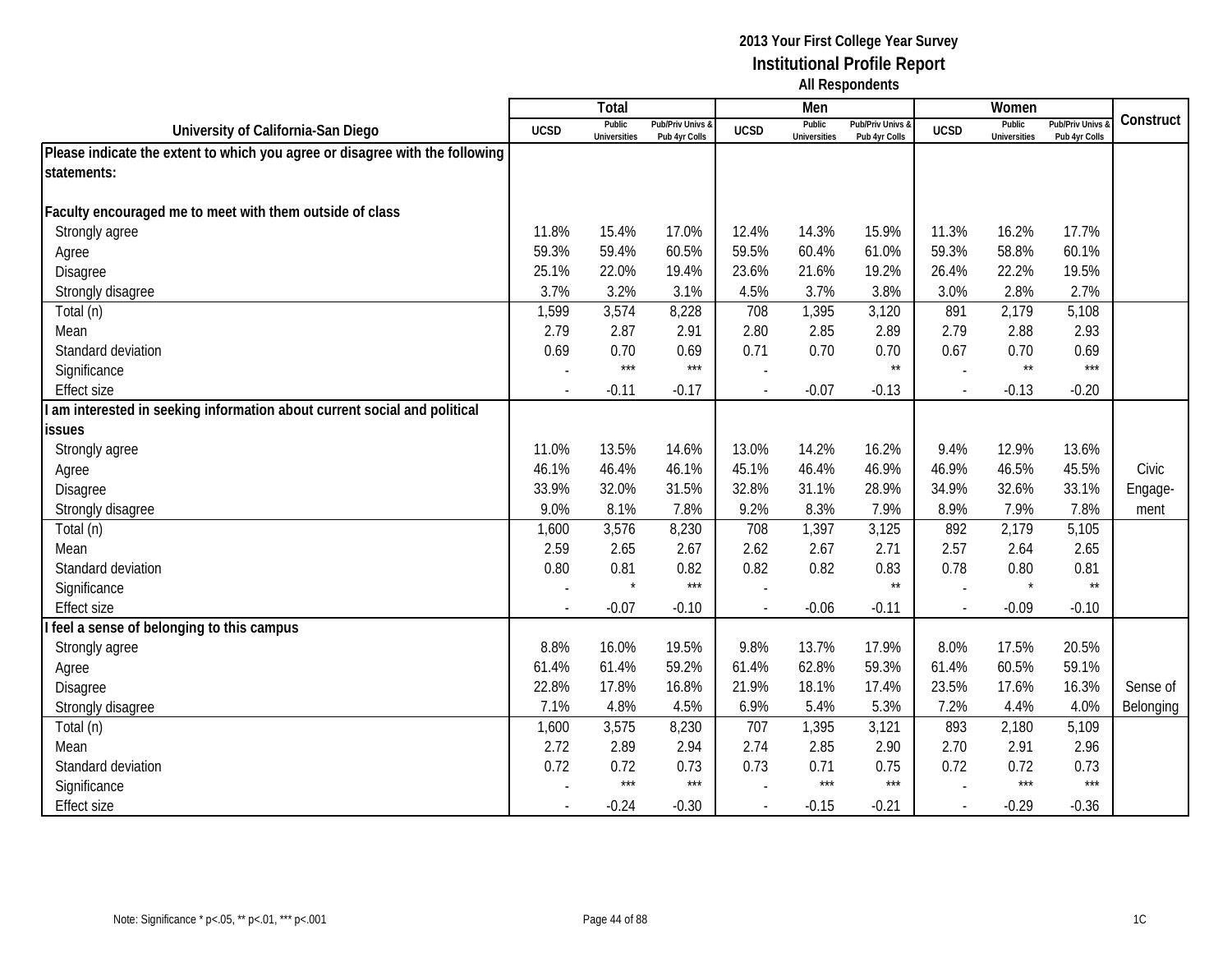**2013 Your First College Year Survey**
**Institutional Profile Report**
**All Respondents**

| University of California-San Diego | Total | | | Men | | | Women | | | Construct |
|---|---|---|---|---|---|---|---|---|---|---|
| | UCSD | Public Universities | Pub/Priv Univs & Pub 4yr Colls | UCSD | Public Universities | Pub/Priv Univs & Pub 4yr Colls | UCSD | Public Universities | Pub/Priv Univs & Pub 4yr Colls | |
| **Please indicate the extent to which you agree or disagree with the following statements:** | | | | | | | | | | |
| **Faculty encouraged me to meet with them outside of class** | | | | | | | | | | |
| Strongly agree | 11.8% | 15.4% | 17.0% | 12.4% | 14.3% | 15.9% | 11.3% | 16.2% | 17.7% | |
| Agree | 59.3% | 59.4% | 60.5% | 59.5% | 60.4% | 61.0% | 59.3% | 58.8% | 60.1% | |
| Disagree | 25.1% | 22.0% | 19.4% | 23.6% | 21.6% | 19.2% | 26.4% | 22.2% | 19.5% | |
| Strongly disagree | 3.7% | 3.2% | 3.1% | 4.5% | 3.7% | 3.8% | 3.0% | 2.8% | 2.7% | |
| Total (n) | 1,599 | 3,574 | 8,228 | 708 | 1,395 | 3,120 | 891 | 2,179 | 5,108 | |
| Mean | 2.79 | 2.87 | 2.91 | 2.80 | 2.85 | 2.89 | 2.79 | 2.88 | 2.93 | |
| Standard deviation | 0.69 | 0.70 | 0.69 | 0.71 | 0.70 | 0.70 | 0.67 | 0.70 | 0.69 | |
| Significance | - | *** | *** | - | | ** | - | ** | *** | |
| Effect size | - | -0.11 | -0.17 | - | -0.07 | -0.13 | - | -0.13 | -0.20 | |
| **I am interested in seeking information about current social and political issues** | | | | | | | | | | |
| Strongly agree | 11.0% | 13.5% | 14.6% | 13.0% | 14.2% | 16.2% | 9.4% | 12.9% | 13.6% | |
| Agree | 46.1% | 46.4% | 46.1% | 45.1% | 46.4% | 46.9% | 46.9% | 46.5% | 45.5% | Civic Engage-ment |
| Disagree | 33.9% | 32.0% | 31.5% | 32.8% | 31.1% | 28.9% | 34.9% | 32.6% | 33.1% | |
| Strongly disagree | 9.0% | 8.1% | 7.8% | 9.2% | 8.3% | 7.9% | 8.9% | 7.9% | 7.8% | |
| Total (n) | 1,600 | 3,576 | 8,230 | 708 | 1,397 | 3,125 | 892 | 2,179 | 5,105 | |
| Mean | 2.59 | 2.65 | 2.67 | 2.62 | 2.67 | 2.71 | 2.57 | 2.64 | 2.65 | |
| Standard deviation | 0.80 | 0.81 | 0.82 | 0.82 | 0.82 | 0.83 | 0.78 | 0.80 | 0.81 | |
| Significance | - | * | *** | - | | ** | - | * | ** | |
| Effect size | - | -0.07 | -0.10 | - | -0.06 | -0.11 | - | -0.09 | -0.10 | |
| **I feel a sense of belonging to this campus** | | | | | | | | | | |
| Strongly agree | 8.8% | 16.0% | 19.5% | 9.8% | 13.7% | 17.9% | 8.0% | 17.5% | 20.5% | |
| Agree | 61.4% | 61.4% | 59.2% | 61.4% | 62.8% | 59.3% | 61.4% | 60.5% | 59.1% | |
| Disagree | 22.8% | 17.8% | 16.8% | 21.9% | 18.1% | 17.4% | 23.5% | 17.6% | 16.3% | Sense of Belonging |
| Strongly disagree | 7.1% | 4.8% | 4.5% | 6.9% | 5.4% | 5.3% | 7.2% | 4.4% | 4.0% | |
| Total (n) | 1,600 | 3,575 | 8,230 | 707 | 1,395 | 3,121 | 893 | 2,180 | 5,109 | |
| Mean | 2.72 | 2.89 | 2.94 | 2.74 | 2.85 | 2.90 | 2.70 | 2.91 | 2.96 | |
| Standard deviation | 0.72 | 0.72 | 0.73 | 0.73 | 0.71 | 0.75 | 0.72 | 0.72 | 0.73 | |
| Significance | - | *** | *** | - | *** | *** | - | *** | *** | |
| Effect size | - | -0.24 | -0.30 | - | -0.15 | -0.21 | - | -0.29 | -0.36 | |

Note: Significance * p<.05, ** p<.01, *** p<.001

1C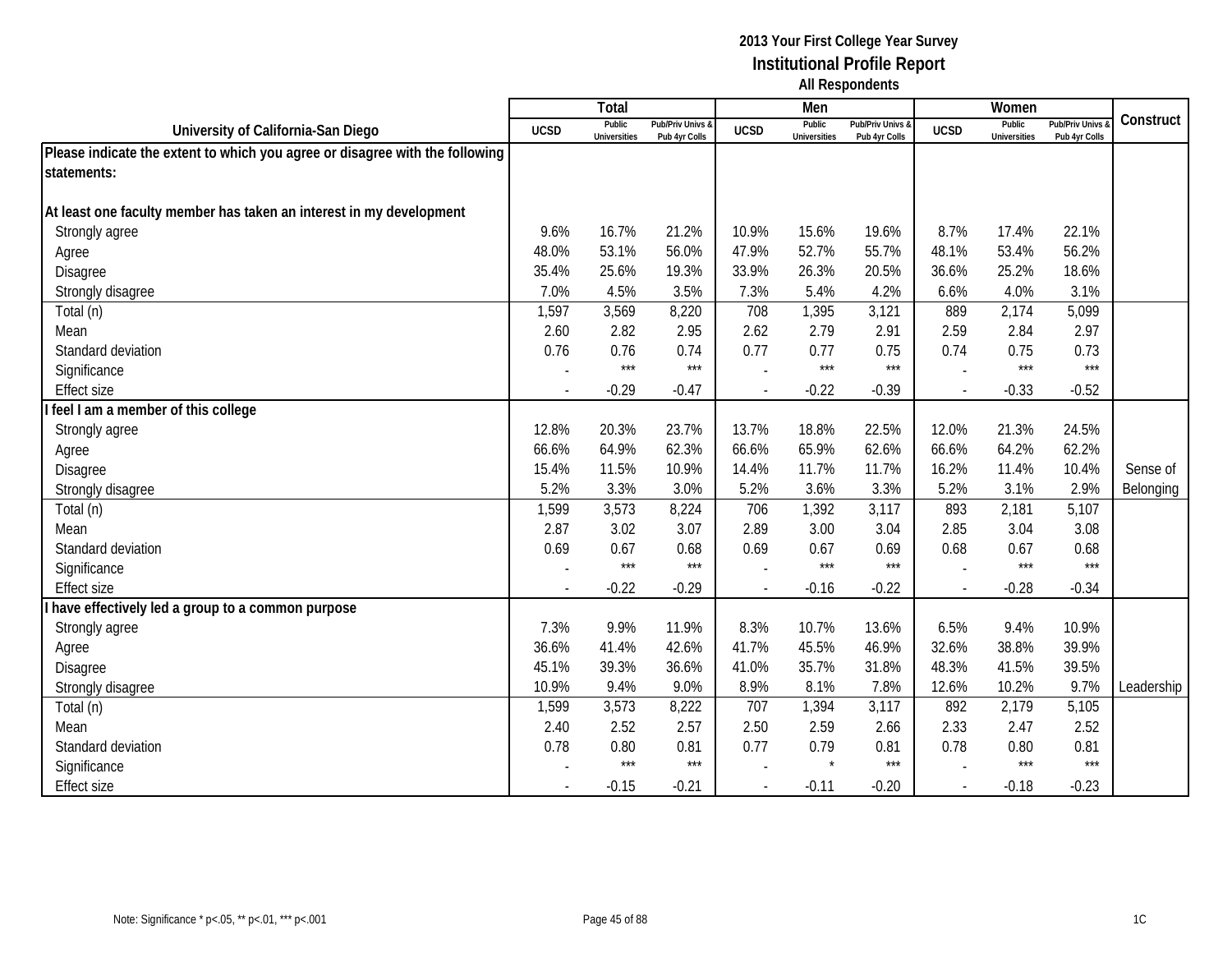**2013 Your First College Year Survey**
**Institutional Profile Report**
**All Respondents**

| University of California-San Diego | Total | | | Men | | | Women | | | Construct |
|---|---|---|---|---|---|---|---|---|---|---|
| | UCSD | Public Universities | Pub/Priv Univs & Pub 4yr Colls | UCSD | Public Universities | Pub/Priv Univs & Pub 4yr Colls | UCSD | Public Universities | Pub/Priv Univs & Pub 4yr Colls | |
| **Please indicate the extent to which you agree or disagree with the following statements:** | | | | | | | | | | |
| **At least one faculty member has taken an interest in my development** | | | | | | | | | | |
| Strongly agree | 9.6% | 16.7% | 21.2% | 10.9% | 15.6% | 19.6% | 8.7% | 17.4% | 22.1% | |
| Agree | 48.0% | 53.1% | 56.0% | 47.9% | 52.7% | 55.7% | 48.1% | 53.4% | 56.2% | |
| Disagree | 35.4% | 25.6% | 19.3% | 33.9% | 26.3% | 20.5% | 36.6% | 25.2% | 18.6% | |
| Strongly disagree | 7.0% | 4.5% | 3.5% | 7.3% | 5.4% | 4.2% | 6.6% | 4.0% | 3.1% | |
| Total (n) | 1,597 | 3,569 | 8,220 | 708 | 1,395 | 3,121 | 889 | 2,174 | 5,099 | |
| Mean | 2.60 | 2.82 | 2.95 | 2.62 | 2.79 | 2.91 | 2.59 | 2.84 | 2.97 | |
| Standard deviation | 0.76 | 0.76 | 0.74 | 0.77 | 0.77 | 0.75 | 0.74 | 0.75 | 0.73 | |
| Significance | - | *** | *** | - | *** | *** | - | *** | *** | |
| Effect size | - | -0.29 | -0.47 | - | -0.22 | -0.39 | - | -0.33 | -0.52 | |
| **I feel I am a member of this college** | | | | | | | | | | |
| Strongly agree | 12.8% | 20.3% | 23.7% | 13.7% | 18.8% | 22.5% | 12.0% | 21.3% | 24.5% | |
| Agree | 66.6% | 64.9% | 62.3% | 66.6% | 65.9% | 62.6% | 66.6% | 64.2% | 62.2% | |
| Disagree | 15.4% | 11.5% | 10.9% | 14.4% | 11.7% | 11.7% | 16.2% | 11.4% | 10.4% | Sense of |
| Strongly disagree | 5.2% | 3.3% | 3.0% | 5.2% | 3.6% | 3.3% | 5.2% | 3.1% | 2.9% | Belonging |
| Total (n) | 1,599 | 3,573 | 8,224 | 706 | 1,392 | 3,117 | 893 | 2,181 | 5,107 | |
| Mean | 2.87 | 3.02 | 3.07 | 2.89 | 3.00 | 3.04 | 2.85 | 3.04 | 3.08 | |
| Standard deviation | 0.69 | 0.67 | 0.68 | 0.69 | 0.67 | 0.69 | 0.68 | 0.67 | 0.68 | |
| Significance | - | *** | *** | - | *** | *** | - | *** | *** | |
| Effect size | - | -0.22 | -0.29 | - | -0.16 | -0.22 | - | -0.28 | -0.34 | |
| **I have effectively led a group to a common purpose** | | | | | | | | | | |
| Strongly agree | 7.3% | 9.9% | 11.9% | 8.3% | 10.7% | 13.6% | 6.5% | 9.4% | 10.9% | |
| Agree | 36.6% | 41.4% | 42.6% | 41.7% | 45.5% | 46.9% | 32.6% | 38.8% | 39.9% | |
| Disagree | 45.1% | 39.3% | 36.6% | 41.0% | 35.7% | 31.8% | 48.3% | 41.5% | 39.5% | |
| Strongly disagree | 10.9% | 9.4% | 9.0% | 8.9% | 8.1% | 7.8% | 12.6% | 10.2% | 9.7% | Leadership |
| Total (n) | 1,599 | 3,573 | 8,222 | 707 | 1,394 | 3,117 | 892 | 2,179 | 5,105 | |
| Mean | 2.40 | 2.52 | 2.57 | 2.50 | 2.59 | 2.66 | 2.33 | 2.47 | 2.52 | |
| Standard deviation | 0.78 | 0.80 | 0.81 | 0.77 | 0.79 | 0.81 | 0.78 | 0.80 | 0.81 | |
| Significance | - | *** | *** | - | * | *** | - | *** | *** | |
| Effect size | - | -0.15 | -0.21 | - | -0.11 | -0.20 | - | -0.18 | -0.23 | |

Note: Significance * p<.05, ** p<.01, *** p<.001

1C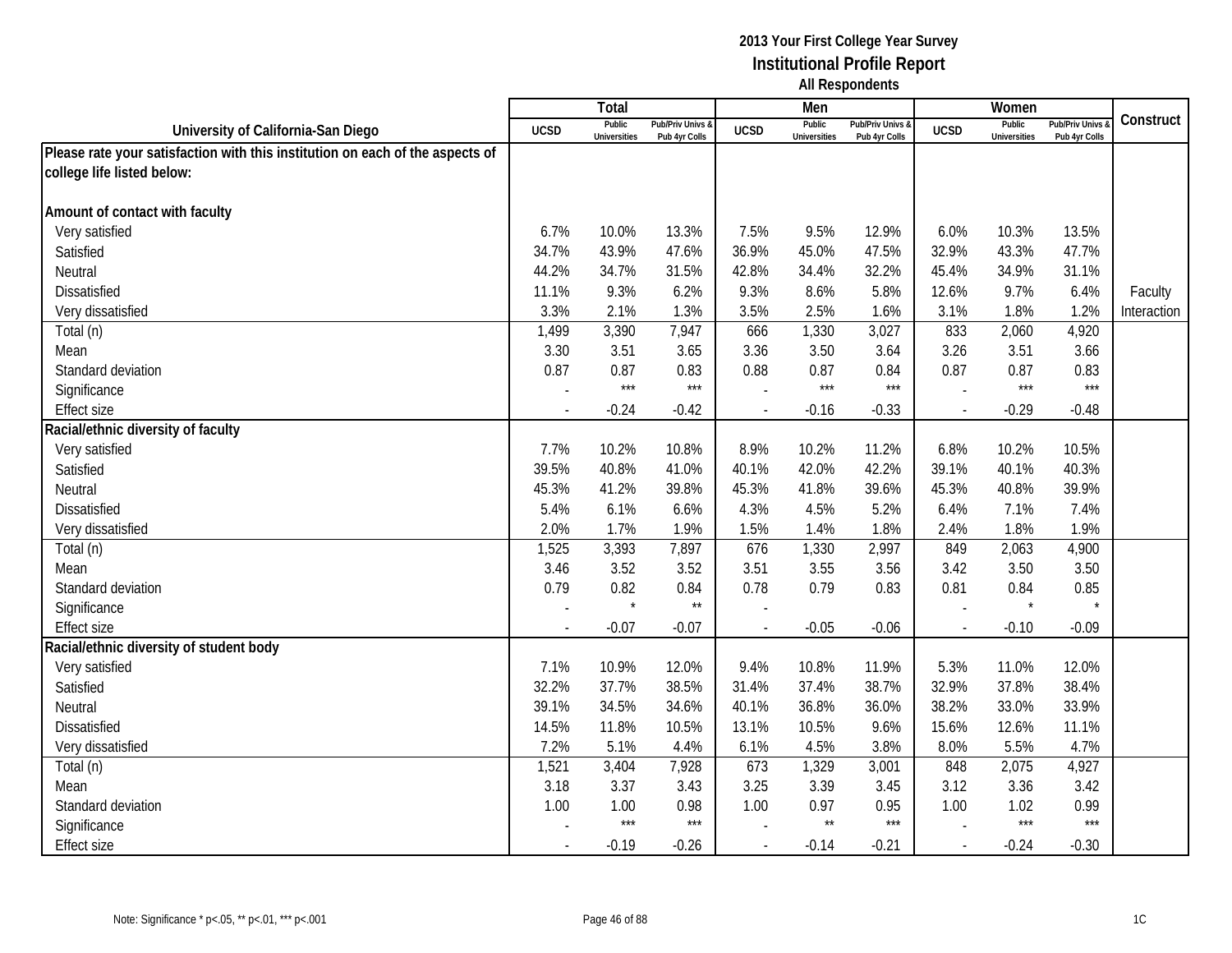**2013 Your First College Year Survey**
**Institutional Profile Report**
**All Respondents**

| University of California-San Diego | Total | | | Men | | | Women | | | Construct |
|---|---|---|---|---|---|---|---|---|---|---|
| | UCSD | Public Universities | Pub/Priv Univs & Pub 4yr Colls | UCSD | Public Universities | Pub/Priv Univs & Pub 4yr Colls | UCSD | Public Universities | Pub/Priv Univs & Pub 4yr Colls | |
| **Please rate your satisfaction with this institution on each of the aspects of college life listed below:** | | | | | | | | | | |
| **Amount of contact with faculty** | | | | | | | | | | |
| Very satisfied | 6.7% | 10.0% | 13.3% | 7.5% | 9.5% | 12.9% | 6.0% | 10.3% | 13.5% | |
| Satisfied | 34.7% | 43.9% | 47.6% | 36.9% | 45.0% | 47.5% | 32.9% | 43.3% | 47.7% | |
| Neutral | 44.2% | 34.7% | 31.5% | 42.8% | 34.4% | 32.2% | 45.4% | 34.9% | 31.1% | |
| Dissatisfied | 11.1% | 9.3% | 6.2% | 9.3% | 8.6% | 5.8% | 12.6% | 9.7% | 6.4% | Faculty |
| Very dissatisfied | 3.3% | 2.1% | 1.3% | 3.5% | 2.5% | 1.6% | 3.1% | 1.8% | 1.2% | Interaction |
| Total (n) | 1,499 | 3,390 | 7,947 | 666 | 1,330 | 3,027 | 833 | 2,060 | 4,920 | |
| Mean | 3.30 | 3.51 | 3.65 | 3.36 | 3.50 | 3.64 | 3.26 | 3.51 | 3.66 | |
| Standard deviation | 0.87 | 0.87 | 0.83 | 0.88 | 0.87 | 0.84 | 0.87 | 0.87 | 0.83 | |
| Significance | - | *** | *** | - | *** | *** | - | *** | *** | |
| Effect size | - | -0.24 | -0.42 | - | -0.16 | -0.33 | - | -0.29 | -0.48 | |
| **Racial/ethnic diversity of faculty** | | | | | | | | | | |
| Very satisfied | 7.7% | 10.2% | 10.8% | 8.9% | 10.2% | 11.2% | 6.8% | 10.2% | 10.5% | |
| Satisfied | 39.5% | 40.8% | 41.0% | 40.1% | 42.0% | 42.2% | 39.1% | 40.1% | 40.3% | |
| Neutral | 45.3% | 41.2% | 39.8% | 45.3% | 41.8% | 39.6% | 45.3% | 40.8% | 39.9% | |
| Dissatisfied | 5.4% | 6.1% | 6.6% | 4.3% | 4.5% | 5.2% | 6.4% | 7.1% | 7.4% | |
| Very dissatisfied | 2.0% | 1.7% | 1.9% | 1.5% | 1.4% | 1.8% | 2.4% | 1.8% | 1.9% | |
| Total (n) | 1,525 | 3,393 | 7,897 | 676 | 1,330 | 2,997 | 849 | 2,063 | 4,900 | |
| Mean | 3.46 | 3.52 | 3.52 | 3.51 | 3.55 | 3.56 | 3.42 | 3.50 | 3.50 | |
| Standard deviation | 0.79 | 0.82 | 0.84 | 0.78 | 0.79 | 0.83 | 0.81 | 0.84 | 0.85 | |
| Significance | - | * | ** | - | | | - | * | * | |
| Effect size | - | -0.07 | -0.07 | - | -0.05 | -0.06 | - | -0.10 | -0.09 | |
| **Racial/ethnic diversity of student body** | | | | | | | | | | |
| Very satisfied | 7.1% | 10.9% | 12.0% | 9.4% | 10.8% | 11.9% | 5.3% | 11.0% | 12.0% | |
| Satisfied | 32.2% | 37.7% | 38.5% | 31.4% | 37.4% | 38.7% | 32.9% | 37.8% | 38.4% | |
| Neutral | 39.1% | 34.5% | 34.6% | 40.1% | 36.8% | 36.0% | 38.2% | 33.0% | 33.9% | |
| Dissatisfied | 14.5% | 11.8% | 10.5% | 13.1% | 10.5% | 9.6% | 15.6% | 12.6% | 11.1% | |
| Very dissatisfied | 7.2% | 5.1% | 4.4% | 6.1% | 4.5% | 3.8% | 8.0% | 5.5% | 4.7% | |
| Total (n) | 1,521 | 3,404 | 7,928 | 673 | 1,329 | 3,001 | 848 | 2,075 | 4,927 | |
| Mean | 3.18 | 3.37 | 3.43 | 3.25 | 3.39 | 3.45 | 3.12 | 3.36 | 3.42 | |
| Standard deviation | 1.00 | 1.00 | 0.98 | 1.00 | 0.97 | 0.95 | 1.00 | 1.02 | 0.99 | |
| Significance | - | *** | *** | - | ** | *** | - | *** | *** | |
| Effect size | - | -0.19 | -0.26 | - | -0.14 | -0.21 | - | -0.24 | -0.30 | |

Note: Significance * p<.05, ** p<.01, *** p<.001

1C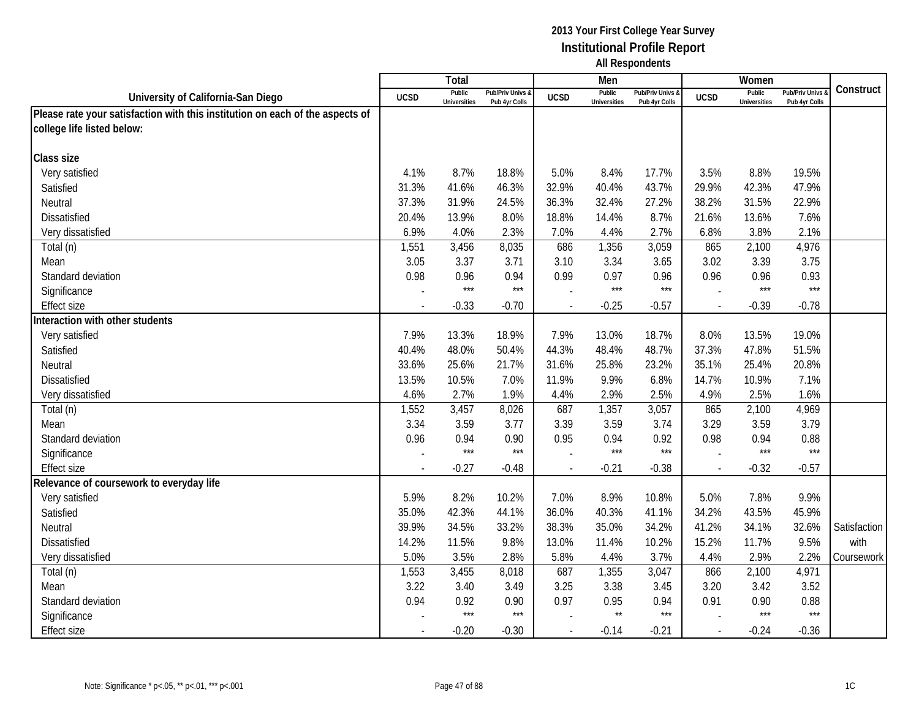# 2013 Your First College Year Survey
## Institutional Profile Report
### All Respondents

| University of California-San Diego | Total | | | Men | | | Women | | | Construct |
|---|---|---|---|---|---|---|---|---|---|---|
| | UCSD | Public Universities | Pub/Priv Univs & Pub 4yr Colls | UCSD | Public Universities | Pub/Priv Univs & Pub 4yr Colls | UCSD | Public Universities | Pub/Priv Univs & Pub 4yr Colls | |
| **Please rate your satisfaction with this institution on each of the aspects of college life listed below:** | | | | | | | | | | |
| **Class size** | | | | | | | | | | |
| Very satisfied | 4.1% | 8.7% | 18.8% | 5.0% | 8.4% | 17.7% | 3.5% | 8.8% | 19.5% | |
| Satisfied | 31.3% | 41.6% | 46.3% | 32.9% | 40.4% | 43.7% | 29.9% | 42.3% | 47.9% | |
| Neutral | 37.3% | 31.9% | 24.5% | 36.3% | 32.4% | 27.2% | 38.2% | 31.5% | 22.9% | |
| Dissatisfied | 20.4% | 13.9% | 8.0% | 18.8% | 14.4% | 8.7% | 21.6% | 13.6% | 7.6% | |
| Very dissatisfied | 6.9% | 4.0% | 2.3% | 7.0% | 4.4% | 2.7% | 6.8% | 3.8% | 2.1% | |
| Total (n) | 1,551 | 3,456 | 8,035 | 686 | 1,356 | 3,059 | 865 | 2,100 | 4,976 | |
| Mean | 3.05 | 3.37 | 3.71 | 3.10 | 3.34 | 3.65 | 3.02 | 3.39 | 3.75 | |
| Standard deviation | 0.98 | 0.96 | 0.94 | 0.99 | 0.97 | 0.96 | 0.96 | 0.96 | 0.93 | |
| Significance | - | *** | *** | - | *** | *** | - | *** | *** | |
| Effect size | - | -0.33 | -0.70 | - | -0.25 | -0.57 | - | -0.39 | -0.78 | |
| **Interaction with other students** | | | | | | | | | | |
| Very satisfied | 7.9% | 13.3% | 18.9% | 7.9% | 13.0% | 18.7% | 8.0% | 13.5% | 19.0% | |
| Satisfied | 40.4% | 48.0% | 50.4% | 44.3% | 48.4% | 48.7% | 37.3% | 47.8% | 51.5% | |
| Neutral | 33.6% | 25.6% | 21.7% | 31.6% | 25.8% | 23.2% | 35.1% | 25.4% | 20.8% | |
| Dissatisfied | 13.5% | 10.5% | 7.0% | 11.9% | 9.9% | 6.8% | 14.7% | 10.9% | 7.1% | |
| Very dissatisfied | 4.6% | 2.7% | 1.9% | 4.4% | 2.9% | 2.5% | 4.9% | 2.5% | 1.6% | |
| Total (n) | 1,552 | 3,457 | 8,026 | 687 | 1,357 | 3,057 | 865 | 2,100 | 4,969 | |
| Mean | 3.34 | 3.59 | 3.77 | 3.39 | 3.59 | 3.74 | 3.29 | 3.59 | 3.79 | |
| Standard deviation | 0.96 | 0.94 | 0.90 | 0.95 | 0.94 | 0.92 | 0.98 | 0.94 | 0.88 | |
| Significance | - | *** | *** | - | *** | *** | - | *** | *** | |
| Effect size | - | -0.27 | -0.48 | - | -0.21 | -0.38 | - | -0.32 | -0.57 | |
| **Relevance of coursework to everyday life** | | | | | | | | | | |
| Very satisfied | 5.9% | 8.2% | 10.2% | 7.0% | 8.9% | 10.8% | 5.0% | 7.8% | 9.9% | |
| Satisfied | 35.0% | 42.3% | 44.1% | 36.0% | 40.3% | 41.1% | 34.2% | 43.5% | 45.9% | |
| Neutral | 39.9% | 34.5% | 33.2% | 38.3% | 35.0% | 34.2% | 41.2% | 34.1% | 32.6% | Satisfaction with Coursework |
| Dissatisfied | 14.2% | 11.5% | 9.8% | 13.0% | 11.4% | 10.2% | 15.2% | 11.7% | 9.5% | |
| Very dissatisfied | 5.0% | 3.5% | 2.8% | 5.8% | 4.4% | 3.7% | 4.4% | 2.9% | 2.2% | |
| Total (n) | 1,553 | 3,455 | 8,018 | 687 | 1,355 | 3,047 | 866 | 2,100 | 4,971 | |
| Mean | 3.22 | 3.40 | 3.49 | 3.25 | 3.38 | 3.45 | 3.20 | 3.42 | 3.52 | |
| Standard deviation | 0.94 | 0.92 | 0.90 | 0.97 | 0.95 | 0.94 | 0.91 | 0.90 | 0.88 | |
| Significance | - | *** | *** | - | ** | *** | - | *** | *** | |
| Effect size | - | -0.20 | -0.30 | - | -0.14 | -0.21 | - | -0.24 | -0.36 | |

Note: Significance * p<.05, ** p<.01, *** p<.001

1C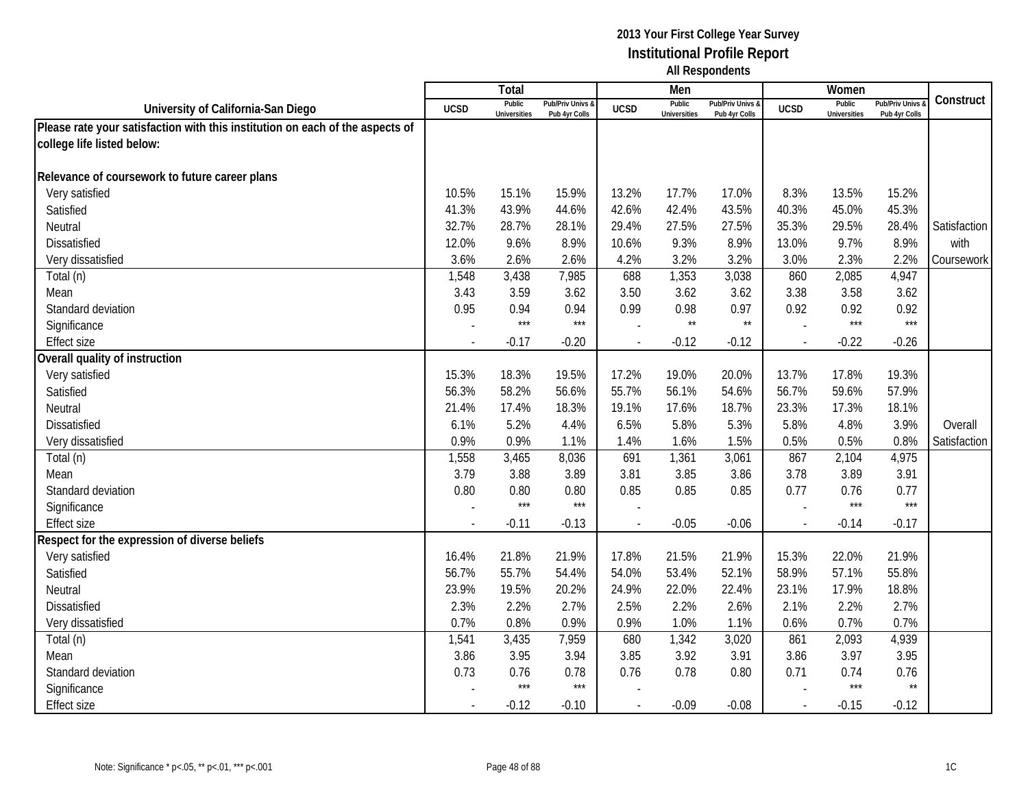# 2013 Your First College Year Survey

## Institutional Profile Report

### All Respondents

| University of California-San Diego | Total | | | Men | | | Women | | | Construct |
|---|---|---|---|---|---|---|---|---|---|---|
| | UCSD | Public Universities | Pub/Priv Univs & Pub 4yr Colls | UCSD | Public Universities | Pub/Priv Univs & Pub 4yr Colls | UCSD | Public Universities | Pub/Priv Univs & Pub 4yr Colls | |
| **Please rate your satisfaction with this institution on each of the aspects of college life listed below:** | | | | | | | | | | |
| **Relevance of coursework to future career plans** | | | | | | | | | | |
| Very satisfied | 10.5% | 15.1% | 15.9% | 13.2% | 17.7% | 17.0% | 8.3% | 13.5% | 15.2% | |
| Satisfied | 41.3% | 43.9% | 44.6% | 42.6% | 42.4% | 43.5% | 40.3% | 45.0% | 45.3% | |
| Neutral | 32.7% | 28.7% | 28.1% | 29.4% | 27.5% | 27.5% | 35.3% | 29.5% | 28.4% | Satisfaction |
| Dissatisfied | 12.0% | 9.6% | 8.9% | 10.6% | 9.3% | 8.9% | 13.0% | 9.7% | 8.9% | with |
| Very dissatisfied | 3.6% | 2.6% | 2.6% | 4.2% | 3.2% | 3.2% | 3.0% | 2.3% | 2.2% | Coursework |
| Total (n) | 1,548 | 3,438 | 7,985 | 688 | 1,353 | 3,038 | 860 | 2,085 | 4,947 | |
| Mean | 3.43 | 3.59 | 3.62 | 3.50 | 3.62 | 3.62 | 3.38 | 3.58 | 3.62 | |
| Standard deviation | 0.95 | 0.94 | 0.94 | 0.99 | 0.98 | 0.97 | 0.92 | 0.92 | 0.92 | |
| Significance | - | *** | *** | - | ** | ** | - | *** | *** | |
| Effect size | - | -0.17 | -0.20 | - | -0.12 | -0.12 | - | -0.22 | -0.26 | |
| **Overall quality of instruction** | | | | | | | | | | |
| Very satisfied | 15.3% | 18.3% | 19.5% | 17.2% | 19.0% | 20.0% | 13.7% | 17.8% | 19.3% | |
| Satisfied | 56.3% | 58.2% | 56.6% | 55.7% | 56.1% | 54.6% | 56.7% | 59.6% | 57.9% | |
| Neutral | 21.4% | 17.4% | 18.3% | 19.1% | 17.6% | 18.7% | 23.3% | 17.3% | 18.1% | |
| Dissatisfied | 6.1% | 5.2% | 4.4% | 6.5% | 5.8% | 5.3% | 5.8% | 4.8% | 3.9% | Overall |
| Very dissatisfied | 0.9% | 0.9% | 1.1% | 1.4% | 1.6% | 1.5% | 0.5% | 0.5% | 0.8% | Satisfaction |
| Total (n) | 1,558 | 3,465 | 8,036 | 691 | 1,361 | 3,061 | 867 | 2,104 | 4,975 | |
| Mean | 3.79 | 3.88 | 3.89 | 3.81 | 3.85 | 3.86 | 3.78 | 3.89 | 3.91 | |
| Standard deviation | 0.80 | 0.80 | 0.80 | 0.85 | 0.85 | 0.85 | 0.77 | 0.76 | 0.77 | |
| Significance | - | *** | *** | - | | | - | *** | *** | |
| Effect size | - | -0.11 | -0.13 | - | -0.05 | -0.06 | - | -0.14 | -0.17 | |
| **Respect for the expression of diverse beliefs** | | | | | | | | | | |
| Very satisfied | 16.4% | 21.8% | 21.9% | 17.8% | 21.5% | 21.9% | 15.3% | 22.0% | 21.9% | |
| Satisfied | 56.7% | 55.7% | 54.4% | 54.0% | 53.4% | 52.1% | 58.9% | 57.1% | 55.8% | |
| Neutral | 23.9% | 19.5% | 20.2% | 24.9% | 22.0% | 22.4% | 23.1% | 17.9% | 18.8% | |
| Dissatisfied | 2.3% | 2.2% | 2.7% | 2.5% | 2.2% | 2.6% | 2.1% | 2.2% | 2.7% | |
| Very dissatisfied | 0.7% | 0.8% | 0.9% | 0.9% | 1.0% | 1.1% | 0.6% | 0.7% | 0.7% | |
| Total (n) | 1,541 | 3,435 | 7,959 | 680 | 1,342 | 3,020 | 861 | 2,093 | 4,939 | |
| Mean | 3.86 | 3.95 | 3.94 | 3.85 | 3.92 | 3.91 | 3.86 | 3.97 | 3.95 | |
| Standard deviation | 0.73 | 0.76 | 0.78 | 0.76 | 0.78 | 0.80 | 0.71 | 0.74 | 0.76 | |
| Significance | - | *** | *** | - | | | - | *** | ** | |
| Effect size | - | -0.12 | -0.10 | - | -0.09 | -0.08 | - | -0.15 | -0.12 | |

Note: Significance * p<.05, ** p<.01, *** p<.001

1C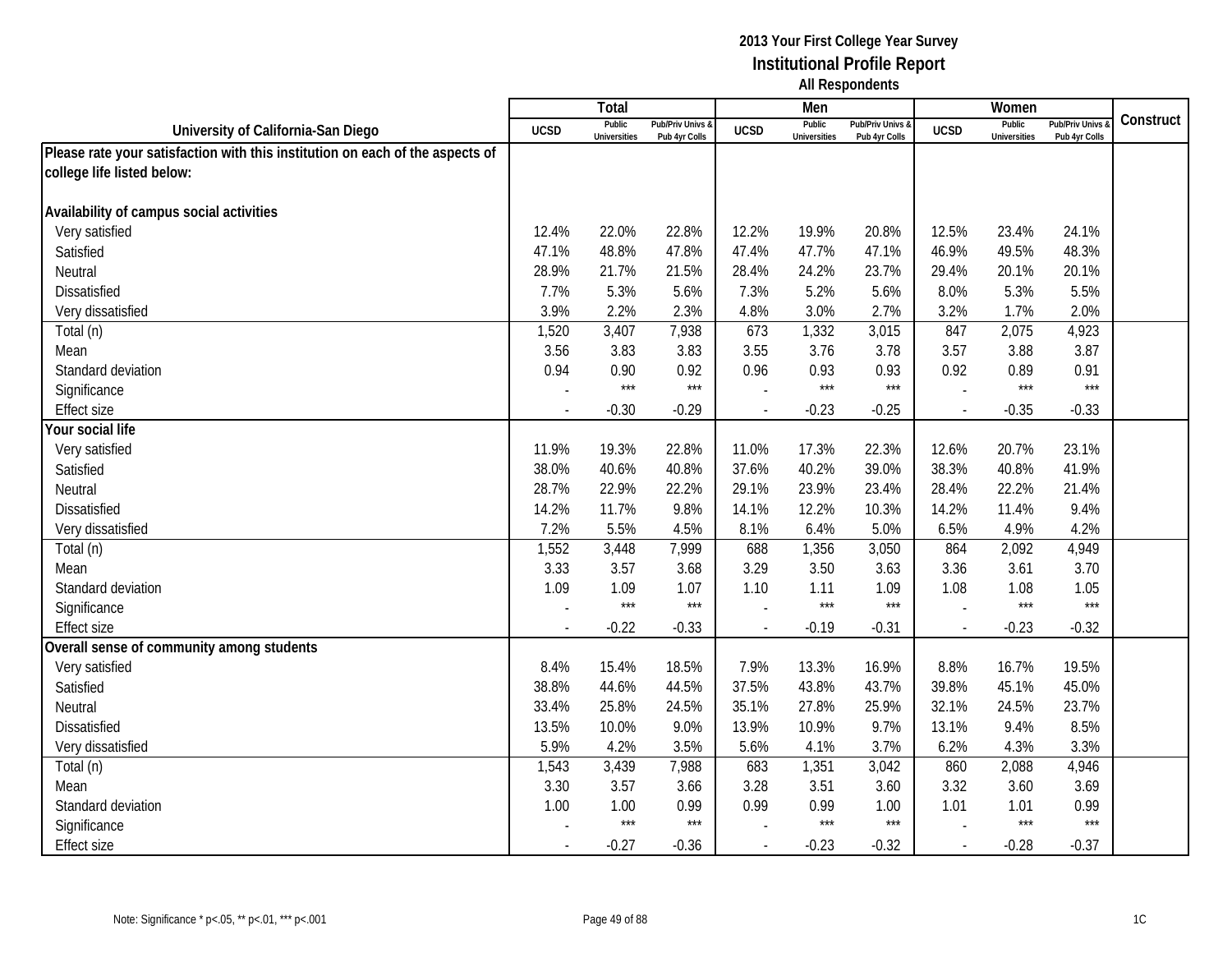# 2013 Your First College Year Survey
## Institutional Profile Report
### All Respondents

| University of California-San Diego | Total | | | Men | | | Women | | | Construct |
|---|---|---|---|---|---|---|---|---|---|---|
| | UCSD | Public Universities | Pub/Priv Univs & Pub 4yr Colls | UCSD | Public Universities | Pub/Priv Univs & Pub 4yr Colls | UCSD | Public Universities | Pub/Priv Univs & Pub 4yr Colls | |
| **Please rate your satisfaction with this institution on each of the aspects of college life listed below:** | | | | | | | | | | |
| **Availability of campus social activities** | | | | | | | | | | |
| Very satisfied | 12.4% | 22.0% | 22.8% | 12.2% | 19.9% | 20.8% | 12.5% | 23.4% | 24.1% | |
| Satisfied | 47.1% | 48.8% | 47.8% | 47.4% | 47.7% | 47.1% | 46.9% | 49.5% | 48.3% | |
| Neutral | 28.9% | 21.7% | 21.5% | 28.4% | 24.2% | 23.7% | 29.4% | 20.1% | 20.1% | |
| Dissatisfied | 7.7% | 5.3% | 5.6% | 7.3% | 5.2% | 5.6% | 8.0% | 5.3% | 5.5% | |
| Very dissatisfied | 3.9% | 2.2% | 2.3% | 4.8% | 3.0% | 2.7% | 3.2% | 1.7% | 2.0% | |
| Total (n) | 1,520 | 3,407 | 7,938 | 673 | 1,332 | 3,015 | 847 | 2,075 | 4,923 | |
| Mean | 3.56 | 3.83 | 3.83 | 3.55 | 3.76 | 3.78 | 3.57 | 3.88 | 3.87 | |
| Standard deviation | 0.94 | 0.90 | 0.92 | 0.96 | 0.93 | 0.93 | 0.92 | 0.89 | 0.91 | |
| Significance | - | *** | *** | - | *** | *** | - | *** | *** | |
| Effect size | - | -0.30 | -0.29 | - | -0.23 | -0.25 | - | -0.35 | -0.33 | |
| **Your social life** | | | | | | | | | | |
| Very satisfied | 11.9% | 19.3% | 22.8% | 11.0% | 17.3% | 22.3% | 12.6% | 20.7% | 23.1% | |
| Satisfied | 38.0% | 40.6% | 40.8% | 37.6% | 40.2% | 39.0% | 38.3% | 40.8% | 41.9% | |
| Neutral | 28.7% | 22.9% | 22.2% | 29.1% | 23.9% | 23.4% | 28.4% | 22.2% | 21.4% | |
| Dissatisfied | 14.2% | 11.7% | 9.8% | 14.1% | 12.2% | 10.3% | 14.2% | 11.4% | 9.4% | |
| Very dissatisfied | 7.2% | 5.5% | 4.5% | 8.1% | 6.4% | 5.0% | 6.5% | 4.9% | 4.2% | |
| Total (n) | 1,552 | 3,448 | 7,999 | 688 | 1,356 | 3,050 | 864 | 2,092 | 4,949 | |
| Mean | 3.33 | 3.57 | 3.68 | 3.29 | 3.50 | 3.63 | 3.36 | 3.61 | 3.70 | |
| Standard deviation | 1.09 | 1.09 | 1.07 | 1.10 | 1.11 | 1.09 | 1.08 | 1.08 | 1.05 | |
| Significance | - | *** | *** | - | *** | *** | - | *** | *** | |
| Effect size | - | -0.22 | -0.33 | - | -0.19 | -0.31 | - | -0.23 | -0.32 | |
| **Overall sense of community among students** | | | | | | | | | | |
| Very satisfied | 8.4% | 15.4% | 18.5% | 7.9% | 13.3% | 16.9% | 8.8% | 16.7% | 19.5% | |
| Satisfied | 38.8% | 44.6% | 44.5% | 37.5% | 43.8% | 43.7% | 39.8% | 45.1% | 45.0% | |
| Neutral | 33.4% | 25.8% | 24.5% | 35.1% | 27.8% | 25.9% | 32.1% | 24.5% | 23.7% | |
| Dissatisfied | 13.5% | 10.0% | 9.0% | 13.9% | 10.9% | 9.7% | 13.1% | 9.4% | 8.5% | |
| Very dissatisfied | 5.9% | 4.2% | 3.5% | 5.6% | 4.1% | 3.7% | 6.2% | 4.3% | 3.3% | |
| Total (n) | 1,543 | 3,439 | 7,988 | 683 | 1,351 | 3,042 | 860 | 2,088 | 4,946 | |
| Mean | 3.30 | 3.57 | 3.66 | 3.28 | 3.51 | 3.60 | 3.32 | 3.60 | 3.69 | |
| Standard deviation | 1.00 | 1.00 | 0.99 | 0.99 | 0.99 | 1.00 | 1.01 | 1.01 | 0.99 | |
| Significance | - | *** | *** | - | *** | *** | - | *** | *** | |
| Effect size | - | -0.27 | -0.36 | - | -0.23 | -0.32 | - | -0.28 | -0.37 | |

Note: Significance * p<.05, ** p<.01, *** p<.001

1C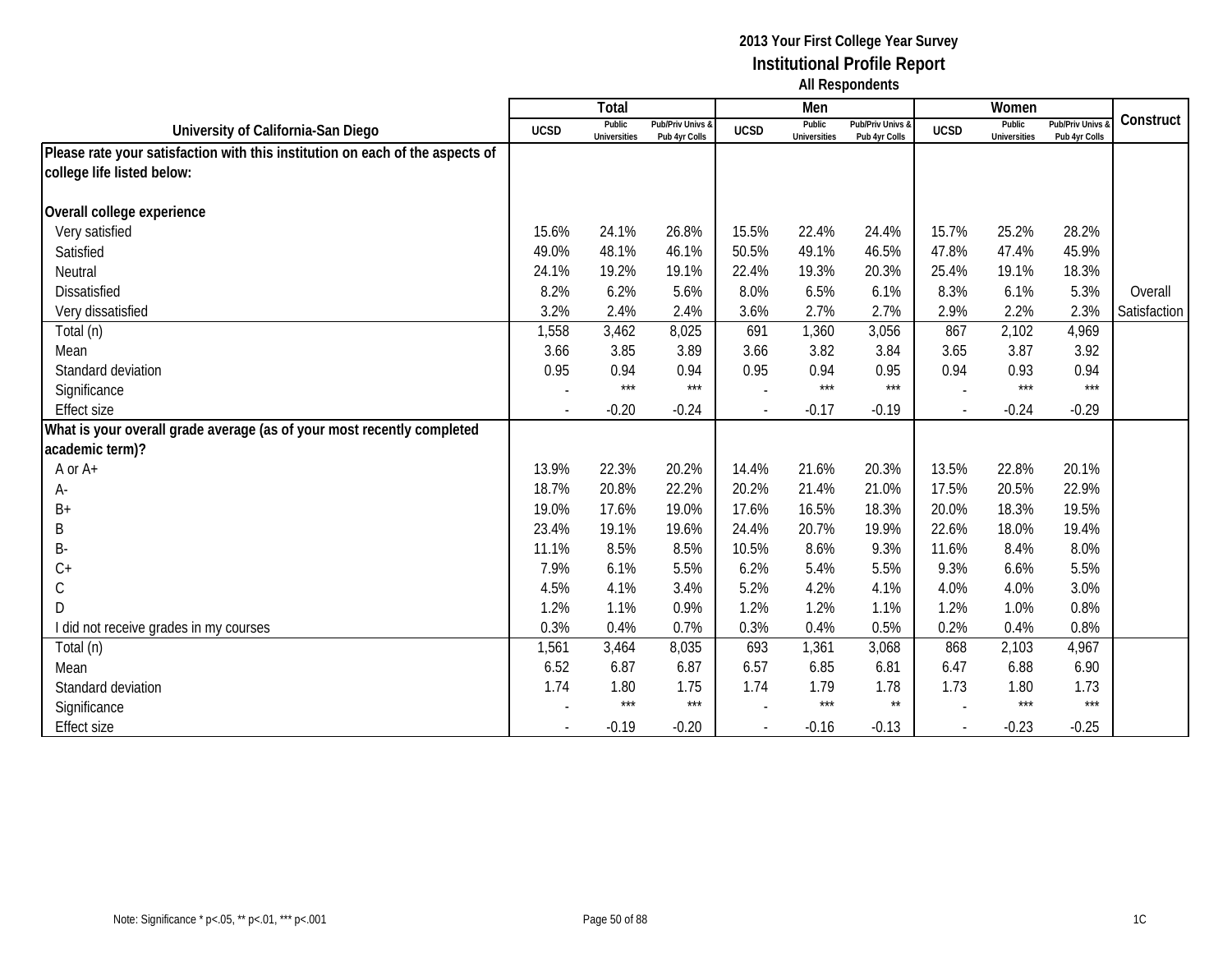# 2013 Your First College Year Survey

## Institutional Profile Report

### All Respondents

| University of California-San Diego | Total | | | Men | | | Women | | | Construct |
|---|---|---|---|---|---|---|---|---|---|---|
| | UCSD | Public Universities | Pub/Priv Univs & Pub 4yr Colls | UCSD | Public Universities | Pub/Priv Univs & Pub 4yr Colls | UCSD | Public Universities | Pub/Priv Univs & Pub 4yr Colls | |
| **Please rate your satisfaction with this institution on each of the aspects of college life listed below:** | | | | | | | | | | |
| **Overall college experience** | | | | | | | | | | |
| Very satisfied | 15.6% | 24.1% | 26.8% | 15.5% | 22.4% | 24.4% | 15.7% | 25.2% | 28.2% | |
| Satisfied | 49.0% | 48.1% | 46.1% | 50.5% | 49.1% | 46.5% | 47.8% | 47.4% | 45.9% | |
| Neutral | 24.1% | 19.2% | 19.1% | 22.4% | 19.3% | 20.3% | 25.4% | 19.1% | 18.3% | |
| Dissatisfied | 8.2% | 6.2% | 5.6% | 8.0% | 6.5% | 6.1% | 8.3% | 6.1% | 5.3% | Overall |
| Very dissatisfied | 3.2% | 2.4% | 2.4% | 3.6% | 2.7% | 2.7% | 2.9% | 2.2% | 2.3% | Satisfaction |
| Total (n) | 1,558 | 3,462 | 8,025 | 691 | 1,360 | 3,056 | 867 | 2,102 | 4,969 | |
| Mean | 3.66 | 3.85 | 3.89 | 3.66 | 3.82 | 3.84 | 3.65 | 3.87 | 3.92 | |
| Standard deviation | 0.95 | 0.94 | 0.94 | 0.95 | 0.94 | 0.95 | 0.94 | 0.93 | 0.94 | |
| Significance | - | *** | *** | - | *** | *** | - | *** | *** | |
| Effect size | - | -0.20 | -0.24 | - | -0.17 | -0.19 | - | -0.24 | -0.29 | |
| **What is your overall grade average (as of your most recently completed academic term)?** | | | | | | | | | | |
| A or A+ | 13.9% | 22.3% | 20.2% | 14.4% | 21.6% | 20.3% | 13.5% | 22.8% | 20.1% | |
| A- | 18.7% | 20.8% | 22.2% | 20.2% | 21.4% | 21.0% | 17.5% | 20.5% | 22.9% | |
| B+ | 19.0% | 17.6% | 19.0% | 17.6% | 16.5% | 18.3% | 20.0% | 18.3% | 19.5% | |
| B | 23.4% | 19.1% | 19.6% | 24.4% | 20.7% | 19.9% | 22.6% | 18.0% | 19.4% | |
| B- | 11.1% | 8.5% | 8.5% | 10.5% | 8.6% | 9.3% | 11.6% | 8.4% | 8.0% | |
| C+ | 7.9% | 6.1% | 5.5% | 6.2% | 5.4% | 5.5% | 9.3% | 6.6% | 5.5% | |
| C | 4.5% | 4.1% | 3.4% | 5.2% | 4.2% | 4.1% | 4.0% | 4.0% | 3.0% | |
| D | 1.2% | 1.1% | 0.9% | 1.2% | 1.2% | 1.1% | 1.2% | 1.0% | 0.8% | |
| I did not receive grades in my courses | 0.3% | 0.4% | 0.7% | 0.3% | 0.4% | 0.5% | 0.2% | 0.4% | 0.8% | |
| Total (n) | 1,561 | 3,464 | 8,035 | 693 | 1,361 | 3,068 | 868 | 2,103 | 4,967 | |
| Mean | 6.52 | 6.87 | 6.87 | 6.57 | 6.85 | 6.81 | 6.47 | 6.88 | 6.90 | |
| Standard deviation | 1.74 | 1.80 | 1.75 | 1.74 | 1.79 | 1.78 | 1.73 | 1.80 | 1.73 | |
| Significance | - | *** | *** | - | *** | ** | - | *** | *** | |
| Effect size | - | -0.19 | -0.20 | - | -0.16 | -0.13 | - | -0.23 | -0.25 | |

Note: Significance * p<.05, ** p<.01, *** p<.001

1C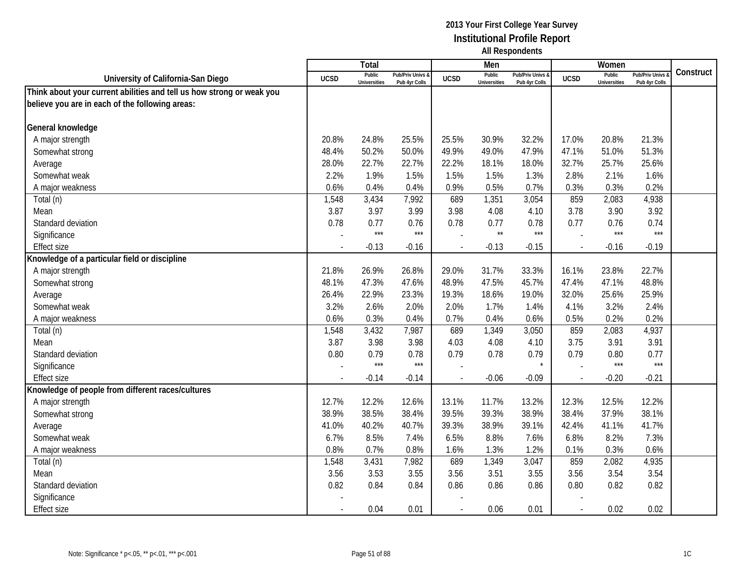**2013 Your First College Year Survey**
**Institutional Profile Report**
**All Respondents**

| University of California-San Diego | Total | | | Men | | | Women | | | Construct |
|---|---|---|---|---|---|---|---|---|---|---|
| | UCSD | Public Universities | Pub/Priv Univs & Pub 4yr Colls | UCSD | Public Universities | Pub/Priv Univs & Pub 4yr Colls | UCSD | Public Universities | Pub/Priv Univs & Pub 4yr Colls | |
| **Think about your current abilities and tell us how strong or weak you believe you are in each of the following areas:** | | | | | | | | | | |
| **General knowledge** | | | | | | | | | | |
| A major strength | 20.8% | 24.8% | 25.5% | 25.5% | 30.9% | 32.2% | 17.0% | 20.8% | 21.3% | |
| Somewhat strong | 48.4% | 50.2% | 50.0% | 49.9% | 49.0% | 47.9% | 47.1% | 51.0% | 51.3% | |
| Average | 28.0% | 22.7% | 22.7% | 22.2% | 18.1% | 18.0% | 32.7% | 25.7% | 25.6% | |
| Somewhat weak | 2.2% | 1.9% | 1.5% | 1.5% | 1.5% | 1.3% | 2.8% | 2.1% | 1.6% | |
| A major weakness | 0.6% | 0.4% | 0.4% | 0.9% | 0.5% | 0.7% | 0.3% | 0.3% | 0.2% | |
| Total (n) | 1,548 | 3,434 | 7,992 | 689 | 1,351 | 3,054 | 859 | 2,083 | 4,938 | |
| Mean | 3.87 | 3.97 | 3.99 | 3.98 | 4.08 | 4.10 | 3.78 | 3.90 | 3.92 | |
| Standard deviation | 0.78 | 0.77 | 0.76 | 0.78 | 0.77 | 0.78 | 0.77 | 0.76 | 0.74 | |
| Significance | - | *** | *** | - | ** | *** | - | *** | *** | |
| Effect size | - | -0.13 | -0.16 | - | -0.13 | -0.15 | - | -0.16 | -0.19 | |
| **Knowledge of a particular field or discipline** | | | | | | | | | | |
| A major strength | 21.8% | 26.9% | 26.8% | 29.0% | 31.7% | 33.3% | 16.1% | 23.8% | 22.7% | |
| Somewhat strong | 48.1% | 47.3% | 47.6% | 48.9% | 47.5% | 45.7% | 47.4% | 47.1% | 48.8% | |
| Average | 26.4% | 22.9% | 23.3% | 19.3% | 18.6% | 19.0% | 32.0% | 25.6% | 25.9% | |
| Somewhat weak | 3.2% | 2.6% | 2.0% | 2.0% | 1.7% | 1.4% | 4.1% | 3.2% | 2.4% | |
| A major weakness | 0.6% | 0.3% | 0.4% | 0.7% | 0.4% | 0.6% | 0.5% | 0.2% | 0.2% | |
| Total (n) | 1,548 | 3,432 | 7,987 | 689 | 1,349 | 3,050 | 859 | 2,083 | 4,937 | |
| Mean | 3.87 | 3.98 | 3.98 | 4.03 | 4.08 | 4.10 | 3.75 | 3.91 | 3.91 | |
| Standard deviation | 0.80 | 0.79 | 0.78 | 0.79 | 0.78 | 0.79 | 0.79 | 0.80 | 0.77 | |
| Significance | - | *** | *** | - | | * | - | *** | *** | |
| Effect size | - | -0.14 | -0.14 | - | -0.06 | -0.09 | - | -0.20 | -0.21 | |
| **Knowledge of people from different races/cultures** | | | | | | | | | | |
| A major strength | 12.7% | 12.2% | 12.6% | 13.1% | 11.7% | 13.2% | 12.3% | 12.5% | 12.2% | |
| Somewhat strong | 38.9% | 38.5% | 38.4% | 39.5% | 39.3% | 38.9% | 38.4% | 37.9% | 38.1% | |
| Average | 41.0% | 40.2% | 40.7% | 39.3% | 38.9% | 39.1% | 42.4% | 41.1% | 41.7% | |
| Somewhat weak | 6.7% | 8.5% | 7.4% | 6.5% | 8.8% | 7.6% | 6.8% | 8.2% | 7.3% | |
| A major weakness | 0.8% | 0.7% | 0.8% | 1.6% | 1.3% | 1.2% | 0.1% | 0.3% | 0.6% | |
| Total (n) | 1,548 | 3,431 | 7,982 | 689 | 1,349 | 3,047 | 859 | 2,082 | 4,935 | |
| Mean | 3.56 | 3.53 | 3.55 | 3.56 | 3.51 | 3.55 | 3.56 | 3.54 | 3.54 | |
| Standard deviation | 0.82 | 0.84 | 0.84 | 0.86 | 0.86 | 0.86 | 0.80 | 0.82 | 0.82 | |
| Significance | - | | | - | | | - | | | |
| Effect size | - | 0.04 | 0.01 | - | 0.06 | 0.01 | - | 0.02 | 0.02 | |

Note: Significance * p<.05, ** p<.01, *** p<.001

1C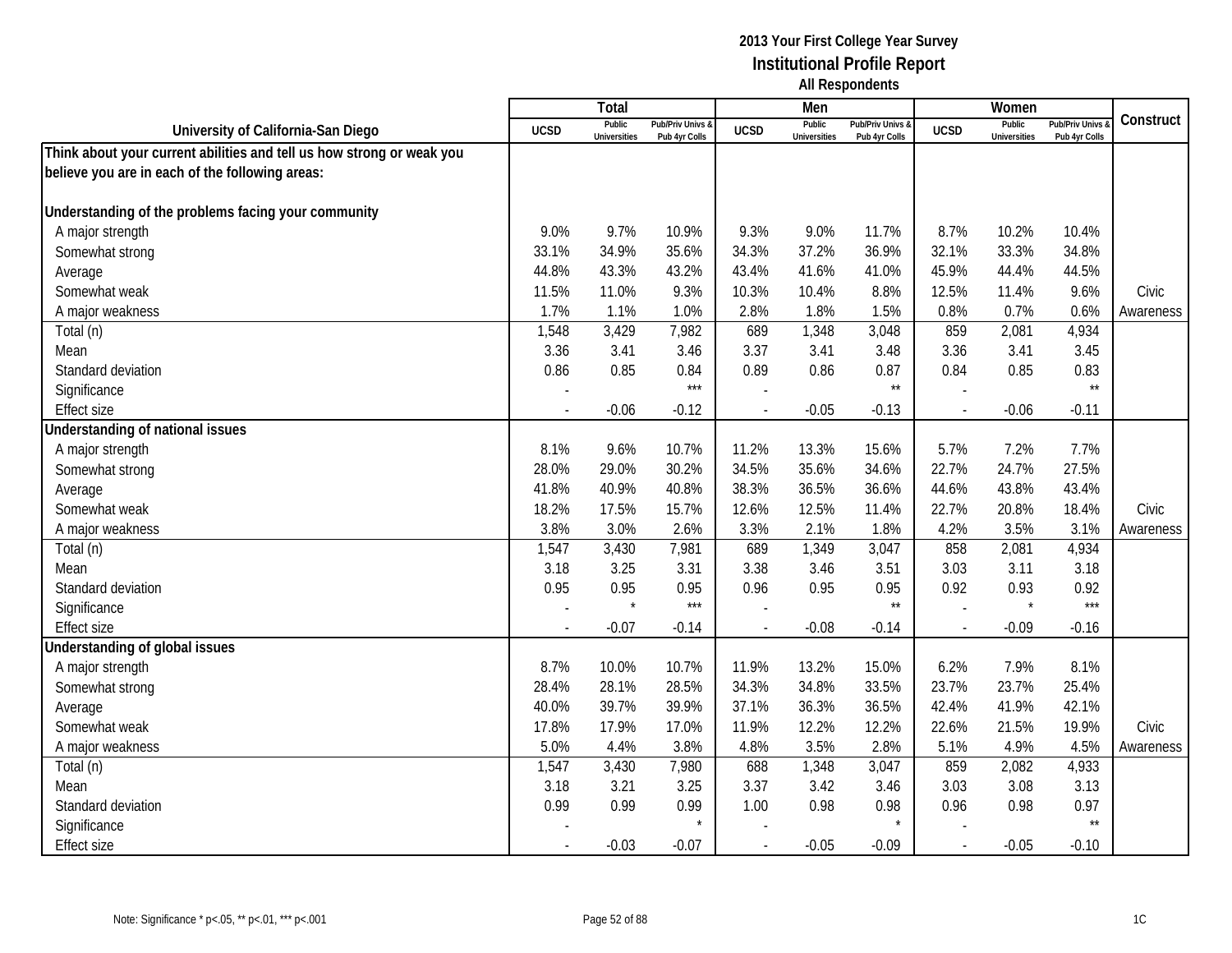**2013 Your First College Year Survey**

**Institutional Profile Report**

**All Respondents**

| University of California-San Diego | Total | | | Men | | | Women | | | Construct |
|---|---|---|---|---|---|---|---|---|---|---|
| | UCSD | Public Universities | Pub/Priv Univs & Pub 4yr Colls | UCSD | Public Universities | Pub/Priv Univs & Pub 4yr Colls | UCSD | Public Universities | Pub/Priv Univs & Pub 4yr Colls | |
| **Think about your current abilities and tell us how strong or weak you believe you are in each of the following areas:** | | | | | | | | | | |
| **Understanding of the problems facing your community** | | | | | | | | | | |
| A major strength | 9.0% | 9.7% | 10.9% | 9.3% | 9.0% | 11.7% | 8.7% | 10.2% | 10.4% | |
| Somewhat strong | 33.1% | 34.9% | 35.6% | 34.3% | 37.2% | 36.9% | 32.1% | 33.3% | 34.8% | |
| Average | 44.8% | 43.3% | 43.2% | 43.4% | 41.6% | 41.0% | 45.9% | 44.4% | 44.5% | |
| Somewhat weak | 11.5% | 11.0% | 9.3% | 10.3% | 10.4% | 8.8% | 12.5% | 11.4% | 9.6% | Civic |
| A major weakness | 1.7% | 1.1% | 1.0% | 2.8% | 1.8% | 1.5% | 0.8% | 0.7% | 0.6% | Awareness |
| Total (n) | 1,548 | 3,429 | 7,982 | 689 | 1,348 | 3,048 | 859 | 2,081 | 4,934 | |
| Mean | 3.36 | 3.41 | 3.46 | 3.37 | 3.41 | 3.48 | 3.36 | 3.41 | 3.45 | |
| Standard deviation | 0.86 | 0.85 | 0.84 | 0.89 | 0.86 | 0.87 | 0.84 | 0.85 | 0.83 | |
| Significance | - | | *** | - | | ** | - | | ** | |
| Effect size | - | -0.06 | -0.12 | - | -0.05 | -0.13 | - | -0.06 | -0.11 | |
| **Understanding of national issues** | | | | | | | | | | |
| A major strength | 8.1% | 9.6% | 10.7% | 11.2% | 13.3% | 15.6% | 5.7% | 7.2% | 7.7% | |
| Somewhat strong | 28.0% | 29.0% | 30.2% | 34.5% | 35.6% | 34.6% | 22.7% | 24.7% | 27.5% | |
| Average | 41.8% | 40.9% | 40.8% | 38.3% | 36.5% | 36.6% | 44.6% | 43.8% | 43.4% | |
| Somewhat weak | 18.2% | 17.5% | 15.7% | 12.6% | 12.5% | 11.4% | 22.7% | 20.8% | 18.4% | Civic |
| A major weakness | 3.8% | 3.0% | 2.6% | 3.3% | 2.1% | 1.8% | 4.2% | 3.5% | 3.1% | Awareness |
| Total (n) | 1,547 | 3,430 | 7,981 | 689 | 1,349 | 3,047 | 858 | 2,081 | 4,934 | |
| Mean | 3.18 | 3.25 | 3.31 | 3.38 | 3.46 | 3.51 | 3.03 | 3.11 | 3.18 | |
| Standard deviation | 0.95 | 0.95 | 0.95 | 0.96 | 0.95 | 0.95 | 0.92 | 0.93 | 0.92 | |
| Significance | - | * | *** | - | | ** | - | * | *** | |
| Effect size | - | -0.07 | -0.14 | - | -0.08 | -0.14 | - | -0.09 | -0.16 | |
| **Understanding of global issues** | | | | | | | | | | |
| A major strength | 8.7% | 10.0% | 10.7% | 11.9% | 13.2% | 15.0% | 6.2% | 7.9% | 8.1% | |
| Somewhat strong | 28.4% | 28.1% | 28.5% | 34.3% | 34.8% | 33.5% | 23.7% | 23.7% | 25.4% | |
| Average | 40.0% | 39.7% | 39.9% | 37.1% | 36.3% | 36.5% | 42.4% | 41.9% | 42.1% | |
| Somewhat weak | 17.8% | 17.9% | 17.0% | 11.9% | 12.2% | 12.2% | 22.6% | 21.5% | 19.9% | Civic |
| A major weakness | 5.0% | 4.4% | 3.8% | 4.8% | 3.5% | 2.8% | 5.1% | 4.9% | 4.5% | Awareness |
| Total (n) | 1,547 | 3,430 | 7,980 | 688 | 1,348 | 3,047 | 859 | 2,082 | 4,933 | |
| Mean | 3.18 | 3.21 | 3.25 | 3.37 | 3.42 | 3.46 | 3.03 | 3.08 | 3.13 | |
| Standard deviation | 0.99 | 0.99 | 0.99 | 1.00 | 0.98 | 0.98 | 0.96 | 0.98 | 0.97 | |
| Significance | - | | * | - | | * | - | | ** | |
| Effect size | - | -0.03 | -0.07 | - | -0.05 | -0.09 | - | -0.05 | -0.10 | |

Note: Significance * p<.05, ** p<.01, *** p<.001

1C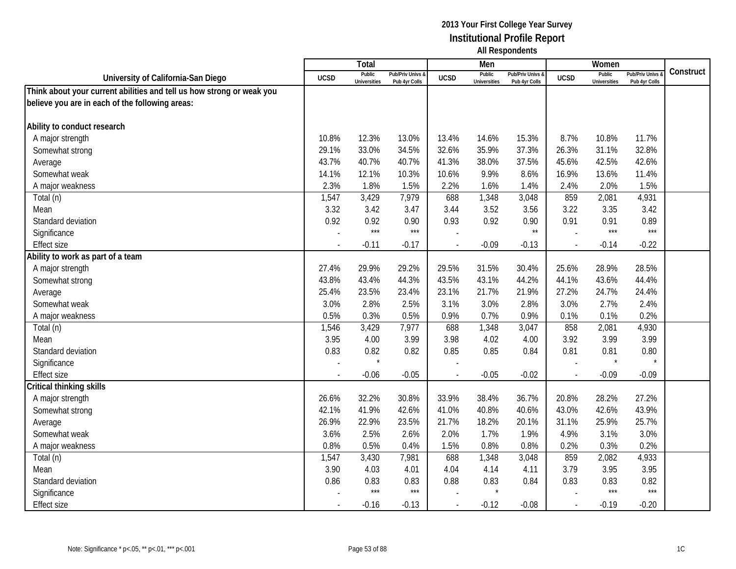2013 Your First College Year Survey
**Institutional Profile Report**
All Respondents

| University of California-San Diego | Total | | | Men | | | Women | | | Construct |
|---|---|---|---|---|---|---|---|---|---|---|
| | UCSD | Public Universities | Pub/Priv Univs & Pub 4yr Colls | UCSD | Public Universities | Pub/Priv Univs & Pub 4yr Colls | UCSD | Public Universities | Pub/Priv Univs & Pub 4yr Colls | |
| **Think about your current abilities and tell us how strong or weak you believe you are in each of the following areas:** | | | | | | | | | | |
| **Ability to conduct research** | | | | | | | | | | |
| A major strength | 10.8% | 12.3% | 13.0% | 13.4% | 14.6% | 15.3% | 8.7% | 10.8% | 11.7% | |
| Somewhat strong | 29.1% | 33.0% | 34.5% | 32.6% | 35.9% | 37.3% | 26.3% | 31.1% | 32.8% | |
| Average | 43.7% | 40.7% | 40.7% | 41.3% | 38.0% | 37.5% | 45.6% | 42.5% | 42.6% | |
| Somewhat weak | 14.1% | 12.1% | 10.3% | 10.6% | 9.9% | 8.6% | 16.9% | 13.6% | 11.4% | |
| A major weakness | 2.3% | 1.8% | 1.5% | 2.2% | 1.6% | 1.4% | 2.4% | 2.0% | 1.5% | |
| Total (n) | 1,547 | 3,429 | 7,979 | 688 | 1,348 | 3,048 | 859 | 2,081 | 4,931 | |
| Mean | 3.32 | 3.42 | 3.47 | 3.44 | 3.52 | 3.56 | 3.22 | 3.35 | 3.42 | |
| Standard deviation | 0.92 | 0.92 | 0.90 | 0.93 | 0.92 | 0.90 | 0.91 | 0.91 | 0.89 | |
| Significance | - | *** | *** | - | | ** | - | *** | *** | |
| Effect size | - | -0.11 | -0.17 | - | -0.09 | -0.13 | - | -0.14 | -0.22 | |
| **Ability to work as part of a team** | | | | | | | | | | |
| A major strength | 27.4% | 29.9% | 29.2% | 29.5% | 31.5% | 30.4% | 25.6% | 28.9% | 28.5% | |
| Somewhat strong | 43.8% | 43.4% | 44.3% | 43.5% | 43.1% | 44.2% | 44.1% | 43.6% | 44.4% | |
| Average | 25.4% | 23.5% | 23.4% | 23.1% | 21.7% | 21.9% | 27.2% | 24.7% | 24.4% | |
| Somewhat weak | 3.0% | 2.8% | 2.5% | 3.1% | 3.0% | 2.8% | 3.0% | 2.7% | 2.4% | |
| A major weakness | 0.5% | 0.3% | 0.5% | 0.9% | 0.7% | 0.9% | 0.1% | 0.1% | 0.2% | |
| Total (n) | 1,546 | 3,429 | 7,977 | 688 | 1,348 | 3,047 | 858 | 2,081 | 4,930 | |
| Mean | 3.95 | 4.00 | 3.99 | 3.98 | 4.02 | 4.00 | 3.92 | 3.99 | 3.99 | |
| Standard deviation | 0.83 | 0.82 | 0.82 | 0.85 | 0.85 | 0.84 | 0.81 | 0.81 | 0.80 | |
| Significance | - | * | | - | | | - | * | * | |
| Effect size | - | -0.06 | -0.05 | - | -0.05 | -0.02 | - | -0.09 | -0.09 | |
| **Critical thinking skills** | | | | | | | | | | |
| A major strength | 26.6% | 32.2% | 30.8% | 33.9% | 38.4% | 36.7% | 20.8% | 28.2% | 27.2% | |
| Somewhat strong | 42.1% | 41.9% | 42.6% | 41.0% | 40.8% | 40.6% | 43.0% | 42.6% | 43.9% | |
| Average | 26.9% | 22.9% | 23.5% | 21.7% | 18.2% | 20.1% | 31.1% | 25.9% | 25.7% | |
| Somewhat weak | 3.6% | 2.5% | 2.6% | 2.0% | 1.7% | 1.9% | 4.9% | 3.1% | 3.0% | |
| A major weakness | 0.8% | 0.5% | 0.4% | 1.5% | 0.8% | 0.8% | 0.2% | 0.3% | 0.2% | |
| Total (n) | 1,547 | 3,430 | 7,981 | 688 | 1,348 | 3,048 | 859 | 2,082 | 4,933 | |
| Mean | 3.90 | 4.03 | 4.01 | 4.04 | 4.14 | 4.11 | 3.79 | 3.95 | 3.95 | |
| Standard deviation | 0.86 | 0.83 | 0.83 | 0.88 | 0.83 | 0.84 | 0.83 | 0.83 | 0.82 | |
| Significance | - | *** | *** | - | * | | - | *** | *** | |
| Effect size | - | -0.16 | -0.13 | - | -0.12 | -0.08 | - | -0.19 | -0.20 | |

Note: Significance * p<.05, ** p<.01, *** p<.001

1C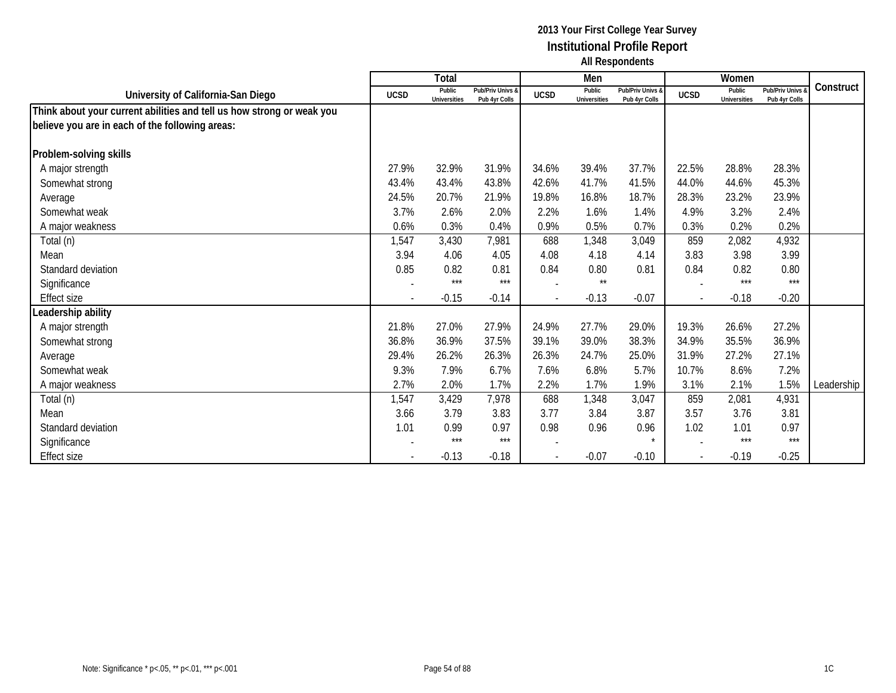2013 Your First College Year Survey
**Institutional Profile Report**
All Respondents

| University of California-San Diego | Total | | | Men | | | Women | | | Construct |
|---|---|---|---|---|---|---|---|---|---|---|
| | UCSD | Public Universities | Pub/Priv Univs & Pub 4yr Colls | UCSD | Public Universities | Pub/Priv Univs & Pub 4yr Colls | UCSD | Public Universities | Pub/Priv Univs & Pub 4yr Colls | |
| **Think about your current abilities and tell us how strong or weak you believe you are in each of the following areas:** | | | | | | | | | | |
| **Problem-solving skills** | | | | | | | | | | |
| A major strength | 27.9% | 32.9% | 31.9% | 34.6% | 39.4% | 37.7% | 22.5% | 28.8% | 28.3% | |
| Somewhat strong | 43.4% | 43.4% | 43.8% | 42.6% | 41.7% | 41.5% | 44.0% | 44.6% | 45.3% | |
| Average | 24.5% | 20.7% | 21.9% | 19.8% | 16.8% | 18.7% | 28.3% | 23.2% | 23.9% | |
| Somewhat weak | 3.7% | 2.6% | 2.0% | 2.2% | 1.6% | 1.4% | 4.9% | 3.2% | 2.4% | |
| A major weakness | 0.6% | 0.3% | 0.4% | 0.9% | 0.5% | 0.7% | 0.3% | 0.2% | 0.2% | |
| Total (n) | 1,547 | 3,430 | 7,981 | 688 | 1,348 | 3,049 | 859 | 2,082 | 4,932 | |
| Mean | 3.94 | 4.06 | 4.05 | 4.08 | 4.18 | 4.14 | 3.83 | 3.98 | 3.99 | |
| Standard deviation | 0.85 | 0.82 | 0.81 | 0.84 | 0.80 | 0.81 | 0.84 | 0.82 | 0.80 | |
| Significance | - | *** | *** | - | ** | | - | *** | *** | |
| Effect size | - | -0.15 | -0.14 | - | -0.13 | -0.07 | - | -0.18 | -0.20 | |
| **Leadership ability** | | | | | | | | | | |
| A major strength | 21.8% | 27.0% | 27.9% | 24.9% | 27.7% | 29.0% | 19.3% | 26.6% | 27.2% | |
| Somewhat strong | 36.8% | 36.9% | 37.5% | 39.1% | 39.0% | 38.3% | 34.9% | 35.5% | 36.9% | |
| Average | 29.4% | 26.2% | 26.3% | 26.3% | 24.7% | 25.0% | 31.9% | 27.2% | 27.1% | |
| Somewhat weak | 9.3% | 7.9% | 6.7% | 7.6% | 6.8% | 5.7% | 10.7% | 8.6% | 7.2% | |
| A major weakness | 2.7% | 2.0% | 1.7% | 2.2% | 1.7% | 1.9% | 3.1% | 2.1% | 1.5% | Leadership |
| Total (n) | 1,547 | 3,429 | 7,978 | 688 | 1,348 | 3,047 | 859 | 2,081 | 4,931 | |
| Mean | 3.66 | 3.79 | 3.83 | 3.77 | 3.84 | 3.87 | 3.57 | 3.76 | 3.81 | |
| Standard deviation | 1.01 | 0.99 | 0.97 | 0.98 | 0.96 | 0.96 | 1.02 | 1.01 | 0.97 | |
| Significance | - | *** | *** | - | | * | - | *** | *** | |
| Effect size | - | -0.13 | -0.18 | - | -0.07 | -0.10 | - | -0.19 | -0.25 | |

Note: Significance * p<.05, ** p<.01, *** p<.001

1C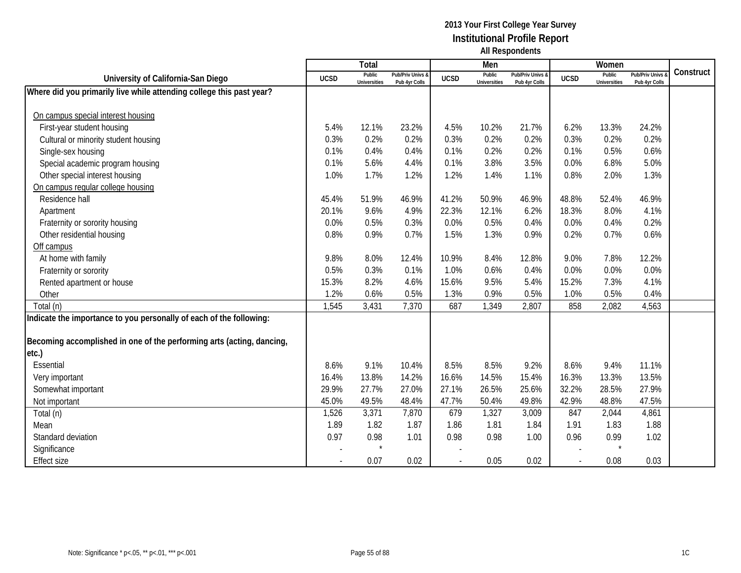# 2013 Your First College Year Survey
## Institutional Profile Report
### All Respondents

| University of California-San Diego | Total | | | Men | | | Women | | | Construct |
|---|---|---|---|---|---|---|---|---|---|---|
| | UCSD | Public Universities | Pub/Priv Univs & Pub 4yr Colls | UCSD | Public Universities | Pub/Priv Univs & Pub 4yr Colls | UCSD | Public Universities | Pub/Priv Univs & Pub 4yr Colls | |
| **Where did you primarily live while attending college this past year?** | | | | | | | | | | |
| On campus special interest housing | | | | | | | | | | |
| First-year student housing | 5.4% | 12.1% | 23.2% | 4.5% | 10.2% | 21.7% | 6.2% | 13.3% | 24.2% | |
| Cultural or minority student housing | 0.3% | 0.2% | 0.2% | 0.3% | 0.2% | 0.2% | 0.3% | 0.2% | 0.2% | |
| Single-sex housing | 0.1% | 0.4% | 0.4% | 0.1% | 0.2% | 0.2% | 0.1% | 0.5% | 0.6% | |
| Special academic program housing | 0.1% | 5.6% | 4.4% | 0.1% | 3.8% | 3.5% | 0.0% | 6.8% | 5.0% | |
| Other special interest housing | 1.0% | 1.7% | 1.2% | 1.2% | 1.4% | 1.1% | 0.8% | 2.0% | 1.3% | |
| On campus regular college housing | | | | | | | | | | |
| Residence hall | 45.4% | 51.9% | 46.9% | 41.2% | 50.9% | 46.9% | 48.8% | 52.4% | 46.9% | |
| Apartment | 20.1% | 9.6% | 4.9% | 22.3% | 12.1% | 6.2% | 18.3% | 8.0% | 4.1% | |
| Fraternity or sorority housing | 0.0% | 0.5% | 0.3% | 0.0% | 0.5% | 0.4% | 0.0% | 0.4% | 0.2% | |
| Other residential housing | 0.8% | 0.9% | 0.7% | 1.5% | 1.3% | 0.9% | 0.2% | 0.7% | 0.6% | |
| Off campus | | | | | | | | | | |
| At home with family | 9.8% | 8.0% | 12.4% | 10.9% | 8.4% | 12.8% | 9.0% | 7.8% | 12.2% | |
| Fraternity or sorority | 0.5% | 0.3% | 0.1% | 1.0% | 0.6% | 0.4% | 0.0% | 0.0% | 0.0% | |
| Rented apartment or house | 15.3% | 8.2% | 4.6% | 15.6% | 9.5% | 5.4% | 15.2% | 7.3% | 4.1% | |
| Other | 1.2% | 0.6% | 0.5% | 1.3% | 0.9% | 0.5% | 1.0% | 0.5% | 0.4% | |
| Total (n) | 1,545 | 3,431 | 7,370 | 687 | 1,349 | 2,807 | 858 | 2,082 | 4,563 | |
| **Indicate the importance to you personally of each of the following:** | | | | | | | | | | |
| **Becoming accomplished in one of the performing arts (acting, dancing, etc.)** | | | | | | | | | | |
| Essential | 8.6% | 9.1% | 10.4% | 8.5% | 8.5% | 9.2% | 8.6% | 9.4% | 11.1% | |
| Very important | 16.4% | 13.8% | 14.2% | 16.6% | 14.5% | 15.4% | 16.3% | 13.3% | 13.5% | |
| Somewhat important | 29.9% | 27.7% | 27.0% | 27.1% | 26.5% | 25.6% | 32.2% | 28.5% | 27.9% | |
| Not important | 45.0% | 49.5% | 48.4% | 47.7% | 50.4% | 49.8% | 42.9% | 48.8% | 47.5% | |
| Total (n) | 1,526 | 3,371 | 7,870 | 679 | 1,327 | 3,009 | 847 | 2,044 | 4,861 | |
| Mean | 1.89 | 1.82 | 1.87 | 1.86 | 1.81 | 1.84 | 1.91 | 1.83 | 1.88 | |
| Standard deviation | 0.97 | 0.98 | 1.01 | 0.98 | 0.98 | 1.00 | 0.96 | 0.99 | 1.02 | |
| Significance | - | * | | - | | | - | * | | |
| Effect size | - | 0.07 | 0.02 | - | 0.05 | 0.02 | - | 0.08 | 0.03 | |

Note: Significance * p<.05, ** p<.01, *** p<.001

1C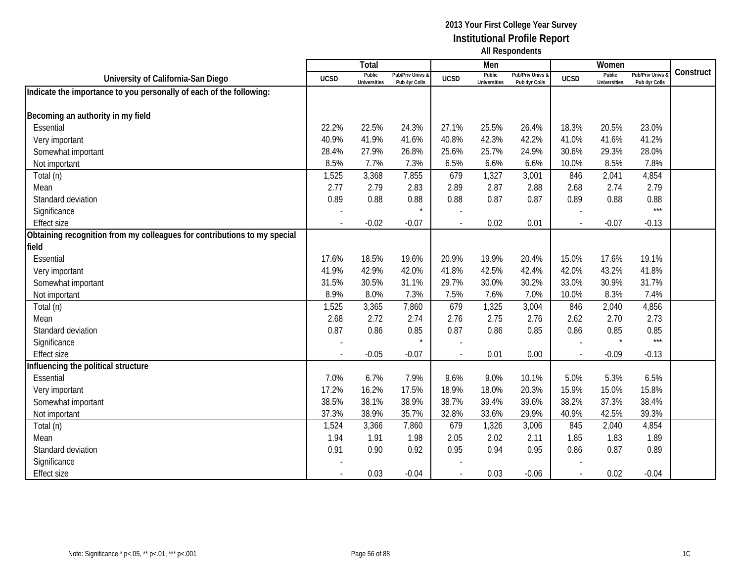# 2013 Your First College Year Survey
## Institutional Profile Report
### All Respondents

| University of California-San Diego | Total | | | Men | | | Women | | | Construct |
|---|---|---|---|---|---|---|---|---|---|---|
| | UCSD | Public Universities | Pub/Priv Univs & Pub 4yr Colls | UCSD | Public Universities | Pub/Priv Univs & Pub 4yr Colls | UCSD | Public Universities | Pub/Priv Univs & Pub 4yr Colls | |
| **Indicate the importance to you personally of each of the following:** | | | | | | | | | | |
| **Becoming an authority in my field** | | | | | | | | | | |
| Essential | 22.2% | 22.5% | 24.3% | 27.1% | 25.5% | 26.4% | 18.3% | 20.5% | 23.0% | |
| Very important | 40.9% | 41.9% | 41.6% | 40.8% | 42.3% | 42.2% | 41.0% | 41.6% | 41.2% | |
| Somewhat important | 28.4% | 27.9% | 26.8% | 25.6% | 25.7% | 24.9% | 30.6% | 29.3% | 28.0% | |
| Not important | 8.5% | 7.7% | 7.3% | 6.5% | 6.6% | 6.6% | 10.0% | 8.5% | 7.8% | |
| Total (n) | 1,525 | 3,368 | 7,855 | 679 | 1,327 | 3,001 | 846 | 2,041 | 4,854 | |
| Mean | 2.77 | 2.79 | 2.83 | 2.89 | 2.87 | 2.88 | 2.68 | 2.74 | 2.79 | |
| Standard deviation | 0.89 | 0.88 | 0.88 | 0.88 | 0.87 | 0.87 | 0.89 | 0.88 | 0.88 | |
| Significance | - | | * | - | | | - | | *** | |
| Effect size | - | -0.02 | -0.07 | - | 0.02 | 0.01 | - | -0.07 | -0.13 | |
| **Obtaining recognition from my colleagues for contributions to my special field** | | | | | | | | | | |
| Essential | 17.6% | 18.5% | 19.6% | 20.9% | 19.9% | 20.4% | 15.0% | 17.6% | 19.1% | |
| Very important | 41.9% | 42.9% | 42.0% | 41.8% | 42.5% | 42.4% | 42.0% | 43.2% | 41.8% | |
| Somewhat important | 31.5% | 30.5% | 31.1% | 29.7% | 30.0% | 30.2% | 33.0% | 30.9% | 31.7% | |
| Not important | 8.9% | 8.0% | 7.3% | 7.5% | 7.6% | 7.0% | 10.0% | 8.3% | 7.4% | |
| Total (n) | 1,525 | 3,365 | 7,860 | 679 | 1,325 | 3,004 | 846 | 2,040 | 4,856 | |
| Mean | 2.68 | 2.72 | 2.74 | 2.76 | 2.75 | 2.76 | 2.62 | 2.70 | 2.73 | |
| Standard deviation | 0.87 | 0.86 | 0.85 | 0.87 | 0.86 | 0.85 | 0.86 | 0.85 | 0.85 | |
| Significance | - | | * | - | | | - | * | *** | |
| Effect size | - | -0.05 | -0.07 | - | 0.01 | 0.00 | - | -0.09 | -0.13 | |
| **Influencing the political structure** | | | | | | | | | | |
| Essential | 7.0% | 6.7% | 7.9% | 9.6% | 9.0% | 10.1% | 5.0% | 5.3% | 6.5% | |
| Very important | 17.2% | 16.2% | 17.5% | 18.9% | 18.0% | 20.3% | 15.9% | 15.0% | 15.8% | |
| Somewhat important | 38.5% | 38.1% | 38.9% | 38.7% | 39.4% | 39.6% | 38.2% | 37.3% | 38.4% | |
| Not important | 37.3% | 38.9% | 35.7% | 32.8% | 33.6% | 29.9% | 40.9% | 42.5% | 39.3% | |
| Total (n) | 1,524 | 3,366 | 7,860 | 679 | 1,326 | 3,006 | 845 | 2,040 | 4,854 | |
| Mean | 1.94 | 1.91 | 1.98 | 2.05 | 2.02 | 2.11 | 1.85 | 1.83 | 1.89 | |
| Standard deviation | 0.91 | 0.90 | 0.92 | 0.95 | 0.94 | 0.95 | 0.86 | 0.87 | 0.89 | |
| Significance | - | | | - | | | - | | | |
| Effect size | - | 0.03 | -0.04 | - | 0.03 | -0.06 | - | 0.02 | -0.04 | |

Note: Significance * p<.05, ** p<.01, *** p<.001

1C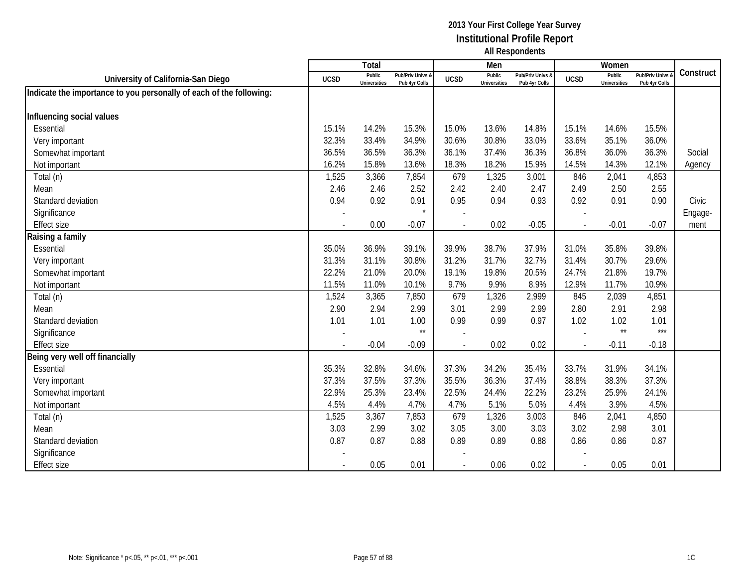# 2013 Your First College Year Survey

## Institutional Profile Report

### All Respondents

| University of California-San Diego | Total | | | Men | | | Women | | | Construct |
|---|---|---|---|---|---|---|---|---|---|---|
| | UCSD | Public Universities | Pub/Priv Univs & Pub 4yr Colls | UCSD | Public Universities | Pub/Priv Univs & Pub 4yr Colls | UCSD | Public Universities | Pub/Priv Univs & Pub 4yr Colls | |
| **Indicate the importance to you personally of each of the following:** | | | | | | | | | | |
| **Influencing social values** | | | | | | | | | | |
| Essential | 15.1% | 14.2% | 15.3% | 15.0% | 13.6% | 14.8% | 15.1% | 14.6% | 15.5% | |
| Very important | 32.3% | 33.4% | 34.9% | 30.6% | 30.8% | 33.0% | 33.6% | 35.1% | 36.0% | |
| Somewhat important | 36.5% | 36.5% | 36.3% | 36.1% | 37.4% | 36.3% | 36.8% | 36.0% | 36.3% | Social |
| Not important | 16.2% | 15.8% | 13.6% | 18.3% | 18.2% | 15.9% | 14.5% | 14.3% | 12.1% | Agency |
| Total (n) | 1,525 | 3,366 | 7,854 | 679 | 1,325 | 3,001 | 846 | 2,041 | 4,853 | |
| Mean | 2.46 | 2.46 | 2.52 | 2.42 | 2.40 | 2.47 | 2.49 | 2.50 | 2.55 | |
| Standard deviation | 0.94 | 0.92 | 0.91 | 0.95 | 0.94 | 0.93 | 0.92 | 0.91 | 0.90 | Civic |
| Significance | - | | * | - | | | - | | | Engage- |
| Effect size | - | 0.00 | -0.07 | - | 0.02 | -0.05 | - | -0.01 | -0.07 | ment |
| **Raising a family** | | | | | | | | | | |
| Essential | 35.0% | 36.9% | 39.1% | 39.9% | 38.7% | 37.9% | 31.0% | 35.8% | 39.8% | |
| Very important | 31.3% | 31.1% | 30.8% | 31.2% | 31.7% | 32.7% | 31.4% | 30.7% | 29.6% | |
| Somewhat important | 22.2% | 21.0% | 20.0% | 19.1% | 19.8% | 20.5% | 24.7% | 21.8% | 19.7% | |
| Not important | 11.5% | 11.0% | 10.1% | 9.7% | 9.9% | 8.9% | 12.9% | 11.7% | 10.9% | |
| Total (n) | 1,524 | 3,365 | 7,850 | 679 | 1,326 | 2,999 | 845 | 2,039 | 4,851 | |
| Mean | 2.90 | 2.94 | 2.99 | 3.01 | 2.99 | 2.99 | 2.80 | 2.91 | 2.98 | |
| Standard deviation | 1.01 | 1.01 | 1.00 | 0.99 | 0.99 | 0.97 | 1.02 | 1.02 | 1.01 | |
| Significance | - | | ** | - | | | - | ** | *** | |
| Effect size | - | -0.04 | -0.09 | - | 0.02 | 0.02 | - | -0.11 | -0.18 | |
| **Being very well off financially** | | | | | | | | | | |
| Essential | 35.3% | 32.8% | 34.6% | 37.3% | 34.2% | 35.4% | 33.7% | 31.9% | 34.1% | |
| Very important | 37.3% | 37.5% | 37.3% | 35.5% | 36.3% | 37.4% | 38.8% | 38.3% | 37.3% | |
| Somewhat important | 22.9% | 25.3% | 23.4% | 22.5% | 24.4% | 22.2% | 23.2% | 25.9% | 24.1% | |
| Not important | 4.5% | 4.4% | 4.7% | 4.7% | 5.1% | 5.0% | 4.4% | 3.9% | 4.5% | |
| Total (n) | 1,525 | 3,367 | 7,853 | 679 | 1,326 | 3,003 | 846 | 2,041 | 4,850 | |
| Mean | 3.03 | 2.99 | 3.02 | 3.05 | 3.00 | 3.03 | 3.02 | 2.98 | 3.01 | |
| Standard deviation | 0.87 | 0.87 | 0.88 | 0.89 | 0.89 | 0.88 | 0.86 | 0.86 | 0.87 | |
| Significance | - | | | - | | | - | | | |
| Effect size | - | 0.05 | 0.01 | - | 0.06 | 0.02 | - | 0.05 | 0.01 | |

Note: Significance * p<.05, ** p<.01, *** p<.001

1C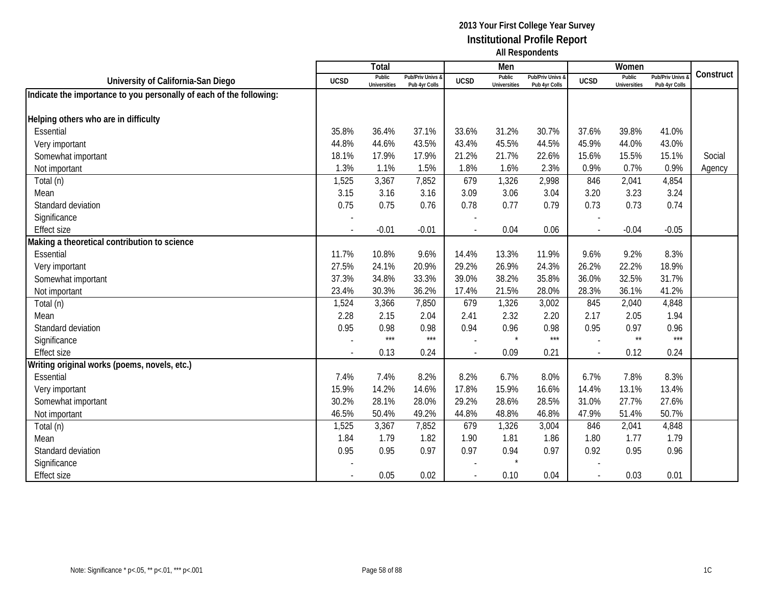**2013 Your First College Year Survey**
**Institutional Profile Report**
**All Respondents**

| University of California-San Diego | Total | | | Men | | | Women | | | Construct |
|---|---|---|---|---|---|---|---|---|---|---|
| | UCSD | Public Universities | Pub/Priv Univs & Pub 4yr Colls | UCSD | Public Universities | Pub/Priv Univs & Pub 4yr Colls | UCSD | Public Universities | Pub/Priv Univs & Pub 4yr Colls | |
| **Indicate the importance to you personally of each of the following:** | | | | | | | | | | |
| **Helping others who are in difficulty** | | | | | | | | | | |
| Essential | 35.8% | 36.4% | 37.1% | 33.6% | 31.2% | 30.7% | 37.6% | 39.8% | 41.0% | |
| Very important | 44.8% | 44.6% | 43.5% | 43.4% | 45.5% | 44.5% | 45.9% | 44.0% | 43.0% | |
| Somewhat important | 18.1% | 17.9% | 17.9% | 21.2% | 21.7% | 22.6% | 15.6% | 15.5% | 15.1% | Social |
| Not important | 1.3% | 1.1% | 1.5% | 1.8% | 1.6% | 2.3% | 0.9% | 0.7% | 0.9% | Agency |
| Total (n) | 1,525 | 3,367 | 7,852 | 679 | 1,326 | 2,998 | 846 | 2,041 | 4,854 | |
| Mean | 3.15 | 3.16 | 3.16 | 3.09 | 3.06 | 3.04 | 3.20 | 3.23 | 3.24 | |
| Standard deviation | 0.75 | 0.75 | 0.76 | 0.78 | 0.77 | 0.79 | 0.73 | 0.73 | 0.74 | |
| Significance | - | | | - | | | - | | | |
| Effect size | - | -0.01 | -0.01 | - | 0.04 | 0.06 | - | -0.04 | -0.05 | |
| **Making a theoretical contribution to science** | | | | | | | | | | |
| Essential | 11.7% | 10.8% | 9.6% | 14.4% | 13.3% | 11.9% | 9.6% | 9.2% | 8.3% | |
| Very important | 27.5% | 24.1% | 20.9% | 29.2% | 26.9% | 24.3% | 26.2% | 22.2% | 18.9% | |
| Somewhat important | 37.3% | 34.8% | 33.3% | 39.0% | 38.2% | 35.8% | 36.0% | 32.5% | 31.7% | |
| Not important | 23.4% | 30.3% | 36.2% | 17.4% | 21.5% | 28.0% | 28.3% | 36.1% | 41.2% | |
| Total (n) | 1,524 | 3,366 | 7,850 | 679 | 1,326 | 3,002 | 845 | 2,040 | 4,848 | |
| Mean | 2.28 | 2.15 | 2.04 | 2.41 | 2.32 | 2.20 | 2.17 | 2.05 | 1.94 | |
| Standard deviation | 0.95 | 0.98 | 0.98 | 0.94 | 0.96 | 0.98 | 0.95 | 0.97 | 0.96 | |
| Significance | - | *** | *** | - | * | *** | - | ** | *** | |
| Effect size | - | 0.13 | 0.24 | - | 0.09 | 0.21 | - | 0.12 | 0.24 | |
| **Writing original works (poems, novels, etc.)** | | | | | | | | | | |
| Essential | 7.4% | 7.4% | 8.2% | 8.2% | 6.7% | 8.0% | 6.7% | 7.8% | 8.3% | |
| Very important | 15.9% | 14.2% | 14.6% | 17.8% | 15.9% | 16.6% | 14.4% | 13.1% | 13.4% | |
| Somewhat important | 30.2% | 28.1% | 28.0% | 29.2% | 28.6% | 28.5% | 31.0% | 27.7% | 27.6% | |
| Not important | 46.5% | 50.4% | 49.2% | 44.8% | 48.8% | 46.8% | 47.9% | 51.4% | 50.7% | |
| Total (n) | 1,525 | 3,367 | 7,852 | 679 | 1,326 | 3,004 | 846 | 2,041 | 4,848 | |
| Mean | 1.84 | 1.79 | 1.82 | 1.90 | 1.81 | 1.86 | 1.80 | 1.77 | 1.79 | |
| Standard deviation | 0.95 | 0.95 | 0.97 | 0.97 | 0.94 | 0.97 | 0.92 | 0.95 | 0.96 | |
| Significance | - | | | - | * | | - | | | |
| Effect size | - | 0.05 | 0.02 | - | 0.10 | 0.04 | - | 0.03 | 0.01 | |

Note: Significance * p<.05, ** p<.01, *** p<.001

1C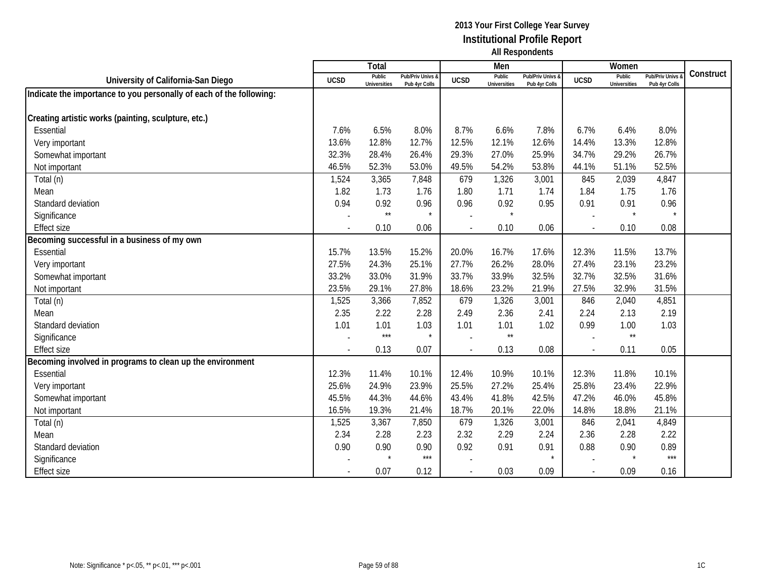**2013 Your First College Year Survey**
**Institutional Profile Report**
**All Respondents**

| University of California-San Diego | Total | | | Men | | | Women | | | Construct |
|---|---|---|---|---|---|---|---|---|---|---|
| | UCSD | Public Universities | Pub/Priv Univs & Pub 4yr Colls | UCSD | Public Universities | Pub/Priv Univs & Pub 4yr Colls | UCSD | Public Universities | Pub/Priv Univs & Pub 4yr Colls | |
| **Indicate the importance to you personally of each of the following:** | | | | | | | | | | |
| **Creating artistic works (painting, sculpture, etc.)** | | | | | | | | | | |
| Essential | 7.6% | 6.5% | 8.0% | 8.7% | 6.6% | 7.8% | 6.7% | 6.4% | 8.0% | |
| Very important | 13.6% | 12.8% | 12.7% | 12.5% | 12.1% | 12.6% | 14.4% | 13.3% | 12.8% | |
| Somewhat important | 32.3% | 28.4% | 26.4% | 29.3% | 27.0% | 25.9% | 34.7% | 29.2% | 26.7% | |
| Not important | 46.5% | 52.3% | 53.0% | 49.5% | 54.2% | 53.8% | 44.1% | 51.1% | 52.5% | |
| Total (n) | 1,524 | 3,365 | 7,848 | 679 | 1,326 | 3,001 | 845 | 2,039 | 4,847 | |
| Mean | 1.82 | 1.73 | 1.76 | 1.80 | 1.71 | 1.74 | 1.84 | 1.75 | 1.76 | |
| Standard deviation | 0.94 | 0.92 | 0.96 | 0.96 | 0.92 | 0.95 | 0.91 | 0.91 | 0.96 | |
| Significance | - | ** | * | - | * | | - | * | * | |
| Effect size | - | 0.10 | 0.06 | - | 0.10 | 0.06 | - | 0.10 | 0.08 | |
| **Becoming successful in a business of my own** | | | | | | | | | | |
| Essential | 15.7% | 13.5% | 15.2% | 20.0% | 16.7% | 17.6% | 12.3% | 11.5% | 13.7% | |
| Very important | 27.5% | 24.3% | 25.1% | 27.7% | 26.2% | 28.0% | 27.4% | 23.1% | 23.2% | |
| Somewhat important | 33.2% | 33.0% | 31.9% | 33.7% | 33.9% | 32.5% | 32.7% | 32.5% | 31.6% | |
| Not important | 23.5% | 29.1% | 27.8% | 18.6% | 23.2% | 21.9% | 27.5% | 32.9% | 31.5% | |
| Total (n) | 1,525 | 3,366 | 7,852 | 679 | 1,326 | 3,001 | 846 | 2,040 | 4,851 | |
| Mean | 2.35 | 2.22 | 2.28 | 2.49 | 2.36 | 2.41 | 2.24 | 2.13 | 2.19 | |
| Standard deviation | 1.01 | 1.01 | 1.03 | 1.01 | 1.01 | 1.02 | 0.99 | 1.00 | 1.03 | |
| Significance | - | *** | * | - | ** | | - | ** | | |
| Effect size | - | 0.13 | 0.07 | - | 0.13 | 0.08 | - | 0.11 | 0.05 | |
| **Becoming involved in programs to clean up the environment** | | | | | | | | | | |
| Essential | 12.3% | 11.4% | 10.1% | 12.4% | 10.9% | 10.1% | 12.3% | 11.8% | 10.1% | |
| Very important | 25.6% | 24.9% | 23.9% | 25.5% | 27.2% | 25.4% | 25.8% | 23.4% | 22.9% | |
| Somewhat important | 45.5% | 44.3% | 44.6% | 43.4% | 41.8% | 42.5% | 47.2% | 46.0% | 45.8% | |
| Not important | 16.5% | 19.3% | 21.4% | 18.7% | 20.1% | 22.0% | 14.8% | 18.8% | 21.1% | |
| Total (n) | 1,525 | 3,367 | 7,850 | 679 | 1,326 | 3,001 | 846 | 2,041 | 4,849 | |
| Mean | 2.34 | 2.28 | 2.23 | 2.32 | 2.29 | 2.24 | 2.36 | 2.28 | 2.22 | |
| Standard deviation | 0.90 | 0.90 | 0.90 | 0.92 | 0.91 | 0.91 | 0.88 | 0.90 | 0.89 | |
| Significance | - | * | *** | - | | * | - | * | *** | |
| Effect size | - | 0.07 | 0.12 | - | 0.03 | 0.09 | - | 0.09 | 0.16 | |

Note: Significance * p<.05, ** p<.01, *** p<.001

1C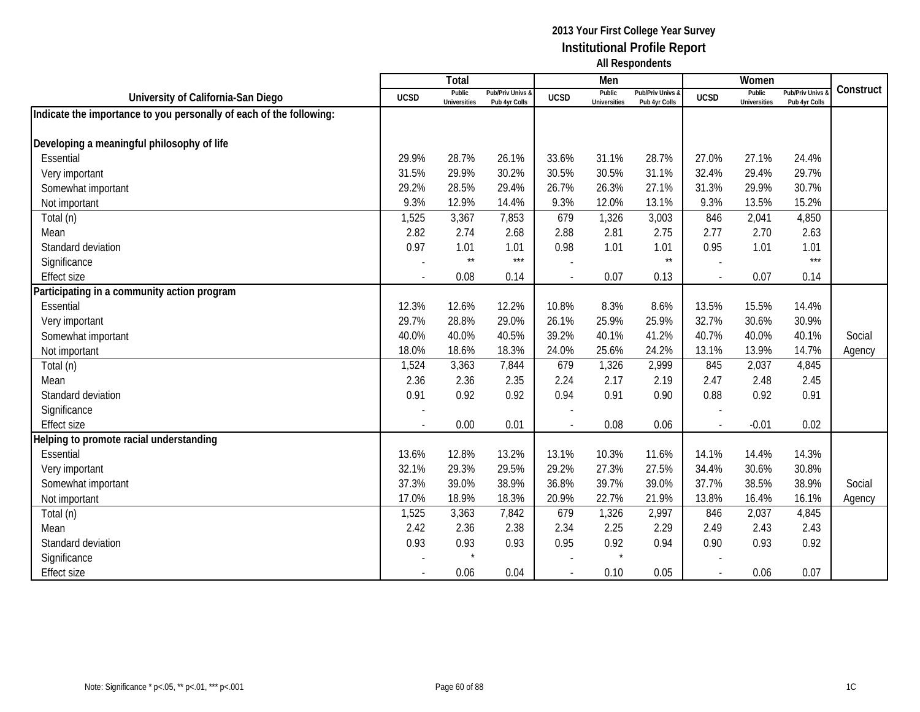2013 Your First College Year Survey
**Institutional Profile Report**
All Respondents

| University of California-San Diego | Total | | | Men | | | Women | | | Construct |
|---|---|---|---|---|---|---|---|---|---|---|
| | UCSD | Public Universities | Pub/Priv Univs & Pub 4yr Colls | UCSD | Public Universities | Pub/Priv Univs & Pub 4yr Colls | UCSD | Public Universities | Pub/Priv Univs & Pub 4yr Colls | |
| **Indicate the importance to you personally of each of the following:** | | | | | | | | | | |
| **Developing a meaningful philosophy of life** | | | | | | | | | | |
| Essential | 29.9% | 28.7% | 26.1% | 33.6% | 31.1% | 28.7% | 27.0% | 27.1% | 24.4% | |
| Very important | 31.5% | 29.9% | 30.2% | 30.5% | 30.5% | 31.1% | 32.4% | 29.4% | 29.7% | |
| Somewhat important | 29.2% | 28.5% | 29.4% | 26.7% | 26.3% | 27.1% | 31.3% | 29.9% | 30.7% | |
| Not important | 9.3% | 12.9% | 14.4% | 9.3% | 12.0% | 13.1% | 9.3% | 13.5% | 15.2% | |
| Total (n) | 1,525 | 3,367 | 7,853 | 679 | 1,326 | 3,003 | 846 | 2,041 | 4,850 | |
| Mean | 2.82 | 2.74 | 2.68 | 2.88 | 2.81 | 2.75 | 2.77 | 2.70 | 2.63 | |
| Standard deviation | 0.97 | 1.01 | 1.01 | 0.98 | 1.01 | 1.01 | 0.95 | 1.01 | 1.01 | |
| Significance | - | ** | *** | - | | ** | - | | *** | |
| Effect size | - | 0.08 | 0.14 | - | 0.07 | 0.13 | - | 0.07 | 0.14 | |
| **Participating in a community action program** | | | | | | | | | | |
| Essential | 12.3% | 12.6% | 12.2% | 10.8% | 8.3% | 8.6% | 13.5% | 15.5% | 14.4% | |
| Very important | 29.7% | 28.8% | 29.0% | 26.1% | 25.9% | 25.9% | 32.7% | 30.6% | 30.9% | |
| Somewhat important | 40.0% | 40.0% | 40.5% | 39.2% | 40.1% | 41.2% | 40.7% | 40.0% | 40.1% | Social |
| Not important | 18.0% | 18.6% | 18.3% | 24.0% | 25.6% | 24.2% | 13.1% | 13.9% | 14.7% | Agency |
| Total (n) | 1,524 | 3,363 | 7,844 | 679 | 1,326 | 2,999 | 845 | 2,037 | 4,845 | |
| Mean | 2.36 | 2.36 | 2.35 | 2.24 | 2.17 | 2.19 | 2.47 | 2.48 | 2.45 | |
| Standard deviation | 0.91 | 0.92 | 0.92 | 0.94 | 0.91 | 0.90 | 0.88 | 0.92 | 0.91 | |
| Significance | - | | | - | | | - | | | |
| Effect size | - | 0.00 | 0.01 | - | 0.08 | 0.06 | - | -0.01 | 0.02 | |
| **Helping to promote racial understanding** | | | | | | | | | | |
| Essential | 13.6% | 12.8% | 13.2% | 13.1% | 10.3% | 11.6% | 14.1% | 14.4% | 14.3% | |
| Very important | 32.1% | 29.3% | 29.5% | 29.2% | 27.3% | 27.5% | 34.4% | 30.6% | 30.8% | |
| Somewhat important | 37.3% | 39.0% | 38.9% | 36.8% | 39.7% | 39.0% | 37.7% | 38.5% | 38.9% | Social |
| Not important | 17.0% | 18.9% | 18.3% | 20.9% | 22.7% | 21.9% | 13.8% | 16.4% | 16.1% | Agency |
| Total (n) | 1,525 | 3,363 | 7,842 | 679 | 1,326 | 2,997 | 846 | 2,037 | 4,845 | |
| Mean | 2.42 | 2.36 | 2.38 | 2.34 | 2.25 | 2.29 | 2.49 | 2.43 | 2.43 | |
| Standard deviation | 0.93 | 0.93 | 0.93 | 0.95 | 0.92 | 0.94 | 0.90 | 0.93 | 0.92 | |
| Significance | - | * | | - | * | | - | | | |
| Effect size | - | 0.06 | 0.04 | - | 0.10 | 0.05 | - | 0.06 | 0.07 | |

Note: Significance * p<.05, ** p<.01, *** p<.001

1C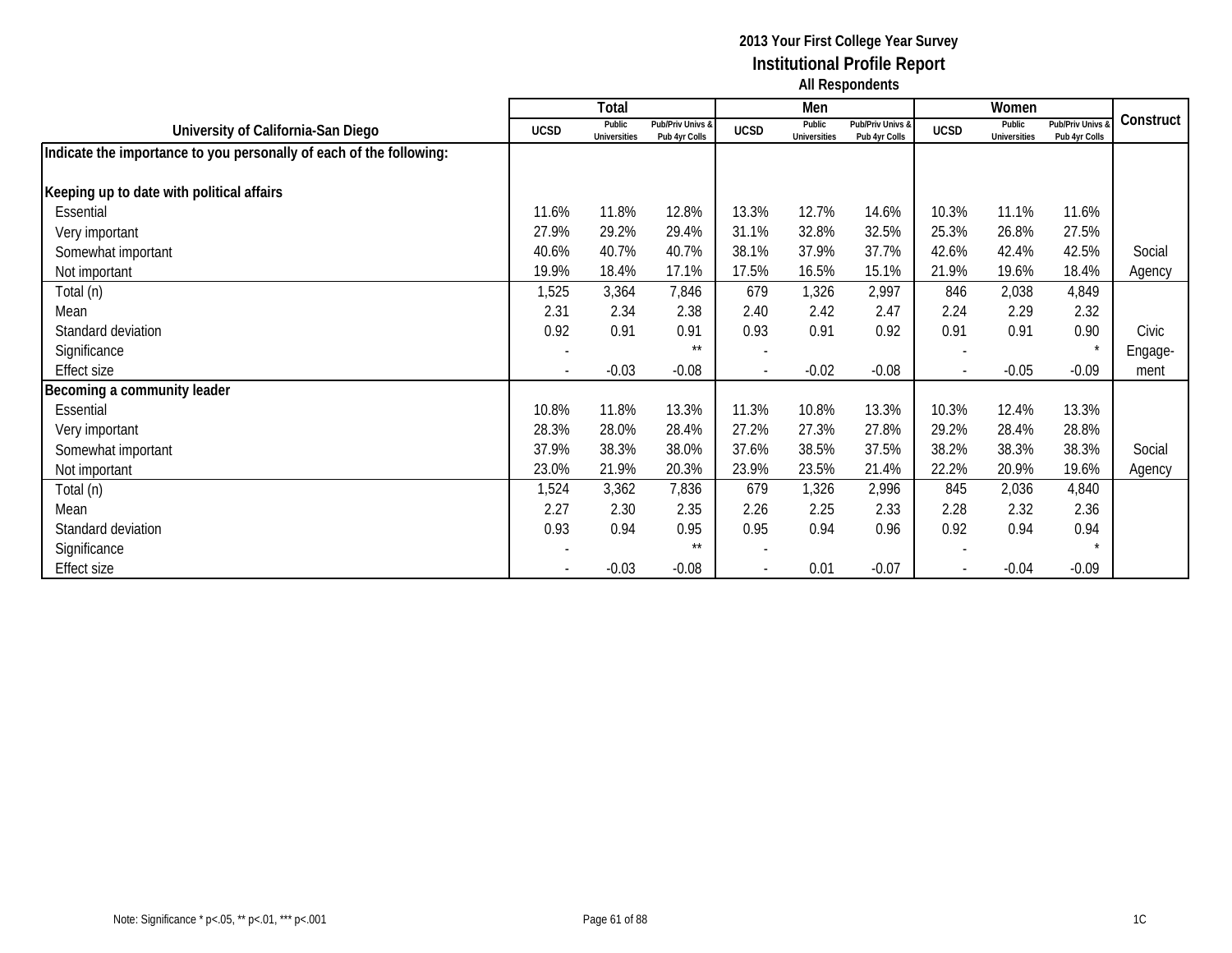**2013 Your First College Year Survey**
**Institutional Profile Report**
**All Respondents**

| University of California-San Diego | Total | | | Men | | | Women | | | Construct |
|---|---|---|---|---|---|---|---|---|---|---|
| | UCSD | Public Universities | Pub/Priv Univs & Pub 4yr Colls | UCSD | Public Universities | Pub/Priv Univs & Pub 4yr Colls | UCSD | Public Universities | Pub/Priv Univs & Pub 4yr Colls | |
| **Indicate the importance to you personally of each of the following:** | | | | | | | | | | |
| **Keeping up to date with political affairs** | | | | | | | | | | |
| Essential | 11.6% | 11.8% | 12.8% | 13.3% | 12.7% | 14.6% | 10.3% | 11.1% | 11.6% | |
| Very important | 27.9% | 29.2% | 29.4% | 31.1% | 32.8% | 32.5% | 25.3% | 26.8% | 27.5% | |
| Somewhat important | 40.6% | 40.7% | 40.7% | 38.1% | 37.9% | 37.7% | 42.6% | 42.4% | 42.5% | Social |
| Not important | 19.9% | 18.4% | 17.1% | 17.5% | 16.5% | 15.1% | 21.9% | 19.6% | 18.4% | Agency |
| Total (n) | 1,525 | 3,364 | 7,846 | 679 | 1,326 | 2,997 | 846 | 2,038 | 4,849 | |
| Mean | 2.31 | 2.34 | 2.38 | 2.40 | 2.42 | 2.47 | 2.24 | 2.29 | 2.32 | |
| Standard deviation | 0.92 | 0.91 | 0.91 | 0.93 | 0.91 | 0.92 | 0.91 | 0.91 | 0.90 | Civic |
| Significance | - | | ** | - | | | - | | * | Engage- |
| Effect size | - | -0.03 | -0.08 | - | -0.02 | -0.08 | - | -0.05 | -0.09 | ment |
| **Becoming a community leader** | | | | | | | | | | |
| Essential | 10.8% | 11.8% | 13.3% | 11.3% | 10.8% | 13.3% | 10.3% | 12.4% | 13.3% | |
| Very important | 28.3% | 28.0% | 28.4% | 27.2% | 27.3% | 27.8% | 29.2% | 28.4% | 28.8% | |
| Somewhat important | 37.9% | 38.3% | 38.0% | 37.6% | 38.5% | 37.5% | 38.2% | 38.3% | 38.3% | Social |
| Not important | 23.0% | 21.9% | 20.3% | 23.9% | 23.5% | 21.4% | 22.2% | 20.9% | 19.6% | Agency |
| Total (n) | 1,524 | 3,362 | 7,836 | 679 | 1,326 | 2,996 | 845 | 2,036 | 4,840 | |
| Mean | 2.27 | 2.30 | 2.35 | 2.26 | 2.25 | 2.33 | 2.28 | 2.32 | 2.36 | |
| Standard deviation | 0.93 | 0.94 | 0.95 | 0.95 | 0.94 | 0.96 | 0.92 | 0.94 | 0.94 | |
| Significance | - | | ** | - | | | - | | * | |
| Effect size | - | -0.03 | -0.08 | - | 0.01 | -0.07 | - | -0.04 | -0.09 | |

Note: Significance * p<.05, ** p<.01, *** p<.001

1C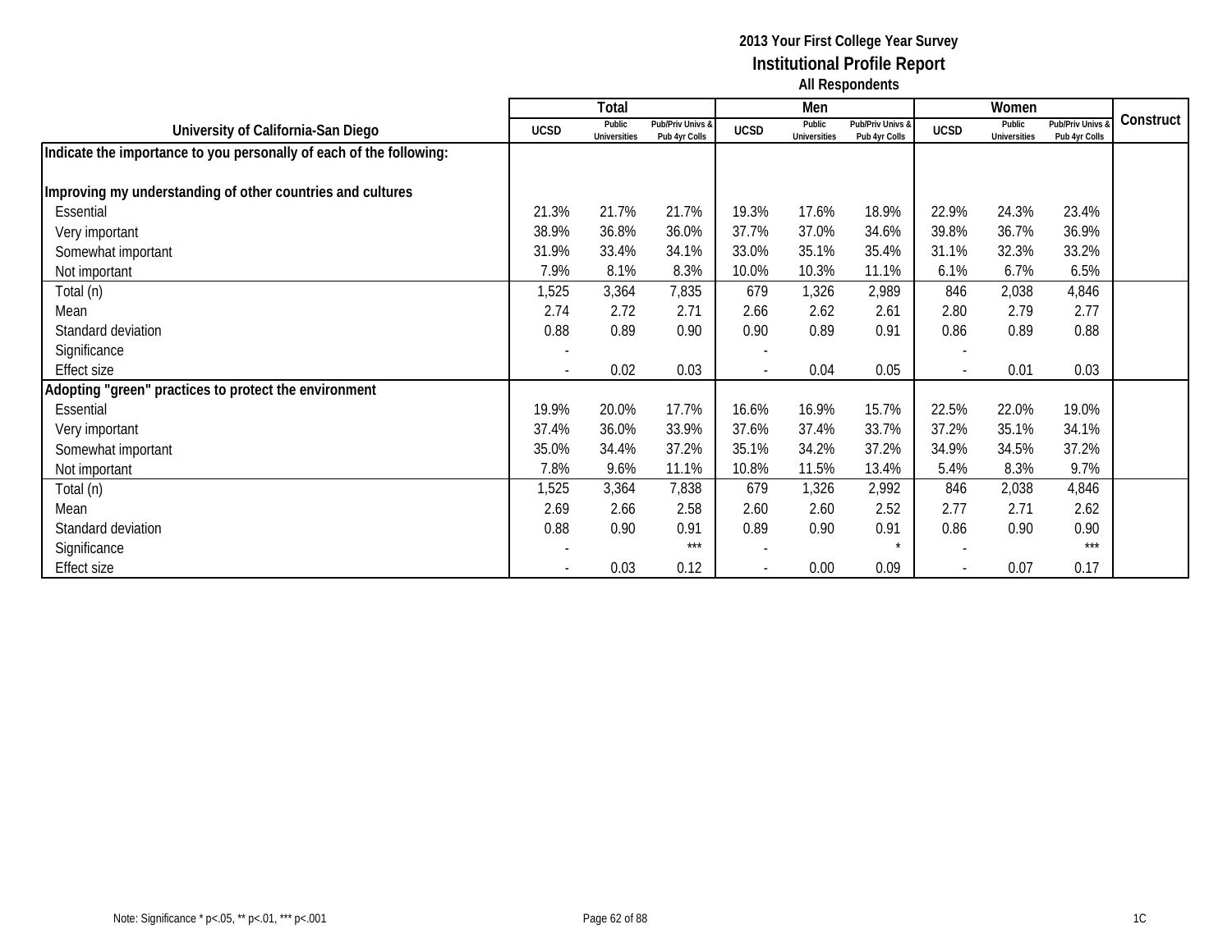**2013 Your First College Year Survey**
**Institutional Profile Report**
**All Respondents**

| University of California-San Diego | Total | | | Men | | | Women | | | Construct |
|---|---|---|---|---|---|---|---|---|---|---|
| | UCSD | Public Universities | Pub/Priv Univs & Pub 4yr Colls | UCSD | Public Universities | Pub/Priv Univs & Pub 4yr Colls | UCSD | Public Universities | Pub/Priv Univs & Pub 4yr Colls | |
| **Indicate the importance to you personally of each of the following:** | | | | | | | | | | |
| **Improving my understanding of other countries and cultures** | | | | | | | | | | |
| Essential | 21.3% | 21.7% | 21.7% | 19.3% | 17.6% | 18.9% | 22.9% | 24.3% | 23.4% | |
| Very important | 38.9% | 36.8% | 36.0% | 37.7% | 37.0% | 34.6% | 39.8% | 36.7% | 36.9% | |
| Somewhat important | 31.9% | 33.4% | 34.1% | 33.0% | 35.1% | 35.4% | 31.1% | 32.3% | 33.2% | |
| Not important | 7.9% | 8.1% | 8.3% | 10.0% | 10.3% | 11.1% | 6.1% | 6.7% | 6.5% | |
| Total (n) | 1,525 | 3,364 | 7,835 | 679 | 1,326 | 2,989 | 846 | 2,038 | 4,846 | |
| Mean | 2.74 | 2.72 | 2.71 | 2.66 | 2.62 | 2.61 | 2.80 | 2.79 | 2.77 | |
| Standard deviation | 0.88 | 0.89 | 0.90 | 0.90 | 0.89 | 0.91 | 0.86 | 0.89 | 0.88 | |
| Significance | - | | | - | | | - | | | |
| Effect size | - | 0.02 | 0.03 | - | 0.04 | 0.05 | - | 0.01 | 0.03 | |
| **Adopting "green" practices to protect the environment** | | | | | | | | | | |
| Essential | 19.9% | 20.0% | 17.7% | 16.6% | 16.9% | 15.7% | 22.5% | 22.0% | 19.0% | |
| Very important | 37.4% | 36.0% | 33.9% | 37.6% | 37.4% | 33.7% | 37.2% | 35.1% | 34.1% | |
| Somewhat important | 35.0% | 34.4% | 37.2% | 35.1% | 34.2% | 37.2% | 34.9% | 34.5% | 37.2% | |
| Not important | 7.8% | 9.6% | 11.1% | 10.8% | 11.5% | 13.4% | 5.4% | 8.3% | 9.7% | |
| Total (n) | 1,525 | 3,364 | 7,838 | 679 | 1,326 | 2,992 | 846 | 2,038 | 4,846 | |
| Mean | 2.69 | 2.66 | 2.58 | 2.60 | 2.60 | 2.52 | 2.77 | 2.71 | 2.62 | |
| Standard deviation | 0.88 | 0.90 | 0.91 | 0.89 | 0.90 | 0.91 | 0.86 | 0.90 | 0.90 | |
| Significance | - | | *** | - | | * | - | | *** | |
| Effect size | - | 0.03 | 0.12 | - | 0.00 | 0.09 | - | 0.07 | 0.17 | |

Note: Significance * p<.05, ** p<.01, *** p<.001

1C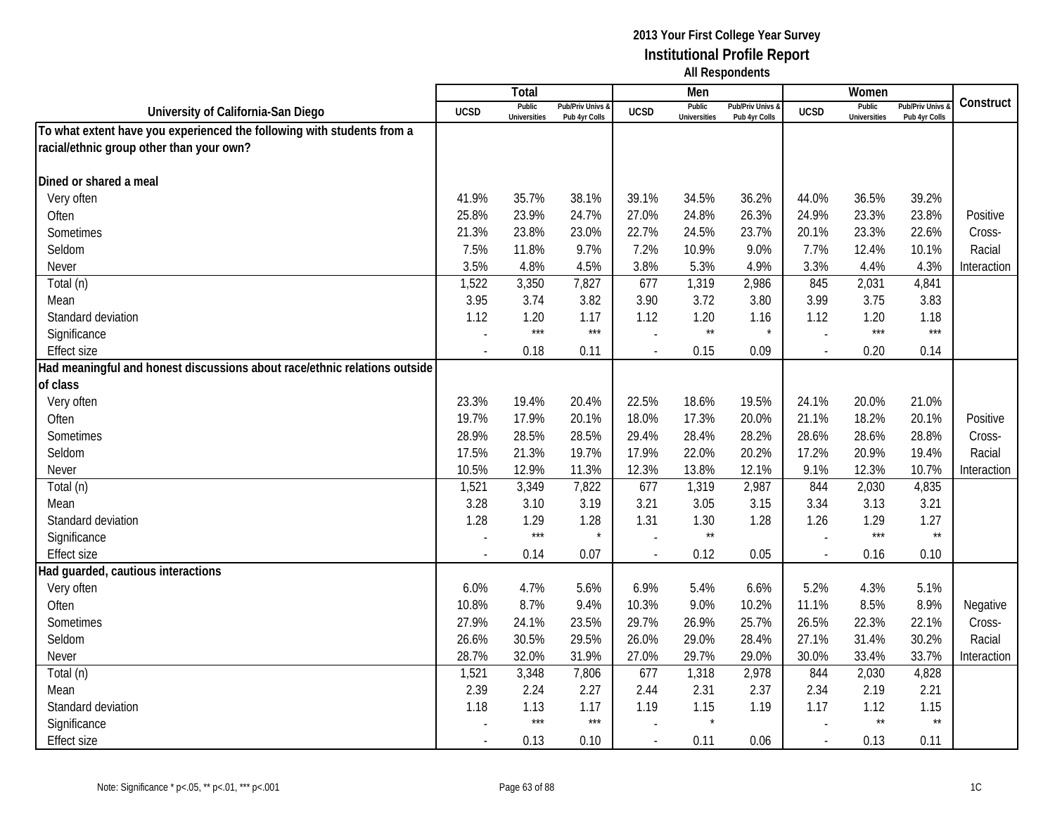**2013 Your First College Year Survey**
## Institutional Profile Report
**All Respondents**

| University of California-San Diego | Total | | | Men | | | Women | | | Construct |
|---|---|---|---|---|---|---|---|---|---|---|
| | UCSD | Public Universities | Pub/Priv Univs & Pub 4yr Colls | UCSD | Public Universities | Pub/Priv Univs & Pub 4yr Colls | UCSD | Public Universities | Pub/Priv Univs & Pub 4yr Colls | |
| **To what extent have you experienced the following with students from a racial/ethnic group other than your own?** | | | | | | | | | | |
| **Dined or shared a meal** | | | | | | | | | | |
| Very often | 41.9% | 35.7% | 38.1% | 39.1% | 34.5% | 36.2% | 44.0% | 36.5% | 39.2% | |
| Often | 25.8% | 23.9% | 24.7% | 27.0% | 24.8% | 26.3% | 24.9% | 23.3% | 23.8% | Positive |
| Sometimes | 21.3% | 23.8% | 23.0% | 22.7% | 24.5% | 23.7% | 20.1% | 23.3% | 22.6% | Cross- |
| Seldom | 7.5% | 11.8% | 9.7% | 7.2% | 10.9% | 9.0% | 7.7% | 12.4% | 10.1% | Racial |
| Never | 3.5% | 4.8% | 4.5% | 3.8% | 5.3% | 4.9% | 3.3% | 4.4% | 4.3% | Interaction |
| Total (n) | 1,522 | 3,350 | 7,827 | 677 | 1,319 | 2,986 | 845 | 2,031 | 4,841 | |
| Mean | 3.95 | 3.74 | 3.82 | 3.90 | 3.72 | 3.80 | 3.99 | 3.75 | 3.83 | |
| Standard deviation | 1.12 | 1.20 | 1.17 | 1.12 | 1.20 | 1.16 | 1.12 | 1.20 | 1.18 | |
| Significance | - | *** | *** | - | ** | * | - | *** | *** | |
| Effect size | - | 0.18 | 0.11 | - | 0.15 | 0.09 | - | 0.20 | 0.14 | |
| **Had meaningful and honest discussions about race/ethnic relations outside of class** | | | | | | | | | | |
| Very often | 23.3% | 19.4% | 20.4% | 22.5% | 18.6% | 19.5% | 24.1% | 20.0% | 21.0% | |
| Often | 19.7% | 17.9% | 20.1% | 18.0% | 17.3% | 20.0% | 21.1% | 18.2% | 20.1% | Positive |
| Sometimes | 28.9% | 28.5% | 28.5% | 29.4% | 28.4% | 28.2% | 28.6% | 28.6% | 28.8% | Cross- |
| Seldom | 17.5% | 21.3% | 19.7% | 17.9% | 22.0% | 20.2% | 17.2% | 20.9% | 19.4% | Racial |
| Never | 10.5% | 12.9% | 11.3% | 12.3% | 13.8% | 12.1% | 9.1% | 12.3% | 10.7% | Interaction |
| Total (n) | 1,521 | 3,349 | 7,822 | 677 | 1,319 | 2,987 | 844 | 2,030 | 4,835 | |
| Mean | 3.28 | 3.10 | 3.19 | 3.21 | 3.05 | 3.15 | 3.34 | 3.13 | 3.21 | |
| Standard deviation | 1.28 | 1.29 | 1.28 | 1.31 | 1.30 | 1.28 | 1.26 | 1.29 | 1.27 | |
| Significance | - | *** | * | - | ** | | - | *** | ** | |
| Effect size | - | 0.14 | 0.07 | - | 0.12 | 0.05 | - | 0.16 | 0.10 | |
| **Had guarded, cautious interactions** | | | | | | | | | | |
| Very often | 6.0% | 4.7% | 5.6% | 6.9% | 5.4% | 6.6% | 5.2% | 4.3% | 5.1% | |
| Often | 10.8% | 8.7% | 9.4% | 10.3% | 9.0% | 10.2% | 11.1% | 8.5% | 8.9% | Negative |
| Sometimes | 27.9% | 24.1% | 23.5% | 29.7% | 26.9% | 25.7% | 26.5% | 22.3% | 22.1% | Cross- |
| Seldom | 26.6% | 30.5% | 29.5% | 26.0% | 29.0% | 28.4% | 27.1% | 31.4% | 30.2% | Racial |
| Never | 28.7% | 32.0% | 31.9% | 27.0% | 29.7% | 29.0% | 30.0% | 33.4% | 33.7% | Interaction |
| Total (n) | 1,521 | 3,348 | 7,806 | 677 | 1,318 | 2,978 | 844 | 2,030 | 4,828 | |
| Mean | 2.39 | 2.24 | 2.27 | 2.44 | 2.31 | 2.37 | 2.34 | 2.19 | 2.21 | |
| Standard deviation | 1.18 | 1.13 | 1.17 | 1.19 | 1.15 | 1.19 | 1.17 | 1.12 | 1.15 | |
| Significance | - | *** | *** | - | * | | - | ** | ** | |
| Effect size | - | 0.13 | 0.10 | - | 0.11 | 0.06 | - | 0.13 | 0.11 | |

Note: Significance * p<.05, ** p<.01, *** p<.001

1C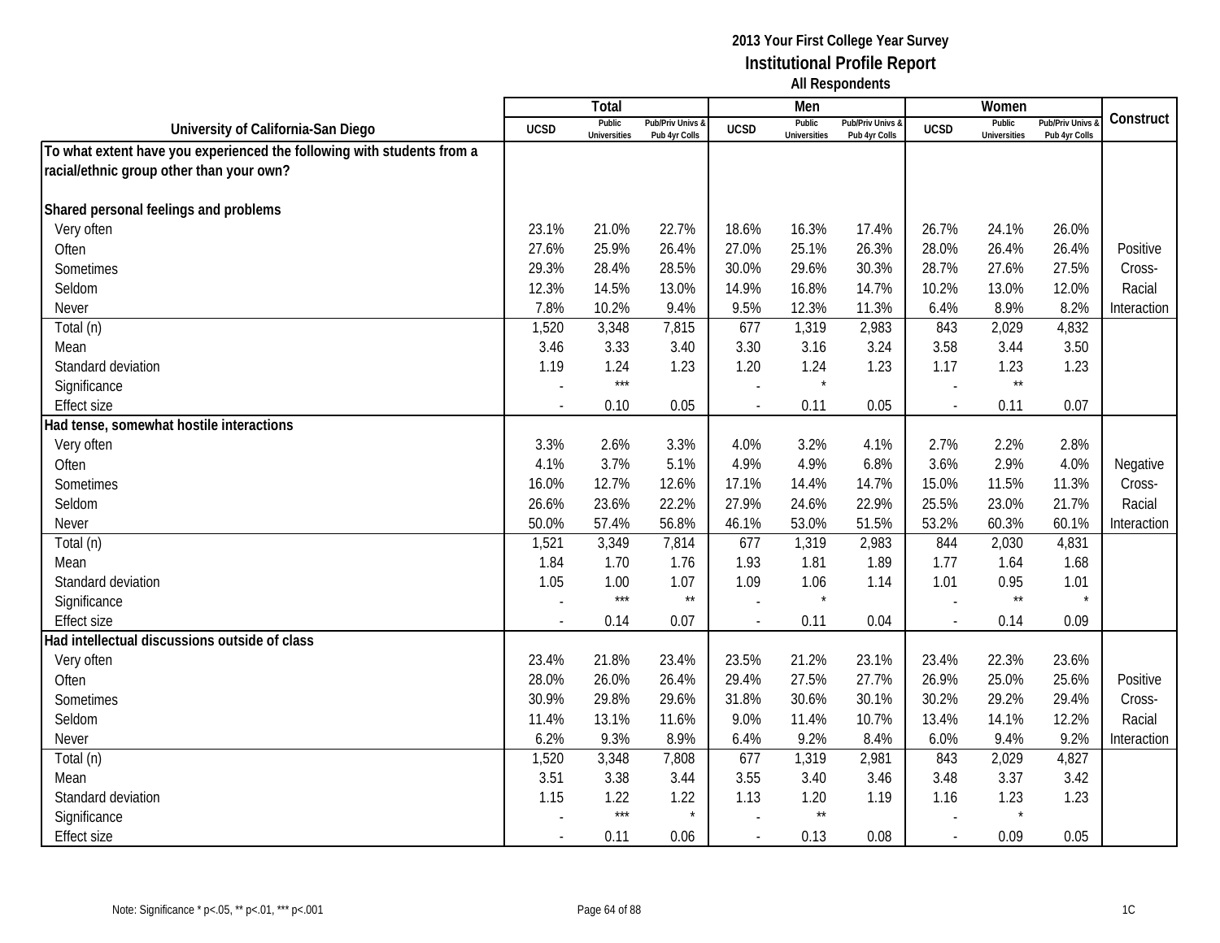**2013 Your First College Year Survey**
**Institutional Profile Report**
**All Respondents**

| University of California-San Diego | Total | | | Men | | | Women | | | Construct |
|---|---|---|---|---|---|---|---|---|---|---|
| | UCSD | Public Universities | Pub/Priv Univs & Pub 4yr Colls | UCSD | Public Universities | Pub/Priv Univs & Pub 4yr Colls | UCSD | Public Universities | Pub/Priv Univs & Pub 4yr Colls | |
| **To what extent have you experienced the following with students from a racial/ethnic group other than your own?** | | | | | | | | | | |
| **Shared personal feelings and problems** | | | | | | | | | | |
| Very often | 23.1% | 21.0% | 22.7% | 18.6% | 16.3% | 17.4% | 26.7% | 24.1% | 26.0% | |
| Often | 27.6% | 25.9% | 26.4% | 27.0% | 25.1% | 26.3% | 28.0% | 26.4% | 26.4% | Positive |
| Sometimes | 29.3% | 28.4% | 28.5% | 30.0% | 29.6% | 30.3% | 28.7% | 27.6% | 27.5% | Cross- |
| Seldom | 12.3% | 14.5% | 13.0% | 14.9% | 16.8% | 14.7% | 10.2% | 13.0% | 12.0% | Racial |
| Never | 7.8% | 10.2% | 9.4% | 9.5% | 12.3% | 11.3% | 6.4% | 8.9% | 8.2% | Interaction |
| Total (n) | 1,520 | 3,348 | 7,815 | 677 | 1,319 | 2,983 | 843 | 2,029 | 4,832 | |
| Mean | 3.46 | 3.33 | 3.40 | 3.30 | 3.16 | 3.24 | 3.58 | 3.44 | 3.50 | |
| Standard deviation | 1.19 | 1.24 | 1.23 | 1.20 | 1.24 | 1.23 | 1.17 | 1.23 | 1.23 | |
| Significance | - | *** | | - | * | | - | ** | | |
| Effect size | - | 0.10 | 0.05 | - | 0.11 | 0.05 | - | 0.11 | 0.07 | |
| **Had tense, somewhat hostile interactions** | | | | | | | | | | |
| Very often | 3.3% | 2.6% | 3.3% | 4.0% | 3.2% | 4.1% | 2.7% | 2.2% | 2.8% | |
| Often | 4.1% | 3.7% | 5.1% | 4.9% | 4.9% | 6.8% | 3.6% | 2.9% | 4.0% | Negative |
| Sometimes | 16.0% | 12.7% | 12.6% | 17.1% | 14.4% | 14.7% | 15.0% | 11.5% | 11.3% | Cross- |
| Seldom | 26.6% | 23.6% | 22.2% | 27.9% | 24.6% | 22.9% | 25.5% | 23.0% | 21.7% | Racial |
| Never | 50.0% | 57.4% | 56.8% | 46.1% | 53.0% | 51.5% | 53.2% | 60.3% | 60.1% | Interaction |
| Total (n) | 1,521 | 3,349 | 7,814 | 677 | 1,319 | 2,983 | 844 | 2,030 | 4,831 | |
| Mean | 1.84 | 1.70 | 1.76 | 1.93 | 1.81 | 1.89 | 1.77 | 1.64 | 1.68 | |
| Standard deviation | 1.05 | 1.00 | 1.07 | 1.09 | 1.06 | 1.14 | 1.01 | 0.95 | 1.01 | |
| Significance | - | *** | ** | - | * | | - | ** | * | |
| Effect size | - | 0.14 | 0.07 | - | 0.11 | 0.04 | - | 0.14 | 0.09 | |
| **Had intellectual discussions outside of class** | | | | | | | | | | |
| Very often | 23.4% | 21.8% | 23.4% | 23.5% | 21.2% | 23.1% | 23.4% | 22.3% | 23.6% | |
| Often | 28.0% | 26.0% | 26.4% | 29.4% | 27.5% | 27.7% | 26.9% | 25.0% | 25.6% | Positive |
| Sometimes | 30.9% | 29.8% | 29.6% | 31.8% | 30.6% | 30.1% | 30.2% | 29.2% | 29.4% | Cross- |
| Seldom | 11.4% | 13.1% | 11.6% | 9.0% | 11.4% | 10.7% | 13.4% | 14.1% | 12.2% | Racial |
| Never | 6.2% | 9.3% | 8.9% | 6.4% | 9.2% | 8.4% | 6.0% | 9.4% | 9.2% | Interaction |
| Total (n) | 1,520 | 3,348 | 7,808 | 677 | 1,319 | 2,981 | 843 | 2,029 | 4,827 | |
| Mean | 3.51 | 3.38 | 3.44 | 3.55 | 3.40 | 3.46 | 3.48 | 3.37 | 3.42 | |
| Standard deviation | 1.15 | 1.22 | 1.22 | 1.13 | 1.20 | 1.19 | 1.16 | 1.23 | 1.23 | |
| Significance | - | *** | * | - | ** | | - | * | | |
| Effect size | - | 0.11 | 0.06 | - | 0.13 | 0.08 | - | 0.09 | 0.05 | |

Note: Significance * p<.05, ** p<.01, *** p<.001

1C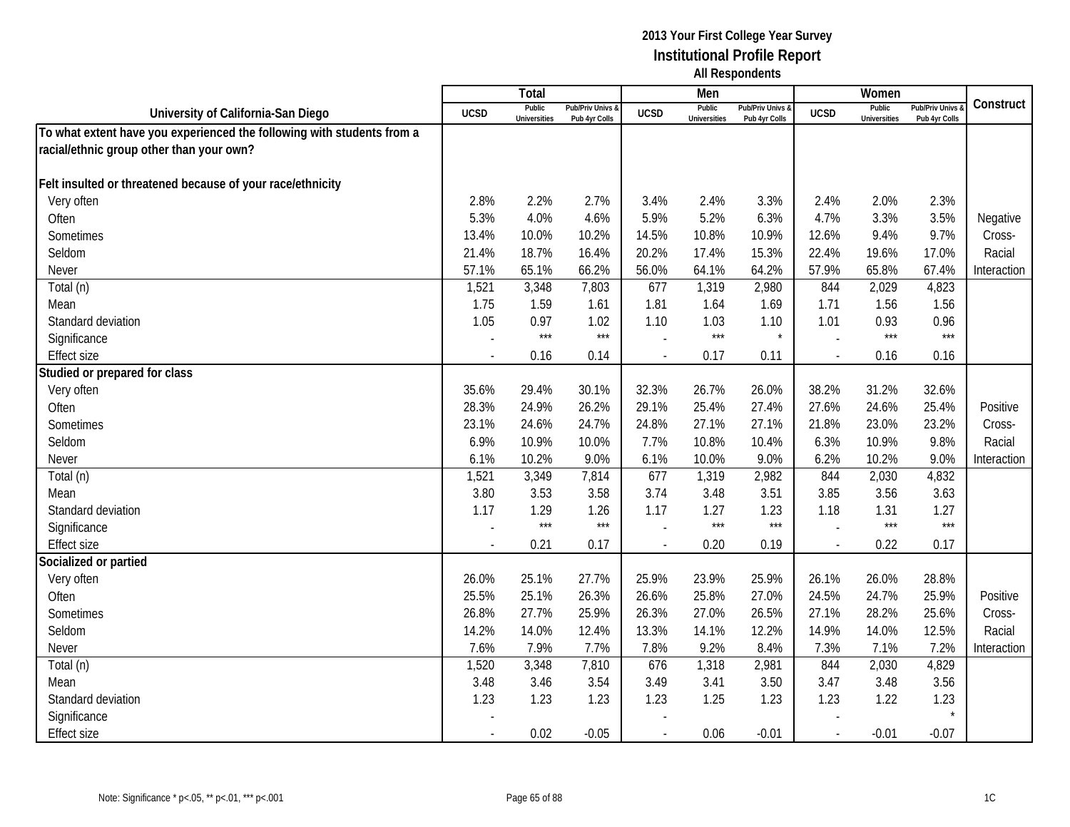**2013 Your First College Year Survey**
**Institutional Profile Report**
**All Respondents**

| University of California-San Diego | Total | | | Men | | | Women | | | Construct |
|---|---|---|---|---|---|---|---|---|---|---|
| | UCSD | Public Universities | Pub/Priv Univs & Pub 4yr Colls | UCSD | Public Universities | Pub/Priv Univs & Pub 4yr Colls | UCSD | Public Universities | Pub/Priv Univs & Pub 4yr Colls | |
| **To what extent have you experienced the following with students from a racial/ethnic group other than your own?** | | | | | | | | | | |
| **Felt insulted or threatened because of your race/ethnicity** | | | | | | | | | | |
| Very often | 2.8% | 2.2% | 2.7% | 3.4% | 2.4% | 3.3% | 2.4% | 2.0% | 2.3% | |
| Often | 5.3% | 4.0% | 4.6% | 5.9% | 5.2% | 6.3% | 4.7% | 3.3% | 3.5% | Negative |
| Sometimes | 13.4% | 10.0% | 10.2% | 14.5% | 10.8% | 10.9% | 12.6% | 9.4% | 9.7% | Cross- |
| Seldom | 21.4% | 18.7% | 16.4% | 20.2% | 17.4% | 15.3% | 22.4% | 19.6% | 17.0% | Racial |
| Never | 57.1% | 65.1% | 66.2% | 56.0% | 64.1% | 64.2% | 57.9% | 65.8% | 67.4% | Interaction |
| Total (n) | 1,521 | 3,348 | 7,803 | 677 | 1,319 | 2,980 | 844 | 2,029 | 4,823 | |
| Mean | 1.75 | 1.59 | 1.61 | 1.81 | 1.64 | 1.69 | 1.71 | 1.56 | 1.56 | |
| Standard deviation | 1.05 | 0.97 | 1.02 | 1.10 | 1.03 | 1.10 | 1.01 | 0.93 | 0.96 | |
| Significance | - | *** | *** | - | *** | * | - | *** | *** | |
| Effect size | - | 0.16 | 0.14 | - | 0.17 | 0.11 | - | 0.16 | 0.16 | |
| **Studied or prepared for class** | | | | | | | | | | |
| Very often | 35.6% | 29.4% | 30.1% | 32.3% | 26.7% | 26.0% | 38.2% | 31.2% | 32.6% | |
| Often | 28.3% | 24.9% | 26.2% | 29.1% | 25.4% | 27.4% | 27.6% | 24.6% | 25.4% | Positive |
| Sometimes | 23.1% | 24.6% | 24.7% | 24.8% | 27.1% | 27.1% | 21.8% | 23.0% | 23.2% | Cross- |
| Seldom | 6.9% | 10.9% | 10.0% | 7.7% | 10.8% | 10.4% | 6.3% | 10.9% | 9.8% | Racial |
| Never | 6.1% | 10.2% | 9.0% | 6.1% | 10.0% | 9.0% | 6.2% | 10.2% | 9.0% | Interaction |
| Total (n) | 1,521 | 3,349 | 7,814 | 677 | 1,319 | 2,982 | 844 | 2,030 | 4,832 | |
| Mean | 3.80 | 3.53 | 3.58 | 3.74 | 3.48 | 3.51 | 3.85 | 3.56 | 3.63 | |
| Standard deviation | 1.17 | 1.29 | 1.26 | 1.17 | 1.27 | 1.23 | 1.18 | 1.31 | 1.27 | |
| Significance | - | *** | *** | - | *** | *** | - | *** | *** | |
| Effect size | - | 0.21 | 0.17 | - | 0.20 | 0.19 | - | 0.22 | 0.17 | |
| **Socialized or partied** | | | | | | | | | | |
| Very often | 26.0% | 25.1% | 27.7% | 25.9% | 23.9% | 25.9% | 26.1% | 26.0% | 28.8% | |
| Often | 25.5% | 25.1% | 26.3% | 26.6% | 25.8% | 27.0% | 24.5% | 24.7% | 25.9% | Positive |
| Sometimes | 26.8% | 27.7% | 25.9% | 26.3% | 27.0% | 26.5% | 27.1% | 28.2% | 25.6% | Cross- |
| Seldom | 14.2% | 14.0% | 12.4% | 13.3% | 14.1% | 12.2% | 14.9% | 14.0% | 12.5% | Racial |
| Never | 7.6% | 7.9% | 7.7% | 7.8% | 9.2% | 8.4% | 7.3% | 7.1% | 7.2% | Interaction |
| Total (n) | 1,520 | 3,348 | 7,810 | 676 | 1,318 | 2,981 | 844 | 2,030 | 4,829 | |
| Mean | 3.48 | 3.46 | 3.54 | 3.49 | 3.41 | 3.50 | 3.47 | 3.48 | 3.56 | |
| Standard deviation | 1.23 | 1.23 | 1.23 | 1.23 | 1.25 | 1.23 | 1.23 | 1.22 | 1.23 | |
| Significance | - | | | - | | | - | | * | |
| Effect size | - | 0.02 | -0.05 | - | 0.06 | -0.01 | - | -0.01 | -0.07 | |

Note: Significance * p<.05, ** p<.01, *** p<.001

1C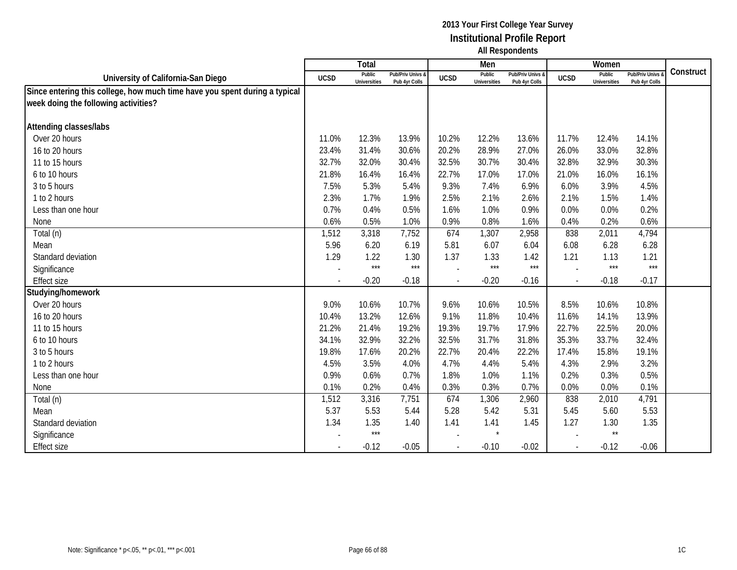**2013 Your First College Year Survey**
**Institutional Profile Report**
**All Respondents**

| University of California-San Diego | Total | | | Men | | | Women | | | Construct |
|---|---|---|---|---|---|---|---|---|---|---|
| | UCSD | Public Universities | Pub/Priv Univs & Pub 4yr Colls | UCSD | Public Universities | Pub/Priv Univs & Pub 4yr Colls | UCSD | Public Universities | Pub/Priv Univs & Pub 4yr Colls | |
| **Since entering this college, how much time have you spent during a typical week doing the following activities?** | | | | | | | | | | |
| **Attending classes/labs** | | | | | | | | | | |
| Over 20 hours | 11.0% | 12.3% | 13.9% | 10.2% | 12.2% | 13.6% | 11.7% | 12.4% | 14.1% | |
| 16 to 20 hours | 23.4% | 31.4% | 30.6% | 20.2% | 28.9% | 27.0% | 26.0% | 33.0% | 32.8% | |
| 11 to 15 hours | 32.7% | 32.0% | 30.4% | 32.5% | 30.7% | 30.4% | 32.8% | 32.9% | 30.3% | |
| 6 to 10 hours | 21.8% | 16.4% | 16.4% | 22.7% | 17.0% | 17.0% | 21.0% | 16.0% | 16.1% | |
| 3 to 5 hours | 7.5% | 5.3% | 5.4% | 9.3% | 7.4% | 6.9% | 6.0% | 3.9% | 4.5% | |
| 1 to 2 hours | 2.3% | 1.7% | 1.9% | 2.5% | 2.1% | 2.6% | 2.1% | 1.5% | 1.4% | |
| Less than one hour | 0.7% | 0.4% | 0.5% | 1.6% | 1.0% | 0.9% | 0.0% | 0.0% | 0.2% | |
| None | 0.6% | 0.5% | 1.0% | 0.9% | 0.8% | 1.6% | 0.4% | 0.2% | 0.6% | |
| Total (n) | 1,512 | 3,318 | 7,752 | 674 | 1,307 | 2,958 | 838 | 2,011 | 4,794 | |
| Mean | 5.96 | 6.20 | 6.19 | 5.81 | 6.07 | 6.04 | 6.08 | 6.28 | 6.28 | |
| Standard deviation | 1.29 | 1.22 | 1.30 | 1.37 | 1.33 | 1.42 | 1.21 | 1.13 | 1.21 | |
| Significance | - | *** | *** | - | *** | *** | - | *** | *** | |
| Effect size | - | -0.20 | -0.18 | - | -0.20 | -0.16 | - | -0.18 | -0.17 | |
| **Studying/homework** | | | | | | | | | | |
| Over 20 hours | 9.0% | 10.6% | 10.7% | 9.6% | 10.6% | 10.5% | 8.5% | 10.6% | 10.8% | |
| 16 to 20 hours | 10.4% | 13.2% | 12.6% | 9.1% | 11.8% | 10.4% | 11.6% | 14.1% | 13.9% | |
| 11 to 15 hours | 21.2% | 21.4% | 19.2% | 19.3% | 19.7% | 17.9% | 22.7% | 22.5% | 20.0% | |
| 6 to 10 hours | 34.1% | 32.9% | 32.2% | 32.5% | 31.7% | 31.8% | 35.3% | 33.7% | 32.4% | |
| 3 to 5 hours | 19.8% | 17.6% | 20.2% | 22.7% | 20.4% | 22.2% | 17.4% | 15.8% | 19.1% | |
| 1 to 2 hours | 4.5% | 3.5% | 4.0% | 4.7% | 4.4% | 5.4% | 4.3% | 2.9% | 3.2% | |
| Less than one hour | 0.9% | 0.6% | 0.7% | 1.8% | 1.0% | 1.1% | 0.2% | 0.3% | 0.5% | |
| None | 0.1% | 0.2% | 0.4% | 0.3% | 0.3% | 0.7% | 0.0% | 0.0% | 0.1% | |
| Total (n) | 1,512 | 3,316 | 7,751 | 674 | 1,306 | 2,960 | 838 | 2,010 | 4,791 | |
| Mean | 5.37 | 5.53 | 5.44 | 5.28 | 5.42 | 5.31 | 5.45 | 5.60 | 5.53 | |
| Standard deviation | 1.34 | 1.35 | 1.40 | 1.41 | 1.41 | 1.45 | 1.27 | 1.30 | 1.35 | |
| Significance | - | *** | | - | * | | - | ** | | |
| Effect size | - | -0.12 | -0.05 | - | -0.10 | -0.02 | - | -0.12 | -0.06 | |

Note: Significance * p<.05, ** p<.01, *** p<.001

1C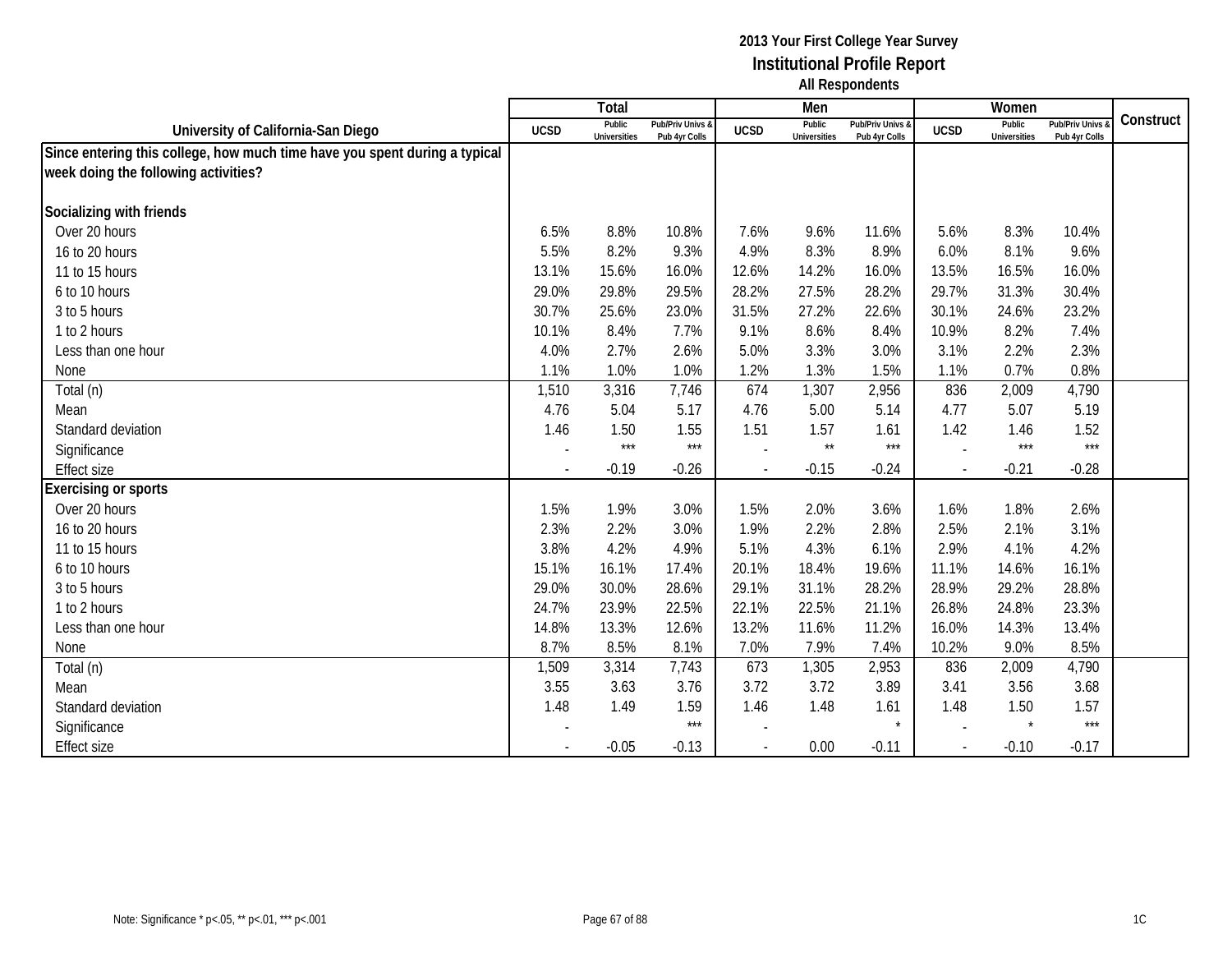# 2013 Your First College Year Survey
## Institutional Profile Report
### All Respondents

| University of California-San Diego | Total | | | Men | | | Women | | | Construct |
|---|---|---|---|---|---|---|---|---|---|---|
| | UCSD | Public Universities | Pub/Priv Univs & Pub 4yr Colls | UCSD | Public Universities | Pub/Priv Univs & Pub 4yr Colls | UCSD | Public Universities | Pub/Priv Univs & Pub 4yr Colls | |
| **Since entering this college, how much time have you spent during a typical week doing the following activities?** | | | | | | | | | | |
| **Socializing with friends** | | | | | | | | | | |
| Over 20 hours | 6.5% | 8.8% | 10.8% | 7.6% | 9.6% | 11.6% | 5.6% | 8.3% | 10.4% | |
| 16 to 20 hours | 5.5% | 8.2% | 9.3% | 4.9% | 8.3% | 8.9% | 6.0% | 8.1% | 9.6% | |
| 11 to 15 hours | 13.1% | 15.6% | 16.0% | 12.6% | 14.2% | 16.0% | 13.5% | 16.5% | 16.0% | |
| 6 to 10 hours | 29.0% | 29.8% | 29.5% | 28.2% | 27.5% | 28.2% | 29.7% | 31.3% | 30.4% | |
| 3 to 5 hours | 30.7% | 25.6% | 23.0% | 31.5% | 27.2% | 22.6% | 30.1% | 24.6% | 23.2% | |
| 1 to 2 hours | 10.1% | 8.4% | 7.7% | 9.1% | 8.6% | 8.4% | 10.9% | 8.2% | 7.4% | |
| Less than one hour | 4.0% | 2.7% | 2.6% | 5.0% | 3.3% | 3.0% | 3.1% | 2.2% | 2.3% | |
| None | 1.1% | 1.0% | 1.0% | 1.2% | 1.3% | 1.5% | 1.1% | 0.7% | 0.8% | |
| Total (n) | 1,510 | 3,316 | 7,746 | 674 | 1,307 | 2,956 | 836 | 2,009 | 4,790 | |
| Mean | 4.76 | 5.04 | 5.17 | 4.76 | 5.00 | 5.14 | 4.77 | 5.07 | 5.19 | |
| Standard deviation | 1.46 | 1.50 | 1.55 | 1.51 | 1.57 | 1.61 | 1.42 | 1.46 | 1.52 | |
| Significance | - | *** | *** | - | ** | *** | - | *** | *** | |
| Effect size | - | -0.19 | -0.26 | - | -0.15 | -0.24 | - | -0.21 | -0.28 | |
| **Exercising or sports** | | | | | | | | | | |
| Over 20 hours | 1.5% | 1.9% | 3.0% | 1.5% | 2.0% | 3.6% | 1.6% | 1.8% | 2.6% | |
| 16 to 20 hours | 2.3% | 2.2% | 3.0% | 1.9% | 2.2% | 2.8% | 2.5% | 2.1% | 3.1% | |
| 11 to 15 hours | 3.8% | 4.2% | 4.9% | 5.1% | 4.3% | 6.1% | 2.9% | 4.1% | 4.2% | |
| 6 to 10 hours | 15.1% | 16.1% | 17.4% | 20.1% | 18.4% | 19.6% | 11.1% | 14.6% | 16.1% | |
| 3 to 5 hours | 29.0% | 30.0% | 28.6% | 29.1% | 31.1% | 28.2% | 28.9% | 29.2% | 28.8% | |
| 1 to 2 hours | 24.7% | 23.9% | 22.5% | 22.1% | 22.5% | 21.1% | 26.8% | 24.8% | 23.3% | |
| Less than one hour | 14.8% | 13.3% | 12.6% | 13.2% | 11.6% | 11.2% | 16.0% | 14.3% | 13.4% | |
| None | 8.7% | 8.5% | 8.1% | 7.0% | 7.9% | 7.4% | 10.2% | 9.0% | 8.5% | |
| Total (n) | 1,509 | 3,314 | 7,743 | 673 | 1,305 | 2,953 | 836 | 2,009 | 4,790 | |
| Mean | 3.55 | 3.63 | 3.76 | 3.72 | 3.72 | 3.89 | 3.41 | 3.56 | 3.68 | |
| Standard deviation | 1.48 | 1.49 | 1.59 | 1.46 | 1.48 | 1.61 | 1.48 | 1.50 | 1.57 | |
| Significance | - | | *** | - | | * | - | * | *** | |
| Effect size | - | -0.05 | -0.13 | - | 0.00 | -0.11 | - | -0.10 | -0.17 | |

Note: Significance * p<.05, ** p<.01, *** p<.001

1C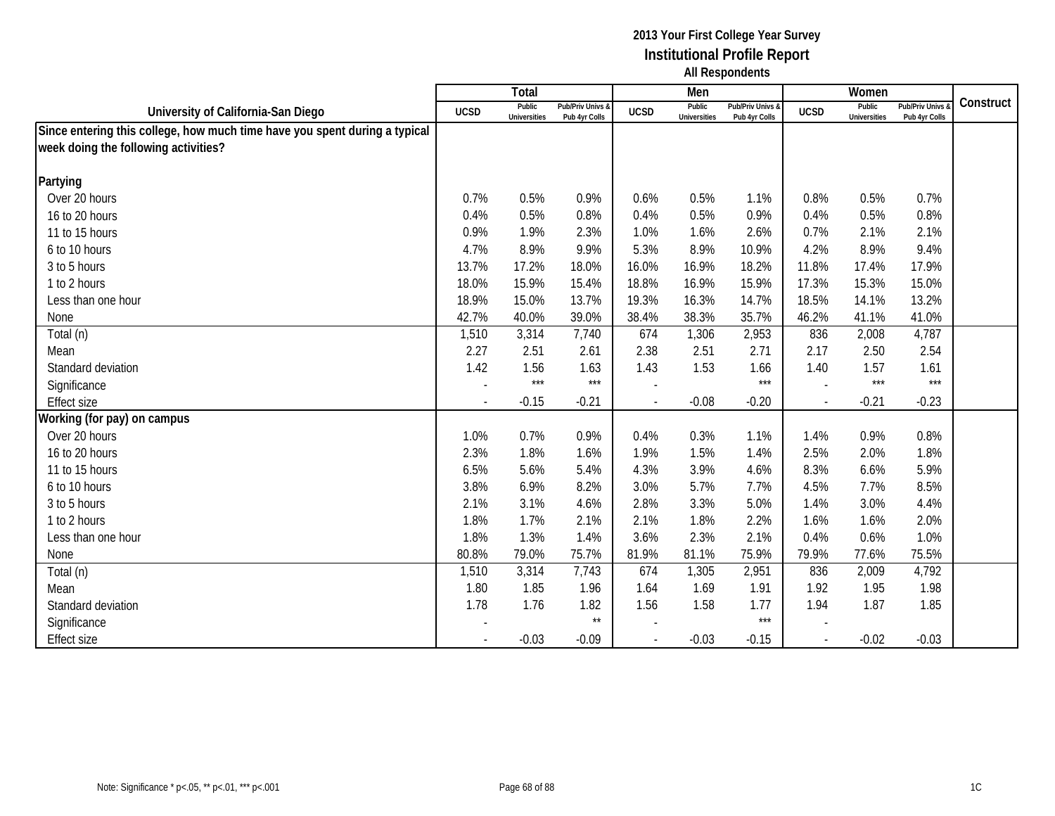# 2013 Your First College Year Survey
## Institutional Profile Report
### All Respondents

| University of California-San Diego | Total | | | Men | | | Women | | | Construct |
|---|---|---|---|---|---|---|---|---|---|---|
| | UCSD | Public Universities | Pub/Priv Univs & Pub 4yr Colls | UCSD | Public Universities | Pub/Priv Univs & Pub 4yr Colls | UCSD | Public Universities | Pub/Priv Univs & Pub 4yr Colls | |
| **Since entering this college, how much time have you spent during a typical week doing the following activities?** | | | | | | | | | | |
| **Partying** | | | | | | | | | | |
| Over 20 hours | 0.7% | 0.5% | 0.9% | 0.6% | 0.5% | 1.1% | 0.8% | 0.5% | 0.7% | |
| 16 to 20 hours | 0.4% | 0.5% | 0.8% | 0.4% | 0.5% | 0.9% | 0.4% | 0.5% | 0.8% | |
| 11 to 15 hours | 0.9% | 1.9% | 2.3% | 1.0% | 1.6% | 2.6% | 0.7% | 2.1% | 2.1% | |
| 6 to 10 hours | 4.7% | 8.9% | 9.9% | 5.3% | 8.9% | 10.9% | 4.2% | 8.9% | 9.4% | |
| 3 to 5 hours | 13.7% | 17.2% | 18.0% | 16.0% | 16.9% | 18.2% | 11.8% | 17.4% | 17.9% | |
| 1 to 2 hours | 18.0% | 15.9% | 15.4% | 18.8% | 16.9% | 15.9% | 17.3% | 15.3% | 15.0% | |
| Less than one hour | 18.9% | 15.0% | 13.7% | 19.3% | 16.3% | 14.7% | 18.5% | 14.1% | 13.2% | |
| None | 42.7% | 40.0% | 39.0% | 38.4% | 38.3% | 35.7% | 46.2% | 41.1% | 41.0% | |
| Total (n) | 1,510 | 3,314 | 7,740 | 674 | 1,306 | 2,953 | 836 | 2,008 | 4,787 | |
| Mean | 2.27 | 2.51 | 2.61 | 2.38 | 2.51 | 2.71 | 2.17 | 2.50 | 2.54 | |
| Standard deviation | 1.42 | 1.56 | 1.63 | 1.43 | 1.53 | 1.66 | 1.40 | 1.57 | 1.61 | |
| Significance | - | *** | *** | - | | *** | - | *** | *** | |
| Effect size | - | -0.15 | -0.21 | - | -0.08 | -0.20 | - | -0.21 | -0.23 | |
| **Working (for pay) on campus** | | | | | | | | | | |
| Over 20 hours | 1.0% | 0.7% | 0.9% | 0.4% | 0.3% | 1.1% | 1.4% | 0.9% | 0.8% | |
| 16 to 20 hours | 2.3% | 1.8% | 1.6% | 1.9% | 1.5% | 1.4% | 2.5% | 2.0% | 1.8% | |
| 11 to 15 hours | 6.5% | 5.6% | 5.4% | 4.3% | 3.9% | 4.6% | 8.3% | 6.6% | 5.9% | |
| 6 to 10 hours | 3.8% | 6.9% | 8.2% | 3.0% | 5.7% | 7.7% | 4.5% | 7.7% | 8.5% | |
| 3 to 5 hours | 2.1% | 3.1% | 4.6% | 2.8% | 3.3% | 5.0% | 1.4% | 3.0% | 4.4% | |
| 1 to 2 hours | 1.8% | 1.7% | 2.1% | 2.1% | 1.8% | 2.2% | 1.6% | 1.6% | 2.0% | |
| Less than one hour | 1.8% | 1.3% | 1.4% | 3.6% | 2.3% | 2.1% | 0.4% | 0.6% | 1.0% | |
| None | 80.8% | 79.0% | 75.7% | 81.9% | 81.1% | 75.9% | 79.9% | 77.6% | 75.5% | |
| Total (n) | 1,510 | 3,314 | 7,743 | 674 | 1,305 | 2,951 | 836 | 2,009 | 4,792 | |
| Mean | 1.80 | 1.85 | 1.96 | 1.64 | 1.69 | 1.91 | 1.92 | 1.95 | 1.98 | |
| Standard deviation | 1.78 | 1.76 | 1.82 | 1.56 | 1.58 | 1.77 | 1.94 | 1.87 | 1.85 | |
| Significance | - | | ** | - | | *** | - | | | |
| Effect size | - | -0.03 | -0.09 | - | -0.03 | -0.15 | - | -0.02 | -0.03 | |

Note: Significance * p<.05, ** p<.01, *** p<.001

1C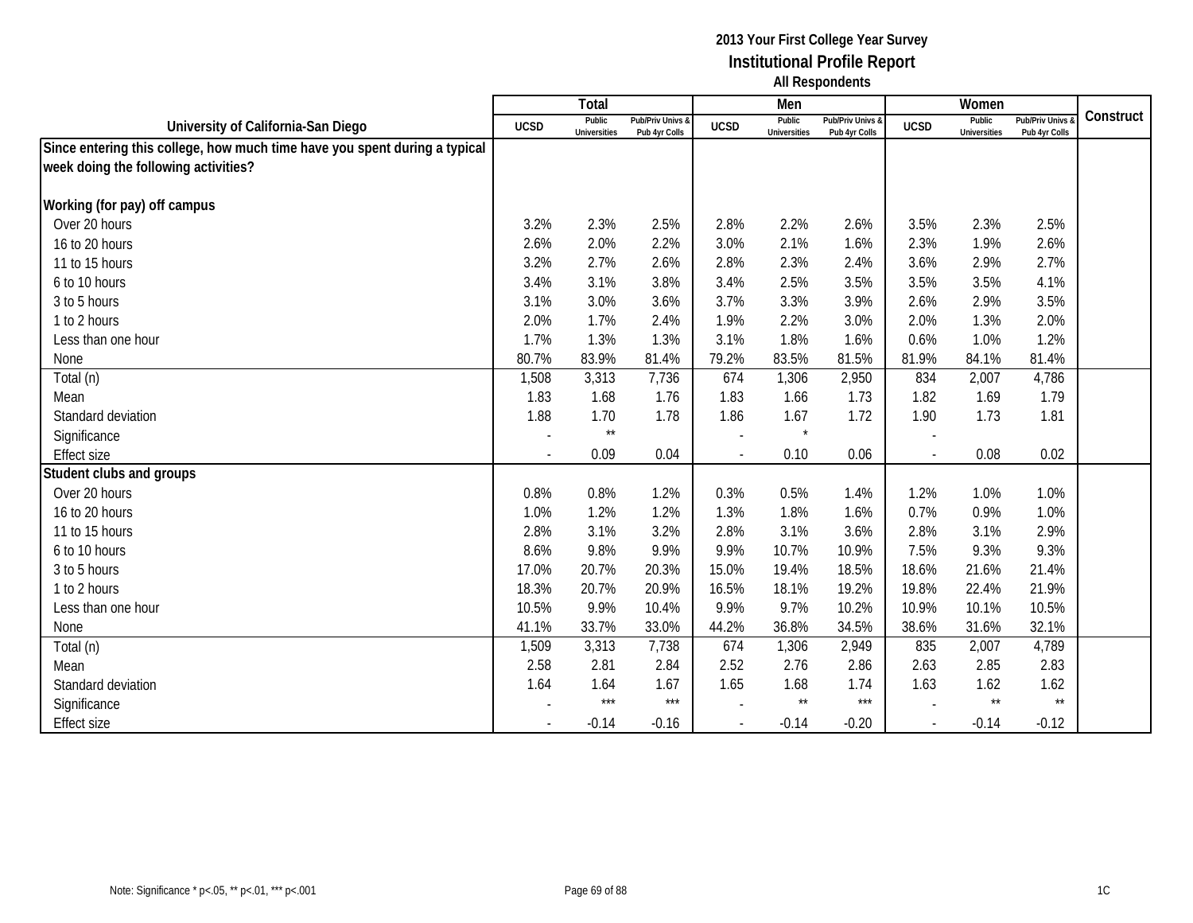# 2013 Your First College Year Survey
## Institutional Profile Report
### All Respondents

| University of California-San Diego | Total | | | Men | | | Women | | | Construct |
|---|---|---|---|---|---|---|---|---|---|---|
| | UCSD | Public Universities | Pub/Priv Univs & Pub 4yr Colls | UCSD | Public Universities | Pub/Priv Univs & Pub 4yr Colls | UCSD | Public Universities | Pub/Priv Univs & Pub 4yr Colls | |
| **Since entering this college, how much time have you spent during a typical week doing the following activities?** | | | | | | | | | | |
| **Working (for pay) off campus** | | | | | | | | | | |
| Over 20 hours | 3.2% | 2.3% | 2.5% | 2.8% | 2.2% | 2.6% | 3.5% | 2.3% | 2.5% | |
| 16 to 20 hours | 2.6% | 2.0% | 2.2% | 3.0% | 2.1% | 1.6% | 2.3% | 1.9% | 2.6% | |
| 11 to 15 hours | 3.2% | 2.7% | 2.6% | 2.8% | 2.3% | 2.4% | 3.6% | 2.9% | 2.7% | |
| 6 to 10 hours | 3.4% | 3.1% | 3.8% | 3.4% | 2.5% | 3.5% | 3.5% | 3.5% | 4.1% | |
| 3 to 5 hours | 3.1% | 3.0% | 3.6% | 3.7% | 3.3% | 3.9% | 2.6% | 2.9% | 3.5% | |
| 1 to 2 hours | 2.0% | 1.7% | 2.4% | 1.9% | 2.2% | 3.0% | 2.0% | 1.3% | 2.0% | |
| Less than one hour | 1.7% | 1.3% | 1.3% | 3.1% | 1.8% | 1.6% | 0.6% | 1.0% | 1.2% | |
| None | 80.7% | 83.9% | 81.4% | 79.2% | 83.5% | 81.5% | 81.9% | 84.1% | 81.4% | |
| Total (n) | 1,508 | 3,313 | 7,736 | 674 | 1,306 | 2,950 | 834 | 2,007 | 4,786 | |
| Mean | 1.83 | 1.68 | 1.76 | 1.83 | 1.66 | 1.73 | 1.82 | 1.69 | 1.79 | |
| Standard deviation | 1.88 | 1.70 | 1.78 | 1.86 | 1.67 | 1.72 | 1.90 | 1.73 | 1.81 | |
| Significance | - | ** | | - | * | | - | | | |
| Effect size | - | 0.09 | 0.04 | - | 0.10 | 0.06 | - | 0.08 | 0.02 | |
| **Student clubs and groups** | | | | | | | | | | |
| Over 20 hours | 0.8% | 0.8% | 1.2% | 0.3% | 0.5% | 1.4% | 1.2% | 1.0% | 1.0% | |
| 16 to 20 hours | 1.0% | 1.2% | 1.2% | 1.3% | 1.8% | 1.6% | 0.7% | 0.9% | 1.0% | |
| 11 to 15 hours | 2.8% | 3.1% | 3.2% | 2.8% | 3.1% | 3.6% | 2.8% | 3.1% | 2.9% | |
| 6 to 10 hours | 8.6% | 9.8% | 9.9% | 9.9% | 10.7% | 10.9% | 7.5% | 9.3% | 9.3% | |
| 3 to 5 hours | 17.0% | 20.7% | 20.3% | 15.0% | 19.4% | 18.5% | 18.6% | 21.6% | 21.4% | |
| 1 to 2 hours | 18.3% | 20.7% | 20.9% | 16.5% | 18.1% | 19.2% | 19.8% | 22.4% | 21.9% | |
| Less than one hour | 10.5% | 9.9% | 10.4% | 9.9% | 9.7% | 10.2% | 10.9% | 10.1% | 10.5% | |
| None | 41.1% | 33.7% | 33.0% | 44.2% | 36.8% | 34.5% | 38.6% | 31.6% | 32.1% | |
| Total (n) | 1,509 | 3,313 | 7,738 | 674 | 1,306 | 2,949 | 835 | 2,007 | 4,789 | |
| Mean | 2.58 | 2.81 | 2.84 | 2.52 | 2.76 | 2.86 | 2.63 | 2.85 | 2.83 | |
| Standard deviation | 1.64 | 1.64 | 1.67 | 1.65 | 1.68 | 1.74 | 1.63 | 1.62 | 1.62 | |
| Significance | - | *** | *** | - | ** | *** | - | ** | ** | |
| Effect size | - | -0.14 | -0.16 | - | -0.14 | -0.20 | - | -0.14 | -0.12 | |

Note: Significance * p<.05, ** p<.01, *** p<.001

1C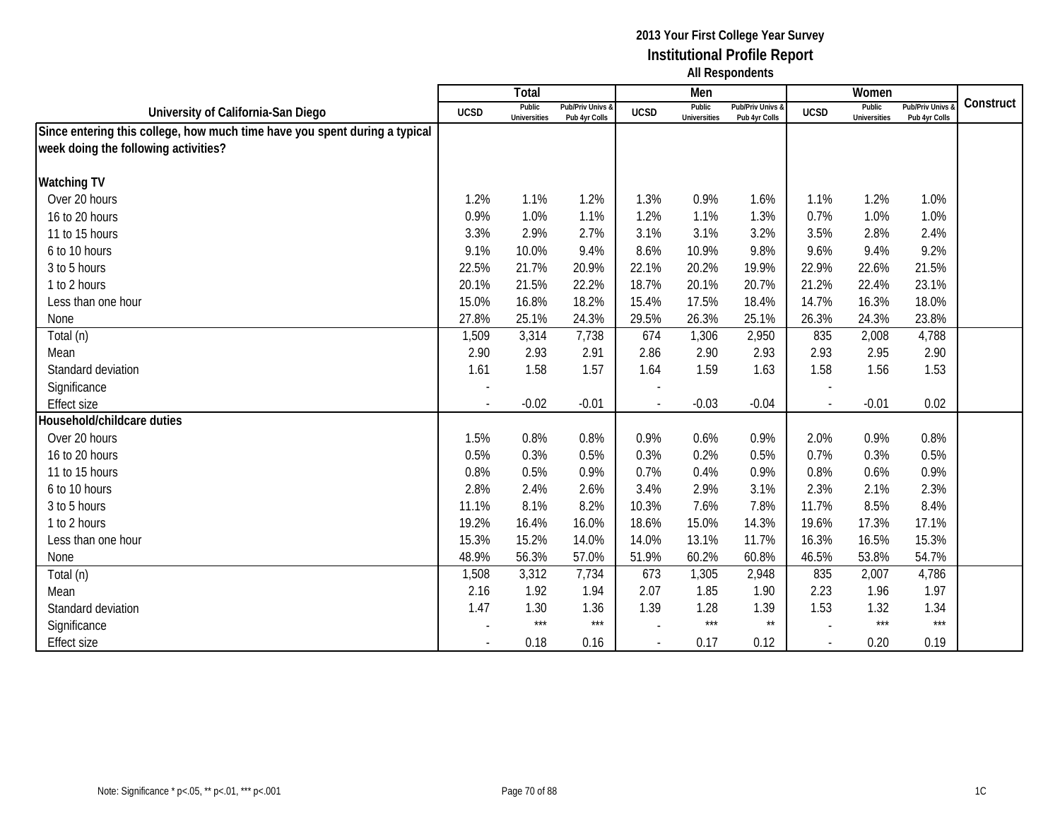# 2013 Your First College Year Survey
## Institutional Profile Report
### All Respondents

| University of California-San Diego | Total | | | Men | | | Women | | | Construct |
|---|---|---|---|---|---|---|---|---|---|---|
| | UCSD | Public Universities | Pub/Priv Univs & Pub 4yr Colls | UCSD | Public Universities | Pub/Priv Univs & Pub 4yr Colls | UCSD | Public Universities | Pub/Priv Univs & Pub 4yr Colls | |
| **Since entering this college, how much time have you spent during a typical week doing the following activities?** | | | | | | | | | | |
| **Watching TV** | | | | | | | | | | |
| Over 20 hours | 1.2% | 1.1% | 1.2% | 1.3% | 0.9% | 1.6% | 1.1% | 1.2% | 1.0% | |
| 16 to 20 hours | 0.9% | 1.0% | 1.1% | 1.2% | 1.1% | 1.3% | 0.7% | 1.0% | 1.0% | |
| 11 to 15 hours | 3.3% | 2.9% | 2.7% | 3.1% | 3.1% | 3.2% | 3.5% | 2.8% | 2.4% | |
| 6 to 10 hours | 9.1% | 10.0% | 9.4% | 8.6% | 10.9% | 9.8% | 9.6% | 9.4% | 9.2% | |
| 3 to 5 hours | 22.5% | 21.7% | 20.9% | 22.1% | 20.2% | 19.9% | 22.9% | 22.6% | 21.5% | |
| 1 to 2 hours | 20.1% | 21.5% | 22.2% | 18.7% | 20.1% | 20.7% | 21.2% | 22.4% | 23.1% | |
| Less than one hour | 15.0% | 16.8% | 18.2% | 15.4% | 17.5% | 18.4% | 14.7% | 16.3% | 18.0% | |
| None | 27.8% | 25.1% | 24.3% | 29.5% | 26.3% | 25.1% | 26.3% | 24.3% | 23.8% | |
| Total (n) | 1,509 | 3,314 | 7,738 | 674 | 1,306 | 2,950 | 835 | 2,008 | 4,788 | |
| Mean | 2.90 | 2.93 | 2.91 | 2.86 | 2.90 | 2.93 | 2.93 | 2.95 | 2.90 | |
| Standard deviation | 1.61 | 1.58 | 1.57 | 1.64 | 1.59 | 1.63 | 1.58 | 1.56 | 1.53 | |
| Significance | - | | | - | | | - | | | |
| Effect size | - | -0.02 | -0.01 | - | -0.03 | -0.04 | - | -0.01 | 0.02 | |
| **Household/childcare duties** | | | | | | | | | | |
| Over 20 hours | 1.5% | 0.8% | 0.8% | 0.9% | 0.6% | 0.9% | 2.0% | 0.9% | 0.8% | |
| 16 to 20 hours | 0.5% | 0.3% | 0.5% | 0.3% | 0.2% | 0.5% | 0.7% | 0.3% | 0.5% | |
| 11 to 15 hours | 0.8% | 0.5% | 0.9% | 0.7% | 0.4% | 0.9% | 0.8% | 0.6% | 0.9% | |
| 6 to 10 hours | 2.8% | 2.4% | 2.6% | 3.4% | 2.9% | 3.1% | 2.3% | 2.1% | 2.3% | |
| 3 to 5 hours | 11.1% | 8.1% | 8.2% | 10.3% | 7.6% | 7.8% | 11.7% | 8.5% | 8.4% | |
| 1 to 2 hours | 19.2% | 16.4% | 16.0% | 18.6% | 15.0% | 14.3% | 19.6% | 17.3% | 17.1% | |
| Less than one hour | 15.3% | 15.2% | 14.0% | 14.0% | 13.1% | 11.7% | 16.3% | 16.5% | 15.3% | |
| None | 48.9% | 56.3% | 57.0% | 51.9% | 60.2% | 60.8% | 46.5% | 53.8% | 54.7% | |
| Total (n) | 1,508 | 3,312 | 7,734 | 673 | 1,305 | 2,948 | 835 | 2,007 | 4,786 | |
| Mean | 2.16 | 1.92 | 1.94 | 2.07 | 1.85 | 1.90 | 2.23 | 1.96 | 1.97 | |
| Standard deviation | 1.47 | 1.30 | 1.36 | 1.39 | 1.28 | 1.39 | 1.53 | 1.32 | 1.34 | |
| Significance | - | *** | *** | - | *** | ** | - | *** | *** | |
| Effect size | - | 0.18 | 0.16 | - | 0.17 | 0.12 | - | 0.20 | 0.19 | |

Note: Significance * p<.05, ** p<.01, *** p<.001

1C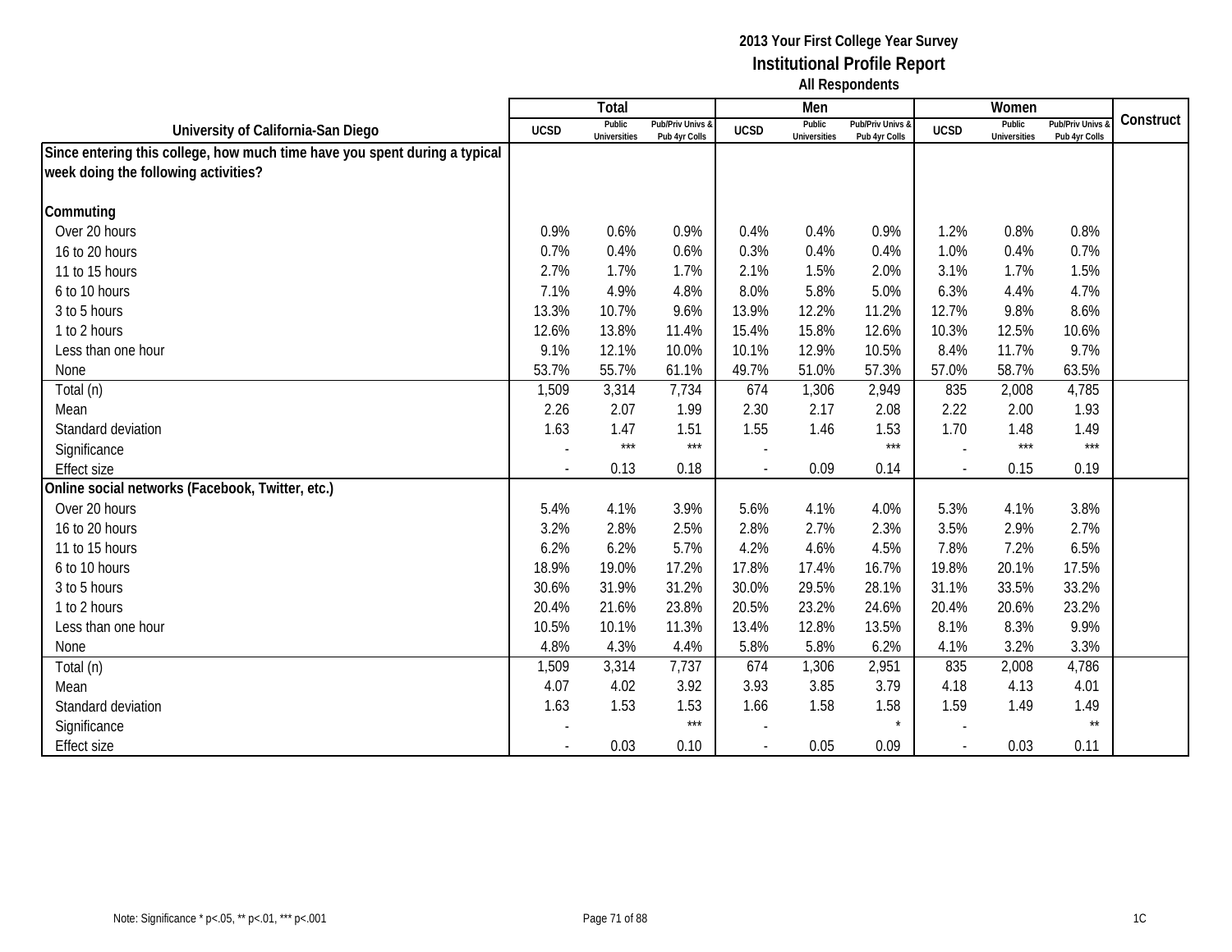# 2013 Your First College Year Survey
## Institutional Profile Report
### All Respondents

| University of California-San Diego | Total | | | Men | | | Women | | | Construct |
|---|---|---|---|---|---|---|---|---|---|---|
| | UCSD | Public Universities | Pub/Priv Univs & Pub 4yr Colls | UCSD | Public Universities | Pub/Priv Univs & Pub 4yr Colls | UCSD | Public Universities | Pub/Priv Univs & Pub 4yr Colls | |
| **Since entering this college, how much time have you spent during a typical week doing the following activities?** | | | | | | | | | | |
| **Commuting** | | | | | | | | | | |
| Over 20 hours | 0.9% | 0.6% | 0.9% | 0.4% | 0.4% | 0.9% | 1.2% | 0.8% | 0.8% | |
| 16 to 20 hours | 0.7% | 0.4% | 0.6% | 0.3% | 0.4% | 0.4% | 1.0% | 0.4% | 0.7% | |
| 11 to 15 hours | 2.7% | 1.7% | 1.7% | 2.1% | 1.5% | 2.0% | 3.1% | 1.7% | 1.5% | |
| 6 to 10 hours | 7.1% | 4.9% | 4.8% | 8.0% | 5.8% | 5.0% | 6.3% | 4.4% | 4.7% | |
| 3 to 5 hours | 13.3% | 10.7% | 9.6% | 13.9% | 12.2% | 11.2% | 12.7% | 9.8% | 8.6% | |
| 1 to 2 hours | 12.6% | 13.8% | 11.4% | 15.4% | 15.8% | 12.6% | 10.3% | 12.5% | 10.6% | |
| Less than one hour | 9.1% | 12.1% | 10.0% | 10.1% | 12.9% | 10.5% | 8.4% | 11.7% | 9.7% | |
| None | 53.7% | 55.7% | 61.1% | 49.7% | 51.0% | 57.3% | 57.0% | 58.7% | 63.5% | |
| Total (n) | 1,509 | 3,314 | 7,734 | 674 | 1,306 | 2,949 | 835 | 2,008 | 4,785 | |
| Mean | 2.26 | 2.07 | 1.99 | 2.30 | 2.17 | 2.08 | 2.22 | 2.00 | 1.93 | |
| Standard deviation | 1.63 | 1.47 | 1.51 | 1.55 | 1.46 | 1.53 | 1.70 | 1.48 | 1.49 | |
| Significance | - | *** | *** | - | | *** | - | *** | *** | |
| Effect size | - | 0.13 | 0.18 | - | 0.09 | 0.14 | - | 0.15 | 0.19 | |
| **Online social networks (Facebook, Twitter, etc.)** | | | | | | | | | | |
| Over 20 hours | 5.4% | 4.1% | 3.9% | 5.6% | 4.1% | 4.0% | 5.3% | 4.1% | 3.8% | |
| 16 to 20 hours | 3.2% | 2.8% | 2.5% | 2.8% | 2.7% | 2.3% | 3.5% | 2.9% | 2.7% | |
| 11 to 15 hours | 6.2% | 6.2% | 5.7% | 4.2% | 4.6% | 4.5% | 7.8% | 7.2% | 6.5% | |
| 6 to 10 hours | 18.9% | 19.0% | 17.2% | 17.8% | 17.4% | 16.7% | 19.8% | 20.1% | 17.5% | |
| 3 to 5 hours | 30.6% | 31.9% | 31.2% | 30.0% | 29.5% | 28.1% | 31.1% | 33.5% | 33.2% | |
| 1 to 2 hours | 20.4% | 21.6% | 23.8% | 20.5% | 23.2% | 24.6% | 20.4% | 20.6% | 23.2% | |
| Less than one hour | 10.5% | 10.1% | 11.3% | 13.4% | 12.8% | 13.5% | 8.1% | 8.3% | 9.9% | |
| None | 4.8% | 4.3% | 4.4% | 5.8% | 5.8% | 6.2% | 4.1% | 3.2% | 3.3% | |
| Total (n) | 1,509 | 3,314 | 7,737 | 674 | 1,306 | 2,951 | 835 | 2,008 | 4,786 | |
| Mean | 4.07 | 4.02 | 3.92 | 3.93 | 3.85 | 3.79 | 4.18 | 4.13 | 4.01 | |
| Standard deviation | 1.63 | 1.53 | 1.53 | 1.66 | 1.58 | 1.58 | 1.59 | 1.49 | 1.49 | |
| Significance | - | | *** | - | | * | - | | ** | |
| Effect size | - | 0.03 | 0.10 | - | 0.05 | 0.09 | - | 0.03 | 0.11 | |

Note: Significance * p<.05, ** p<.01, *** p<.001

1C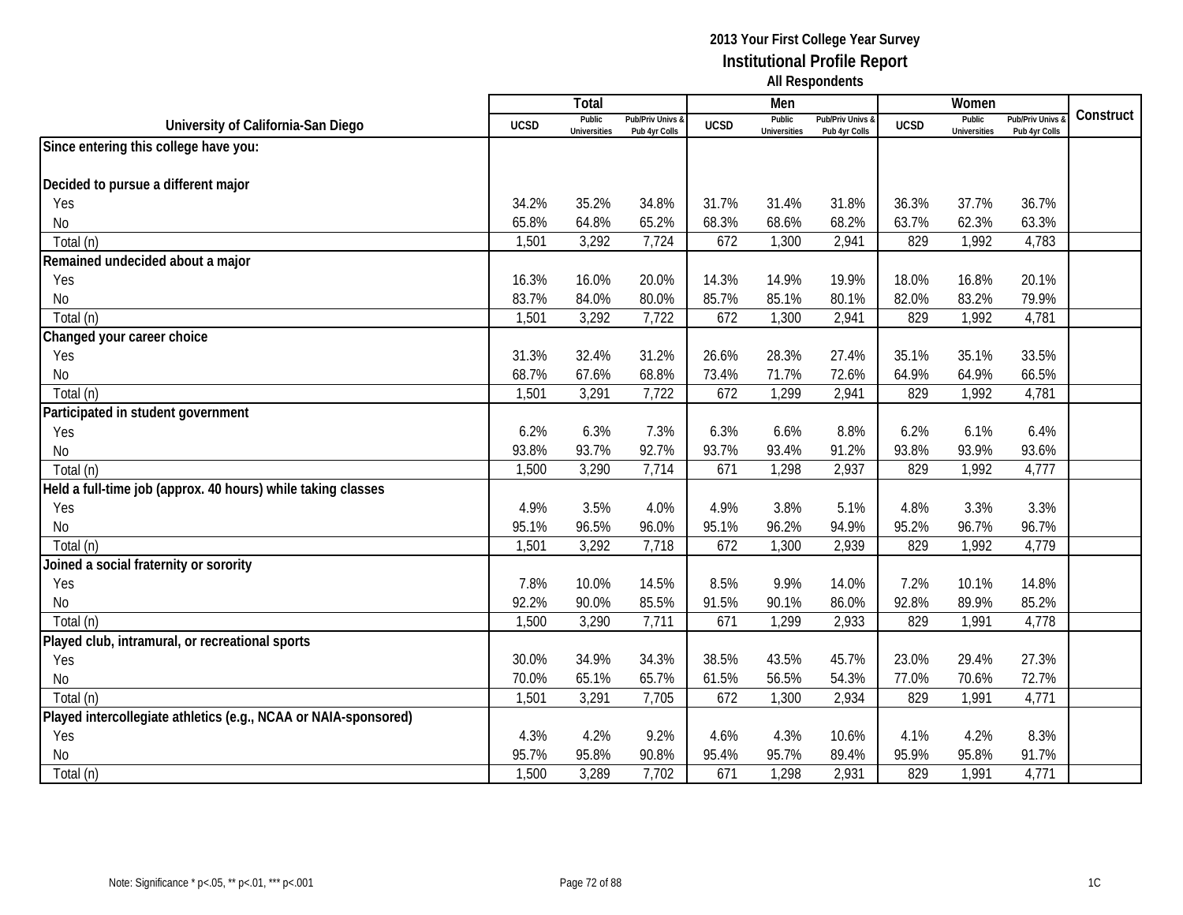**2013 Your First College Year Survey**
**Institutional Profile Report**
**All Respondents**

| University of California-San Diego | Total | | | Men | | | Women | | | Construct |
|---|---|---|---|---|---|---|---|---|---|---|
| | UCSD | Public Universities | Pub/Priv Univs & Pub 4yr Colls | UCSD | Public Universities | Pub/Priv Univs & Pub 4yr Colls | UCSD | Public Universities | Pub/Priv Univs & Pub 4yr Colls | |
| **Since entering this college have you:** | | | | | | | | | | |
| **Decided to pursue a different major** | | | | | | | | | | |
| Yes | 34.2% | 35.2% | 34.8% | 31.7% | 31.4% | 31.8% | 36.3% | 37.7% | 36.7% | |
| No | 65.8% | 64.8% | 65.2% | 68.3% | 68.6% | 68.2% | 63.7% | 62.3% | 63.3% | |
| Total (n) | 1,501 | 3,292 | 7,724 | 672 | 1,300 | 2,941 | 829 | 1,992 | 4,783 | |
| **Remained undecided about a major** | | | | | | | | | | |
| Yes | 16.3% | 16.0% | 20.0% | 14.3% | 14.9% | 19.9% | 18.0% | 16.8% | 20.1% | |
| No | 83.7% | 84.0% | 80.0% | 85.7% | 85.1% | 80.1% | 82.0% | 83.2% | 79.9% | |
| Total (n) | 1,501 | 3,292 | 7,722 | 672 | 1,300 | 2,941 | 829 | 1,992 | 4,781 | |
| **Changed your career choice** | | | | | | | | | | |
| Yes | 31.3% | 32.4% | 31.2% | 26.6% | 28.3% | 27.4% | 35.1% | 35.1% | 33.5% | |
| No | 68.7% | 67.6% | 68.8% | 73.4% | 71.7% | 72.6% | 64.9% | 64.9% | 66.5% | |
| Total (n) | 1,501 | 3,291 | 7,722 | 672 | 1,299 | 2,941 | 829 | 1,992 | 4,781 | |
| **Participated in student government** | | | | | | | | | | |
| Yes | 6.2% | 6.3% | 7.3% | 6.3% | 6.6% | 8.8% | 6.2% | 6.1% | 6.4% | |
| No | 93.8% | 93.7% | 92.7% | 93.7% | 93.4% | 91.2% | 93.8% | 93.9% | 93.6% | |
| Total (n) | 1,500 | 3,290 | 7,714 | 671 | 1,298 | 2,937 | 829 | 1,992 | 4,777 | |
| **Held a full-time job (approx. 40 hours) while taking classes** | | | | | | | | | | |
| Yes | 4.9% | 3.5% | 4.0% | 4.9% | 3.8% | 5.1% | 4.8% | 3.3% | 3.3% | |
| No | 95.1% | 96.5% | 96.0% | 95.1% | 96.2% | 94.9% | 95.2% | 96.7% | 96.7% | |
| Total (n) | 1,501 | 3,292 | 7,718 | 672 | 1,300 | 2,939 | 829 | 1,992 | 4,779 | |
| **Joined a social fraternity or sorority** | | | | | | | | | | |
| Yes | 7.8% | 10.0% | 14.5% | 8.5% | 9.9% | 14.0% | 7.2% | 10.1% | 14.8% | |
| No | 92.2% | 90.0% | 85.5% | 91.5% | 90.1% | 86.0% | 92.8% | 89.9% | 85.2% | |
| Total (n) | 1,500 | 3,290 | 7,711 | 671 | 1,299 | 2,933 | 829 | 1,991 | 4,778 | |
| **Played club, intramural, or recreational sports** | | | | | | | | | | |
| Yes | 30.0% | 34.9% | 34.3% | 38.5% | 43.5% | 45.7% | 23.0% | 29.4% | 27.3% | |
| No | 70.0% | 65.1% | 65.7% | 61.5% | 56.5% | 54.3% | 77.0% | 70.6% | 72.7% | |
| Total (n) | 1,501 | 3,291 | 7,705 | 672 | 1,300 | 2,934 | 829 | 1,991 | 4,771 | |
| **Played intercollegiate athletics (e.g., NCAA or NAIA-sponsored)** | | | | | | | | | | |
| Yes | 4.3% | 4.2% | 9.2% | 4.6% | 4.3% | 10.6% | 4.1% | 4.2% | 8.3% | |
| No | 95.7% | 95.8% | 90.8% | 95.4% | 95.7% | 89.4% | 95.9% | 95.8% | 91.7% | |
| Total (n) | 1,500 | 3,289 | 7,702 | 671 | 1,298 | 2,931 | 829 | 1,991 | 4,771 | |

Note: Significance * p<.05, ** p<.01, *** p<.001

1C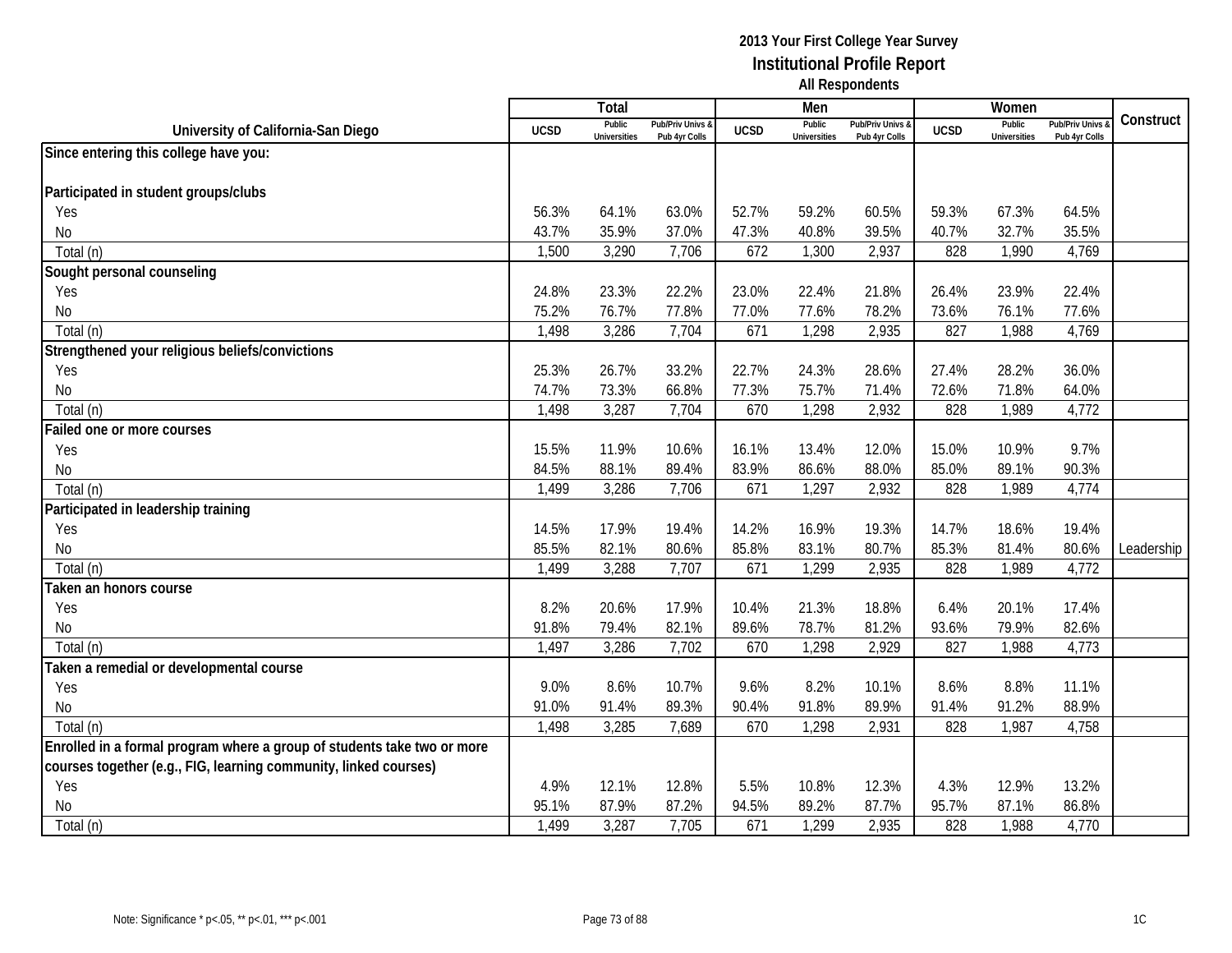**2013 Your First College Year Survey**
**Institutional Profile Report**
**All Respondents**

| University of California-San Diego | Total | | | Men | | | Women | | | Construct |
|---|---|---|---|---|---|---|---|---|---|---|
| | UCSD | Public Universities | Pub/Priv Univs & Pub 4yr Colls | UCSD | Public Universities | Pub/Priv Univs & Pub 4yr Colls | UCSD | Public Universities | Pub/Priv Univs & Pub 4yr Colls | |
| **Since entering this college have you:** | | | | | | | | | | |
| **Participated in student groups/clubs** | | | | | | | | | | |
| Yes | 56.3% | 64.1% | 63.0% | 52.7% | 59.2% | 60.5% | 59.3% | 67.3% | 64.5% | |
| No | 43.7% | 35.9% | 37.0% | 47.3% | 40.8% | 39.5% | 40.7% | 32.7% | 35.5% | |
| Total (n) | 1,500 | 3,290 | 7,706 | 672 | 1,300 | 2,937 | 828 | 1,990 | 4,769 | |
| **Sought personal counseling** | | | | | | | | | | |
| Yes | 24.8% | 23.3% | 22.2% | 23.0% | 22.4% | 21.8% | 26.4% | 23.9% | 22.4% | |
| No | 75.2% | 76.7% | 77.8% | 77.0% | 77.6% | 78.2% | 73.6% | 76.1% | 77.6% | |
| Total (n) | 1,498 | 3,286 | 7,704 | 671 | 1,298 | 2,935 | 827 | 1,988 | 4,769 | |
| **Strengthened your religious beliefs/convictions** | | | | | | | | | | |
| Yes | 25.3% | 26.7% | 33.2% | 22.7% | 24.3% | 28.6% | 27.4% | 28.2% | 36.0% | |
| No | 74.7% | 73.3% | 66.8% | 77.3% | 75.7% | 71.4% | 72.6% | 71.8% | 64.0% | |
| Total (n) | 1,498 | 3,287 | 7,704 | 670 | 1,298 | 2,932 | 828 | 1,989 | 4,772 | |
| **Failed one or more courses** | | | | | | | | | | |
| Yes | 15.5% | 11.9% | 10.6% | 16.1% | 13.4% | 12.0% | 15.0% | 10.9% | 9.7% | |
| No | 84.5% | 88.1% | 89.4% | 83.9% | 86.6% | 88.0% | 85.0% | 89.1% | 90.3% | |
| Total (n) | 1,499 | 3,286 | 7,706 | 671 | 1,297 | 2,932 | 828 | 1,989 | 4,774 | |
| **Participated in leadership training** | | | | | | | | | | |
| Yes | 14.5% | 17.9% | 19.4% | 14.2% | 16.9% | 19.3% | 14.7% | 18.6% | 19.4% | |
| No | 85.5% | 82.1% | 80.6% | 85.8% | 83.1% | 80.7% | 85.3% | 81.4% | 80.6% | Leadership |
| Total (n) | 1,499 | 3,288 | 7,707 | 671 | 1,299 | 2,935 | 828 | 1,989 | 4,772 | |
| **Taken an honors course** | | | | | | | | | | |
| Yes | 8.2% | 20.6% | 17.9% | 10.4% | 21.3% | 18.8% | 6.4% | 20.1% | 17.4% | |
| No | 91.8% | 79.4% | 82.1% | 89.6% | 78.7% | 81.2% | 93.6% | 79.9% | 82.6% | |
| Total (n) | 1,497 | 3,286 | 7,702 | 670 | 1,298 | 2,929 | 827 | 1,988 | 4,773 | |
| **Taken a remedial or developmental course** | | | | | | | | | | |
| Yes | 9.0% | 8.6% | 10.7% | 9.6% | 8.2% | 10.1% | 8.6% | 8.8% | 11.1% | |
| No | 91.0% | 91.4% | 89.3% | 90.4% | 91.8% | 89.9% | 91.4% | 91.2% | 88.9% | |
| Total (n) | 1,498 | 3,285 | 7,689 | 670 | 1,298 | 2,931 | 828 | 1,987 | 4,758 | |
| **Enrolled in a formal program where a group of students take two or more courses together (e.g., FIG, learning community, linked courses)** | | | | | | | | | | |
| Yes | 4.9% | 12.1% | 12.8% | 5.5% | 10.8% | 12.3% | 4.3% | 12.9% | 13.2% | |
| No | 95.1% | 87.9% | 87.2% | 94.5% | 89.2% | 87.7% | 95.7% | 87.1% | 86.8% | |
| Total (n) | 1,499 | 3,287 | 7,705 | 671 | 1,299 | 2,935 | 828 | 1,988 | 4,770 | |

Note: Significance * p<.05, ** p<.01, *** p<.001

1C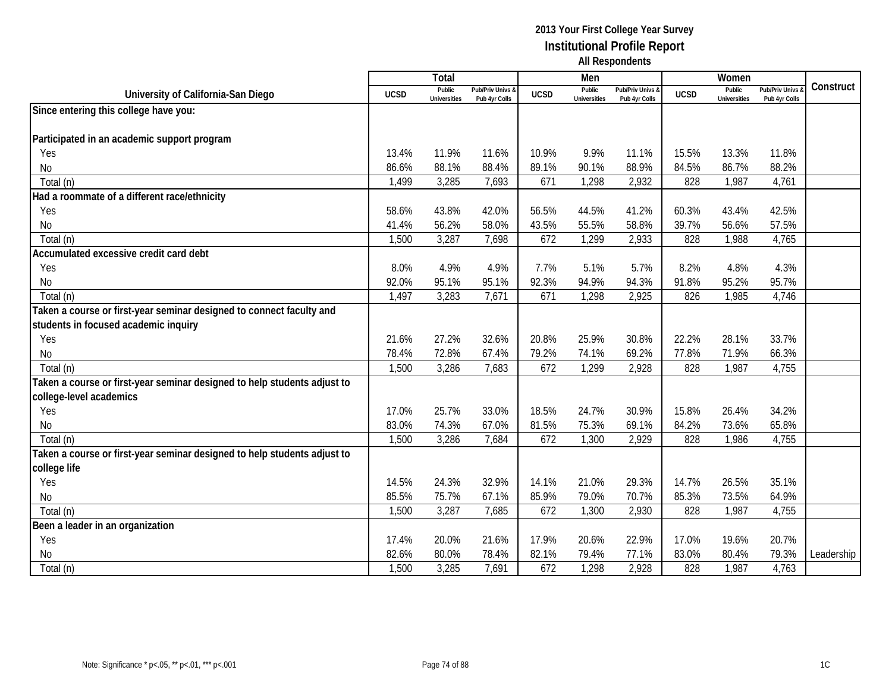2013 Your First College Year Survey
**Institutional Profile Report**
All Respondents

| University of California-San Diego | Total | | | Men | | | Women | | | Construct |
|---|---|---|---|---|---|---|---|---|---|---|
| | UCSD | Public Universities | Pub/Priv Univs & Pub 4yr Colls | UCSD | Public Universities | Pub/Priv Univs & Pub 4yr Colls | UCSD | Public Universities | Pub/Priv Univs & Pub 4yr Colls | |
| **Since entering this college have you:** | | | | | | | | | | |
| **Participated in an academic support program** | | | | | | | | | | |
| Yes | 13.4% | 11.9% | 11.6% | 10.9% | 9.9% | 11.1% | 15.5% | 13.3% | 11.8% | |
| No | 86.6% | 88.1% | 88.4% | 89.1% | 90.1% | 88.9% | 84.5% | 86.7% | 88.2% | |
| Total (n) | 1,499 | 3,285 | 7,693 | 671 | 1,298 | 2,932 | 828 | 1,987 | 4,761 | |
| **Had a roommate of a different race/ethnicity** | | | | | | | | | | |
| Yes | 58.6% | 43.8% | 42.0% | 56.5% | 44.5% | 41.2% | 60.3% | 43.4% | 42.5% | |
| No | 41.4% | 56.2% | 58.0% | 43.5% | 55.5% | 58.8% | 39.7% | 56.6% | 57.5% | |
| Total (n) | 1,500 | 3,287 | 7,698 | 672 | 1,299 | 2,933 | 828 | 1,988 | 4,765 | |
| **Accumulated excessive credit card debt** | | | | | | | | | | |
| Yes | 8.0% | 4.9% | 4.9% | 7.7% | 5.1% | 5.7% | 8.2% | 4.8% | 4.3% | |
| No | 92.0% | 95.1% | 95.1% | 92.3% | 94.9% | 94.3% | 91.8% | 95.2% | 95.7% | |
| Total (n) | 1,497 | 3,283 | 7,671 | 671 | 1,298 | 2,925 | 826 | 1,985 | 4,746 | |
| **Taken a course or first-year seminar designed to connect faculty and students in focused academic inquiry** | | | | | | | | | | |
| Yes | 21.6% | 27.2% | 32.6% | 20.8% | 25.9% | 30.8% | 22.2% | 28.1% | 33.7% | |
| No | 78.4% | 72.8% | 67.4% | 79.2% | 74.1% | 69.2% | 77.8% | 71.9% | 66.3% | |
| Total (n) | 1,500 | 3,286 | 7,683 | 672 | 1,299 | 2,928 | 828 | 1,987 | 4,755 | |
| **Taken a course or first-year seminar designed to help students adjust to college-level academics** | | | | | | | | | | |
| Yes | 17.0% | 25.7% | 33.0% | 18.5% | 24.7% | 30.9% | 15.8% | 26.4% | 34.2% | |
| No | 83.0% | 74.3% | 67.0% | 81.5% | 75.3% | 69.1% | 84.2% | 73.6% | 65.8% | |
| Total (n) | 1,500 | 3,286 | 7,684 | 672 | 1,300 | 2,929 | 828 | 1,986 | 4,755 | |
| **Taken a course or first-year seminar designed to help students adjust to college life** | | | | | | | | | | |
| Yes | 14.5% | 24.3% | 32.9% | 14.1% | 21.0% | 29.3% | 14.7% | 26.5% | 35.1% | |
| No | 85.5% | 75.7% | 67.1% | 85.9% | 79.0% | 70.7% | 85.3% | 73.5% | 64.9% | |
| Total (n) | 1,500 | 3,287 | 7,685 | 672 | 1,300 | 2,930 | 828 | 1,987 | 4,755 | |
| **Been a leader in an organization** | | | | | | | | | | |
| Yes | 17.4% | 20.0% | 21.6% | 17.9% | 20.6% | 22.9% | 17.0% | 19.6% | 20.7% | |
| No | 82.6% | 80.0% | 78.4% | 82.1% | 79.4% | 77.1% | 83.0% | 80.4% | 79.3% | Leadership |
| Total (n) | 1,500 | 3,285 | 7,691 | 672 | 1,298 | 2,928 | 828 | 1,987 | 4,763 | |

Note: Significance * p<.05, ** p<.01, *** p<.001

1C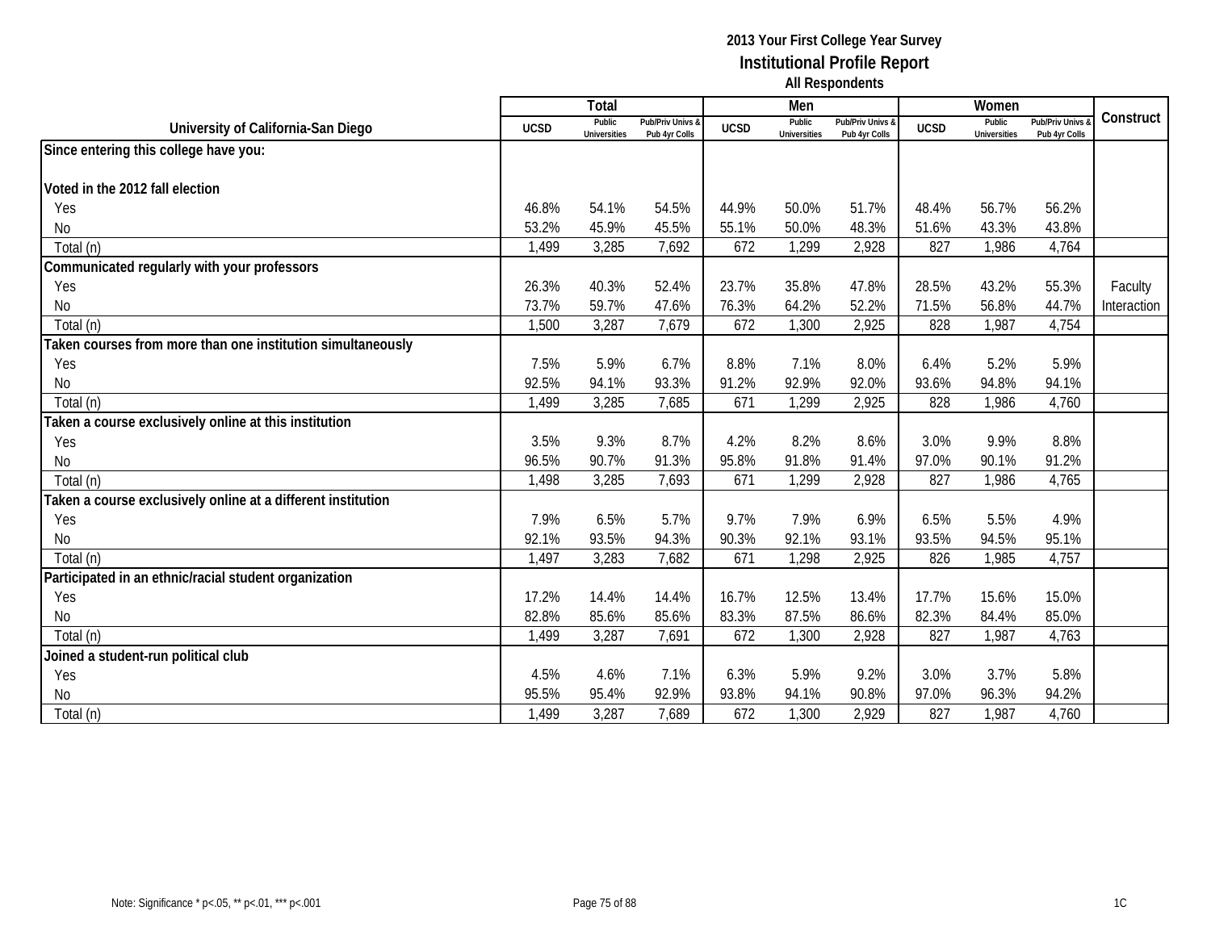# 2013 Your First College Year Survey
## Institutional Profile Report
### All Respondents

| University of California-San Diego | Total | | | Men | | | Women | | | Construct |
|---|---|---|---|---|---|---|---|---|---|---|
| | UCSD | Public Universities | Pub/Priv Univs & Pub 4yr Colls | UCSD | Public Universities | Pub/Priv Univs & Pub 4yr Colls | UCSD | Public Universities | Pub/Priv Univs & Pub 4yr Colls | |
| **Since entering this college have you:** | | | | | | | | | | |
| **Voted in the 2012 fall election** | | | | | | | | | | |
| Yes | 46.8% | 54.1% | 54.5% | 44.9% | 50.0% | 51.7% | 48.4% | 56.7% | 56.2% | |
| No | 53.2% | 45.9% | 45.5% | 55.1% | 50.0% | 48.3% | 51.6% | 43.3% | 43.8% | |
| Total (n) | 1,499 | 3,285 | 7,692 | 672 | 1,299 | 2,928 | 827 | 1,986 | 4,764 | |
| **Communicated regularly with your professors** | | | | | | | | | | |
| Yes | 26.3% | 40.3% | 52.4% | 23.7% | 35.8% | 47.8% | 28.5% | 43.2% | 55.3% | Faculty |
| No | 73.7% | 59.7% | 47.6% | 76.3% | 64.2% | 52.2% | 71.5% | 56.8% | 44.7% | Interaction |
| Total (n) | 1,500 | 3,287 | 7,679 | 672 | 1,300 | 2,925 | 828 | 1,987 | 4,754 | |
| **Taken courses from more than one institution simultaneously** | | | | | | | | | | |
| Yes | 7.5% | 5.9% | 6.7% | 8.8% | 7.1% | 8.0% | 6.4% | 5.2% | 5.9% | |
| No | 92.5% | 94.1% | 93.3% | 91.2% | 92.9% | 92.0% | 93.6% | 94.8% | 94.1% | |
| Total (n) | 1,499 | 3,285 | 7,685 | 671 | 1,299 | 2,925 | 828 | 1,986 | 4,760 | |
| **Taken a course exclusively online at this institution** | | | | | | | | | | |
| Yes | 3.5% | 9.3% | 8.7% | 4.2% | 8.2% | 8.6% | 3.0% | 9.9% | 8.8% | |
| No | 96.5% | 90.7% | 91.3% | 95.8% | 91.8% | 91.4% | 97.0% | 90.1% | 91.2% | |
| Total (n) | 1,498 | 3,285 | 7,693 | 671 | 1,299 | 2,928 | 827 | 1,986 | 4,765 | |
| **Taken a course exclusively online at a different institution** | | | | | | | | | | |
| Yes | 7.9% | 6.5% | 5.7% | 9.7% | 7.9% | 6.9% | 6.5% | 5.5% | 4.9% | |
| No | 92.1% | 93.5% | 94.3% | 90.3% | 92.1% | 93.1% | 93.5% | 94.5% | 95.1% | |
| Total (n) | 1,497 | 3,283 | 7,682 | 671 | 1,298 | 2,925 | 826 | 1,985 | 4,757 | |
| **Participated in an ethnic/racial student organization** | | | | | | | | | | |
| Yes | 17.2% | 14.4% | 14.4% | 16.7% | 12.5% | 13.4% | 17.7% | 15.6% | 15.0% | |
| No | 82.8% | 85.6% | 85.6% | 83.3% | 87.5% | 86.6% | 82.3% | 84.4% | 85.0% | |
| Total (n) | 1,499 | 3,287 | 7,691 | 672 | 1,300 | 2,928 | 827 | 1,987 | 4,763 | |
| **Joined a student-run political club** | | | | | | | | | | |
| Yes | 4.5% | 4.6% | 7.1% | 6.3% | 5.9% | 9.2% | 3.0% | 3.7% | 5.8% | |
| No | 95.5% | 95.4% | 92.9% | 93.8% | 94.1% | 90.8% | 97.0% | 96.3% | 94.2% | |
| Total (n) | 1,499 | 3,287 | 7,689 | 672 | 1,300 | 2,929 | 827 | 1,987 | 4,760 | |

Note: Significance * p<.05, ** p<.01, *** p<.001

1C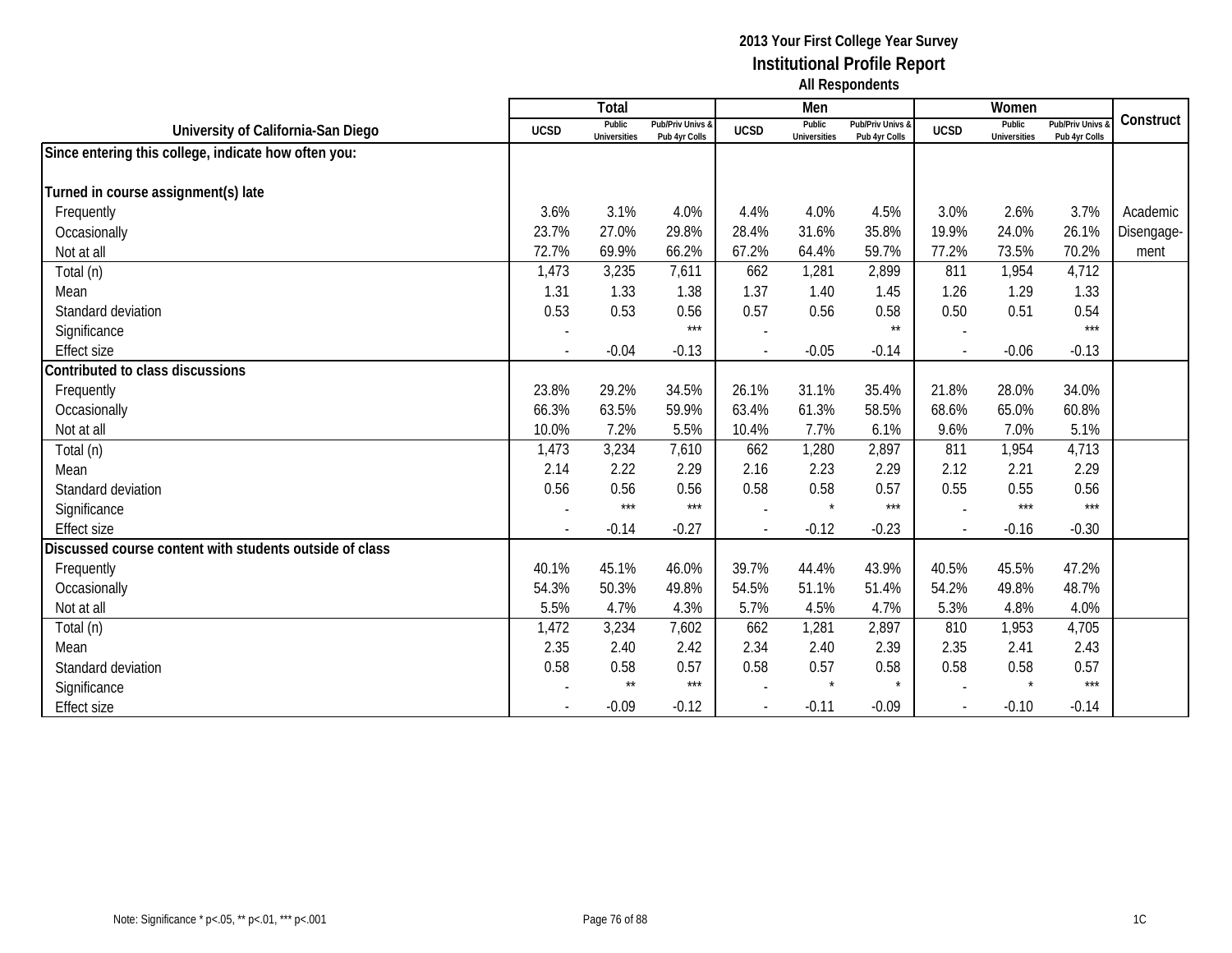# 2013 Your First College Year Survey

## Institutional Profile Report

### All Respondents

| University of California-San Diego | Total | | | Men | | | Women | | | Construct |
|---|---|---|---|---|---|---|---|---|---|---|
| | UCSD | Public Universities | Pub/Priv Univs & Pub 4yr Colls | UCSD | Public Universities | Pub/Priv Univs & Pub 4yr Colls | UCSD | Public Universities | Pub/Priv Univs & Pub 4yr Colls | |
| **Since entering this college, indicate how often you:** | | | | | | | | | | |
| **Turned in course assignment(s) late** | | | | | | | | | | |
| Frequently | 3.6% | 3.1% | 4.0% | 4.4% | 4.0% | 4.5% | 3.0% | 2.6% | 3.7% | Academic Disengage-ment |
| Occasionally | 23.7% | 27.0% | 29.8% | 28.4% | 31.6% | 35.8% | 19.9% | 24.0% | 26.1% | |
| Not at all | 72.7% | 69.9% | 66.2% | 67.2% | 64.4% | 59.7% | 77.2% | 73.5% | 70.2% | |
| Total (n) | 1,473 | 3,235 | 7,611 | 662 | 1,281 | 2,899 | 811 | 1,954 | 4,712 | |
| Mean | 1.31 | 1.33 | 1.38 | 1.37 | 1.40 | 1.45 | 1.26 | 1.29 | 1.33 | |
| Standard deviation | 0.53 | 0.53 | 0.56 | 0.57 | 0.56 | 0.58 | 0.50 | 0.51 | 0.54 | |
| Significance | - | | *** | - | | ** | - | | *** | |
| Effect size | - | -0.04 | -0.13 | - | -0.05 | -0.14 | - | -0.06 | -0.13 | |
| **Contributed to class discussions** | | | | | | | | | | |
| Frequently | 23.8% | 29.2% | 34.5% | 26.1% | 31.1% | 35.4% | 21.8% | 28.0% | 34.0% | |
| Occasionally | 66.3% | 63.5% | 59.9% | 63.4% | 61.3% | 58.5% | 68.6% | 65.0% | 60.8% | |
| Not at all | 10.0% | 7.2% | 5.5% | 10.4% | 7.7% | 6.1% | 9.6% | 7.0% | 5.1% | |
| Total (n) | 1,473 | 3,234 | 7,610 | 662 | 1,280 | 2,897 | 811 | 1,954 | 4,713 | |
| Mean | 2.14 | 2.22 | 2.29 | 2.16 | 2.23 | 2.29 | 2.12 | 2.21 | 2.29 | |
| Standard deviation | 0.56 | 0.56 | 0.56 | 0.58 | 0.58 | 0.57 | 0.55 | 0.55 | 0.56 | |
| Significance | - | *** | *** | - | * | *** | - | *** | *** | |
| Effect size | - | -0.14 | -0.27 | - | -0.12 | -0.23 | - | -0.16 | -0.30 | |
| **Discussed course content with students outside of class** | | | | | | | | | | |
| Frequently | 40.1% | 45.1% | 46.0% | 39.7% | 44.4% | 43.9% | 40.5% | 45.5% | 47.2% | |
| Occasionally | 54.3% | 50.3% | 49.8% | 54.5% | 51.1% | 51.4% | 54.2% | 49.8% | 48.7% | |
| Not at all | 5.5% | 4.7% | 4.3% | 5.7% | 4.5% | 4.7% | 5.3% | 4.8% | 4.0% | |
| Total (n) | 1,472 | 3,234 | 7,602 | 662 | 1,281 | 2,897 | 810 | 1,953 | 4,705 | |
| Mean | 2.35 | 2.40 | 2.42 | 2.34 | 2.40 | 2.39 | 2.35 | 2.41 | 2.43 | |
| Standard deviation | 0.58 | 0.58 | 0.57 | 0.58 | 0.57 | 0.58 | 0.58 | 0.58 | 0.57 | |
| Significance | - | ** | *** | - | * | * | - | * | *** | |
| Effect size | - | -0.09 | -0.12 | - | -0.11 | -0.09 | - | -0.10 | -0.14 | |

Note: Significance * p<.05, ** p<.01, *** p<.001

1C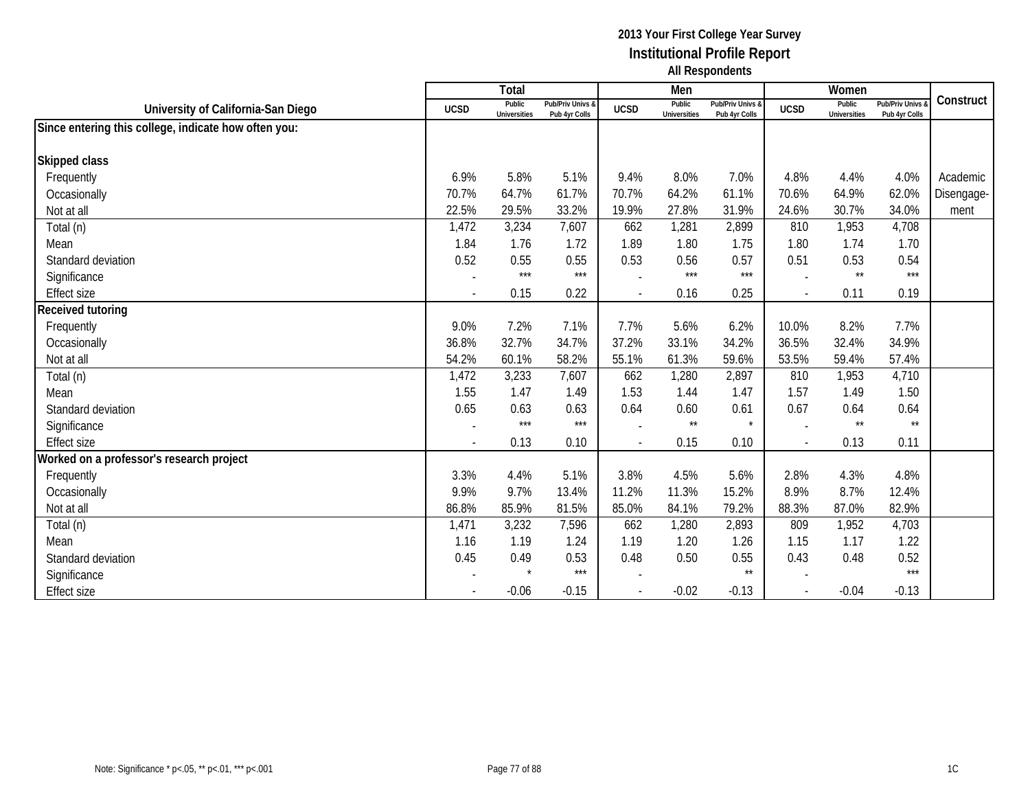**2013 Your First College Year Survey**
**Institutional Profile Report**
**All Respondents**

| University of California-San Diego | Total | | | Men | | | Women | | | Construct |
|---|---|---|---|---|---|---|---|---|---|---|
| | UCSD | Public Universities | Pub/Priv Univs & Pub 4yr Colls | UCSD | Public Universities | Pub/Priv Univs & Pub 4yr Colls | UCSD | Public Universities | Pub/Priv Univs & Pub 4yr Colls | |
| **Since entering this college, indicate how often you:** | | | | | | | | | | |
| **Skipped class** | | | | | | | | | | |
| Frequently | 6.9% | 5.8% | 5.1% | 9.4% | 8.0% | 7.0% | 4.8% | 4.4% | 4.0% | Academic Disengage-ment |
| Occasionally | 70.7% | 64.7% | 61.7% | 70.7% | 64.2% | 61.1% | 70.6% | 64.9% | 62.0% | |
| Not at all | 22.5% | 29.5% | 33.2% | 19.9% | 27.8% | 31.9% | 24.6% | 30.7% | 34.0% | |
| Total (n) | 1,472 | 3,234 | 7,607 | 662 | 1,281 | 2,899 | 810 | 1,953 | 4,708 | |
| Mean | 1.84 | 1.76 | 1.72 | 1.89 | 1.80 | 1.75 | 1.80 | 1.74 | 1.70 | |
| Standard deviation | 0.52 | 0.55 | 0.55 | 0.53 | 0.56 | 0.57 | 0.51 | 0.53 | 0.54 | |
| Significance | - | *** | *** | - | *** | *** | - | ** | *** | |
| Effect size | - | 0.15 | 0.22 | - | 0.16 | 0.25 | - | 0.11 | 0.19 | |
| **Received tutoring** | | | | | | | | | | |
| Frequently | 9.0% | 7.2% | 7.1% | 7.7% | 5.6% | 6.2% | 10.0% | 8.2% | 7.7% | |
| Occasionally | 36.8% | 32.7% | 34.7% | 37.2% | 33.1% | 34.2% | 36.5% | 32.4% | 34.9% | |
| Not at all | 54.2% | 60.1% | 58.2% | 55.1% | 61.3% | 59.6% | 53.5% | 59.4% | 57.4% | |
| Total (n) | 1,472 | 3,233 | 7,607 | 662 | 1,280 | 2,897 | 810 | 1,953 | 4,710 | |
| Mean | 1.55 | 1.47 | 1.49 | 1.53 | 1.44 | 1.47 | 1.57 | 1.49 | 1.50 | |
| Standard deviation | 0.65 | 0.63 | 0.63 | 0.64 | 0.60 | 0.61 | 0.67 | 0.64 | 0.64 | |
| Significance | - | *** | *** | - | ** | * | - | ** | ** | |
| Effect size | - | 0.13 | 0.10 | - | 0.15 | 0.10 | - | 0.13 | 0.11 | |
| **Worked on a professor's research project** | | | | | | | | | | |
| Frequently | 3.3% | 4.4% | 5.1% | 3.8% | 4.5% | 5.6% | 2.8% | 4.3% | 4.8% | |
| Occasionally | 9.9% | 9.7% | 13.4% | 11.2% | 11.3% | 15.2% | 8.9% | 8.7% | 12.4% | |
| Not at all | 86.8% | 85.9% | 81.5% | 85.0% | 84.1% | 79.2% | 88.3% | 87.0% | 82.9% | |
| Total (n) | 1,471 | 3,232 | 7,596 | 662 | 1,280 | 2,893 | 809 | 1,952 | 4,703 | |
| Mean | 1.16 | 1.19 | 1.24 | 1.19 | 1.20 | 1.26 | 1.15 | 1.17 | 1.22 | |
| Standard deviation | 0.45 | 0.49 | 0.53 | 0.48 | 0.50 | 0.55 | 0.43 | 0.48 | 0.52 | |
| Significance | - | * | *** | - | | ** | - | | *** | |
| Effect size | - | -0.06 | -0.15 | - | -0.02 | -0.13 | - | -0.04 | -0.13 | |

Note: Significance * p<.05, ** p<.01, *** p<.001

1C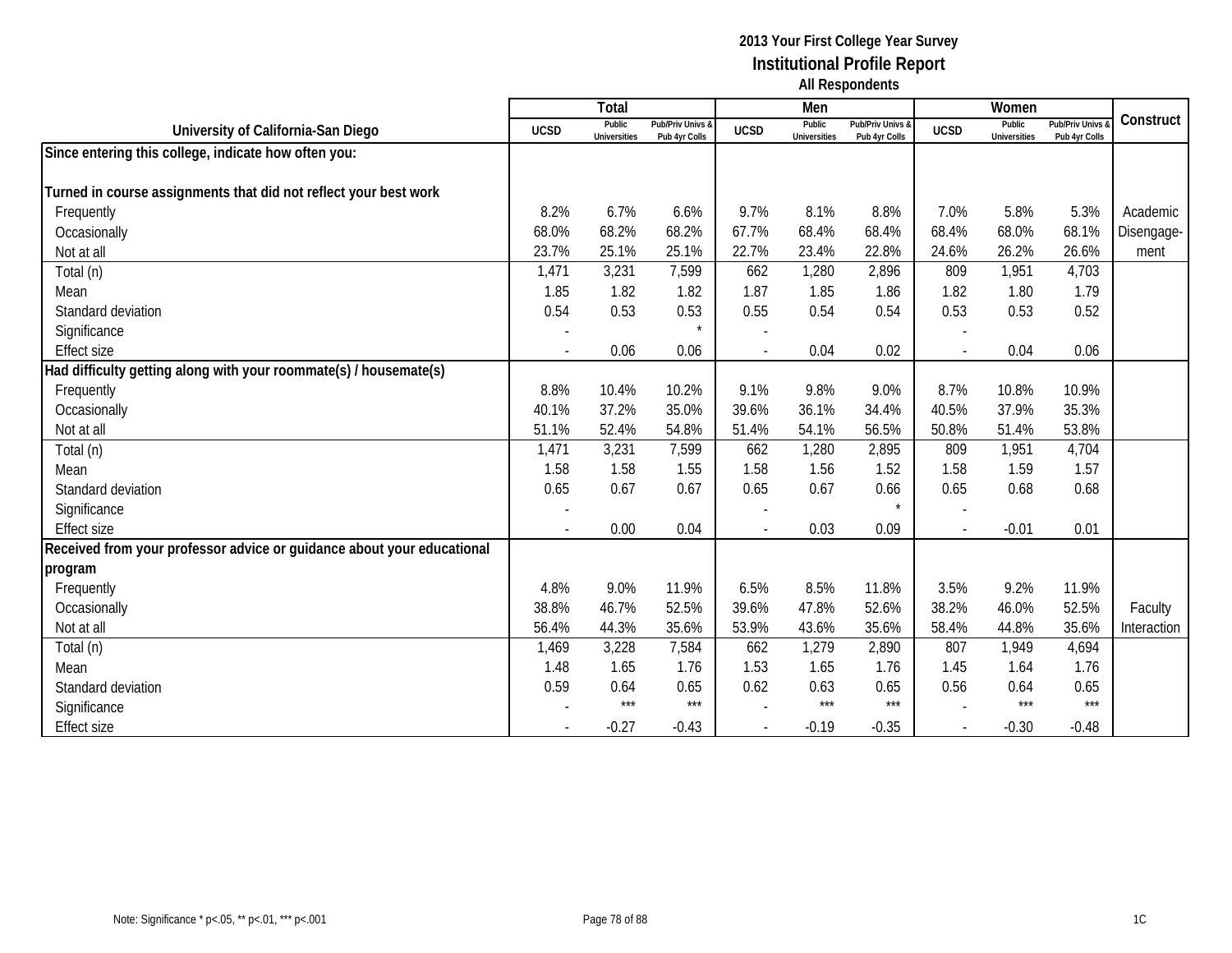**2013 Your First College Year Survey**
**Institutional Profile Report**
**All Respondents**

| University of California-San Diego | Total | | | Men | | | Women | | | Construct |
|---|---|---|---|---|---|---|---|---|---|---|
| | UCSD | Public Universities | Pub/Priv Univs & Pub 4yr Colls | UCSD | Public Universities | Pub/Priv Univs & Pub 4yr Colls | UCSD | Public Universities | Pub/Priv Univs & Pub 4yr Colls | |
| **Since entering this college, indicate how often you:** | | | | | | | | | | |
| **Turned in course assignments that did not reflect your best work** | | | | | | | | | | |
| Frequently | 8.2% | 6.7% | 6.6% | 9.7% | 8.1% | 8.8% | 7.0% | 5.8% | 5.3% | Academic |
| Occasionally | 68.0% | 68.2% | 68.2% | 67.7% | 68.4% | 68.4% | 68.4% | 68.0% | 68.1% | Disengage- |
| Not at all | 23.7% | 25.1% | 25.1% | 22.7% | 23.4% | 22.8% | 24.6% | 26.2% | 26.6% | ment |
| Total (n) | 1,471 | 3,231 | 7,599 | 662 | 1,280 | 2,896 | 809 | 1,951 | 4,703 | |
| Mean | 1.85 | 1.82 | 1.82 | 1.87 | 1.85 | 1.86 | 1.82 | 1.80 | 1.79 | |
| Standard deviation | 0.54 | 0.53 | 0.53 | 0.55 | 0.54 | 0.54 | 0.53 | 0.53 | 0.52 | |
| Significance | - | | * | - | | | - | | | |
| Effect size | - | 0.06 | 0.06 | - | 0.04 | 0.02 | - | 0.04 | 0.06 | |
| **Had difficulty getting along with your roommate(s) / housemate(s)** | | | | | | | | | | |
| Frequently | 8.8% | 10.4% | 10.2% | 9.1% | 9.8% | 9.0% | 8.7% | 10.8% | 10.9% | |
| Occasionally | 40.1% | 37.2% | 35.0% | 39.6% | 36.1% | 34.4% | 40.5% | 37.9% | 35.3% | |
| Not at all | 51.1% | 52.4% | 54.8% | 51.4% | 54.1% | 56.5% | 50.8% | 51.4% | 53.8% | |
| Total (n) | 1,471 | 3,231 | 7,599 | 662 | 1,280 | 2,895 | 809 | 1,951 | 4,704 | |
| Mean | 1.58 | 1.58 | 1.55 | 1.58 | 1.56 | 1.52 | 1.58 | 1.59 | 1.57 | |
| Standard deviation | 0.65 | 0.67 | 0.67 | 0.65 | 0.67 | 0.66 | 0.65 | 0.68 | 0.68 | |
| Significance | - | | | - | | * | - | | | |
| Effect size | - | 0.00 | 0.04 | - | 0.03 | 0.09 | - | -0.01 | 0.01 | |
| **Received from your professor advice or guidance about your educational program** | | | | | | | | | | |
| Frequently | 4.8% | 9.0% | 11.9% | 6.5% | 8.5% | 11.8% | 3.5% | 9.2% | 11.9% | |
| Occasionally | 38.8% | 46.7% | 52.5% | 39.6% | 47.8% | 52.6% | 38.2% | 46.0% | 52.5% | Faculty |
| Not at all | 56.4% | 44.3% | 35.6% | 53.9% | 43.6% | 35.6% | 58.4% | 44.8% | 35.6% | Interaction |
| Total (n) | 1,469 | 3,228 | 7,584 | 662 | 1,279 | 2,890 | 807 | 1,949 | 4,694 | |
| Mean | 1.48 | 1.65 | 1.76 | 1.53 | 1.65 | 1.76 | 1.45 | 1.64 | 1.76 | |
| Standard deviation | 0.59 | 0.64 | 0.65 | 0.62 | 0.63 | 0.65 | 0.56 | 0.64 | 0.65 | |
| Significance | - | *** | *** | - | *** | *** | - | *** | *** | |
| Effect size | - | -0.27 | -0.43 | - | -0.19 | -0.35 | - | -0.30 | -0.48 | |

Note: Significance * p<.05, ** p<.01, *** p<.001

1C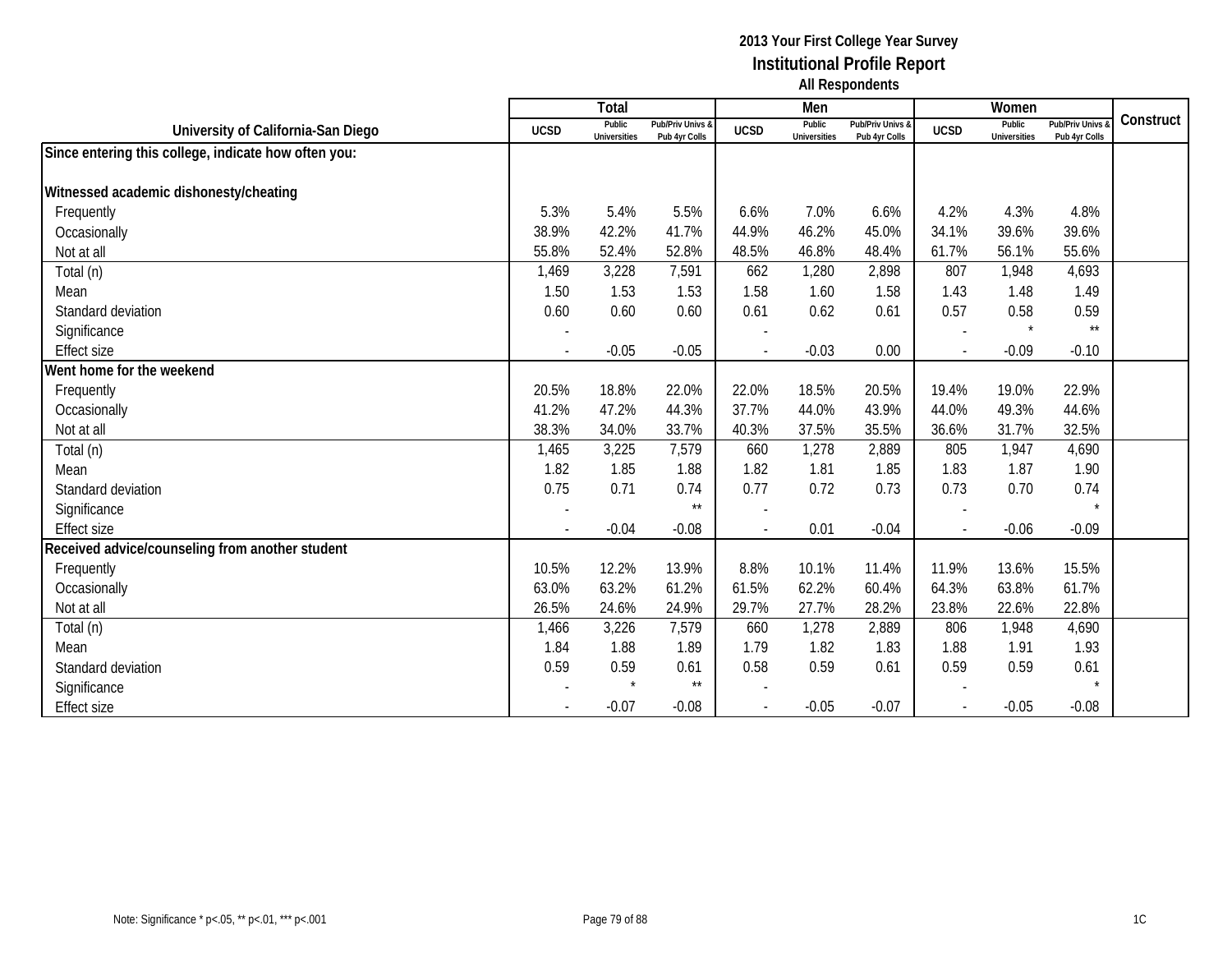**2013 Your First College Year Survey**
**Institutional Profile Report**
**All Respondents**

| University of California-San Diego | Total | | | Men | | | Women | | | Construct |
|---|---|---|---|---|---|---|---|---|---|---|
| | UCSD | Public Universities | Pub/Priv Univs & Pub 4yr Colls | UCSD | Public Universities | Pub/Priv Univs & Pub 4yr Colls | UCSD | Public Universities | Pub/Priv Univs & Pub 4yr Colls | |
| **Since entering this college, indicate how often you:** | | | | | | | | | | |
| **Witnessed academic dishonesty/cheating** | | | | | | | | | | |
| Frequently | 5.3% | 5.4% | 5.5% | 6.6% | 7.0% | 6.6% | 4.2% | 4.3% | 4.8% | |
| Occasionally | 38.9% | 42.2% | 41.7% | 44.9% | 46.2% | 45.0% | 34.1% | 39.6% | 39.6% | |
| Not at all | 55.8% | 52.4% | 52.8% | 48.5% | 46.8% | 48.4% | 61.7% | 56.1% | 55.6% | |
| Total (n) | 1,469 | 3,228 | 7,591 | 662 | 1,280 | 2,898 | 807 | 1,948 | 4,693 | |
| Mean | 1.50 | 1.53 | 1.53 | 1.58 | 1.60 | 1.58 | 1.43 | 1.48 | 1.49 | |
| Standard deviation | 0.60 | 0.60 | 0.60 | 0.61 | 0.62 | 0.61 | 0.57 | 0.58 | 0.59 | |
| Significance | - | | | - | | | - | * | ** | |
| Effect size | - | -0.05 | -0.05 | - | -0.03 | 0.00 | - | -0.09 | -0.10 | |
| **Went home for the weekend** | | | | | | | | | | |
| Frequently | 20.5% | 18.8% | 22.0% | 22.0% | 18.5% | 20.5% | 19.4% | 19.0% | 22.9% | |
| Occasionally | 41.2% | 47.2% | 44.3% | 37.7% | 44.0% | 43.9% | 44.0% | 49.3% | 44.6% | |
| Not at all | 38.3% | 34.0% | 33.7% | 40.3% | 37.5% | 35.5% | 36.6% | 31.7% | 32.5% | |
| Total (n) | 1,465 | 3,225 | 7,579 | 660 | 1,278 | 2,889 | 805 | 1,947 | 4,690 | |
| Mean | 1.82 | 1.85 | 1.88 | 1.82 | 1.81 | 1.85 | 1.83 | 1.87 | 1.90 | |
| Standard deviation | 0.75 | 0.71 | 0.74 | 0.77 | 0.72 | 0.73 | 0.73 | 0.70 | 0.74 | |
| Significance | - | | ** | - | | | - | | * | |
| Effect size | - | -0.04 | -0.08 | - | 0.01 | -0.04 | - | -0.06 | -0.09 | |
| **Received advice/counseling from another student** | | | | | | | | | | |
| Frequently | 10.5% | 12.2% | 13.9% | 8.8% | 10.1% | 11.4% | 11.9% | 13.6% | 15.5% | |
| Occasionally | 63.0% | 63.2% | 61.2% | 61.5% | 62.2% | 60.4% | 64.3% | 63.8% | 61.7% | |
| Not at all | 26.5% | 24.6% | 24.9% | 29.7% | 27.7% | 28.2% | 23.8% | 22.6% | 22.8% | |
| Total (n) | 1,466 | 3,226 | 7,579 | 660 | 1,278 | 2,889 | 806 | 1,948 | 4,690 | |
| Mean | 1.84 | 1.88 | 1.89 | 1.79 | 1.82 | 1.83 | 1.88 | 1.91 | 1.93 | |
| Standard deviation | 0.59 | 0.59 | 0.61 | 0.58 | 0.59 | 0.61 | 0.59 | 0.59 | 0.61 | |
| Significance | - | * | ** | - | | | - | | * | |
| Effect size | - | -0.07 | -0.08 | - | -0.05 | -0.07 | - | -0.05 | -0.08 | |

Note: Significance * p<.05, ** p<.01, *** p<.001

1C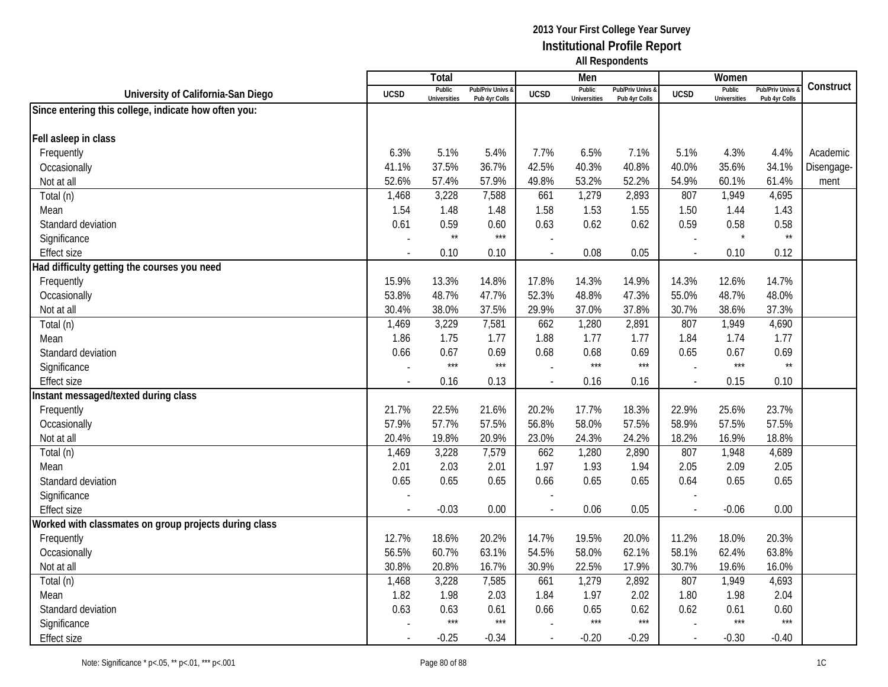# 2013 Your First College Year Survey
## Institutional Profile Report
### All Respondents

| University of California-San Diego | Total | | | Men | | | Women | | | Construct |
|---|---|---|---|---|---|---|---|---|---|---|
| | UCSD | Public Universities | Pub/Priv Univs & Pub 4yr Colls | UCSD | Public Universities | Pub/Priv Univs & Pub 4yr Colls | UCSD | Public Universities | Pub/Priv Univs & Pub 4yr Colls | |
| **Since entering this college, indicate how often you:** | | | | | | | | | | |
| **Fell asleep in class** | | | | | | | | | | |
| Frequently | 6.3% | 5.1% | 5.4% | 7.7% | 6.5% | 7.1% | 5.1% | 4.3% | 4.4% | Academic |
| Occasionally | 41.1% | 37.5% | 36.7% | 42.5% | 40.3% | 40.8% | 40.0% | 35.6% | 34.1% | Disengage- |
| Not at all | 52.6% | 57.4% | 57.9% | 49.8% | 53.2% | 52.2% | 54.9% | 60.1% | 61.4% | ment |
| Total (n) | 1,468 | 3,228 | 7,588 | 661 | 1,279 | 2,893 | 807 | 1,949 | 4,695 | |
| Mean | 1.54 | 1.48 | 1.48 | 1.58 | 1.53 | 1.55 | 1.50 | 1.44 | 1.43 | |
| Standard deviation | 0.61 | 0.59 | 0.60 | 0.63 | 0.62 | 0.62 | 0.59 | 0.58 | 0.58 | |
| Significance | - | ** | *** | - | | | - | * | ** | |
| Effect size | - | 0.10 | 0.10 | - | 0.08 | 0.05 | - | 0.10 | 0.12 | |
| **Had difficulty getting the courses you need** | | | | | | | | | | |
| Frequently | 15.9% | 13.3% | 14.8% | 17.8% | 14.3% | 14.9% | 14.3% | 12.6% | 14.7% | |
| Occasionally | 53.8% | 48.7% | 47.7% | 52.3% | 48.8% | 47.3% | 55.0% | 48.7% | 48.0% | |
| Not at all | 30.4% | 38.0% | 37.5% | 29.9% | 37.0% | 37.8% | 30.7% | 38.6% | 37.3% | |
| Total (n) | 1,469 | 3,229 | 7,581 | 662 | 1,280 | 2,891 | 807 | 1,949 | 4,690 | |
| Mean | 1.86 | 1.75 | 1.77 | 1.88 | 1.77 | 1.77 | 1.84 | 1.74 | 1.77 | |
| Standard deviation | 0.66 | 0.67 | 0.69 | 0.68 | 0.68 | 0.69 | 0.65 | 0.67 | 0.69 | |
| Significance | - | *** | *** | - | *** | *** | - | *** | ** | |
| Effect size | - | 0.16 | 0.13 | - | 0.16 | 0.16 | - | 0.15 | 0.10 | |
| **Instant messaged/texted during class** | | | | | | | | | | |
| Frequently | 21.7% | 22.5% | 21.6% | 20.2% | 17.7% | 18.3% | 22.9% | 25.6% | 23.7% | |
| Occasionally | 57.9% | 57.7% | 57.5% | 56.8% | 58.0% | 57.5% | 58.9% | 57.5% | 57.5% | |
| Not at all | 20.4% | 19.8% | 20.9% | 23.0% | 24.3% | 24.2% | 18.2% | 16.9% | 18.8% | |
| Total (n) | 1,469 | 3,228 | 7,579 | 662 | 1,280 | 2,890 | 807 | 1,948 | 4,689 | |
| Mean | 2.01 | 2.03 | 2.01 | 1.97 | 1.93 | 1.94 | 2.05 | 2.09 | 2.05 | |
| Standard deviation | 0.65 | 0.65 | 0.65 | 0.66 | 0.65 | 0.65 | 0.64 | 0.65 | 0.65 | |
| Significance | - | | | - | | | - | | | |
| Effect size | - | -0.03 | 0.00 | - | 0.06 | 0.05 | - | -0.06 | 0.00 | |
| **Worked with classmates on group projects during class** | | | | | | | | | | |
| Frequently | 12.7% | 18.6% | 20.2% | 14.7% | 19.5% | 20.0% | 11.2% | 18.0% | 20.3% | |
| Occasionally | 56.5% | 60.7% | 63.1% | 54.5% | 58.0% | 62.1% | 58.1% | 62.4% | 63.8% | |
| Not at all | 30.8% | 20.8% | 16.7% | 30.9% | 22.5% | 17.9% | 30.7% | 19.6% | 16.0% | |
| Total (n) | 1,468 | 3,228 | 7,585 | 661 | 1,279 | 2,892 | 807 | 1,949 | 4,693 | |
| Mean | 1.82 | 1.98 | 2.03 | 1.84 | 1.97 | 2.02 | 1.80 | 1.98 | 2.04 | |
| Standard deviation | 0.63 | 0.63 | 0.61 | 0.66 | 0.65 | 0.62 | 0.62 | 0.61 | 0.60 | |
| Significance | - | *** | *** | - | *** | *** | - | *** | *** | |
| Effect size | - | -0.25 | -0.34 | - | -0.20 | -0.29 | - | -0.30 | -0.40 | |

Note: Significance * p<.05, ** p<.01, *** p<.001

1C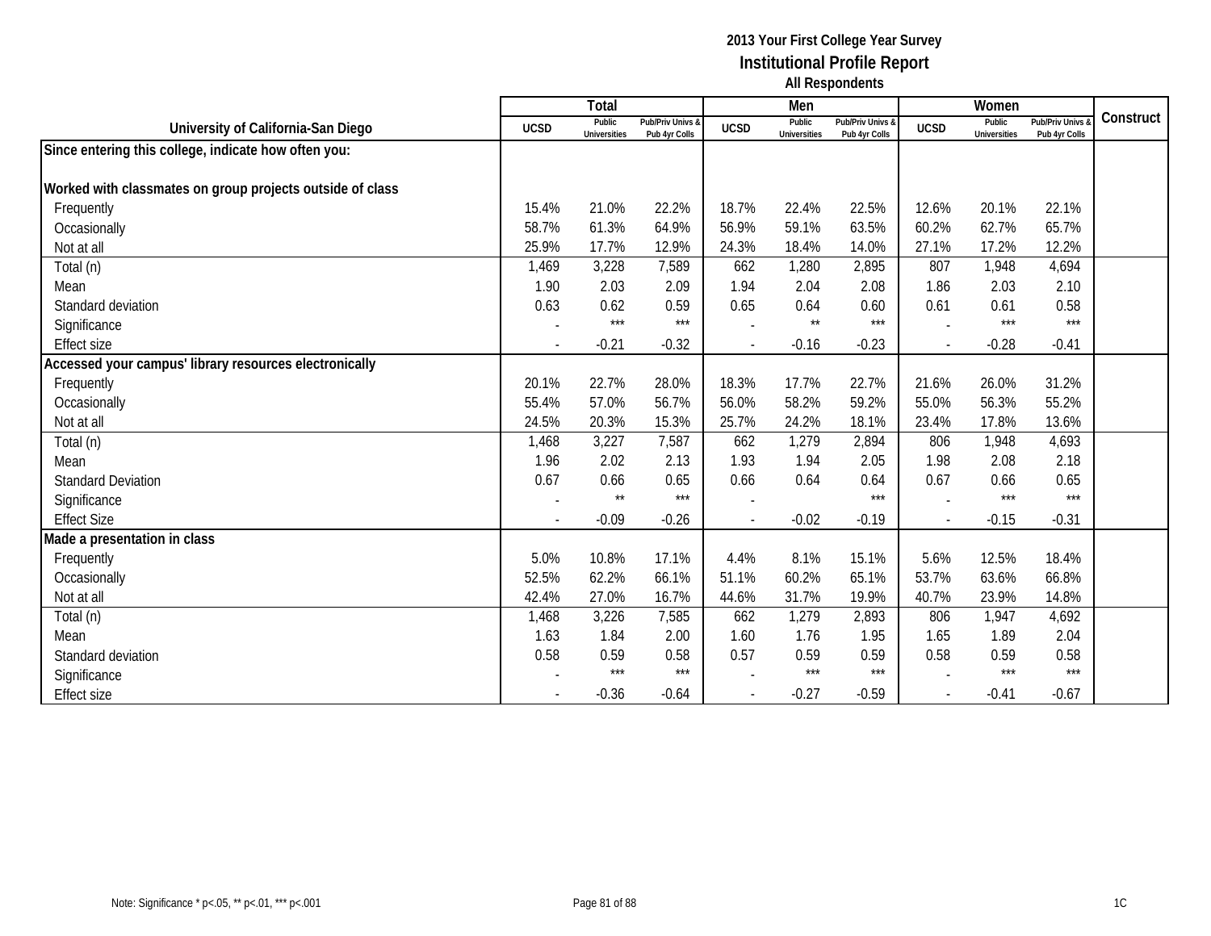2013 Your First College Year Survey
**Institutional Profile Report**
All Respondents

| University of California-San Diego | Total | | | Men | | | Women | | | Construct |
|---|---|---|---|---|---|---|---|---|---|---|
| | UCSD | Public Universities | Pub/Priv Univs & Pub 4yr Colls | UCSD | Public Universities | Pub/Priv Univs & Pub 4yr Colls | UCSD | Public Universities | Pub/Priv Univs & Pub 4yr Colls | |
| **Since entering this college, indicate how often you:** | | | | | | | | | | |
| **Worked with classmates on group projects outside of class** | | | | | | | | | | |
| Frequently | 15.4% | 21.0% | 22.2% | 18.7% | 22.4% | 22.5% | 12.6% | 20.1% | 22.1% | |
| Occasionally | 58.7% | 61.3% | 64.9% | 56.9% | 59.1% | 63.5% | 60.2% | 62.7% | 65.7% | |
| Not at all | 25.9% | 17.7% | 12.9% | 24.3% | 18.4% | 14.0% | 27.1% | 17.2% | 12.2% | |
| Total (n) | 1,469 | 3,228 | 7,589 | 662 | 1,280 | 2,895 | 807 | 1,948 | 4,694 | |
| Mean | 1.90 | 2.03 | 2.09 | 1.94 | 2.04 | 2.08 | 1.86 | 2.03 | 2.10 | |
| Standard deviation | 0.63 | 0.62 | 0.59 | 0.65 | 0.64 | 0.60 | 0.61 | 0.61 | 0.58 | |
| Significance | - | *** | *** | - | ** | *** | - | *** | *** | |
| Effect size | - | -0.21 | -0.32 | - | -0.16 | -0.23 | - | -0.28 | -0.41 | |
| **Accessed your campus' library resources electronically** | | | | | | | | | | |
| Frequently | 20.1% | 22.7% | 28.0% | 18.3% | 17.7% | 22.7% | 21.6% | 26.0% | 31.2% | |
| Occasionally | 55.4% | 57.0% | 56.7% | 56.0% | 58.2% | 59.2% | 55.0% | 56.3% | 55.2% | |
| Not at all | 24.5% | 20.3% | 15.3% | 25.7% | 24.2% | 18.1% | 23.4% | 17.8% | 13.6% | |
| Total (n) | 1,468 | 3,227 | 7,587 | 662 | 1,279 | 2,894 | 806 | 1,948 | 4,693 | |
| Mean | 1.96 | 2.02 | 2.13 | 1.93 | 1.94 | 2.05 | 1.98 | 2.08 | 2.18 | |
| Standard Deviation | 0.67 | 0.66 | 0.65 | 0.66 | 0.64 | 0.64 | 0.67 | 0.66 | 0.65 | |
| Significance | - | ** | *** | - | | *** | - | *** | *** | |
| Effect Size | - | -0.09 | -0.26 | - | -0.02 | -0.19 | - | -0.15 | -0.31 | |
| **Made a presentation in class** | | | | | | | | | | |
| Frequently | 5.0% | 10.8% | 17.1% | 4.4% | 8.1% | 15.1% | 5.6% | 12.5% | 18.4% | |
| Occasionally | 52.5% | 62.2% | 66.1% | 51.1% | 60.2% | 65.1% | 53.7% | 63.6% | 66.8% | |
| Not at all | 42.4% | 27.0% | 16.7% | 44.6% | 31.7% | 19.9% | 40.7% | 23.9% | 14.8% | |
| Total (n) | 1,468 | 3,226 | 7,585 | 662 | 1,279 | 2,893 | 806 | 1,947 | 4,692 | |
| Mean | 1.63 | 1.84 | 2.00 | 1.60 | 1.76 | 1.95 | 1.65 | 1.89 | 2.04 | |
| Standard deviation | 0.58 | 0.59 | 0.58 | 0.57 | 0.59 | 0.59 | 0.58 | 0.59 | 0.58 | |
| Significance | - | *** | *** | - | *** | *** | - | *** | *** | |
| Effect size | - | -0.36 | -0.64 | - | -0.27 | -0.59 | - | -0.41 | -0.67 | |

Note: Significance * p<.05, ** p<.01, *** p<.001

1C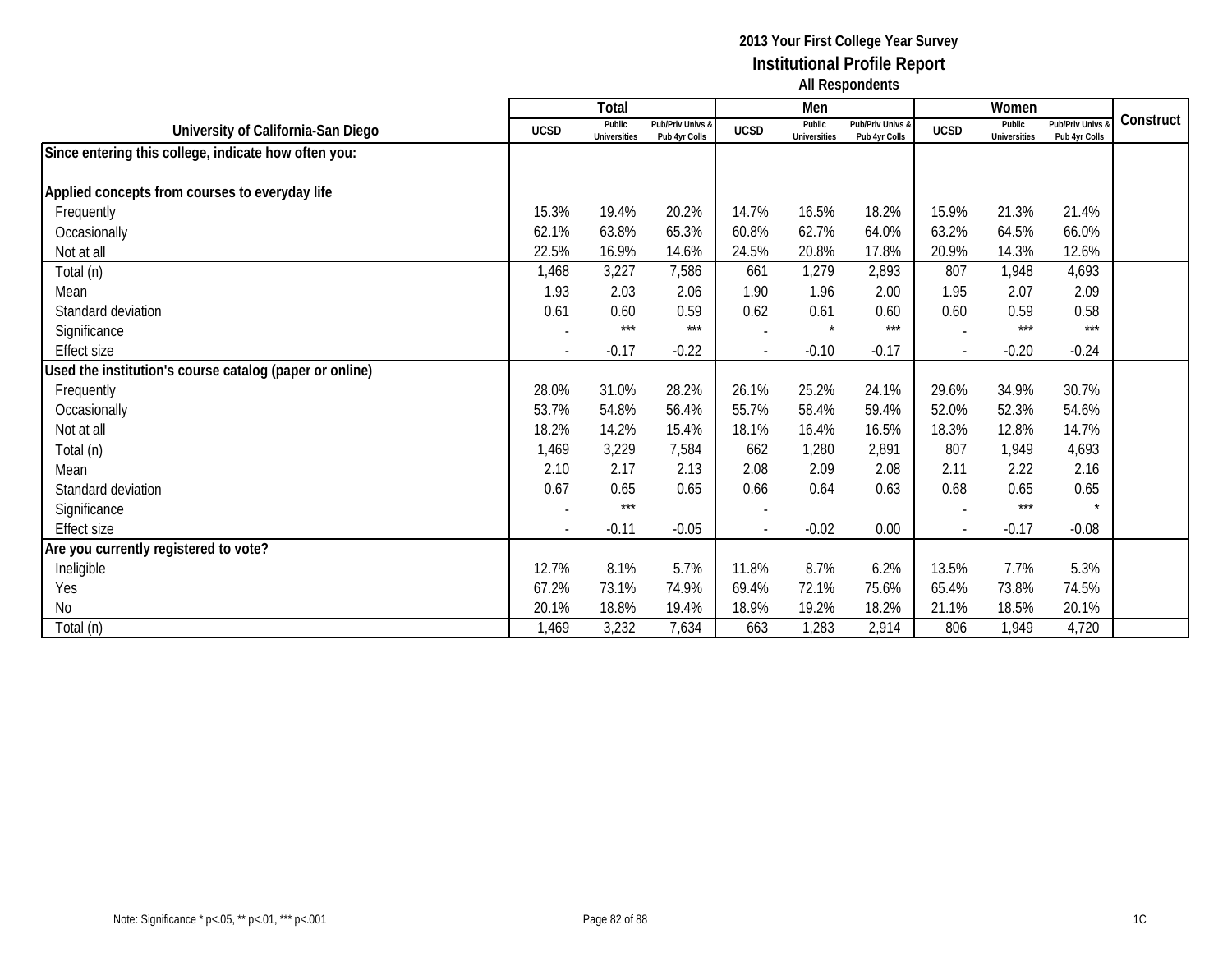**2013 Your First College Year Survey**
**Institutional Profile Report**
**All Respondents**

| University of California-San Diego | Total | | | Men | | | Women | | | Construct |
|---|---|---|---|---|---|---|---|---|---|---|
| | UCSD | Public Universities | Pub/Priv Univs & Pub 4yr Colls | UCSD | Public Universities | Pub/Priv Univs & Pub 4yr Colls | UCSD | Public Universities | Pub/Priv Univs & Pub 4yr Colls | |
| **Since entering this college, indicate how often you:** | | | | | | | | | | |
| **Applied concepts from courses to everyday life** | | | | | | | | | | |
| Frequently | 15.3% | 19.4% | 20.2% | 14.7% | 16.5% | 18.2% | 15.9% | 21.3% | 21.4% | |
| Occasionally | 62.1% | 63.8% | 65.3% | 60.8% | 62.7% | 64.0% | 63.2% | 64.5% | 66.0% | |
| Not at all | 22.5% | 16.9% | 14.6% | 24.5% | 20.8% | 17.8% | 20.9% | 14.3% | 12.6% | |
| Total (n) | 1,468 | 3,227 | 7,586 | 661 | 1,279 | 2,893 | 807 | 1,948 | 4,693 | |
| Mean | 1.93 | 2.03 | 2.06 | 1.90 | 1.96 | 2.00 | 1.95 | 2.07 | 2.09 | |
| Standard deviation | 0.61 | 0.60 | 0.59 | 0.62 | 0.61 | 0.60 | 0.60 | 0.59 | 0.58 | |
| Significance | - | *** | *** | - | * | *** | - | *** | *** | |
| Effect size | - | -0.17 | -0.22 | - | -0.10 | -0.17 | - | -0.20 | -0.24 | |
| **Used the institution's course catalog (paper or online)** | | | | | | | | | | |
| Frequently | 28.0% | 31.0% | 28.2% | 26.1% | 25.2% | 24.1% | 29.6% | 34.9% | 30.7% | |
| Occasionally | 53.7% | 54.8% | 56.4% | 55.7% | 58.4% | 59.4% | 52.0% | 52.3% | 54.6% | |
| Not at all | 18.2% | 14.2% | 15.4% | 18.1% | 16.4% | 16.5% | 18.3% | 12.8% | 14.7% | |
| Total (n) | 1,469 | 3,229 | 7,584 | 662 | 1,280 | 2,891 | 807 | 1,949 | 4,693 | |
| Mean | 2.10 | 2.17 | 2.13 | 2.08 | 2.09 | 2.08 | 2.11 | 2.22 | 2.16 | |
| Standard deviation | 0.67 | 0.65 | 0.65 | 0.66 | 0.64 | 0.63 | 0.68 | 0.65 | 0.65 | |
| Significance | - | *** | | - | | | - | *** | * | |
| Effect size | - | -0.11 | -0.05 | - | -0.02 | 0.00 | - | -0.17 | -0.08 | |
| **Are you currently registered to vote?** | | | | | | | | | | |
| Ineligible | 12.7% | 8.1% | 5.7% | 11.8% | 8.7% | 6.2% | 13.5% | 7.7% | 5.3% | |
| Yes | 67.2% | 73.1% | 74.9% | 69.4% | 72.1% | 75.6% | 65.4% | 73.8% | 74.5% | |
| No | 20.1% | 18.8% | 19.4% | 18.9% | 19.2% | 18.2% | 21.1% | 18.5% | 20.1% | |
| Total (n) | 1,469 | 3,232 | 7,634 | 663 | 1,283 | 2,914 | 806 | 1,949 | 4,720 | |

Note: Significance * p<.05, ** p<.01, *** p<.001

1C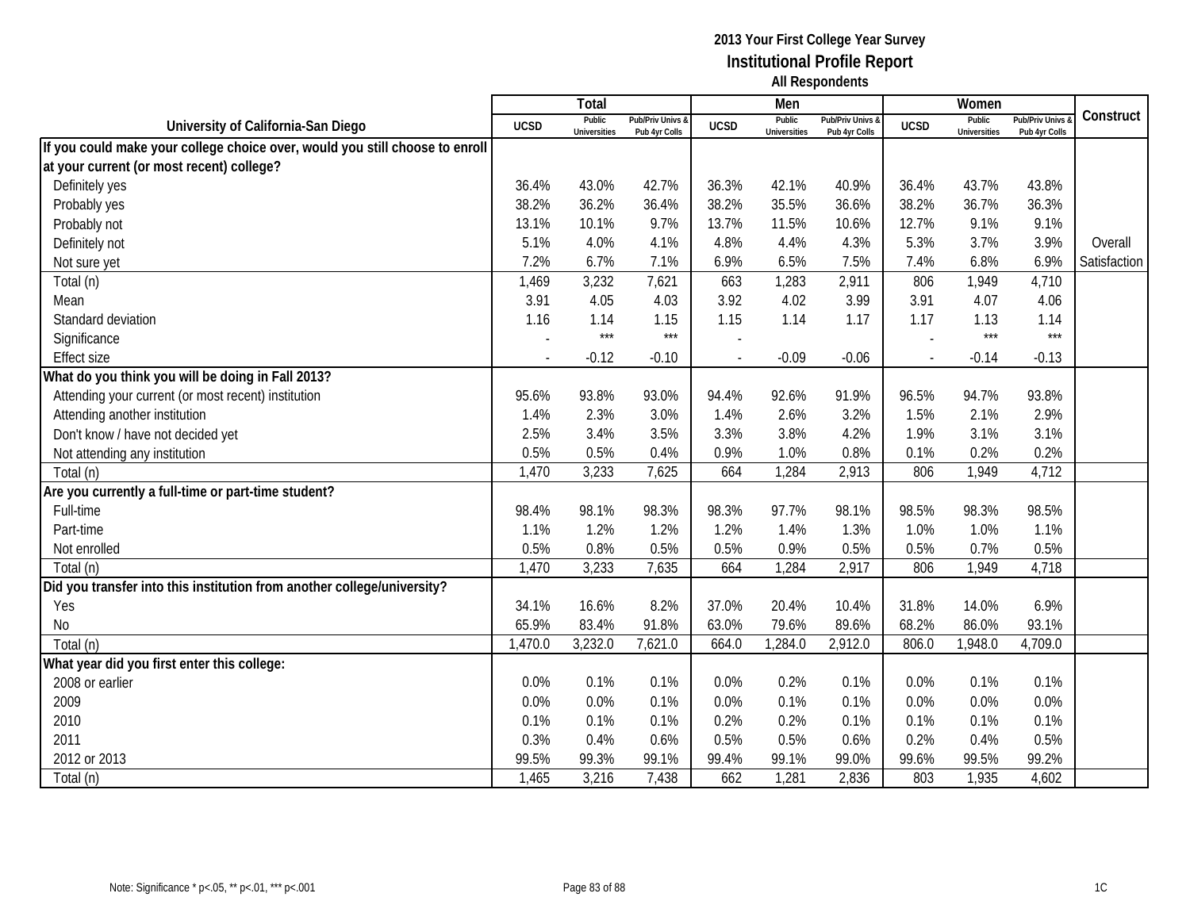**2013 Your First College Year Survey**
**Institutional Profile Report**
**All Respondents**

| University of California-San Diego | Total | | | Men | | | Women | | | Construct |
|---|---|---|---|---|---|---|---|---|---|---|
| | UCSD | Public Universities | Pub/Priv Univs & Pub 4yr Colls | UCSD | Public Universities | Pub/Priv Univs & Pub 4yr Colls | UCSD | Public Universities | Pub/Priv Univs & Pub 4yr Colls | |
| **If you could make your college choice over, would you still choose to enroll at your current (or most recent) college?** | | | | | | | | | | |
| Definitely yes | 36.4% | 43.0% | 42.7% | 36.3% | 42.1% | 40.9% | 36.4% | 43.7% | 43.8% | |
| Probably yes | 38.2% | 36.2% | 36.4% | 38.2% | 35.5% | 36.6% | 38.2% | 36.7% | 36.3% | |
| Probably not | 13.1% | 10.1% | 9.7% | 13.7% | 11.5% | 10.6% | 12.7% | 9.1% | 9.1% | |
| Definitely not | 5.1% | 4.0% | 4.1% | 4.8% | 4.4% | 4.3% | 5.3% | 3.7% | 3.9% | Overall |
| Not sure yet | 7.2% | 6.7% | 7.1% | 6.9% | 6.5% | 7.5% | 7.4% | 6.8% | 6.9% | Satisfaction |
| Total (n) | 1,469 | 3,232 | 7,621 | 663 | 1,283 | 2,911 | 806 | 1,949 | 4,710 | |
| Mean | 3.91 | 4.05 | 4.03 | 3.92 | 4.02 | 3.99 | 3.91 | 4.07 | 4.06 | |
| Standard deviation | 1.16 | 1.14 | 1.15 | 1.15 | 1.14 | 1.17 | 1.17 | 1.13 | 1.14 | |
| Significance | - | *** | *** | - | | | - | *** | *** | |
| Effect size | - | -0.12 | -0.10 | - | -0.09 | -0.06 | - | -0.14 | -0.13 | |
| **What do you think you will be doing in Fall 2013?** | | | | | | | | | | |
| Attending your current (or most recent) institution | 95.6% | 93.8% | 93.0% | 94.4% | 92.6% | 91.9% | 96.5% | 94.7% | 93.8% | |
| Attending another institution | 1.4% | 2.3% | 3.0% | 1.4% | 2.6% | 3.2% | 1.5% | 2.1% | 2.9% | |
| Don't know / have not decided yet | 2.5% | 3.4% | 3.5% | 3.3% | 3.8% | 4.2% | 1.9% | 3.1% | 3.1% | |
| Not attending any institution | 0.5% | 0.5% | 0.4% | 0.9% | 1.0% | 0.8% | 0.1% | 0.2% | 0.2% | |
| Total (n) | 1,470 | 3,233 | 7,625 | 664 | 1,284 | 2,913 | 806 | 1,949 | 4,712 | |
| **Are you currently a full-time or part-time student?** | | | | | | | | | | |
| Full-time | 98.4% | 98.1% | 98.3% | 98.3% | 97.7% | 98.1% | 98.5% | 98.3% | 98.5% | |
| Part-time | 1.1% | 1.2% | 1.2% | 1.2% | 1.4% | 1.3% | 1.0% | 1.0% | 1.1% | |
| Not enrolled | 0.5% | 0.8% | 0.5% | 0.5% | 0.9% | 0.5% | 0.5% | 0.7% | 0.5% | |
| Total (n) | 1,470 | 3,233 | 7,635 | 664 | 1,284 | 2,917 | 806 | 1,949 | 4,718 | |
| **Did you transfer into this institution from another college/university?** | | | | | | | | | | |
| Yes | 34.1% | 16.6% | 8.2% | 37.0% | 20.4% | 10.4% | 31.8% | 14.0% | 6.9% | |
| No | 65.9% | 83.4% | 91.8% | 63.0% | 79.6% | 89.6% | 68.2% | 86.0% | 93.1% | |
| Total (n) | 1,470.0 | 3,232.0 | 7,621.0 | 664.0 | 1,284.0 | 2,912.0 | 806.0 | 1,948.0 | 4,709.0 | |
| **What year did you first enter this college:** | | | | | | | | | | |
| 2008 or earlier | 0.0% | 0.1% | 0.1% | 0.0% | 0.2% | 0.1% | 0.0% | 0.1% | 0.1% | |
| 2009 | 0.0% | 0.0% | 0.1% | 0.0% | 0.1% | 0.1% | 0.0% | 0.0% | 0.0% | |
| 2010 | 0.1% | 0.1% | 0.1% | 0.2% | 0.2% | 0.1% | 0.1% | 0.1% | 0.1% | |
| 2011 | 0.3% | 0.4% | 0.6% | 0.5% | 0.5% | 0.6% | 0.2% | 0.4% | 0.5% | |
| 2012 or 2013 | 99.5% | 99.3% | 99.1% | 99.4% | 99.1% | 99.0% | 99.6% | 99.5% | 99.2% | |
| Total (n) | 1,465 | 3,216 | 7,438 | 662 | 1,281 | 2,836 | 803 | 1,935 | 4,602 | |

Note: Significance * p<.05, ** p<.01, *** p<.001

1C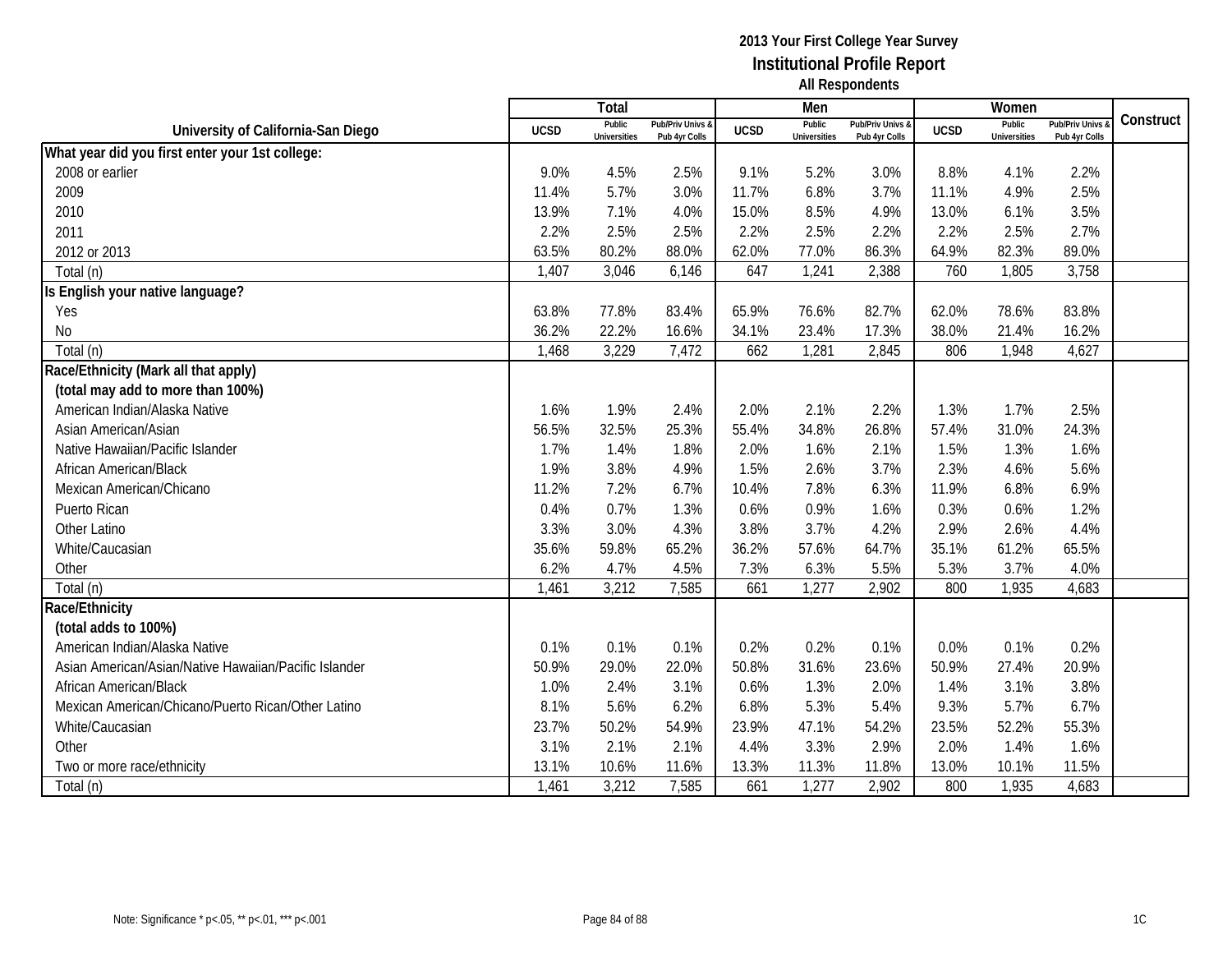# 2013 Your First College Year Survey

## Institutional Profile Report

### All Respondents

| University of California-San Diego | Total | | | Men | | | Women | | | Construct |
|---|---|---|---|---|---|---|---|---|---|---|
| | UCSD | Public Universities | Pub/Priv Univs & Pub 4yr Colls | UCSD | Public Universities | Pub/Priv Univs & Pub 4yr Colls | UCSD | Public Universities | Pub/Priv Univs & Pub 4yr Colls | |
| **What year did you first enter your 1st college:** | | | | | | | | | | |
| 2008 or earlier | 9.0% | 4.5% | 2.5% | 9.1% | 5.2% | 3.0% | 8.8% | 4.1% | 2.2% | |
| 2009 | 11.4% | 5.7% | 3.0% | 11.7% | 6.8% | 3.7% | 11.1% | 4.9% | 2.5% | |
| 2010 | 13.9% | 7.1% | 4.0% | 15.0% | 8.5% | 4.9% | 13.0% | 6.1% | 3.5% | |
| 2011 | 2.2% | 2.5% | 2.5% | 2.2% | 2.5% | 2.2% | 2.2% | 2.5% | 2.7% | |
| 2012 or 2013 | 63.5% | 80.2% | 88.0% | 62.0% | 77.0% | 86.3% | 64.9% | 82.3% | 89.0% | |
| Total (n) | 1,407 | 3,046 | 6,146 | 647 | 1,241 | 2,388 | 760 | 1,805 | 3,758 | |
| **Is English your native language?** | | | | | | | | | | |
| Yes | 63.8% | 77.8% | 83.4% | 65.9% | 76.6% | 82.7% | 62.0% | 78.6% | 83.8% | |
| No | 36.2% | 22.2% | 16.6% | 34.1% | 23.4% | 17.3% | 38.0% | 21.4% | 16.2% | |
| Total (n) | 1,468 | 3,229 | 7,472 | 662 | 1,281 | 2,845 | 806 | 1,948 | 4,627 | |
| **Race/Ethnicity (Mark all that apply)** | | | | | | | | | | |
| **(total may add to more than 100%)** | | | | | | | | | | |
| American Indian/Alaska Native | 1.6% | 1.9% | 2.4% | 2.0% | 2.1% | 2.2% | 1.3% | 1.7% | 2.5% | |
| Asian American/Asian | 56.5% | 32.5% | 25.3% | 55.4% | 34.8% | 26.8% | 57.4% | 31.0% | 24.3% | |
| Native Hawaiian/Pacific Islander | 1.7% | 1.4% | 1.8% | 2.0% | 1.6% | 2.1% | 1.5% | 1.3% | 1.6% | |
| African American/Black | 1.9% | 3.8% | 4.9% | 1.5% | 2.6% | 3.7% | 2.3% | 4.6% | 5.6% | |
| Mexican American/Chicano | 11.2% | 7.2% | 6.7% | 10.4% | 7.8% | 6.3% | 11.9% | 6.8% | 6.9% | |
| Puerto Rican | 0.4% | 0.7% | 1.3% | 0.6% | 0.9% | 1.6% | 0.3% | 0.6% | 1.2% | |
| Other Latino | 3.3% | 3.0% | 4.3% | 3.8% | 3.7% | 4.2% | 2.9% | 2.6% | 4.4% | |
| White/Caucasian | 35.6% | 59.8% | 65.2% | 36.2% | 57.6% | 64.7% | 35.1% | 61.2% | 65.5% | |
| Other | 6.2% | 4.7% | 4.5% | 7.3% | 6.3% | 5.5% | 5.3% | 3.7% | 4.0% | |
| Total (n) | 1,461 | 3,212 | 7,585 | 661 | 1,277 | 2,902 | 800 | 1,935 | 4,683 | |
| **Race/Ethnicity** | | | | | | | | | | |
| **(total adds to 100%)** | | | | | | | | | | |
| American Indian/Alaska Native | 0.1% | 0.1% | 0.1% | 0.2% | 0.2% | 0.1% | 0.0% | 0.1% | 0.2% | |
| Asian American/Asian/Native Hawaiian/Pacific Islander | 50.9% | 29.0% | 22.0% | 50.8% | 31.6% | 23.6% | 50.9% | 27.4% | 20.9% | |
| African American/Black | 1.0% | 2.4% | 3.1% | 0.6% | 1.3% | 2.0% | 1.4% | 3.1% | 3.8% | |
| Mexican American/Chicano/Puerto Rican/Other Latino | 8.1% | 5.6% | 6.2% | 6.8% | 5.3% | 5.4% | 9.3% | 5.7% | 6.7% | |
| White/Caucasian | 23.7% | 50.2% | 54.9% | 23.9% | 47.1% | 54.2% | 23.5% | 52.2% | 55.3% | |
| Other | 3.1% | 2.1% | 2.1% | 4.4% | 3.3% | 2.9% | 2.0% | 1.4% | 1.6% | |
| Two or more race/ethnicity | 13.1% | 10.6% | 11.6% | 13.3% | 11.3% | 11.8% | 13.0% | 10.1% | 11.5% | |
| Total (n) | 1,461 | 3,212 | 7,585 | 661 | 1,277 | 2,902 | 800 | 1,935 | 4,683 | |

Note: Significance * p<.05, ** p<.01, *** p<.001

1C